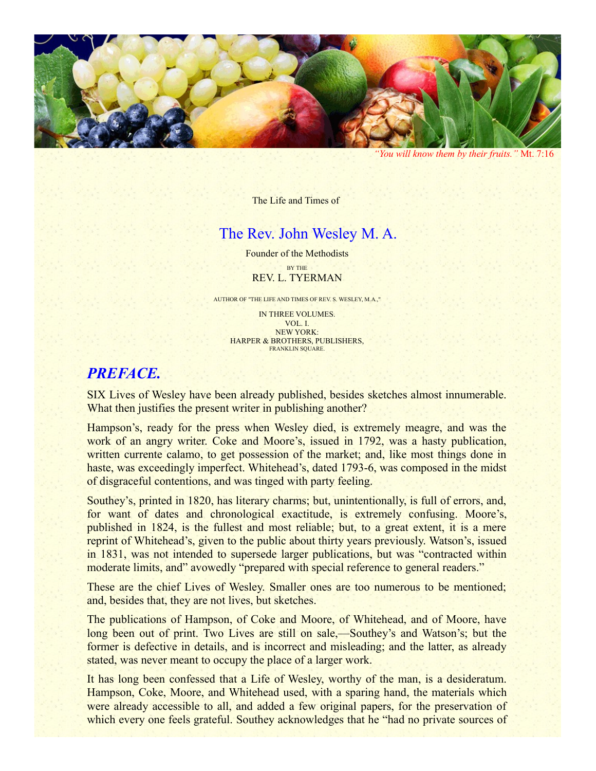*"You will know them by their fruits."* Mt. 7:16

The Life and Times of

# The Rev. John Wesley M. A.

Founder of the Methodists

BY THE

REV. L. TYERMAN

AUTHOR OF "THE LIFE AND TIMES OF REV. S. WESLEY, M.A.,"

IN THREE VOLUMES.
VOL. I.
NEW YORK:
HARPER & BROTHERS, PUBLISHERS,
FRANKLIN SQUARE.

## *PREFACE.*

SIX Lives of Wesley have been already published, besides sketches almost innumerable. What then justifies the present writer in publishing another?

Hampson's, ready for the press when Wesley died, is extremely meagre, and was the work of an angry writer. Coke and Moore's, issued in 1792, was a hasty publication, written currente calamo, to get possession of the market; and, like most things done in haste, was exceedingly imperfect. Whitehead's, dated 1793-6, was composed in the midst of disgraceful contentions, and was tinged with party feeling.

Southey's, printed in 1820, has literary charms; but, unintentionally, is full of errors, and, for want of dates and chronological exactitude, is extremely confusing. Moore's, published in 1824, is the fullest and most reliable; but, to a great extent, it is a mere reprint of Whitehead's, given to the public about thirty years previously. Watson's, issued in 1831, was not intended to supersede larger publications, but was "contracted within moderate limits, and" avowedly "prepared with special reference to general readers."

These are the chief Lives of Wesley. Smaller ones are too numerous to be mentioned; and, besides that, they are not lives, but sketches.

The publications of Hampson, of Coke and Moore, of Whitehead, and of Moore, have long been out of print. Two Lives are still on sale,—Southey's and Watson's; but the former is defective in details, and is incorrect and misleading; and the latter, as already stated, was never meant to occupy the place of a larger work.

It has long been confessed that a Life of Wesley, worthy of the man, is a desideratum. Hampson, Coke, Moore, and Whitehead used, with a sparing hand, the materials which were already accessible to all, and added a few original papers, for the preservation of which every one feels grateful. Southey acknowledges that he "had no private sources of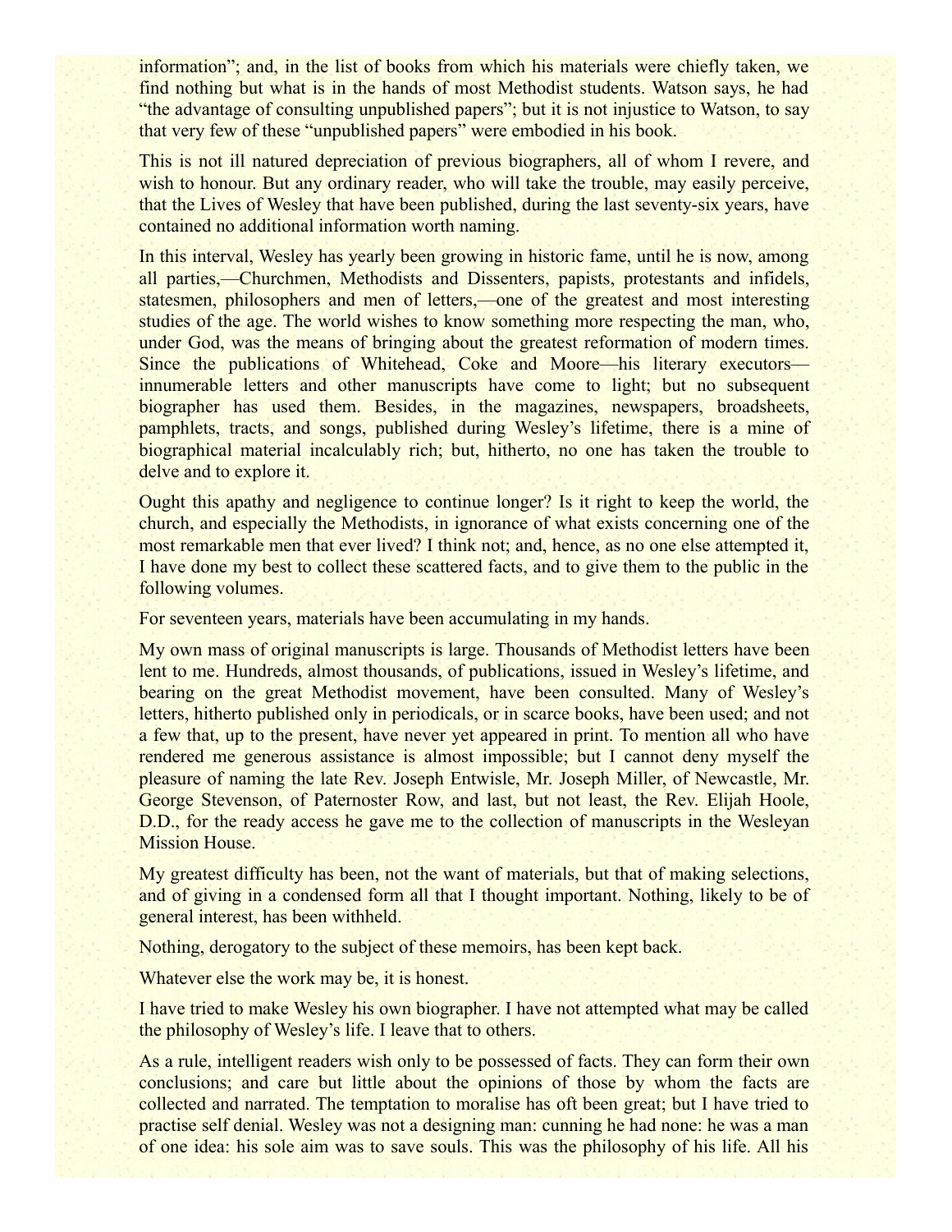information"; and, in the list of books from which his materials were chiefly taken, we find nothing but what is in the hands of most Methodist students. Watson says, he had "the advantage of consulting unpublished papers"; but it is not injustice to Watson, to say that very few of these "unpublished papers" were embodied in his book.

This is not ill natured depreciation of previous biographers, all of whom I revere, and wish to honour. But any ordinary reader, who will take the trouble, may easily perceive, that the Lives of Wesley that have been published, during the last seventy-six years, have contained no additional information worth naming.

In this interval, Wesley has yearly been growing in historic fame, until he is now, among all parties,—Churchmen, Methodists and Dissenters, papists, protestants and infidels, statesmen, philosophers and men of letters,—one of the greatest and most interesting studies of the age. The world wishes to know something more respecting the man, who, under God, was the means of bringing about the greatest reformation of modern times. Since the publications of Whitehead, Coke and Moore—his literary executors—innumerable letters and other manuscripts have come to light; but no subsequent biographer has used them. Besides, in the magazines, newspapers, broadsheets, pamphlets, tracts, and songs, published during Wesley's lifetime, there is a mine of biographical material incalculably rich; but, hitherto, no one has taken the trouble to delve and to explore it.

Ought this apathy and negligence to continue longer? Is it right to keep the world, the church, and especially the Methodists, in ignorance of what exists concerning one of the most remarkable men that ever lived? I think not; and, hence, as no one else attempted it, I have done my best to collect these scattered facts, and to give them to the public in the following volumes.

For seventeen years, materials have been accumulating in my hands.

My own mass of original manuscripts is large. Thousands of Methodist letters have been lent to me. Hundreds, almost thousands, of publications, issued in Wesley's lifetime, and bearing on the great Methodist movement, have been consulted. Many of Wesley's letters, hitherto published only in periodicals, or in scarce books, have been used; and not a few that, up to the present, have never yet appeared in print. To mention all who have rendered me generous assistance is almost impossible; but I cannot deny myself the pleasure of naming the late Rev. Joseph Entwisle, Mr. Joseph Miller, of Newcastle, Mr. George Stevenson, of Paternoster Row, and last, but not least, the Rev. Elijah Hoole, D.D., for the ready access he gave me to the collection of manuscripts in the Wesleyan Mission House.

My greatest difficulty has been, not the want of materials, but that of making selections, and of giving in a condensed form all that I thought important. Nothing, likely to be of general interest, has been withheld.

Nothing, derogatory to the subject of these memoirs, has been kept back.

Whatever else the work may be, it is honest.

I have tried to make Wesley his own biographer. I have not attempted what may be called the philosophy of Wesley's life. I leave that to others.

As a rule, intelligent readers wish only to be possessed of facts. They can form their own conclusions; and care but little about the opinions of those by whom the facts are collected and narrated. The temptation to moralise has oft been great; but I have tried to practise self denial. Wesley was not a designing man: cunning he had none: he was a man of one idea: his sole aim was to save souls. This was the philosophy of his life. All his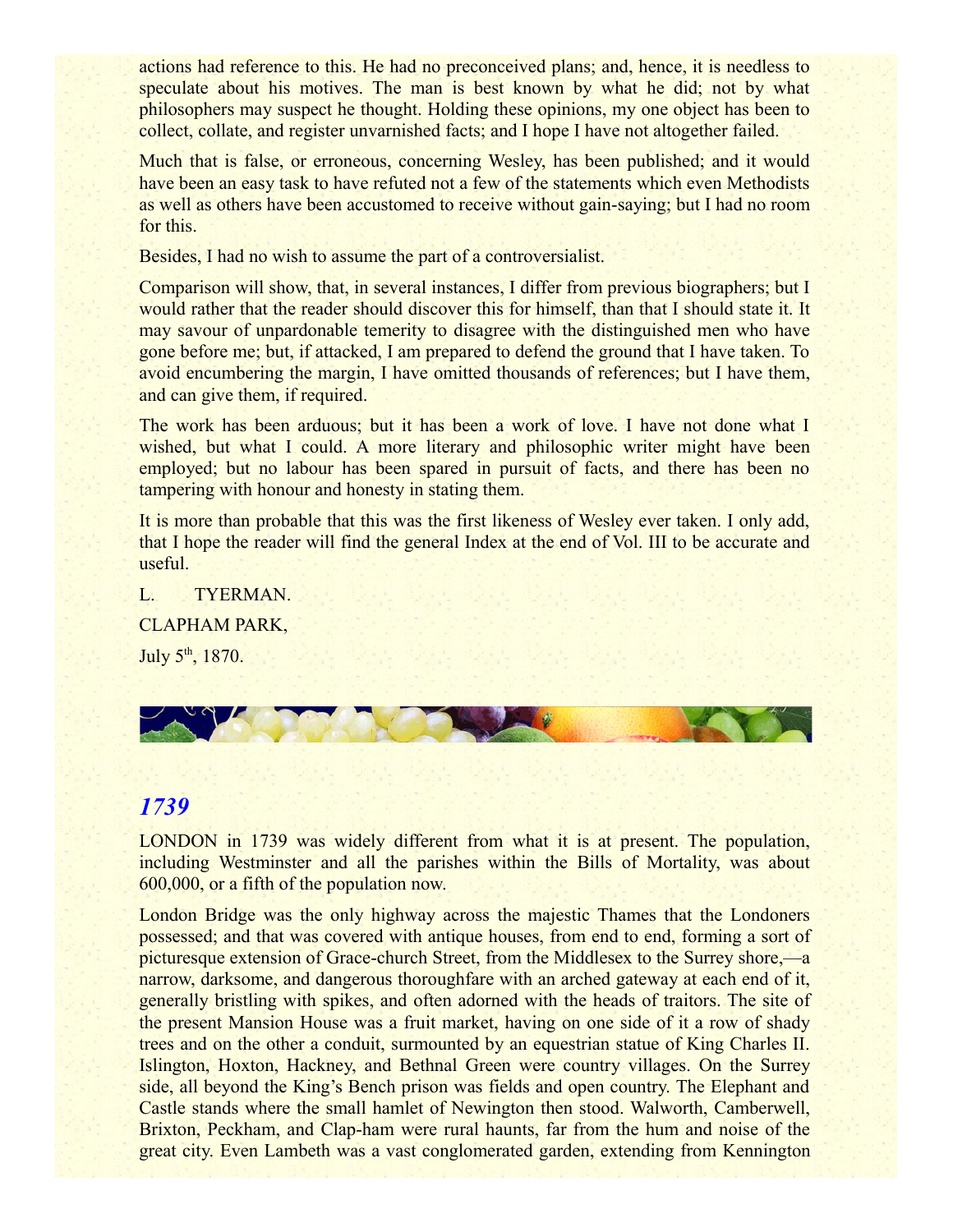actions had reference to this. He had no preconceived plans; and, hence, it is needless to speculate about his motives. The man is best known by what he did; not by what philosophers may suspect he thought. Holding these opinions, my one object has been to collect, collate, and register unvarnished facts; and I hope I have not altogether failed.

Much that is false, or erroneous, concerning Wesley, has been published; and it would have been an easy task to have refuted not a few of the statements which even Methodists as well as others have been accustomed to receive without gain-saying; but I had no room for this.

Besides, I had no wish to assume the part of a controversialist.

Comparison will show, that, in several instances, I differ from previous biographers; but I would rather that the reader should discover this for himself, than that I should state it. It may savour of unpardonable temerity to disagree with the distinguished men who have gone before me; but, if attacked, I am prepared to defend the ground that I have taken. To avoid encumbering the margin, I have omitted thousands of references; but I have them, and can give them, if required.

The work has been arduous; but it has been a work of love. I have not done what I wished, but what I could. A more literary and philosophic writer might have been employed; but no labour has been spared in pursuit of facts, and there has been no tampering with honour and honesty in stating them.

It is more than probable that this was the first likeness of Wesley ever taken. I only add, that I hope the reader will find the general Index at the end of Vol. III to be accurate and useful.

L. TYERMAN.

CLAPHAM PARK,

July 5th, 1870.

## *1739*

LONDON in 1739 was widely different from what it is at present. The population, including Westminster and all the parishes within the Bills of Mortality, was about 600,000, or a fifth of the population now.

London Bridge was the only highway across the majestic Thames that the Londoners possessed; and that was covered with antique houses, from end to end, forming a sort of picturesque extension of Grace-church Street, from the Middlesex to the Surrey shore,—a narrow, darksome, and dangerous thoroughfare with an arched gateway at each end of it, generally bristling with spikes, and often adorned with the heads of traitors. The site of the present Mansion House was a fruit market, having on one side of it a row of shady trees and on the other a conduit, surmounted by an equestrian statue of King Charles II. Islington, Hoxton, Hackney, and Bethnal Green were country villages. On the Surrey side, all beyond the King's Bench prison was fields and open country. The Elephant and Castle stands where the small hamlet of Newington then stood. Walworth, Camberwell, Brixton, Peckham, and Clap-ham were rural haunts, far from the hum and noise of the great city. Even Lambeth was a vast conglomerated garden, extending from Kennington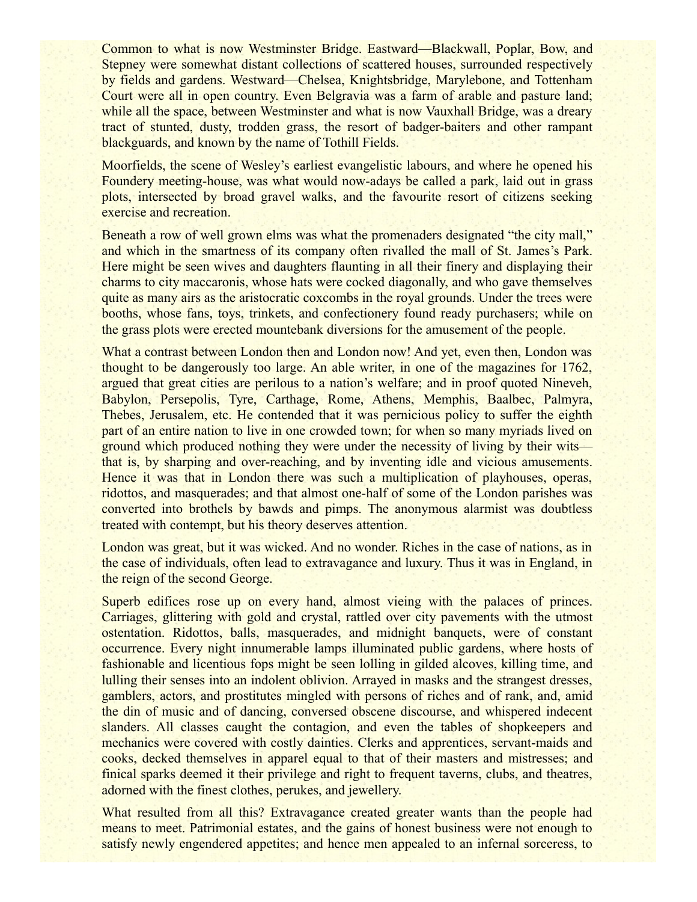Common to what is now Westminster Bridge. Eastward—Blackwall, Poplar, Bow, and Stepney were somewhat distant collections of scattered houses, surrounded respectively by fields and gardens. Westward—Chelsea, Knightsbridge, Marylebone, and Tottenham Court were all in open country. Even Belgravia was a farm of arable and pasture land; while all the space, between Westminster and what is now Vauxhall Bridge, was a dreary tract of stunted, dusty, trodden grass, the resort of badger-baiters and other rampant blackguards, and known by the name of Tothill Fields.

Moorfields, the scene of Wesley's earliest evangelistic labours, and where he opened his Foundery meeting-house, was what would now-adays be called a park, laid out in grass plots, intersected by broad gravel walks, and the favourite resort of citizens seeking exercise and recreation.

Beneath a row of well grown elms was what the promenaders designated "the city mall," and which in the smartness of its company often rivalled the mall of St. James's Park. Here might be seen wives and daughters flaunting in all their finery and displaying their charms to city maccaronis, whose hats were cocked diagonally, and who gave themselves quite as many airs as the aristocratic coxcombs in the royal grounds. Under the trees were booths, whose fans, toys, trinkets, and confectionery found ready purchasers; while on the grass plots were erected mountebank diversions for the amusement of the people.

What a contrast between London then and London now! And yet, even then, London was thought to be dangerously too large. An able writer, in one of the magazines for 1762, argued that great cities are perilous to a nation's welfare; and in proof quoted Nineveh, Babylon, Persepolis, Tyre, Carthage, Rome, Athens, Memphis, Baalbec, Palmyra, Thebes, Jerusalem, etc. He contended that it was pernicious policy to suffer the eighth part of an entire nation to live in one crowded town; for when so many myriads lived on ground which produced nothing they were under the necessity of living by their wits—that is, by sharping and over-reaching, and by inventing idle and vicious amusements. Hence it was that in London there was such a multiplication of playhouses, operas, ridottos, and masquerades; and that almost one-half of some of the London parishes was converted into brothels by bawds and pimps. The anonymous alarmist was doubtless treated with contempt, but his theory deserves attention.

London was great, but it was wicked. And no wonder. Riches in the case of nations, as in the case of individuals, often lead to extravagance and luxury. Thus it was in England, in the reign of the second George.

Superb edifices rose up on every hand, almost vieing with the palaces of princes. Carriages, glittering with gold and crystal, rattled over city pavements with the utmost ostentation. Ridottos, balls, masquerades, and midnight banquets, were of constant occurrence. Every night innumerable lamps illuminated public gardens, where hosts of fashionable and licentious fops might be seen lolling in gilded alcoves, killing time, and lulling their senses into an indolent oblivion. Arrayed in masks and the strangest dresses, gamblers, actors, and prostitutes mingled with persons of riches and of rank, and, amid the din of music and of dancing, conversed obscene discourse, and whispered indecent slanders. All classes caught the contagion, and even the tables of shopkeepers and mechanics were covered with costly dainties. Clerks and apprentices, servant-maids and cooks, decked themselves in apparel equal to that of their masters and mistresses; and finical sparks deemed it their privilege and right to frequent taverns, clubs, and theatres, adorned with the finest clothes, perukes, and jewellery.

What resulted from all this? Extravagance created greater wants than the people had means to meet. Patrimonial estates, and the gains of honest business were not enough to satisfy newly engendered appetites; and hence men appealed to an infernal sorceress, to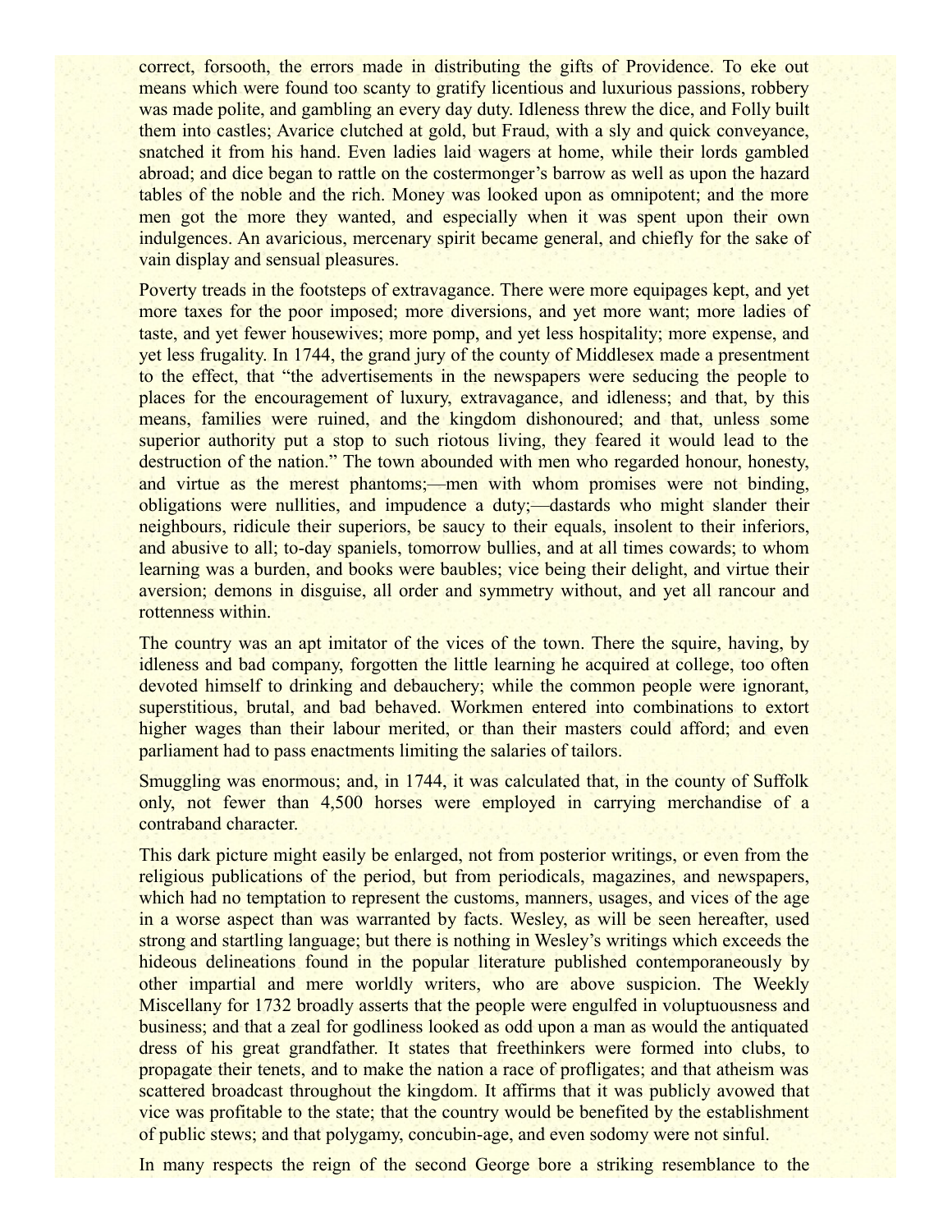correct, forsooth, the errors made in distributing the gifts of Providence. To eke out means which were found too scanty to gratify licentious and luxurious passions, robbery was made polite, and gambling an every day duty. Idleness threw the dice, and Folly built them into castles; Avarice clutched at gold, but Fraud, with a sly and quick conveyance, snatched it from his hand. Even ladies laid wagers at home, while their lords gambled abroad; and dice began to rattle on the costermonger's barrow as well as upon the hazard tables of the noble and the rich. Money was looked upon as omnipotent; and the more men got the more they wanted, and especially when it was spent upon their own indulgences. An avaricious, mercenary spirit became general, and chiefly for the sake of vain display and sensual pleasures.

Poverty treads in the footsteps of extravagance. There were more equipages kept, and yet more taxes for the poor imposed; more diversions, and yet more want; more ladies of taste, and yet fewer housewives; more pomp, and yet less hospitality; more expense, and yet less frugality. In 1744, the grand jury of the county of Middlesex made a presentment to the effect, that "the advertisements in the newspapers were seducing the people to places for the encouragement of luxury, extravagance, and idleness; and that, by this means, families were ruined, and the kingdom dishonoured; and that, unless some superior authority put a stop to such riotous living, they feared it would lead to the destruction of the nation." The town abounded with men who regarded honour, honesty, and virtue as the merest phantoms;—men with whom promises were not binding, obligations were nullities, and impudence a duty;—dastards who might slander their neighbours, ridicule their superiors, be saucy to their equals, insolent to their inferiors, and abusive to all; to-day spaniels, tomorrow bullies, and at all times cowards; to whom learning was a burden, and books were baubles; vice being their delight, and virtue their aversion; demons in disguise, all order and symmetry without, and yet all rancour and rottenness within.

The country was an apt imitator of the vices of the town. There the squire, having, by idleness and bad company, forgotten the little learning he acquired at college, too often devoted himself to drinking and debauchery; while the common people were ignorant, superstitious, brutal, and bad behaved. Workmen entered into combinations to extort higher wages than their labour merited, or than their masters could afford; and even parliament had to pass enactments limiting the salaries of tailors.

Smuggling was enormous; and, in 1744, it was calculated that, in the county of Suffolk only, not fewer than 4,500 horses were employed in carrying merchandise of a contraband character.

This dark picture might easily be enlarged, not from posterior writings, or even from the religious publications of the period, but from periodicals, magazines, and newspapers, which had no temptation to represent the customs, manners, usages, and vices of the age in a worse aspect than was warranted by facts. Wesley, as will be seen hereafter, used strong and startling language; but there is nothing in Wesley's writings which exceeds the hideous delineations found in the popular literature published contemporaneously by other impartial and mere worldly writers, who are above suspicion. The Weekly Miscellany for 1732 broadly asserts that the people were engulfed in voluptuousness and business; and that a zeal for godliness looked as odd upon a man as would the antiquated dress of his great grandfather. It states that freethinkers were formed into clubs, to propagate their tenets, and to make the nation a race of profligates; and that atheism was scattered broadcast throughout the kingdom. It affirms that it was publicly avowed that vice was profitable to the state; that the country would be benefited by the establishment of public stews; and that polygamy, concubin-age, and even sodomy were not sinful.

In many respects the reign of the second George bore a striking resemblance to the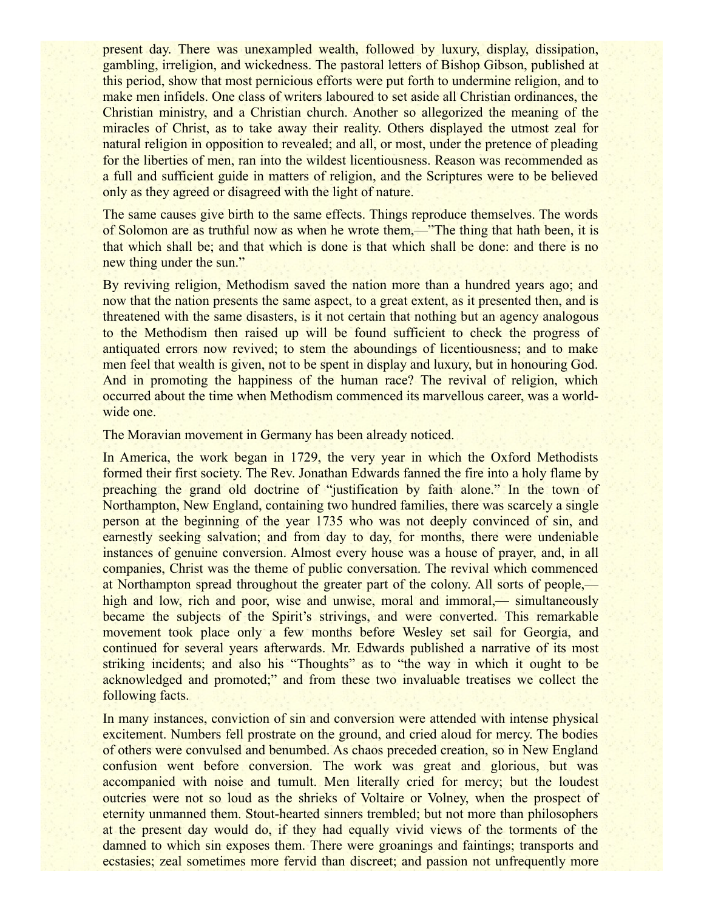present day. There was unexampled wealth, followed by luxury, display, dissipation, gambling, irreligion, and wickedness. The pastoral letters of Bishop Gibson, published at this period, show that most pernicious efforts were put forth to undermine religion, and to make men infidels. One class of writers laboured to set aside all Christian ordinances, the Christian ministry, and a Christian church. Another so allegorized the meaning of the miracles of Christ, as to take away their reality. Others displayed the utmost zeal for natural religion in opposition to revealed; and all, or most, under the pretence of pleading for the liberties of men, ran into the wildest licentiousness. Reason was recommended as a full and sufficient guide in matters of religion, and the Scriptures were to be believed only as they agreed or disagreed with the light of nature.

The same causes give birth to the same effects. Things reproduce themselves. The words of Solomon are as truthful now as when he wrote them,—"The thing that hath been, it is that which shall be; and that which is done is that which shall be done: and there is no new thing under the sun."

By reviving religion, Methodism saved the nation more than a hundred years ago; and now that the nation presents the same aspect, to a great extent, as it presented then, and is threatened with the same disasters, is it not certain that nothing but an agency analogous to the Methodism then raised up will be found sufficient to check the progress of antiquated errors now revived; to stem the aboundings of licentiousness; and to make men feel that wealth is given, not to be spent in display and luxury, but in honouring God. And in promoting the happiness of the human race? The revival of religion, which occurred about the time when Methodism commenced its marvellous career, was a world-wide one.

The Moravian movement in Germany has been already noticed.

In America, the work began in 1729, the very year in which the Oxford Methodists formed their first society. The Rev. Jonathan Edwards fanned the fire into a holy flame by preaching the grand old doctrine of "justification by faith alone." In the town of Northampton, New England, containing two hundred families, there was scarcely a single person at the beginning of the year 1735 who was not deeply convinced of sin, and earnestly seeking salvation; and from day to day, for months, there were undeniable instances of genuine conversion. Almost every house was a house of prayer, and, in all companies, Christ was the theme of public conversation. The revival which commenced at Northampton spread throughout the greater part of the colony. All sorts of people,—high and low, rich and poor, wise and unwise, moral and immoral,— simultaneously became the subjects of the Spirit's strivings, and were converted. This remarkable movement took place only a few months before Wesley set sail for Georgia, and continued for several years afterwards. Mr. Edwards published a narrative of its most striking incidents; and also his "Thoughts" as to "the way in which it ought to be acknowledged and promoted;" and from these two invaluable treatises we collect the following facts.

In many instances, conviction of sin and conversion were attended with intense physical excitement. Numbers fell prostrate on the ground, and cried aloud for mercy. The bodies of others were convulsed and benumbed. As chaos preceded creation, so in New England confusion went before conversion. The work was great and glorious, but was accompanied with noise and tumult. Men literally cried for mercy; but the loudest outcries were not so loud as the shrieks of Voltaire or Volney, when the prospect of eternity unmanned them. Stout-hearted sinners trembled; but not more than philosophers at the present day would do, if they had equally vivid views of the torments of the damned to which sin exposes them. There were groanings and faintings; transports and ecstasies; zeal sometimes more fervid than discreet; and passion not unfrequently more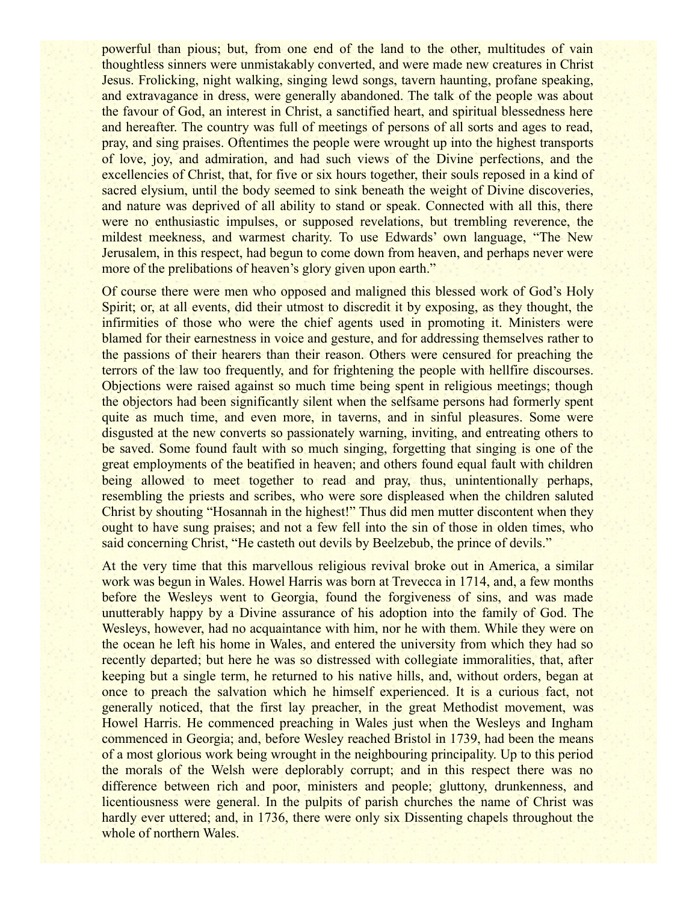powerful than pious; but, from one end of the land to the other, multitudes of vain thoughtless sinners were unmistakably converted, and were made new creatures in Christ Jesus. Frolicking, night walking, singing lewd songs, tavern haunting, profane speaking, and extravagance in dress, were generally abandoned. The talk of the people was about the favour of God, an interest in Christ, a sanctified heart, and spiritual blessedness here and hereafter. The country was full of meetings of persons of all sorts and ages to read, pray, and sing praises. Oftentimes the people were wrought up into the highest transports of love, joy, and admiration, and had such views of the Divine perfections, and the excellencies of Christ, that, for five or six hours together, their souls reposed in a kind of sacred elysium, until the body seemed to sink beneath the weight of Divine discoveries, and nature was deprived of all ability to stand or speak. Connected with all this, there were no enthusiastic impulses, or supposed revelations, but trembling reverence, the mildest meekness, and warmest charity. To use Edwards' own language, "The New Jerusalem, in this respect, had begun to come down from heaven, and perhaps never were more of the prelibations of heaven's glory given upon earth."

Of course there were men who opposed and maligned this blessed work of God's Holy Spirit; or, at all events, did their utmost to discredit it by exposing, as they thought, the infirmities of those who were the chief agents used in promoting it. Ministers were blamed for their earnestness in voice and gesture, and for addressing themselves rather to the passions of their hearers than their reason. Others were censured for preaching the terrors of the law too frequently, and for frightening the people with hellfire discourses. Objections were raised against so much time being spent in religious meetings; though the objectors had been significantly silent when the selfsame persons had formerly spent quite as much time, and even more, in taverns, and in sinful pleasures. Some were disgusted at the new converts so passionately warning, inviting, and entreating others to be saved. Some found fault with so much singing, forgetting that singing is one of the great employments of the beatified in heaven; and others found equal fault with children being allowed to meet together to read and pray, thus, unintentionally perhaps, resembling the priests and scribes, who were sore displeased when the children saluted Christ by shouting "Hosannah in the highest!" Thus did men mutter discontent when they ought to have sung praises; and not a few fell into the sin of those in olden times, who said concerning Christ, "He casteth out devils by Beelzebub, the prince of devils."

At the very time that this marvellous religious revival broke out in America, a similar work was begun in Wales. Howel Harris was born at Trevecca in 1714, and, a few months before the Wesleys went to Georgia, found the forgiveness of sins, and was made unutterably happy by a Divine assurance of his adoption into the family of God. The Wesleys, however, had no acquaintance with him, nor he with them. While they were on the ocean he left his home in Wales, and entered the university from which they had so recently departed; but here he was so distressed with collegiate immoralities, that, after keeping but a single term, he returned to his native hills, and, without orders, began at once to preach the salvation which he himself experienced. It is a curious fact, not generally noticed, that the first lay preacher, in the great Methodist movement, was Howel Harris. He commenced preaching in Wales just when the Wesleys and Ingham commenced in Georgia; and, before Wesley reached Bristol in 1739, had been the means of a most glorious work being wrought in the neighbouring principality. Up to this period the morals of the Welsh were deplorably corrupt; and in this respect there was no difference between rich and poor, ministers and people; gluttony, drunkenness, and licentiousness were general. In the pulpits of parish churches the name of Christ was hardly ever uttered; and, in 1736, there were only six Dissenting chapels throughout the whole of northern Wales.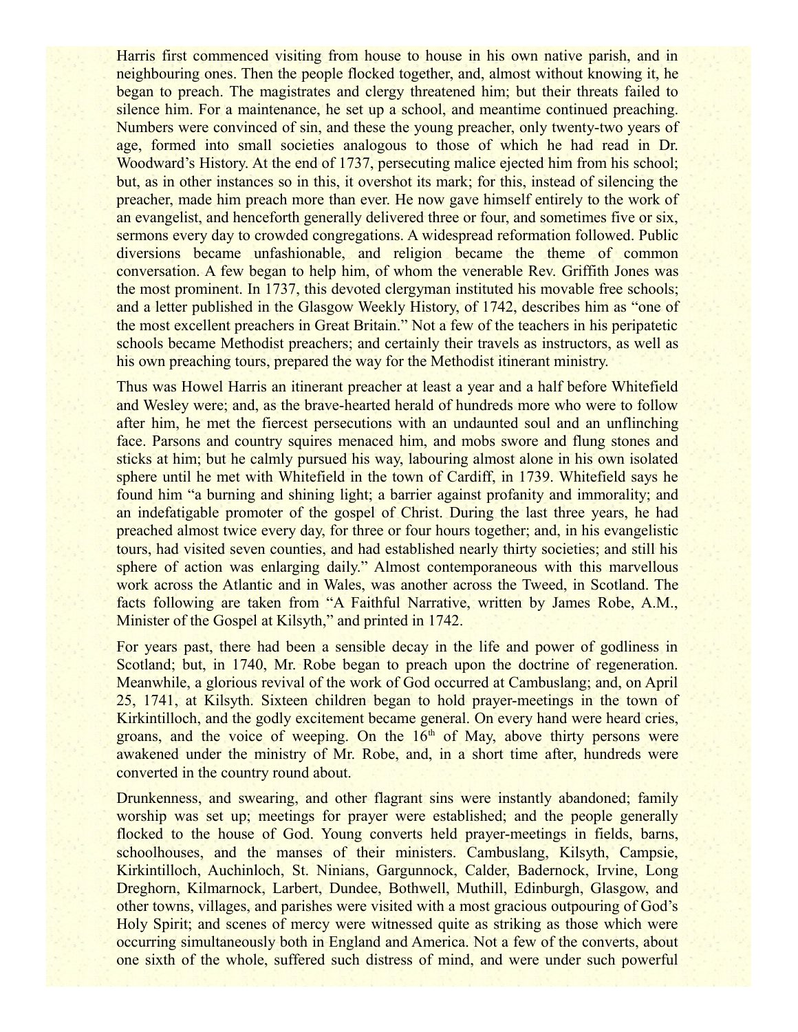Harris first commenced visiting from house to house in his own native parish, and in neighbouring ones. Then the people flocked together, and, almost without knowing it, he began to preach. The magistrates and clergy threatened him; but their threats failed to silence him. For a maintenance, he set up a school, and meantime continued preaching. Numbers were convinced of sin, and these the young preacher, only twenty-two years of age, formed into small societies analogous to those of which he had read in Dr. Woodward's History. At the end of 1737, persecuting malice ejected him from his school; but, as in other instances so in this, it overshot its mark; for this, instead of silencing the preacher, made him preach more than ever. He now gave himself entirely to the work of an evangelist, and henceforth generally delivered three or four, and sometimes five or six, sermons every day to crowded congregations. A widespread reformation followed. Public diversions became unfashionable, and religion became the theme of common conversation. A few began to help him, of whom the venerable Rev. Griffith Jones was the most prominent. In 1737, this devoted clergyman instituted his movable free schools; and a letter published in the Glasgow Weekly History, of 1742, describes him as "one of the most excellent preachers in Great Britain." Not a few of the teachers in his peripatetic schools became Methodist preachers; and certainly their travels as instructors, as well as his own preaching tours, prepared the way for the Methodist itinerant ministry.

Thus was Howel Harris an itinerant preacher at least a year and a half before Whitefield and Wesley were; and, as the brave-hearted herald of hundreds more who were to follow after him, he met the fiercest persecutions with an undaunted soul and an unflinching face. Parsons and country squires menaced him, and mobs swore and flung stones and sticks at him; but he calmly pursued his way, labouring almost alone in his own isolated sphere until he met with Whitefield in the town of Cardiff, in 1739. Whitefield says he found him "a burning and shining light; a barrier against profanity and immorality; and an indefatigable promoter of the gospel of Christ. During the last three years, he had preached almost twice every day, for three or four hours together; and, in his evangelistic tours, had visited seven counties, and had established nearly thirty societies; and still his sphere of action was enlarging daily." Almost contemporaneous with this marvellous work across the Atlantic and in Wales, was another across the Tweed, in Scotland. The facts following are taken from "A Faithful Narrative, written by James Robe, A.M., Minister of the Gospel at Kilsyth," and printed in 1742.

For years past, there had been a sensible decay in the life and power of godliness in Scotland; but, in 1740, Mr. Robe began to preach upon the doctrine of regeneration. Meanwhile, a glorious revival of the work of God occurred at Cambuslang; and, on April 25, 1741, at Kilsyth. Sixteen children began to hold prayer-meetings in the town of Kirkintilloch, and the godly excitement became general. On every hand were heard cries, groans, and the voice of weeping. On the 16th of May, above thirty persons were awakened under the ministry of Mr. Robe, and, in a short time after, hundreds were converted in the country round about.

Drunkenness, and swearing, and other flagrant sins were instantly abandoned; family worship was set up; meetings for prayer were established; and the people generally flocked to the house of God. Young converts held prayer-meetings in fields, barns, schoolhouses, and the manses of their ministers. Cambuslang, Kilsyth, Campsie, Kirkintilloch, Auchinloch, St. Ninians, Gargunnock, Calder, Badernock, Irvine, Long Dreghorn, Kilmarnock, Larbert, Dundee, Bothwell, Muthill, Edinburgh, Glasgow, and other towns, villages, and parishes were visited with a most gracious outpouring of God's Holy Spirit; and scenes of mercy were witnessed quite as striking as those which were occurring simultaneously both in England and America. Not a few of the converts, about one sixth of the whole, suffered such distress of mind, and were under such powerful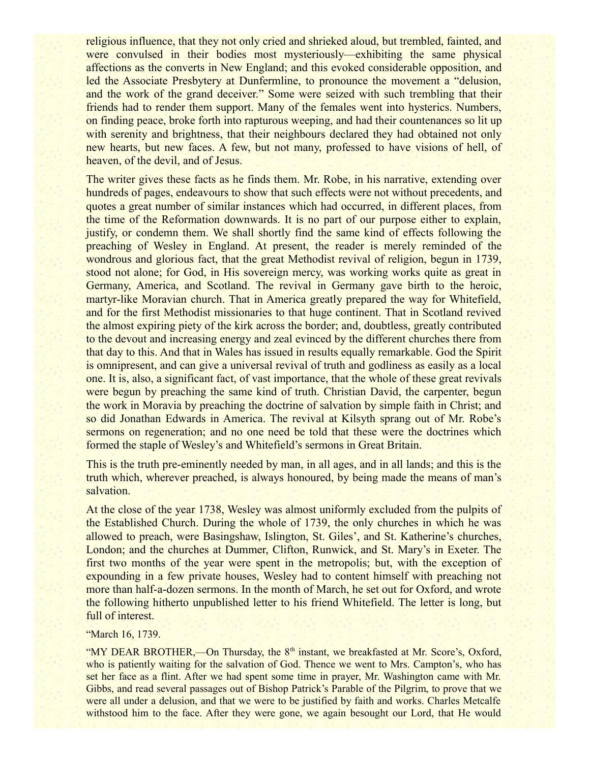religious influence, that they not only cried and shrieked aloud, but trembled, fainted, and were convulsed in their bodies most mysteriously—exhibiting the same physical affections as the converts in New England; and this evoked considerable opposition, and led the Associate Presbytery at Dunfermline, to pronounce the movement a “delusion, and the work of the grand deceiver.” Some were seized with such trembling that their friends had to render them support. Many of the females went into hysterics. Numbers, on finding peace, broke forth into rapturous weeping, and had their countenances so lit up with serenity and brightness, that their neighbours declared they had obtained not only new hearts, but new faces. A few, but not many, professed to have visions of hell, of heaven, of the devil, and of Jesus.

The writer gives these facts as he finds them. Mr. Robe, in his narrative, extending over hundreds of pages, endeavours to show that such effects were not without precedents, and quotes a great number of similar instances which had occurred, in different places, from the time of the Reformation downwards. It is no part of our purpose either to explain, justify, or condemn them. We shall shortly find the same kind of effects following the preaching of Wesley in England. At present, the reader is merely reminded of the wondrous and glorious fact, that the great Methodist revival of religion, begun in 1739, stood not alone; for God, in His sovereign mercy, was working works quite as great in Germany, America, and Scotland. The revival in Germany gave birth to the heroic, martyr-like Moravian church. That in America greatly prepared the way for Whitefield, and for the first Methodist missionaries to that huge continent. That in Scotland revived the almost expiring piety of the kirk across the border; and, doubtless, greatly contributed to the devout and increasing energy and zeal evinced by the different churches there from that day to this. And that in Wales has issued in results equally remarkable. God the Spirit is omnipresent, and can give a universal revival of truth and godliness as easily as a local one. It is, also, a significant fact, of vast importance, that the whole of these great revivals were begun by preaching the same kind of truth. Christian David, the carpenter, begun the work in Moravia by preaching the doctrine of salvation by simple faith in Christ; and so did Jonathan Edwards in America. The revival at Kilsyth sprang out of Mr. Robe’s sermons on regeneration; and no one need be told that these were the doctrines which formed the staple of Wesley’s and Whitefield’s sermons in Great Britain.

This is the truth pre-eminently needed by man, in all ages, and in all lands; and this is the truth which, wherever preached, is always honoured, by being made the means of man’s salvation.

At the close of the year 1738, Wesley was almost uniformly excluded from the pulpits of the Established Church. During the whole of 1739, the only churches in which he was allowed to preach, were Basingshaw, Islington, St. Giles’, and St. Katherine’s churches, London; and the churches at Dummer, Clifton, Runwick, and St. Mary’s in Exeter. The first two months of the year were spent in the metropolis; but, with the exception of expounding in a few private houses, Wesley had to content himself with preaching not more than half-a-dozen sermons. In the month of March, he set out for Oxford, and wrote the following hitherto unpublished letter to his friend Whitefield. The letter is long, but full of interest.

“March 16, 1739.

“MY DEAR BROTHER,—On Thursday, the 8th instant, we breakfasted at Mr. Score’s, Oxford, who is patiently waiting for the salvation of God. Thence we went to Mrs. Campton’s, who has set her face as a flint. After we had spent some time in prayer, Mr. Washington came with Mr. Gibbs, and read several passages out of Bishop Patrick’s Parable of the Pilgrim, to prove that we were all under a delusion, and that we were to be justified by faith and works. Charles Metcalfe withstood him to the face. After they were gone, we again besought our Lord, that He would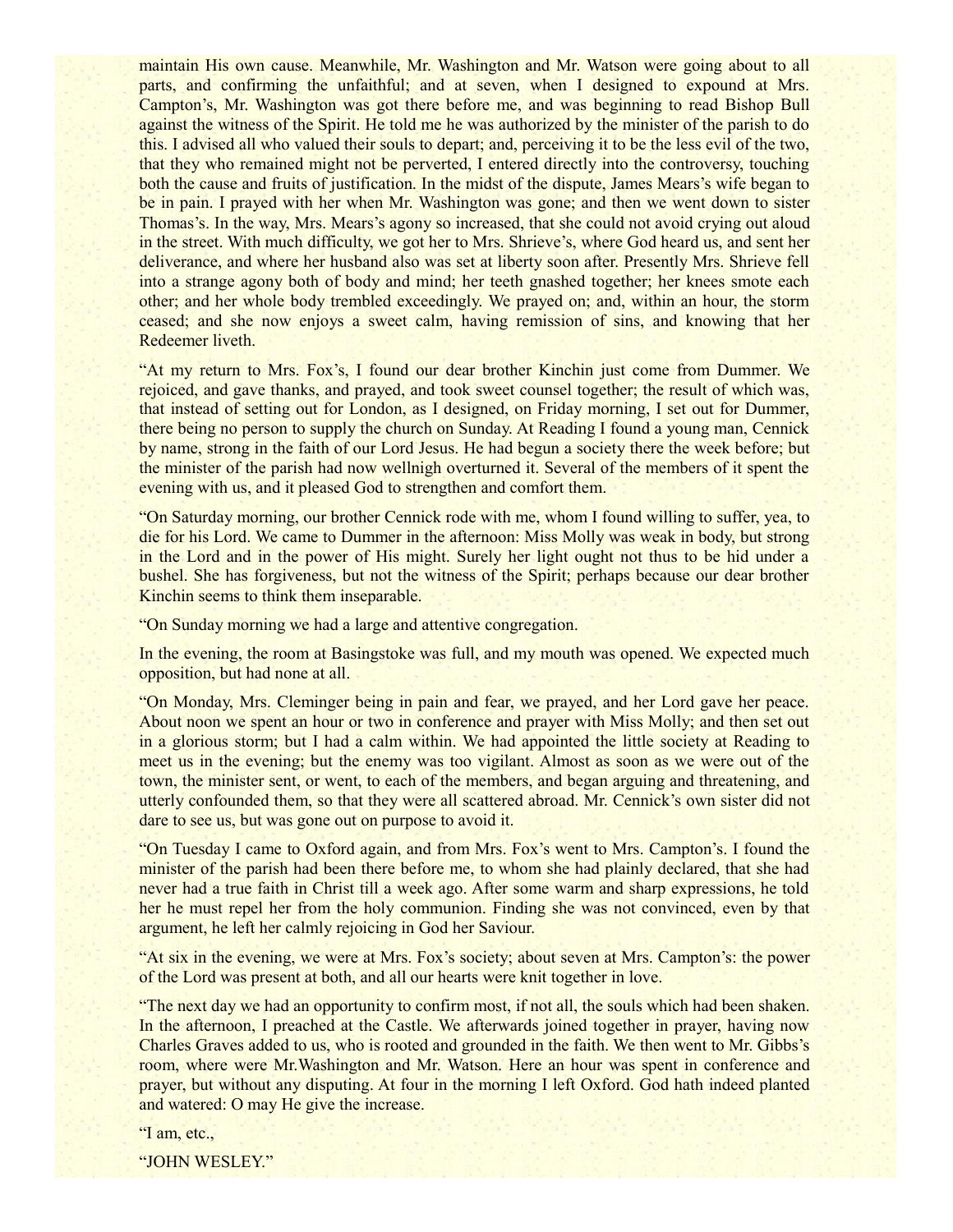maintain His own cause. Meanwhile, Mr. Washington and Mr. Watson were going about to all parts, and confirming the unfaithful; and at seven, when I designed to expound at Mrs. Campton's, Mr. Washington was got there before me, and was beginning to read Bishop Bull against the witness of the Spirit. He told me he was authorized by the minister of the parish to do this. I advised all who valued their souls to depart; and, perceiving it to be the less evil of the two, that they who remained might not be perverted, I entered directly into the controversy, touching both the cause and fruits of justification. In the midst of the dispute, James Mears's wife began to be in pain. I prayed with her when Mr. Washington was gone; and then we went down to sister Thomas's. In the way, Mrs. Mears's agony so increased, that she could not avoid crying out aloud in the street. With much difficulty, we got her to Mrs. Shrieve's, where God heard us, and sent her deliverance, and where her husband also was set at liberty soon after. Presently Mrs. Shrieve fell into a strange agony both of body and mind; her teeth gnashed together; her knees smote each other; and her whole body trembled exceedingly. We prayed on; and, within an hour, the storm ceased; and she now enjoys a sweet calm, having remission of sins, and knowing that her Redeemer liveth.

"At my return to Mrs. Fox's, I found our dear brother Kinchin just come from Dummer. We rejoiced, and gave thanks, and prayed, and took sweet counsel together; the result of which was, that instead of setting out for London, as I designed, on Friday morning, I set out for Dummer, there being no person to supply the church on Sunday. At Reading I found a young man, Cennick by name, strong in the faith of our Lord Jesus. He had begun a society there the week before; but the minister of the parish had now wellnigh overturned it. Several of the members of it spent the evening with us, and it pleased God to strengthen and comfort them.

"On Saturday morning, our brother Cennick rode with me, whom I found willing to suffer, yea, to die for his Lord. We came to Dummer in the afternoon: Miss Molly was weak in body, but strong in the Lord and in the power of His might. Surely her light ought not thus to be hid under a bushel. She has forgiveness, but not the witness of the Spirit; perhaps because our dear brother Kinchin seems to think them inseparable.

"On Sunday morning we had a large and attentive congregation.

In the evening, the room at Basingstoke was full, and my mouth was opened. We expected much opposition, but had none at all.

"On Monday, Mrs. Cleminger being in pain and fear, we prayed, and her Lord gave her peace. About noon we spent an hour or two in conference and prayer with Miss Molly; and then set out in a glorious storm; but I had a calm within. We had appointed the little society at Reading to meet us in the evening; but the enemy was too vigilant. Almost as soon as we were out of the town, the minister sent, or went, to each of the members, and began arguing and threatening, and utterly confounded them, so that they were all scattered abroad. Mr. Cennick's own sister did not dare to see us, but was gone out on purpose to avoid it.

"On Tuesday I came to Oxford again, and from Mrs. Fox's went to Mrs. Campton's. I found the minister of the parish had been there before me, to whom she had plainly declared, that she had never had a true faith in Christ till a week ago. After some warm and sharp expressions, he told her he must repel her from the holy communion. Finding she was not convinced, even by that argument, he left her calmly rejoicing in God her Saviour.

"At six in the evening, we were at Mrs. Fox's society; about seven at Mrs. Campton's: the power of the Lord was present at both, and all our hearts were knit together in love.

"The next day we had an opportunity to confirm most, if not all, the souls which had been shaken. In the afternoon, I preached at the Castle. We afterwards joined together in prayer, having now Charles Graves added to us, who is rooted and grounded in the faith. We then went to Mr. Gibbs's room, where were Mr.Washington and Mr. Watson. Here an hour was spent in conference and prayer, but without any disputing. At four in the morning I left Oxford. God hath indeed planted and watered: O may He give the increase.

"I am, etc.,

"JOHN WESLEY."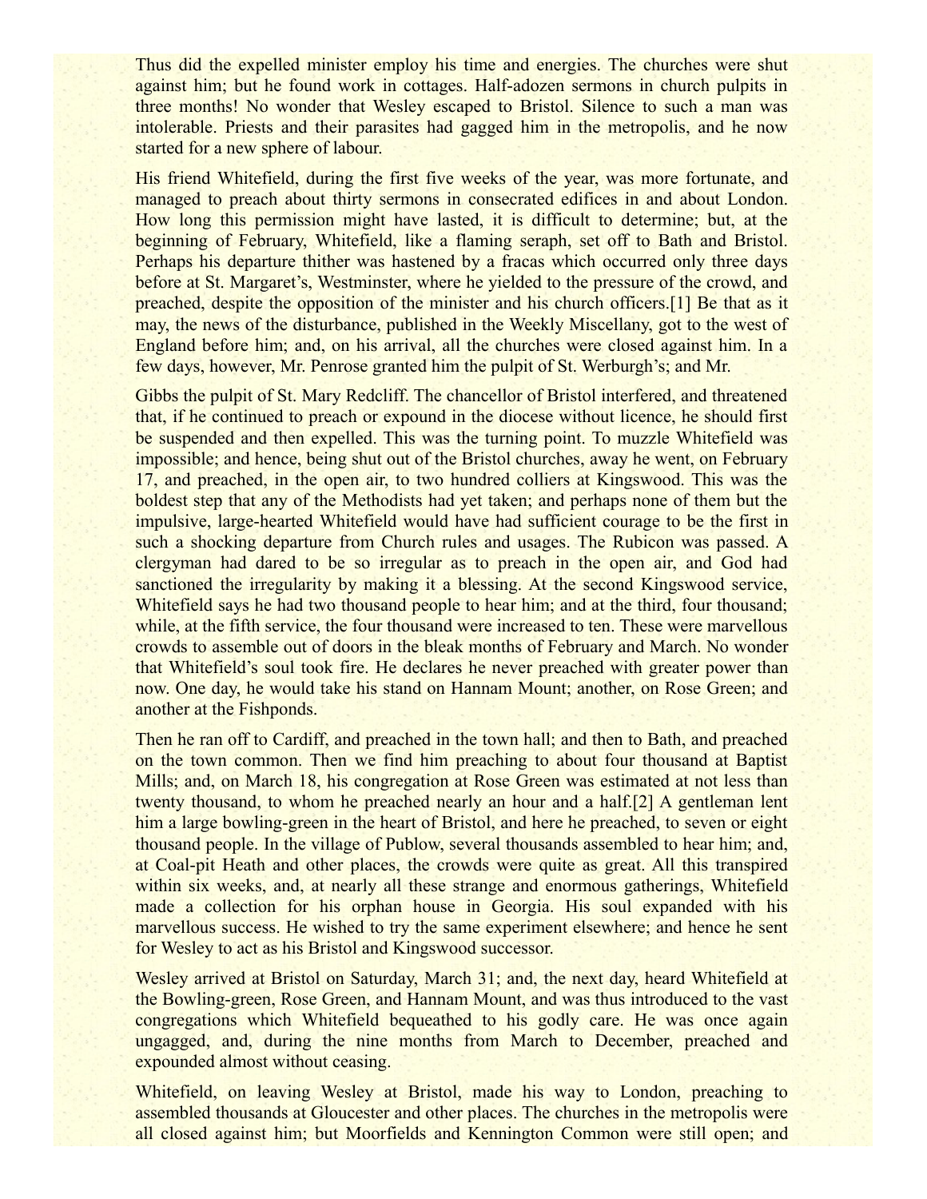Thus did the expelled minister employ his time and energies. The churches were shut against him; but he found work in cottages. Half-adozen sermons in church pulpits in three months! No wonder that Wesley escaped to Bristol. Silence to such a man was intolerable. Priests and their parasites had gagged him in the metropolis, and he now started for a new sphere of labour.

His friend Whitefield, during the first five weeks of the year, was more fortunate, and managed to preach about thirty sermons in consecrated edifices in and about London. How long this permission might have lasted, it is difficult to determine; but, at the beginning of February, Whitefield, like a flaming seraph, set off to Bath and Bristol. Perhaps his departure thither was hastened by a fracas which occurred only three days before at St. Margaret's, Westminster, where he yielded to the pressure of the crowd, and preached, despite the opposition of the minister and his church officers.[1] Be that as it may, the news of the disturbance, published in the Weekly Miscellany, got to the west of England before him; and, on his arrival, all the churches were closed against him. In a few days, however, Mr. Penrose granted him the pulpit of St. Werburgh's; and Mr. Gibbs the pulpit of St. Mary Redcliff. The chancellor of Bristol interfered, and threatened that, if he continued to preach or expound in the diocese without licence, he should first be suspended and then expelled. This was the turning point. To muzzle Whitefield was impossible; and hence, being shut out of the Bristol churches, away he went, on February 17, and preached, in the open air, to two hundred colliers at Kingswood. This was the boldest step that any of the Methodists had yet taken; and perhaps none of them but the impulsive, large-hearted Whitefield would have had sufficient courage to be the first in such a shocking departure from Church rules and usages. The Rubicon was passed. A clergyman had dared to be so irregular as to preach in the open air, and God had sanctioned the irregularity by making it a blessing. At the second Kingswood service, Whitefield says he had two thousand people to hear him; and at the third, four thousand; while, at the fifth service, the four thousand were increased to ten. These were marvellous crowds to assemble out of doors in the bleak months of February and March. No wonder that Whitefield's soul took fire. He declares he never preached with greater power than now. One day, he would take his stand on Hannam Mount; another, on Rose Green; and another at the Fishponds.

Then he ran off to Cardiff, and preached in the town hall; and then to Bath, and preached on the town common. Then we find him preaching to about four thousand at Baptist Mills; and, on March 18, his congregation at Rose Green was estimated at not less than twenty thousand, to whom he preached nearly an hour and a half.[2] A gentleman lent him a large bowling-green in the heart of Bristol, and here he preached, to seven or eight thousand people. In the village of Publow, several thousands assembled to hear him; and, at Coal-pit Heath and other places, the crowds were quite as great. All this transpired within six weeks, and, at nearly all these strange and enormous gatherings, Whitefield made a collection for his orphan house in Georgia. His soul expanded with his marvellous success. He wished to try the same experiment elsewhere; and hence he sent for Wesley to act as his Bristol and Kingswood successor.

Wesley arrived at Bristol on Saturday, March 31; and, the next day, heard Whitefield at the Bowling-green, Rose Green, and Hannam Mount, and was thus introduced to the vast congregations which Whitefield bequeathed to his godly care. He was once again ungagged, and, during the nine months from March to December, preached and expounded almost without ceasing.

Whitefield, on leaving Wesley at Bristol, made his way to London, preaching to assembled thousands at Gloucester and other places. The churches in the metropolis were all closed against him; but Moorfields and Kennington Common were still open; and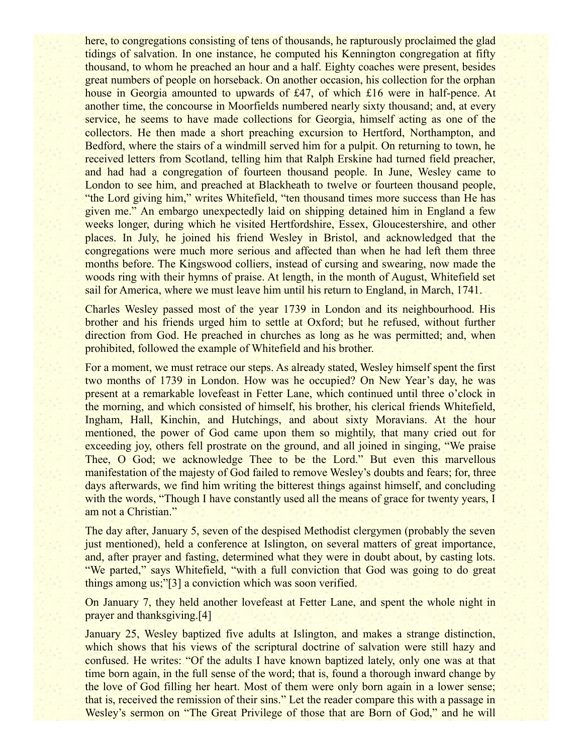here, to congregations consisting of tens of thousands, he rapturously proclaimed the glad tidings of salvation. In one instance, he computed his Kennington congregation at fifty thousand, to whom he preached an hour and a half. Eighty coaches were present, besides great numbers of people on horseback. On another occasion, his collection for the orphan house in Georgia amounted to upwards of £47, of which £16 were in half-pence. At another time, the concourse in Moorfields numbered nearly sixty thousand; and, at every service, he seems to have made collections for Georgia, himself acting as one of the collectors. He then made a short preaching excursion to Hertford, Northampton, and Bedford, where the stairs of a windmill served him for a pulpit. On returning to town, he received letters from Scotland, telling him that Ralph Erskine had turned field preacher, and had had a congregation of fourteen thousand people. In June, Wesley came to London to see him, and preached at Blackheath to twelve or fourteen thousand people, "the Lord giving him," writes Whitefield, "ten thousand times more success than He has given me." An embargo unexpectedly laid on shipping detained him in England a few weeks longer, during which he visited Hertfordshire, Essex, Gloucestershire, and other places. In July, he joined his friend Wesley in Bristol, and acknowledged that the congregations were much more serious and affected than when he had left them three months before. The Kingswood colliers, instead of cursing and swearing, now made the woods ring with their hymns of praise. At length, in the month of August, Whitefield set sail for America, where we must leave him until his return to England, in March, 1741.

Charles Wesley passed most of the year 1739 in London and its neighbourhood. His brother and his friends urged him to settle at Oxford; but he refused, without further direction from God. He preached in churches as long as he was permitted; and, when prohibited, followed the example of Whitefield and his brother.

For a moment, we must retrace our steps. As already stated, Wesley himself spent the first two months of 1739 in London. How was he occupied? On New Year's day, he was present at a remarkable lovefeast in Fetter Lane, which continued until three o'clock in the morning, and which consisted of himself, his brother, his clerical friends Whitefield, Ingham, Hall, Kinchin, and Hutchings, and about sixty Moravians. At the hour mentioned, the power of God came upon them so mightily, that many cried out for exceeding joy, others fell prostrate on the ground, and all joined in singing, "We praise Thee, O God; we acknowledge Thee to be the Lord." But even this marvellous manifestation of the majesty of God failed to remove Wesley's doubts and fears; for, three days afterwards, we find him writing the bitterest things against himself, and concluding with the words, "Though I have constantly used all the means of grace for twenty years, I am not a Christian."

The day after, January 5, seven of the despised Methodist clergymen (probably the seven just mentioned), held a conference at Islington, on several matters of great importance, and, after prayer and fasting, determined what they were in doubt about, by casting lots. "We parted," says Whitefield, "with a full conviction that God was going to do great things among us;"[3] a conviction which was soon verified.

On January 7, they held another lovefeast at Fetter Lane, and spent the whole night in prayer and thanksgiving.[4]

January 25, Wesley baptized five adults at Islington, and makes a strange distinction, which shows that his views of the scriptural doctrine of salvation were still hazy and confused. He writes: "Of the adults I have known baptized lately, only one was at that time born again, in the full sense of the word; that is, found a thorough inward change by the love of God filling her heart. Most of them were only born again in a lower sense; that is, received the remission of their sins." Let the reader compare this with a passage in Wesley's sermon on "The Great Privilege of those that are Born of God," and he will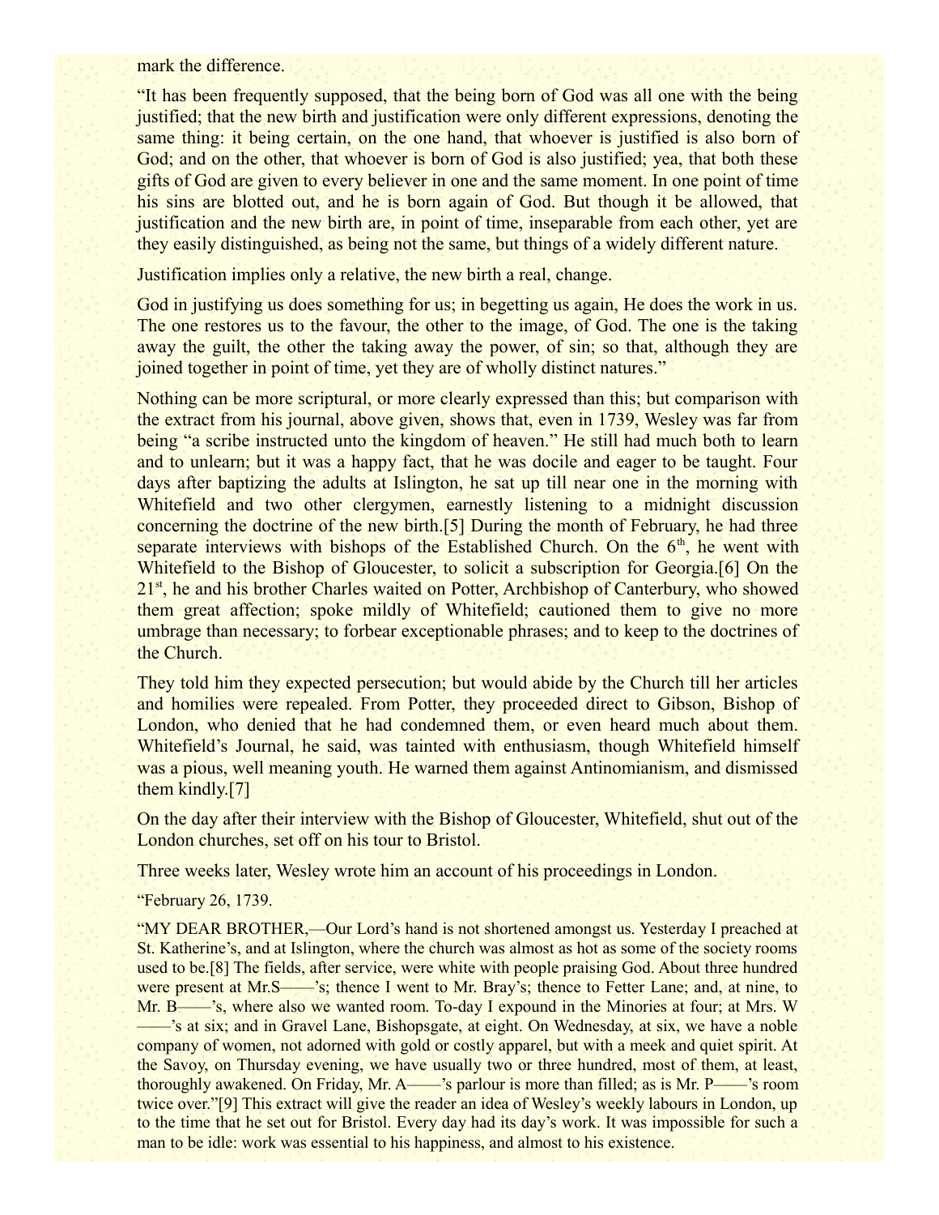mark the difference.

"It has been frequently supposed, that the being born of God was all one with the being justified; that the new birth and justification were only different expressions, denoting the same thing: it being certain, on the one hand, that whoever is justified is also born of God; and on the other, that whoever is born of God is also justified; yea, that both these gifts of God are given to every believer in one and the same moment. In one point of time his sins are blotted out, and he is born again of God. But though it be allowed, that justification and the new birth are, in point of time, inseparable from each other, yet are they easily distinguished, as being not the same, but things of a widely different nature.

Justification implies only a relative, the new birth a real, change.

God in justifying us does something for us; in begetting us again, He does the work in us. The one restores us to the favour, the other to the image, of God. The one is the taking away the guilt, the other the taking away the power, of sin; so that, although they are joined together in point of time, yet they are of wholly distinct natures."

Nothing can be more scriptural, or more clearly expressed than this; but comparison with the extract from his journal, above given, shows that, even in 1739, Wesley was far from being "a scribe instructed unto the kingdom of heaven." He still had much both to learn and to unlearn; but it was a happy fact, that he was docile and eager to be taught. Four days after baptizing the adults at Islington, he sat up till near one in the morning with Whitefield and two other clergymen, earnestly listening to a midnight discussion concerning the doctrine of the new birth.[5] During the month of February, he had three separate interviews with bishops of the Established Church. On the 6th, he went with Whitefield to the Bishop of Gloucester, to solicit a subscription for Georgia.[6] On the 21st, he and his brother Charles waited on Potter, Archbishop of Canterbury, who showed them great affection; spoke mildly of Whitefield; cautioned them to give no more umbrage than necessary; to forbear exceptionable phrases; and to keep to the doctrines of the Church.

They told him they expected persecution; but would abide by the Church till her articles and homilies were repealed. From Potter, they proceeded direct to Gibson, Bishop of London, who denied that he had condemned them, or even heard much about them. Whitefield's Journal, he said, was tainted with enthusiasm, though Whitefield himself was a pious, well meaning youth. He warned them against Antinomianism, and dismissed them kindly.[7]

On the day after their interview with the Bishop of Gloucester, Whitefield, shut out of the London churches, set off on his tour to Bristol.

Three weeks later, Wesley wrote him an account of his proceedings in London.

"February 26, 1739.

"MY DEAR BROTHER,—Our Lord's hand is not shortened amongst us. Yesterday I preached at St. Katherine's, and at Islington, where the church was almost as hot as some of the society rooms used to be.[8] The fields, after service, were white with people praising God. About three hundred were present at Mr.S——'s; thence I went to Mr. Bray's; thence to Fetter Lane; and, at nine, to Mr. B——'s, where also we wanted room. To-day I expound in the Minories at four; at Mrs. W——'s at six; and in Gravel Lane, Bishopsgate, at eight. On Wednesday, at six, we have a noble company of women, not adorned with gold or costly apparel, but with a meek and quiet spirit. At the Savoy, on Thursday evening, we have usually two or three hundred, most of them, at least, thoroughly awakened. On Friday, Mr. A——'s parlour is more than filled; as is Mr. P——'s room twice over."[9] This extract will give the reader an idea of Wesley's weekly labours in London, up to the time that he set out for Bristol. Every day had its day's work. It was impossible for such a man to be idle: work was essential to his happiness, and almost to his existence.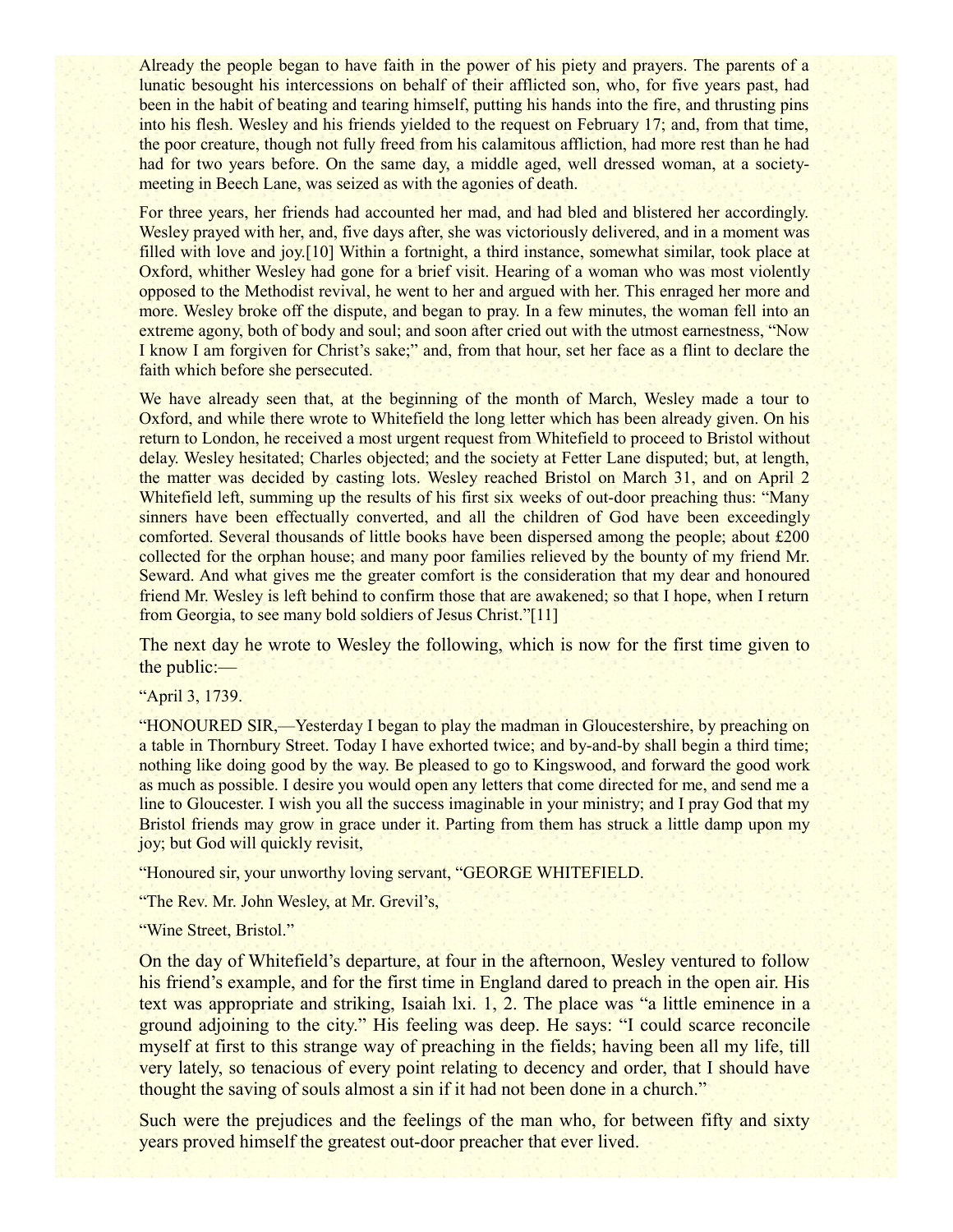Already the people began to have faith in the power of his piety and prayers. The parents of a lunatic besought his intercessions on behalf of their afflicted son, who, for five years past, had been in the habit of beating and tearing himself, putting his hands into the fire, and thrusting pins into his flesh. Wesley and his friends yielded to the request on February 17; and, from that time, the poor creature, though not fully freed from his calamitous affliction, had more rest than he had had for two years before. On the same day, a middle aged, well dressed woman, at a society-meeting in Beech Lane, was seized as with the agonies of death.

For three years, her friends had accounted her mad, and had bled and blistered her accordingly. Wesley prayed with her, and, five days after, she was victoriously delivered, and in a moment was filled with love and joy.[10] Within a fortnight, a third instance, somewhat similar, took place at Oxford, whither Wesley had gone for a brief visit. Hearing of a woman who was most violently opposed to the Methodist revival, he went to her and argued with her. This enraged her more and more. Wesley broke off the dispute, and began to pray. In a few minutes, the woman fell into an extreme agony, both of body and soul; and soon after cried out with the utmost earnestness, "Now I know I am forgiven for Christ's sake;" and, from that hour, set her face as a flint to declare the faith which before she persecuted.

We have already seen that, at the beginning of the month of March, Wesley made a tour to Oxford, and while there wrote to Whitefield the long letter which has been already given. On his return to London, he received a most urgent request from Whitefield to proceed to Bristol without delay. Wesley hesitated; Charles objected; and the society at Fetter Lane disputed; but, at length, the matter was decided by casting lots. Wesley reached Bristol on March 31, and on April 2 Whitefield left, summing up the results of his first six weeks of out-door preaching thus: "Many sinners have been effectually converted, and all the children of God have been exceedingly comforted. Several thousands of little books have been dispersed among the people; about £200 collected for the orphan house; and many poor families relieved by the bounty of my friend Mr. Seward. And what gives me the greater comfort is the consideration that my dear and honoured friend Mr. Wesley is left behind to confirm those that are awakened; so that I hope, when I return from Georgia, to see many bold soldiers of Jesus Christ."[11]

The next day he wrote to Wesley the following, which is now for the first time given to the public:—

"April 3, 1739.

"HONOURED SIR,—Yesterday I began to play the madman in Gloucestershire, by preaching on a table in Thornbury Street. Today I have exhorted twice; and by-and-by shall begin a third time; nothing like doing good by the way. Be pleased to go to Kingswood, and forward the good work as much as possible. I desire you would open any letters that come directed for me, and send me a line to Gloucester. I wish you all the success imaginable in your ministry; and I pray God that my Bristol friends may grow in grace under it. Parting from them has struck a little damp upon my joy; but God will quickly revisit,

"Honoured sir, your unworthy loving servant, "GEORGE WHITEFIELD.

"The Rev. Mr. John Wesley, at Mr. Grevil's,

"Wine Street, Bristol."

On the day of Whitefield's departure, at four in the afternoon, Wesley ventured to follow his friend's example, and for the first time in England dared to preach in the open air. His text was appropriate and striking, Isaiah lxi. 1, 2. The place was "a little eminence in a ground adjoining to the city." His feeling was deep. He says: "I could scarce reconcile myself at first to this strange way of preaching in the fields; having been all my life, till very lately, so tenacious of every point relating to decency and order, that I should have thought the saving of souls almost a sin if it had not been done in a church."

Such were the prejudices and the feelings of the man who, for between fifty and sixty years proved himself the greatest out-door preacher that ever lived.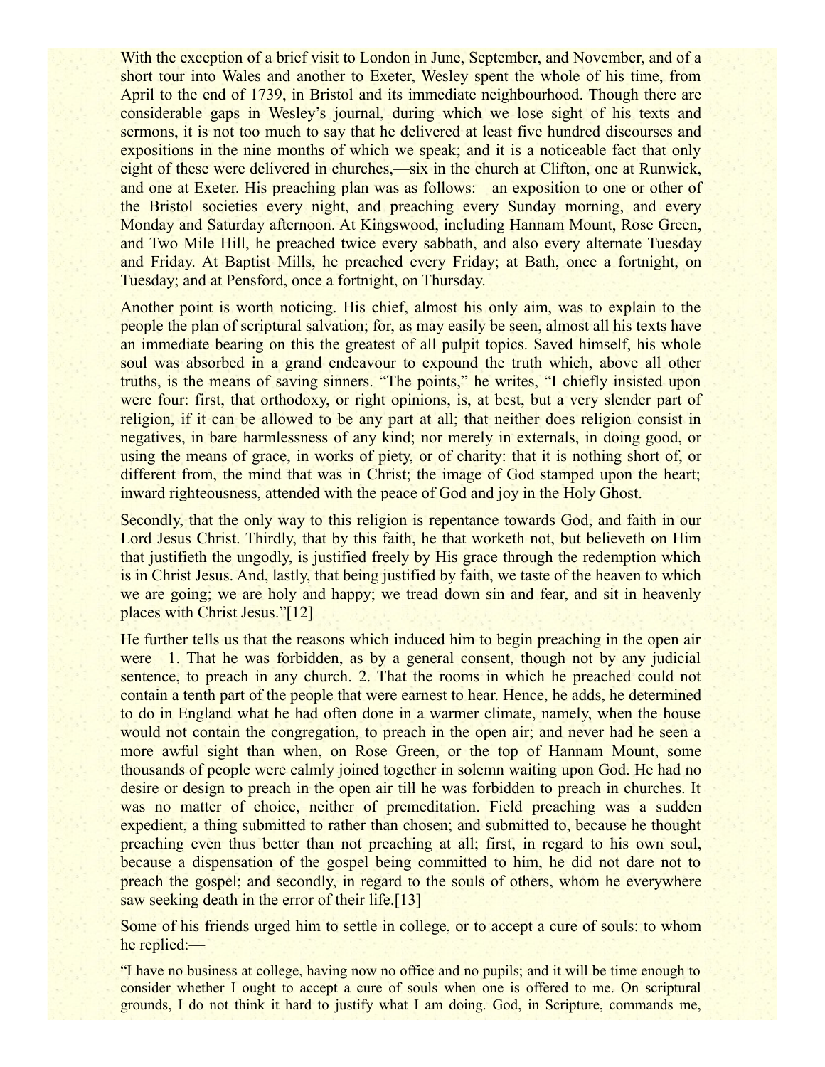With the exception of a brief visit to London in June, September, and November, and of a short tour into Wales and another to Exeter, Wesley spent the whole of his time, from April to the end of 1739, in Bristol and its immediate neighbourhood. Though there are considerable gaps in Wesley's journal, during which we lose sight of his texts and sermons, it is not too much to say that he delivered at least five hundred discourses and expositions in the nine months of which we speak; and it is a noticeable fact that only eight of these were delivered in churches,—six in the church at Clifton, one at Runwick, and one at Exeter. His preaching plan was as follows:—an exposition to one or other of the Bristol societies every night, and preaching every Sunday morning, and every Monday and Saturday afternoon. At Kingswood, including Hannam Mount, Rose Green, and Two Mile Hill, he preached twice every sabbath, and also every alternate Tuesday and Friday. At Baptist Mills, he preached every Friday; at Bath, once a fortnight, on Tuesday; and at Pensford, once a fortnight, on Thursday.

Another point is worth noticing. His chief, almost his only aim, was to explain to the people the plan of scriptural salvation; for, as may easily be seen, almost all his texts have an immediate bearing on this the greatest of all pulpit topics. Saved himself, his whole soul was absorbed in a grand endeavour to expound the truth which, above all other truths, is the means of saving sinners. "The points," he writes, "I chiefly insisted upon were four: first, that orthodoxy, or right opinions, is, at best, but a very slender part of religion, if it can be allowed to be any part at all; that neither does religion consist in negatives, in bare harmlessness of any kind; nor merely in externals, in doing good, or using the means of grace, in works of piety, or of charity: that it is nothing short of, or different from, the mind that was in Christ; the image of God stamped upon the heart; inward righteousness, attended with the peace of God and joy in the Holy Ghost.

Secondly, that the only way to this religion is repentance towards God, and faith in our Lord Jesus Christ. Thirdly, that by this faith, he that worketh not, but believeth on Him that justifieth the ungodly, is justified freely by His grace through the redemption which is in Christ Jesus. And, lastly, that being justified by faith, we taste of the heaven to which we are going; we are holy and happy; we tread down sin and fear, and sit in heavenly places with Christ Jesus."[12]

He further tells us that the reasons which induced him to begin preaching in the open air were—1. That he was forbidden, as by a general consent, though not by any judicial sentence, to preach in any church. 2. That the rooms in which he preached could not contain a tenth part of the people that were earnest to hear. Hence, he adds, he determined to do in England what he had often done in a warmer climate, namely, when the house would not contain the congregation, to preach in the open air; and never had he seen a more awful sight than when, on Rose Green, or the top of Hannam Mount, some thousands of people were calmly joined together in solemn waiting upon God. He had no desire or design to preach in the open air till he was forbidden to preach in churches. It was no matter of choice, neither of premeditation. Field preaching was a sudden expedient, a thing submitted to rather than chosen; and submitted to, because he thought preaching even thus better than not preaching at all; first, in regard to his own soul, because a dispensation of the gospel being committed to him, he did not dare not to preach the gospel; and secondly, in regard to the souls of others, whom he everywhere saw seeking death in the error of their life.[13]

Some of his friends urged him to settle in college, or to accept a cure of souls: to whom he replied:—

"I have no business at college, having now no office and no pupils; and it will be time enough to consider whether I ought to accept a cure of souls when one is offered to me. On scriptural grounds, I do not think it hard to justify what I am doing. God, in Scripture, commands me,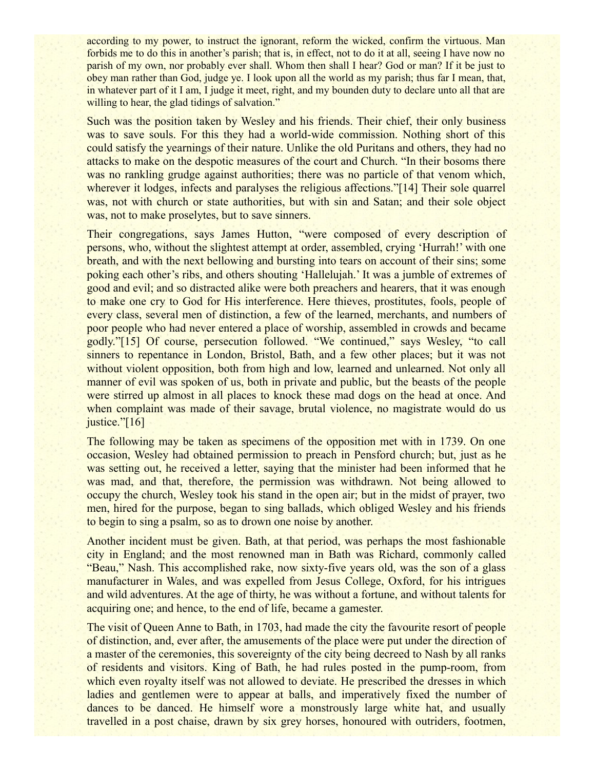according to my power, to instruct the ignorant, reform the wicked, confirm the virtuous. Man forbids me to do this in another's parish; that is, in effect, not to do it at all, seeing I have now no parish of my own, nor probably ever shall. Whom then shall I hear? God or man? If it be just to obey man rather than God, judge ye. I look upon all the world as my parish; thus far I mean, that, in whatever part of it I am, I judge it meet, right, and my bounden duty to declare unto all that are willing to hear, the glad tidings of salvation."

Such was the position taken by Wesley and his friends. Their chief, their only business was to save souls. For this they had a world-wide commission. Nothing short of this could satisfy the yearnings of their nature. Unlike the old Puritans and others, they had no attacks to make on the despotic measures of the court and Church. "In their bosoms there was no rankling grudge against authorities; there was no particle of that venom which, wherever it lodges, infects and paralyses the religious affections."[14] Their sole quarrel was, not with church or state authorities, but with sin and Satan; and their sole object was, not to make proselytes, but to save sinners.

Their congregations, says James Hutton, "were composed of every description of persons, who, without the slightest attempt at order, assembled, crying 'Hurrah!' with one breath, and with the next bellowing and bursting into tears on account of their sins; some poking each other's ribs, and others shouting 'Hallelujah.' It was a jumble of extremes of good and evil; and so distracted alike were both preachers and hearers, that it was enough to make one cry to God for His interference. Here thieves, prostitutes, fools, people of every class, several men of distinction, a few of the learned, merchants, and numbers of poor people who had never entered a place of worship, assembled in crowds and became godly."[15] Of course, persecution followed. "We continued," says Wesley, "to call sinners to repentance in London, Bristol, Bath, and a few other places; but it was not without violent opposition, both from high and low, learned and unlearned. Not only all manner of evil was spoken of us, both in private and public, but the beasts of the people were stirred up almost in all places to knock these mad dogs on the head at once. And when complaint was made of their savage, brutal violence, no magistrate would do us justice."[16]

The following may be taken as specimens of the opposition met with in 1739. On one occasion, Wesley had obtained permission to preach in Pensford church; but, just as he was setting out, he received a letter, saying that the minister had been informed that he was mad, and that, therefore, the permission was withdrawn. Not being allowed to occupy the church, Wesley took his stand in the open air; but in the midst of prayer, two men, hired for the purpose, began to sing ballads, which obliged Wesley and his friends to begin to sing a psalm, so as to drown one noise by another.

Another incident must be given. Bath, at that period, was perhaps the most fashionable city in England; and the most renowned man in Bath was Richard, commonly called "Beau," Nash. This accomplished rake, now sixty-five years old, was the son of a glass manufacturer in Wales, and was expelled from Jesus College, Oxford, for his intrigues and wild adventures. At the age of thirty, he was without a fortune, and without talents for acquiring one; and hence, to the end of life, became a gamester.

The visit of Queen Anne to Bath, in 1703, had made the city the favourite resort of people of distinction, and, ever after, the amusements of the place were put under the direction of a master of the ceremonies, this sovereignty of the city being decreed to Nash by all ranks of residents and visitors. King of Bath, he had rules posted in the pump-room, from which even royalty itself was not allowed to deviate. He prescribed the dresses in which ladies and gentlemen were to appear at balls, and imperatively fixed the number of dances to be danced. He himself wore a monstrously large white hat, and usually travelled in a post chaise, drawn by six grey horses, honoured with outriders, footmen,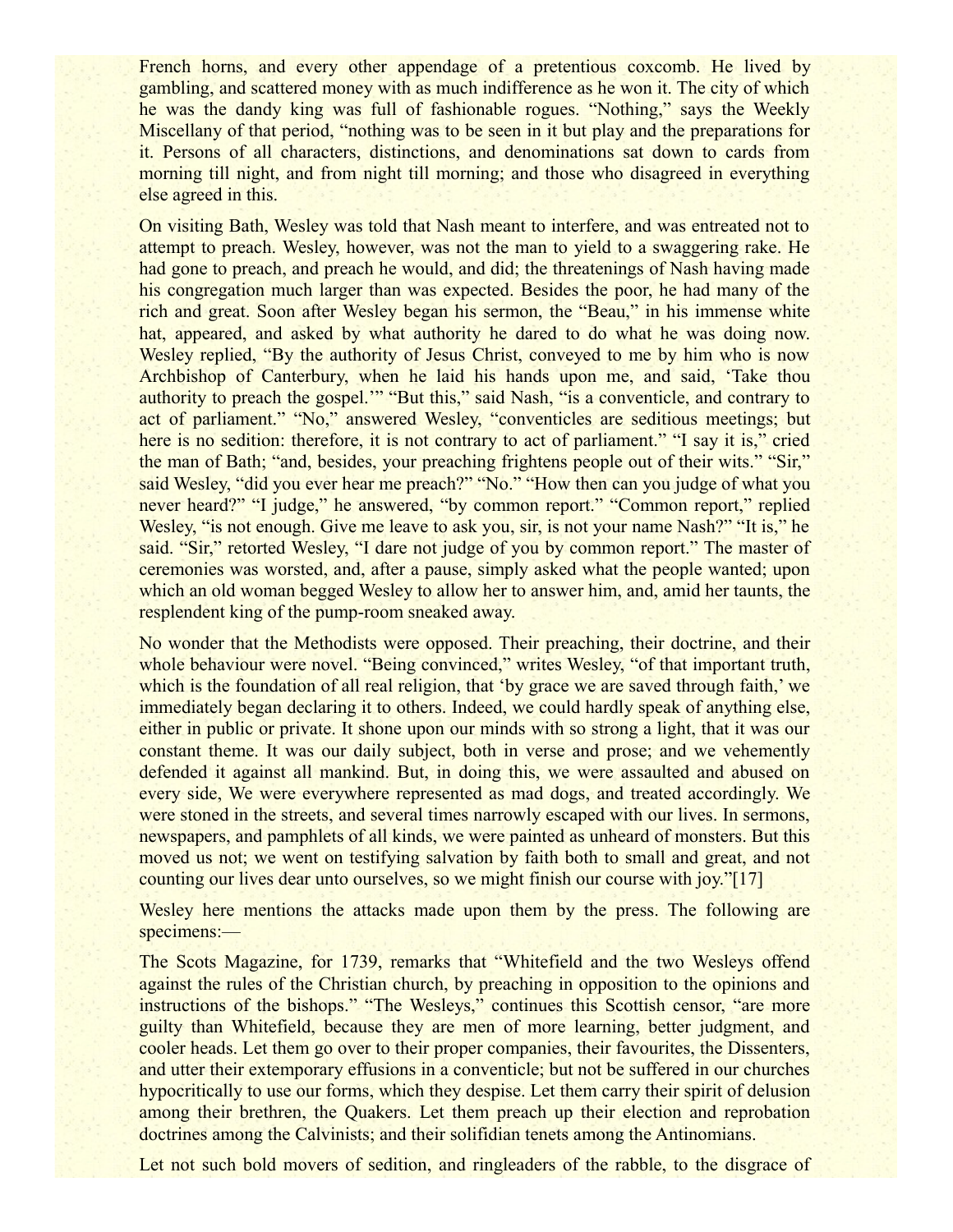French horns, and every other appendage of a pretentious coxcomb. He lived by gambling, and scattered money with as much indifference as he won it. The city of which he was the dandy king was full of fashionable rogues. "Nothing," says the Weekly Miscellany of that period, "nothing was to be seen in it but play and the preparations for it. Persons of all characters, distinctions, and denominations sat down to cards from morning till night, and from night till morning; and those who disagreed in everything else agreed in this.

On visiting Bath, Wesley was told that Nash meant to interfere, and was entreated not to attempt to preach. Wesley, however, was not the man to yield to a swaggering rake. He had gone to preach, and preach he would, and did; the threatenings of Nash having made his congregation much larger than was expected. Besides the poor, he had many of the rich and great. Soon after Wesley began his sermon, the "Beau," in his immense white hat, appeared, and asked by what authority he dared to do what he was doing now. Wesley replied, "By the authority of Jesus Christ, conveyed to me by him who is now Archbishop of Canterbury, when he laid his hands upon me, and said, 'Take thou authority to preach the gospel.'" "But this," said Nash, "is a conventicle, and contrary to act of parliament." "No," answered Wesley, "conventicles are seditious meetings; but here is no sedition: therefore, it is not contrary to act of parliament." "I say it is," cried the man of Bath; "and, besides, your preaching frightens people out of their wits." "Sir," said Wesley, "did you ever hear me preach?" "No." "How then can you judge of what you never heard?" "I judge," he answered, "by common report." "Common report," replied Wesley, "is not enough. Give me leave to ask you, sir, is not your name Nash?" "It is," he said. "Sir," retorted Wesley, "I dare not judge of you by common report." The master of ceremonies was worsted, and, after a pause, simply asked what the people wanted; upon which an old woman begged Wesley to allow her to answer him, and, amid her taunts, the resplendent king of the pump-room sneaked away.

No wonder that the Methodists were opposed. Their preaching, their doctrine, and their whole behaviour were novel. "Being convinced," writes Wesley, "of that important truth, which is the foundation of all real religion, that 'by grace we are saved through faith,' we immediately began declaring it to others. Indeed, we could hardly speak of anything else, either in public or private. It shone upon our minds with so strong a light, that it was our constant theme. It was our daily subject, both in verse and prose; and we vehemently defended it against all mankind. But, in doing this, we were assaulted and abused on every side, We were everywhere represented as mad dogs, and treated accordingly. We were stoned in the streets, and several times narrowly escaped with our lives. In sermons, newspapers, and pamphlets of all kinds, we were painted as unheard of monsters. But this moved us not; we went on testifying salvation by faith both to small and great, and not counting our lives dear unto ourselves, so we might finish our course with joy."[17]

Wesley here mentions the attacks made upon them by the press. The following are specimens:—

The Scots Magazine, for 1739, remarks that "Whitefield and the two Wesleys offend against the rules of the Christian church, by preaching in opposition to the opinions and instructions of the bishops." "The Wesleys," continues this Scottish censor, "are more guilty than Whitefield, because they are men of more learning, better judgment, and cooler heads. Let them go over to their proper companies, their favourites, the Dissenters, and utter their extemporary effusions in a conventicle; but not be suffered in our churches hypocritically to use our forms, which they despise. Let them carry their spirit of delusion among their brethren, the Quakers. Let them preach up their election and reprobation doctrines among the Calvinists; and their solifidian tenets among the Antinomians.

Let not such bold movers of sedition, and ringleaders of the rabble, to the disgrace of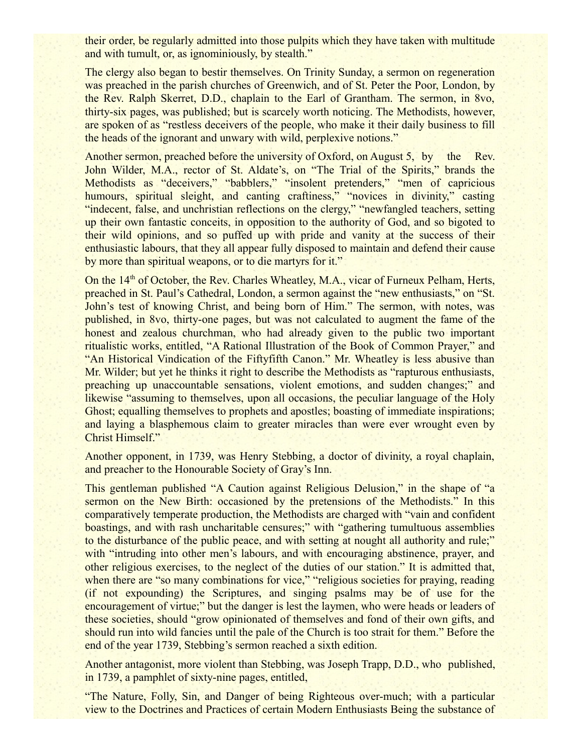their order, be regularly admitted into those pulpits which they have taken with multitude and with tumult, or, as ignominiously, by stealth."

The clergy also began to bestir themselves. On Trinity Sunday, a sermon on regeneration was preached in the parish churches of Greenwich, and of St. Peter the Poor, London, by the Rev. Ralph Skerret, D.D., chaplain to the Earl of Grantham. The sermon, in 8vo, thirty-six pages, was published; but is scarcely worth noticing. The Methodists, however, are spoken of as "restless deceivers of the people, who make it their daily business to fill the heads of the ignorant and unwary with wild, perplexive notions."

Another sermon, preached before the university of Oxford, on August 5, by the Rev. John Wilder, M.A., rector of St. Aldate's, on "The Trial of the Spirits," brands the Methodists as "deceivers," "babblers," "insolent pretenders," "men of capricious humours, spiritual sleight, and canting craftiness," "novices in divinity," casting "indecent, false, and unchristian reflections on the clergy," "newfangled teachers, setting up their own fantastic conceits, in opposition to the authority of God, and so bigoted to their wild opinions, and so puffed up with pride and vanity at the success of their enthusiastic labours, that they all appear fully disposed to maintain and defend their cause by more than spiritual weapons, or to die martyrs for it."

On the 14th of October, the Rev. Charles Wheatley, M.A., vicar of Furneux Pelham, Herts, preached in St. Paul's Cathedral, London, a sermon against the "new enthusiasts," on "St. John's test of knowing Christ, and being born of Him." The sermon, with notes, was published, in 8vo, thirty-one pages, but was not calculated to augment the fame of the honest and zealous churchman, who had already given to the public two important ritualistic works, entitled, "A Rational Illustration of the Book of Common Prayer," and "An Historical Vindication of the Fiftyfifth Canon." Mr. Wheatley is less abusive than Mr. Wilder; but yet he thinks it right to describe the Methodists as "rapturous enthusiasts, preaching up unaccountable sensations, violent emotions, and sudden changes;" and likewise "assuming to themselves, upon all occasions, the peculiar language of the Holy Ghost; equalling themselves to prophets and apostles; boasting of immediate inspirations; and laying a blasphemous claim to greater miracles than were ever wrought even by Christ Himself."

Another opponent, in 1739, was Henry Stebbing, a doctor of divinity, a royal chaplain, and preacher to the Honourable Society of Gray's Inn.

This gentleman published "A Caution against Religious Delusion," in the shape of "a sermon on the New Birth: occasioned by the pretensions of the Methodists." In this comparatively temperate production, the Methodists are charged with "vain and confident boastings, and with rash uncharitable censures;" with "gathering tumultuous assemblies to the disturbance of the public peace, and with setting at nought all authority and rule;" with "intruding into other men's labours, and with encouraging abstinence, prayer, and other religious exercises, to the neglect of the duties of our station." It is admitted that, when there are "so many combinations for vice," "religious societies for praying, reading (if not expounding) the Scriptures, and singing psalms may be of use for the encouragement of virtue;" but the danger is lest the laymen, who were heads or leaders of these societies, should "grow opinionated of themselves and fond of their own gifts, and should run into wild fancies until the pale of the Church is too strait for them." Before the end of the year 1739, Stebbing's sermon reached a sixth edition.

Another antagonist, more violent than Stebbing, was Joseph Trapp, D.D., who published, in 1739, a pamphlet of sixty-nine pages, entitled,

"The Nature, Folly, Sin, and Danger of being Righteous over-much; with a particular view to the Doctrines and Practices of certain Modern Enthusiasts Being the substance of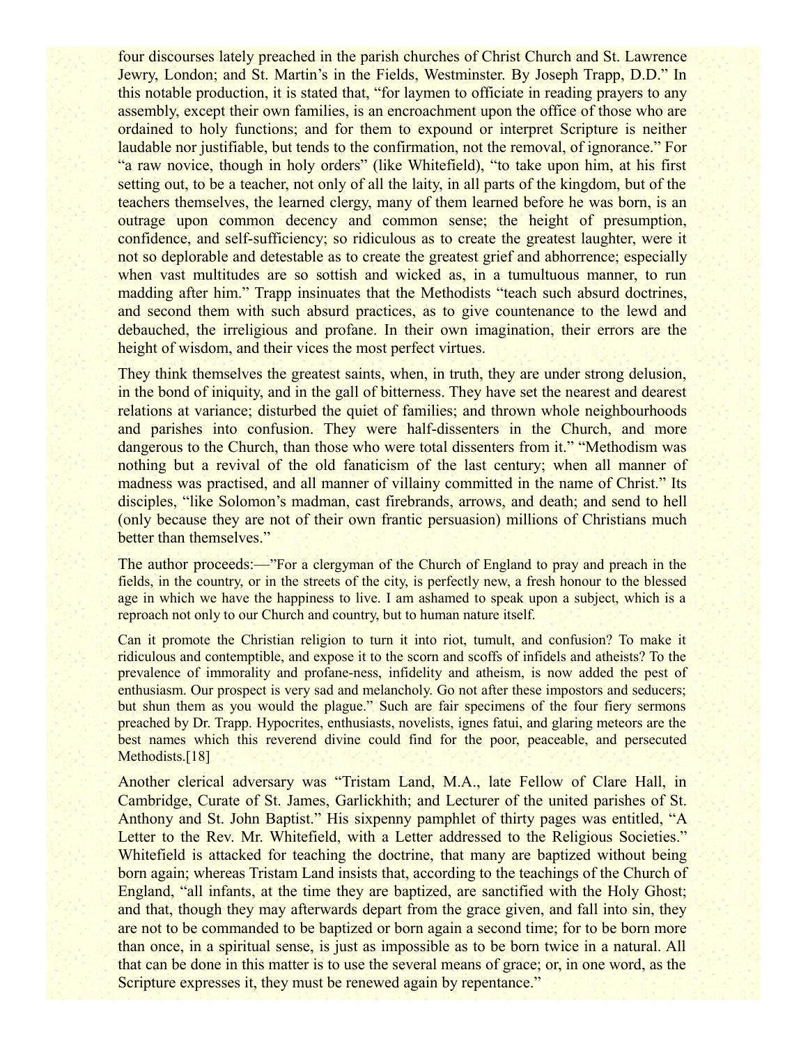four discourses lately preached in the parish churches of Christ Church and St. Lawrence Jewry, London; and St. Martin's in the Fields, Westminster. By Joseph Trapp, D.D." In this notable production, it is stated that, "for laymen to officiate in reading prayers to any assembly, except their own families, is an encroachment upon the office of those who are ordained to holy functions; and for them to expound or interpret Scripture is neither laudable nor justifiable, but tends to the confirmation, not the removal, of ignorance." For "a raw novice, though in holy orders" (like Whitefield), "to take upon him, at his first setting out, to be a teacher, not only of all the laity, in all parts of the kingdom, but of the teachers themselves, the learned clergy, many of them learned before he was born, is an outrage upon common decency and common sense; the height of presumption, confidence, and self-sufficiency; so ridiculous as to create the greatest laughter, were it not so deplorable and detestable as to create the greatest grief and abhorrence; especially when vast multitudes are so sottish and wicked as, in a tumultuous manner, to run madding after him." Trapp insinuates that the Methodists "teach such absurd doctrines, and second them with such absurd practices, as to give countenance to the lewd and debauched, the irreligious and profane. In their own imagination, their errors are the height of wisdom, and their vices the most perfect virtues.

They think themselves the greatest saints, when, in truth, they are under strong delusion, in the bond of iniquity, and in the gall of bitterness. They have set the nearest and dearest relations at variance; disturbed the quiet of families; and thrown whole neighbourhoods and parishes into confusion. They were half-dissenters in the Church, and more dangerous to the Church, than those who were total dissenters from it." "Methodism was nothing but a revival of the old fanaticism of the last century; when all manner of madness was practised, and all manner of villainy committed in the name of Christ." Its disciples, "like Solomon's madman, cast firebrands, arrows, and death; and send to hell (only because they are not of their own frantic persuasion) millions of Christians much better than themselves."

The author proceeds:—"For a clergyman of the Church of England to pray and preach in the fields, in the country, or in the streets of the city, is perfectly new, a fresh honour to the blessed age in which we have the happiness to live. I am ashamed to speak upon a subject, which is a reproach not only to our Church and country, but to human nature itself.

Can it promote the Christian religion to turn it into riot, tumult, and confusion? To make it ridiculous and contemptible, and expose it to the scorn and scoffs of infidels and atheists? To the prevalence of immorality and profane-ness, infidelity and atheism, is now added the pest of enthusiasm. Our prospect is very sad and melancholy. Go not after these impostors and seducers; but shun them as you would the plague." Such are fair specimens of the four fiery sermons preached by Dr. Trapp. Hypocrites, enthusiasts, novelists, ignes fatui, and glaring meteors are the best names which this reverend divine could find for the poor, peaceable, and persecuted Methodists.[18]

Another clerical adversary was "Tristam Land, M.A., late Fellow of Clare Hall, in Cambridge, Curate of St. James, Garlickhith; and Lecturer of the united parishes of St. Anthony and St. John Baptist." His sixpenny pamphlet of thirty pages was entitled, "A Letter to the Rev. Mr. Whitefield, with a Letter addressed to the Religious Societies." Whitefield is attacked for teaching the doctrine, that many are baptized without being born again; whereas Tristam Land insists that, according to the teachings of the Church of England, "all infants, at the time they are baptized, are sanctified with the Holy Ghost; and that, though they may afterwards depart from the grace given, and fall into sin, they are not to be commanded to be baptized or born again a second time; for to be born more than once, in a spiritual sense, is just as impossible as to be born twice in a natural. All that can be done in this matter is to use the several means of grace; or, in one word, as the Scripture expresses it, they must be renewed again by repentance."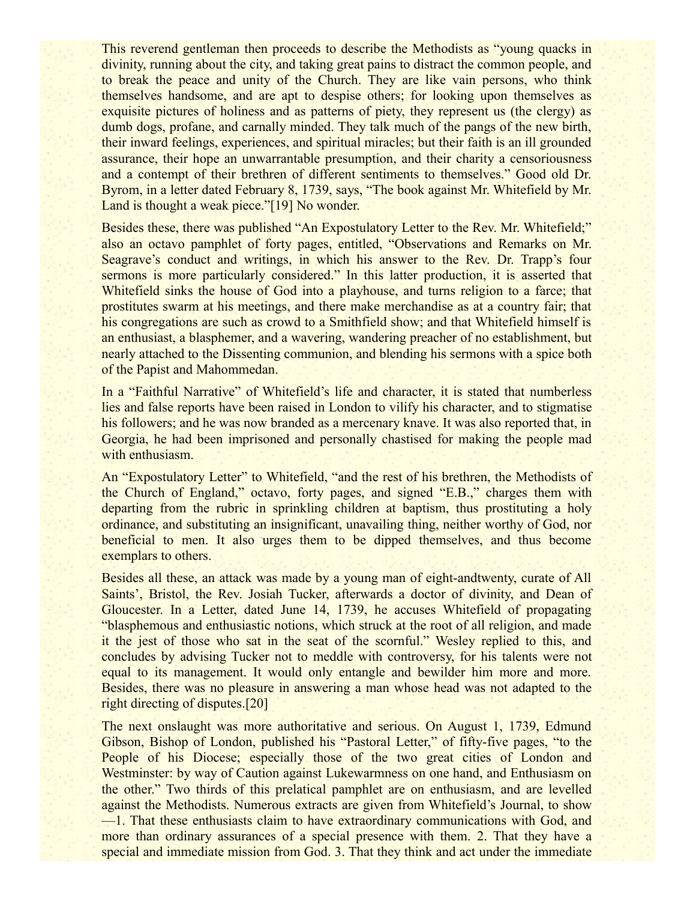This reverend gentleman then proceeds to describe the Methodists as "young quacks in divinity, running about the city, and taking great pains to distract the common people, and to break the peace and unity of the Church. They are like vain persons, who think themselves handsome, and are apt to despise others; for looking upon themselves as exquisite pictures of holiness and as patterns of piety, they represent us (the clergy) as dumb dogs, profane, and carnally minded. They talk much of the pangs of the new birth, their inward feelings, experiences, and spiritual miracles; but their faith is an ill grounded assurance, their hope an unwarrantable presumption, and their charity a censoriousness and a contempt of their brethren of different sentiments to themselves." Good old Dr. Byrom, in a letter dated February 8, 1739, says, "The book against Mr. Whitefield by Mr. Land is thought a weak piece."[19] No wonder.

Besides these, there was published "An Expostulatory Letter to the Rev. Mr. Whitefield;" also an octavo pamphlet of forty pages, entitled, "Observations and Remarks on Mr. Seagrave's conduct and writings, in which his answer to the Rev. Dr. Trapp's four sermons is more particularly considered." In this latter production, it is asserted that Whitefield sinks the house of God into a playhouse, and turns religion to a farce; that prostitutes swarm at his meetings, and there make merchandise as at a country fair; that his congregations are such as crowd to a Smithfield show; and that Whitefield himself is an enthusiast, a blasphemer, and a wavering, wandering preacher of no establishment, but nearly attached to the Dissenting communion, and blending his sermons with a spice both of the Papist and Mahommedan.

In a "Faithful Narrative" of Whitefield's life and character, it is stated that numberless lies and false reports have been raised in London to vilify his character, and to stigmatise his followers; and he was now branded as a mercenary knave. It was also reported that, in Georgia, he had been imprisoned and personally chastised for making the people mad with enthusiasm.

An "Expostulatory Letter" to Whitefield, "and the rest of his brethren, the Methodists of the Church of England," octavo, forty pages, and signed "E.B.," charges them with departing from the rubric in sprinkling children at baptism, thus prostituting a holy ordinance, and substituting an insignificant, unavailing thing, neither worthy of God, nor beneficial to men. It also urges them to be dipped themselves, and thus become exemplars to others.

Besides all these, an attack was made by a young man of eight-andtwenty, curate of All Saints', Bristol, the Rev. Josiah Tucker, afterwards a doctor of divinity, and Dean of Gloucester. In a Letter, dated June 14, 1739, he accuses Whitefield of propagating "blasphemous and enthusiastic notions, which struck at the root of all religion, and made it the jest of those who sat in the seat of the scornful." Wesley replied to this, and concludes by advising Tucker not to meddle with controversy, for his talents were not equal to its management. It would only entangle and bewilder him more and more. Besides, there was no pleasure in answering a man whose head was not adapted to the right directing of disputes.[20]

The next onslaught was more authoritative and serious. On August 1, 1739, Edmund Gibson, Bishop of London, published his "Pastoral Letter," of fifty-five pages, "to the People of his Diocese; especially those of the two great cities of London and Westminster: by way of Caution against Lukewarmness on one hand, and Enthusiasm on the other." Two thirds of this prelatical pamphlet are on enthusiasm, and are levelled against the Methodists. Numerous extracts are given from Whitefield's Journal, to show—1. That these enthusiasts claim to have extraordinary communications with God, and more than ordinary assurances of a special presence with them. 2. That they have a special and immediate mission from God. 3. That they think and act under the immediate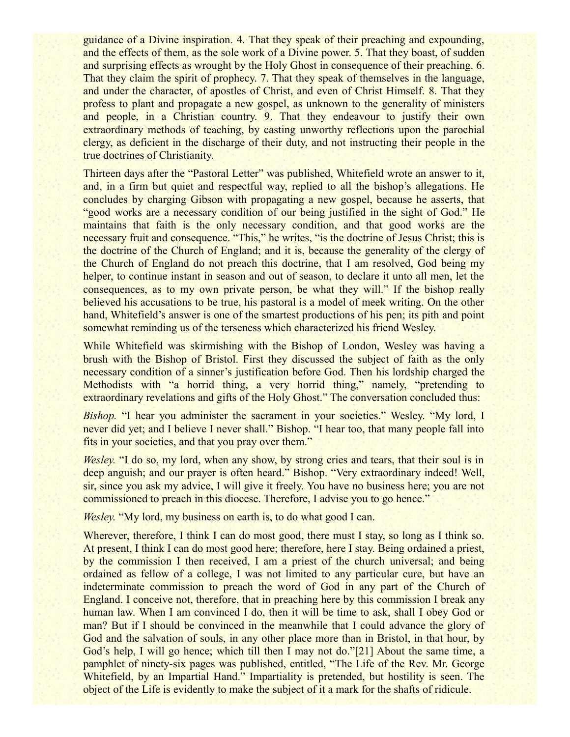guidance of a Divine inspiration. 4. That they speak of their preaching and expounding, and the effects of them, as the sole work of a Divine power. 5. That they boast, of sudden and surprising effects as wrought by the Holy Ghost in consequence of their preaching. 6. That they claim the spirit of prophecy. 7. That they speak of themselves in the language, and under the character, of apostles of Christ, and even of Christ Himself. 8. That they profess to plant and propagate a new gospel, as unknown to the generality of ministers and people, in a Christian country. 9. That they endeavour to justify their own extraordinary methods of teaching, by casting unworthy reflections upon the parochial clergy, as deficient in the discharge of their duty, and not instructing their people in the true doctrines of Christianity.

Thirteen days after the "Pastoral Letter" was published, Whitefield wrote an answer to it, and, in a firm but quiet and respectful way, replied to all the bishop's allegations. He concludes by charging Gibson with propagating a new gospel, because he asserts, that "good works are a necessary condition of our being justified in the sight of God." He maintains that faith is the only necessary condition, and that good works are the necessary fruit and consequence. "This," he writes, "is the doctrine of Jesus Christ; this is the doctrine of the Church of England; and it is, because the generality of the clergy of the Church of England do not preach this doctrine, that I am resolved, God being my helper, to continue instant in season and out of season, to declare it unto all men, let the consequences, as to my own private person, be what they will." If the bishop really believed his accusations to be true, his pastoral is a model of meek writing. On the other hand, Whitefield's answer is one of the smartest productions of his pen; its pith and point somewhat reminding us of the terseness which characterized his friend Wesley.

While Whitefield was skirmishing with the Bishop of London, Wesley was having a brush with the Bishop of Bristol. First they discussed the subject of faith as the only necessary condition of a sinner's justification before God. Then his lordship charged the Methodists with "a horrid thing, a very horrid thing," namely, "pretending to extraordinary revelations and gifts of the Holy Ghost." The conversation concluded thus:

*Bishop.* "I hear you administer the sacrament in your societies." Wesley. "My lord, I never did yet; and I believe I never shall." Bishop. "I hear too, that many people fall into fits in your societies, and that you pray over them."

*Wesley.* "I do so, my lord, when any show, by strong cries and tears, that their soul is in deep anguish; and our prayer is often heard." Bishop. "Very extraordinary indeed! Well, sir, since you ask my advice, I will give it freely. You have no business here; you are not commissioned to preach in this diocese. Therefore, I advise you to go hence."

*Wesley.* "My lord, my business on earth is, to do what good I can.

Wherever, therefore, I think I can do most good, there must I stay, so long as I think so. At present, I think I can do most good here; therefore, here I stay. Being ordained a priest, by the commission I then received, I am a priest of the church universal; and being ordained as fellow of a college, I was not limited to any particular cure, but have an indeterminate commission to preach the word of God in any part of the Church of England. I conceive not, therefore, that in preaching here by this commission I break any human law. When I am convinced I do, then it will be time to ask, shall I obey God or man? But if I should be convinced in the meanwhile that I could advance the glory of God and the salvation of souls, in any other place more than in Bristol, in that hour, by God's help, I will go hence; which till then I may not do."[21] About the same time, a pamphlet of ninety-six pages was published, entitled, "The Life of the Rev. Mr. George Whitefield, by an Impartial Hand." Impartiality is pretended, but hostility is seen. The object of the Life is evidently to make the subject of it a mark for the shafts of ridicule.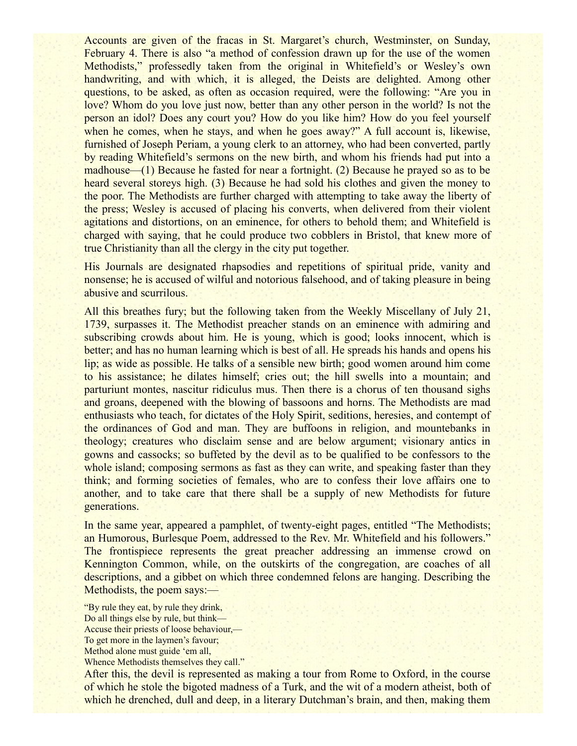Accounts are given of the fracas in St. Margaret's church, Westminster, on Sunday, February 4. There is also "a method of confession drawn up for the use of the women Methodists," professedly taken from the original in Whitefield's or Wesley's own handwriting, and with which, it is alleged, the Deists are delighted. Among other questions, to be asked, as often as occasion required, were the following: "Are you in love? Whom do you love just now, better than any other person in the world? Is not the person an idol? Does any court you? How do you like him? How do you feel yourself when he comes, when he stays, and when he goes away?" A full account is, likewise, furnished of Joseph Periam, a young clerk to an attorney, who had been converted, partly by reading Whitefield's sermons on the new birth, and whom his friends had put into a madhouse—(1) Because he fasted for near a fortnight. (2) Because he prayed so as to be heard several storeys high. (3) Because he had sold his clothes and given the money to the poor. The Methodists are further charged with attempting to take away the liberty of the press; Wesley is accused of placing his converts, when delivered from their violent agitations and distortions, on an eminence, for others to behold them; and Whitefield is charged with saying, that he could produce two cobblers in Bristol, that knew more of true Christianity than all the clergy in the city put together.

His Journals are designated rhapsodies and repetitions of spiritual pride, vanity and nonsense; he is accused of wilful and notorious falsehood, and of taking pleasure in being abusive and scurrilous.

All this breathes fury; but the following taken from the Weekly Miscellany of July 21, 1739, surpasses it. The Methodist preacher stands on an eminence with admiring and subscribing crowds about him. He is young, which is good; looks innocent, which is better; and has no human learning which is best of all. He spreads his hands and opens his lip; as wide as possible. He talks of a sensible new birth; good women around him come to his assistance; he dilates himself; cries out; the hill swells into a mountain; and parturiunt montes, nascitur ridiculus mus. Then there is a chorus of ten thousand sighs and groans, deepened with the blowing of bassoons and horns. The Methodists are mad enthusiasts who teach, for dictates of the Holy Spirit, seditions, heresies, and contempt of the ordinances of God and man. They are buffoons in religion, and mountebanks in theology; creatures who disclaim sense and are below argument; visionary antics in gowns and cassocks; so buffeted by the devil as to be qualified to be confessors to the whole island; composing sermons as fast as they can write, and speaking faster than they think; and forming societies of females, who are to confess their love affairs one to another, and to take care that there shall be a supply of new Methodists for future generations.

In the same year, appeared a pamphlet, of twenty-eight pages, entitled "The Methodists; an Humorous, Burlesque Poem, addressed to the Rev. Mr. Whitefield and his followers." The frontispiece represents the great preacher addressing an immense crowd on Kennington Common, while, on the outskirts of the congregation, are coaches of all descriptions, and a gibbet on which three condemned felons are hanging. Describing the Methodists, the poem says:—

"By rule they eat, by rule they drink,
Do all things else by rule, but think—
Accuse their priests of loose behaviour,—
To get more in the laymen's favour;
Method alone must guide 'em all,
Whence Methodists themselves they call."

After this, the devil is represented as making a tour from Rome to Oxford, in the course of which he stole the bigoted madness of a Turk, and the wit of a modern atheist, both of which he drenched, dull and deep, in a literary Dutchman's brain, and then, making them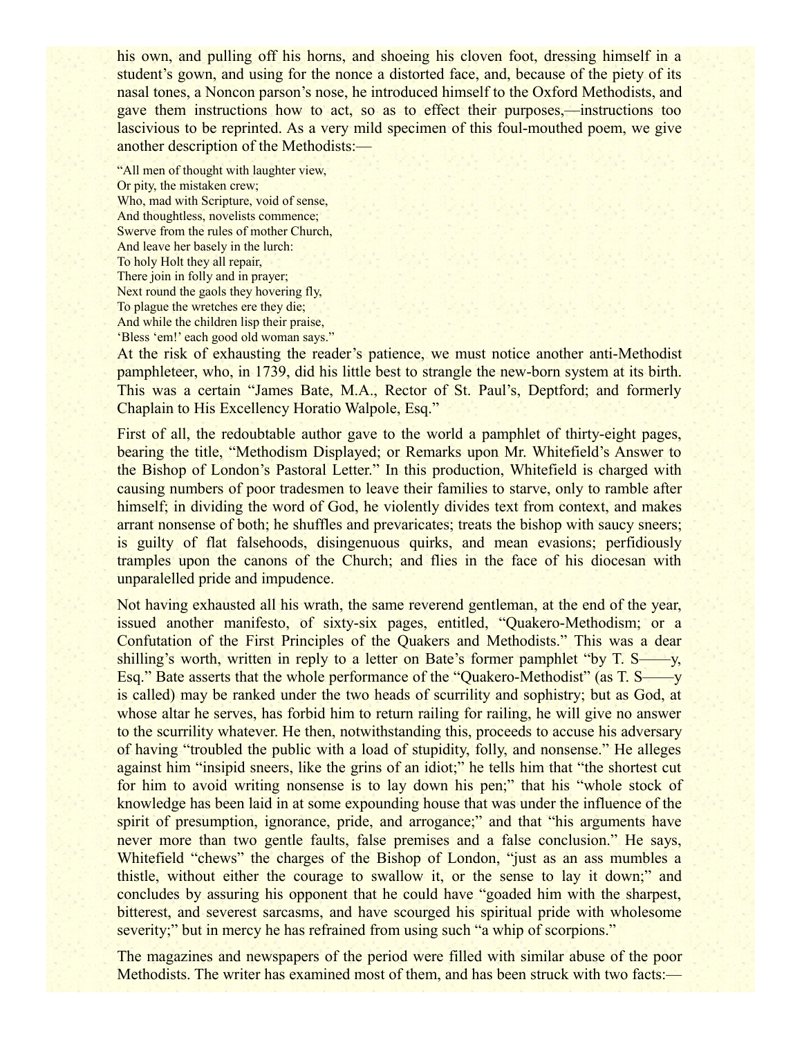his own, and pulling off his horns, and shoeing his cloven foot, dressing himself in a student's gown, and using for the nonce a distorted face, and, because of the piety of its nasal tones, a Noncon parson's nose, he introduced himself to the Oxford Methodists, and gave them instructions how to act, so as to effect their purposes,—instructions too lascivious to be reprinted. As a very mild specimen of this foul-mouthed poem, we give another description of the Methodists:—

"All men of thought with laughter view,
Or pity, the mistaken crew;
Who, mad with Scripture, void of sense,
And thoughtless, novelists commence;
Swerve from the rules of mother Church,
And leave her basely in the lurch:
To holy Holt they all repair,
There join in folly and in prayer;
Next round the gaols they hovering fly,
To plague the wretches ere they die;
And while the children lisp their praise,
'Bless 'em!' each good old woman says."

At the risk of exhausting the reader's patience, we must notice another anti-Methodist pamphleteer, who, in 1739, did his little best to strangle the new-born system at its birth. This was a certain "James Bate, M.A., Rector of St. Paul's, Deptford; and formerly Chaplain to His Excellency Horatio Walpole, Esq."

First of all, the redoubtable author gave to the world a pamphlet of thirty-eight pages, bearing the title, "Methodism Displayed; or Remarks upon Mr. Whitefield's Answer to the Bishop of London's Pastoral Letter." In this production, Whitefield is charged with causing numbers of poor tradesmen to leave their families to starve, only to ramble after himself; in dividing the word of God, he violently divides text from context, and makes arrant nonsense of both; he shuffles and prevaricates; treats the bishop with saucy sneers; is guilty of flat falsehoods, disingenuous quirks, and mean evasions; perfidiously tramples upon the canons of the Church; and flies in the face of his diocesan with unparalelled pride and impudence.

Not having exhausted all his wrath, the same reverend gentleman, at the end of the year, issued another manifesto, of sixty-six pages, entitled, "Quakero-Methodism; or a Confutation of the First Principles of the Quakers and Methodists." This was a dear shilling's worth, written in reply to a letter on Bate's former pamphlet "by T. S——y, Esq." Bate asserts that the whole performance of the "Quakero-Methodist" (as T. S——y is called) may be ranked under the two heads of scurrility and sophistry; but as God, at whose altar he serves, has forbid him to return railing for railing, he will give no answer to the scurrility whatever. He then, notwithstanding this, proceeds to accuse his adversary of having "troubled the public with a load of stupidity, folly, and nonsense." He alleges against him "insipid sneers, like the grins of an idiot;" he tells him that "the shortest cut for him to avoid writing nonsense is to lay down his pen;" that his "whole stock of knowledge has been laid in at some expounding house that was under the influence of the spirit of presumption, ignorance, pride, and arrogance;" and that "his arguments have never more than two gentle faults, false premises and a false conclusion." He says, Whitefield "chews" the charges of the Bishop of London, "just as an ass mumbles a thistle, without either the courage to swallow it, or the sense to lay it down;" and concludes by assuring his opponent that he could have "goaded him with the sharpest, bitterest, and severest sarcasms, and have scourged his spiritual pride with wholesome severity;" but in mercy he has refrained from using such "a whip of scorpions."

The magazines and newspapers of the period were filled with similar abuse of the poor Methodists. The writer has examined most of them, and has been struck with two facts:—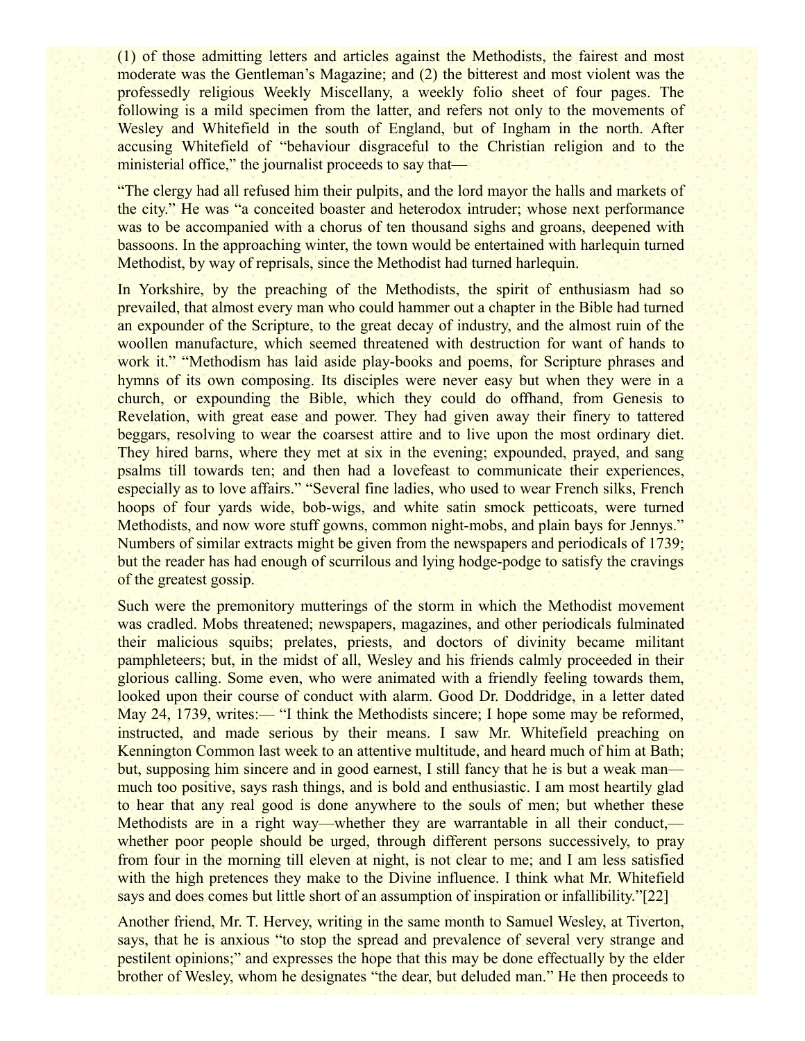(1) of those admitting letters and articles against the Methodists, the fairest and most moderate was the Gentleman's Magazine; and (2) the bitterest and most violent was the professedly religious Weekly Miscellany, a weekly folio sheet of four pages. The following is a mild specimen from the latter, and refers not only to the movements of Wesley and Whitefield in the south of England, but of Ingham in the north. After accusing Whitefield of "behaviour disgraceful to the Christian religion and to the ministerial office," the journalist proceeds to say that—

"The clergy had all refused him their pulpits, and the lord mayor the halls and markets of the city." He was "a conceited boaster and heterodox intruder; whose next performance was to be accompanied with a chorus of ten thousand sighs and groans, deepened with bassoons. In the approaching winter, the town would be entertained with harlequin turned Methodist, by way of reprisals, since the Methodist had turned harlequin.

In Yorkshire, by the preaching of the Methodists, the spirit of enthusiasm had so prevailed, that almost every man who could hammer out a chapter in the Bible had turned an expounder of the Scripture, to the great decay of industry, and the almost ruin of the woollen manufacture, which seemed threatened with destruction for want of hands to work it." "Methodism has laid aside play-books and poems, for Scripture phrases and hymns of its own composing. Its disciples were never easy but when they were in a church, or expounding the Bible, which they could do offhand, from Genesis to Revelation, with great ease and power. They had given away their finery to tattered beggars, resolving to wear the coarsest attire and to live upon the most ordinary diet. They hired barns, where they met at six in the evening; expounded, prayed, and sang psalms till towards ten; and then had a lovefeast to communicate their experiences, especially as to love affairs." "Several fine ladies, who used to wear French silks, French hoops of four yards wide, bob-wigs, and white satin smock petticoats, were turned Methodists, and now wore stuff gowns, common night-mobs, and plain bays for Jennys." Numbers of similar extracts might be given from the newspapers and periodicals of 1739; but the reader has had enough of scurrilous and lying hodge-podge to satisfy the cravings of the greatest gossip.

Such were the premonitory mutterings of the storm in which the Methodist movement was cradled. Mobs threatened; newspapers, magazines, and other periodicals fulminated their malicious squibs; prelates, priests, and doctors of divinity became militant pamphleteers; but, in the midst of all, Wesley and his friends calmly proceeded in their glorious calling. Some even, who were animated with a friendly feeling towards them, looked upon their course of conduct with alarm. Good Dr. Doddridge, in a letter dated May 24, 1739, writes:— "I think the Methodists sincere; I hope some may be reformed, instructed, and made serious by their means. I saw Mr. Whitefield preaching on Kennington Common last week to an attentive multitude, and heard much of him at Bath; but, supposing him sincere and in good earnest, I still fancy that he is but a weak man—much too positive, says rash things, and is bold and enthusiastic. I am most heartily glad to hear that any real good is done anywhere to the souls of men; but whether these Methodists are in a right way—whether they are warrantable in all their conduct,—whether poor people should be urged, through different persons successively, to pray from four in the morning till eleven at night, is not clear to me; and I am less satisfied with the high pretences they make to the Divine influence. I think what Mr. Whitefield says and does comes but little short of an assumption of inspiration or infallibility."[22]

Another friend, Mr. T. Hervey, writing in the same month to Samuel Wesley, at Tiverton, says, that he is anxious "to stop the spread and prevalence of several very strange and pestilent opinions;" and expresses the hope that this may be done effectually by the elder brother of Wesley, whom he designates "the dear, but deluded man." He then proceeds to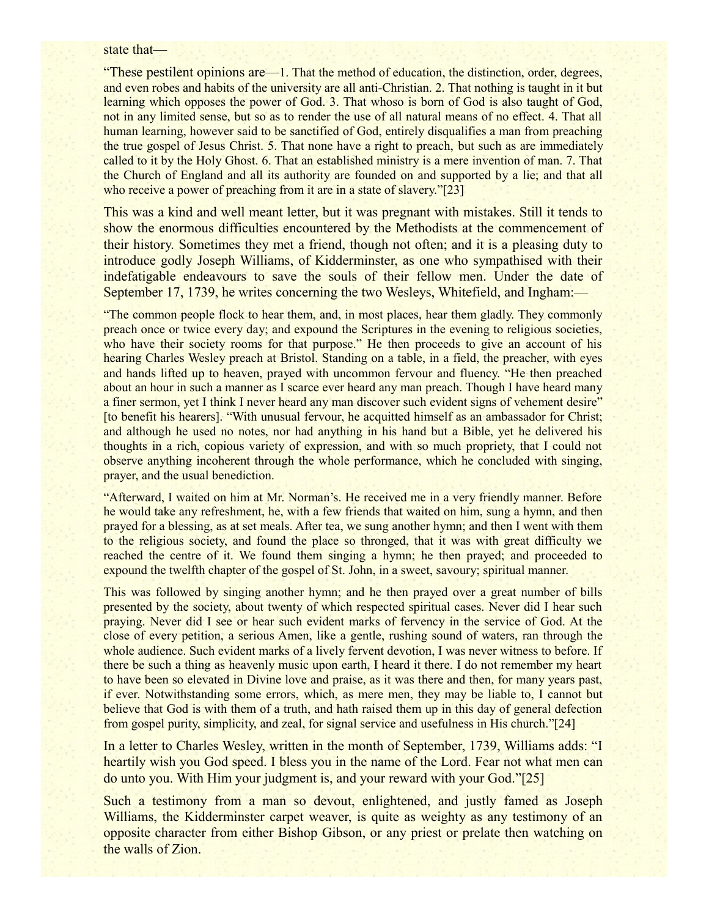state that—

> "These pestilent opinions are—1. That the method of education, the distinction, order, degrees, and even robes and habits of the university are all anti-Christian. 2. That nothing is taught in it but learning which opposes the power of God. 3. That whoso is born of God is also taught of God, not in any limited sense, but so as to render the use of all natural means of no effect. 4. That all human learning, however said to be sanctified of God, entirely disqualifies a man from preaching the true gospel of Jesus Christ. 5. That none have a right to preach, but such as are immediately called to it by the Holy Ghost. 6. That an established ministry is a mere invention of man. 7. That the Church of England and all its authority are founded on and supported by a lie; and that all who receive a power of preaching from it are in a state of slavery."[23]

This was a kind and well meant letter, but it was pregnant with mistakes. Still it tends to show the enormous difficulties encountered by the Methodists at the commencement of their history. Sometimes they met a friend, though not often; and it is a pleasing duty to introduce godly Joseph Williams, of Kidderminster, as one who sympathised with their indefatigable endeavours to save the souls of their fellow men. Under the date of September 17, 1739, he writes concerning the two Wesleys, Whitefield, and Ingham:—

> "The common people flock to hear them, and, in most places, hear them gladly. They commonly preach once or twice every day; and expound the Scriptures in the evening to religious societies, who have their society rooms for that purpose." He then proceeds to give an account of his hearing Charles Wesley preach at Bristol. Standing on a table, in a field, the preacher, with eyes and hands lifted up to heaven, prayed with uncommon fervour and fluency. "He then preached about an hour in such a manner as I scarce ever heard any man preach. Though I have heard many a finer sermon, yet I think I never heard any man discover such evident signs of vehement desire" [to benefit his hearers]. "With unusual fervour, he acquitted himself as an ambassador for Christ; and although he used no notes, nor had anything in his hand but a Bible, yet he delivered his thoughts in a rich, copious variety of expression, and with so much propriety, that I could not observe anything incoherent through the whole performance, which he concluded with singing, prayer, and the usual benediction.
>
> "Afterward, I waited on him at Mr. Norman's. He received me in a very friendly manner. Before he would take any refreshment, he, with a few friends that waited on him, sung a hymn, and then prayed for a blessing, as at set meals. After tea, we sung another hymn; and then I went with them to the religious society, and found the place so thronged, that it was with great difficulty we reached the centre of it. We found them singing a hymn; he then prayed; and proceeded to expound the twelfth chapter of the gospel of St. John, in a sweet, savoury; spiritual manner.
>
> This was followed by singing another hymn; and he then prayed over a great number of bills presented by the society, about twenty of which respected spiritual cases. Never did I hear such praying. Never did I see or hear such evident marks of fervency in the service of God. At the close of every petition, a serious Amen, like a gentle, rushing sound of waters, ran through the whole audience. Such evident marks of a lively fervent devotion, I was never witness to before. If there be such a thing as heavenly music upon earth, I heard it there. I do not remember my heart to have been so elevated in Divine love and praise, as it was there and then, for many years past, if ever. Notwithstanding some errors, which, as mere men, they may be liable to, I cannot but believe that God is with them of a truth, and hath raised them up in this day of general defection from gospel purity, simplicity, and zeal, for signal service and usefulness in His church."[24]

In a letter to Charles Wesley, written in the month of September, 1739, Williams adds: "I heartily wish you God speed. I bless you in the name of the Lord. Fear not what men can do unto you. With Him your judgment is, and your reward with your God."[25]

Such a testimony from a man so devout, enlightened, and justly famed as Joseph Williams, the Kidderminster carpet weaver, is quite as weighty as any testimony of an opposite character from either Bishop Gibson, or any priest or prelate then watching on the walls of Zion.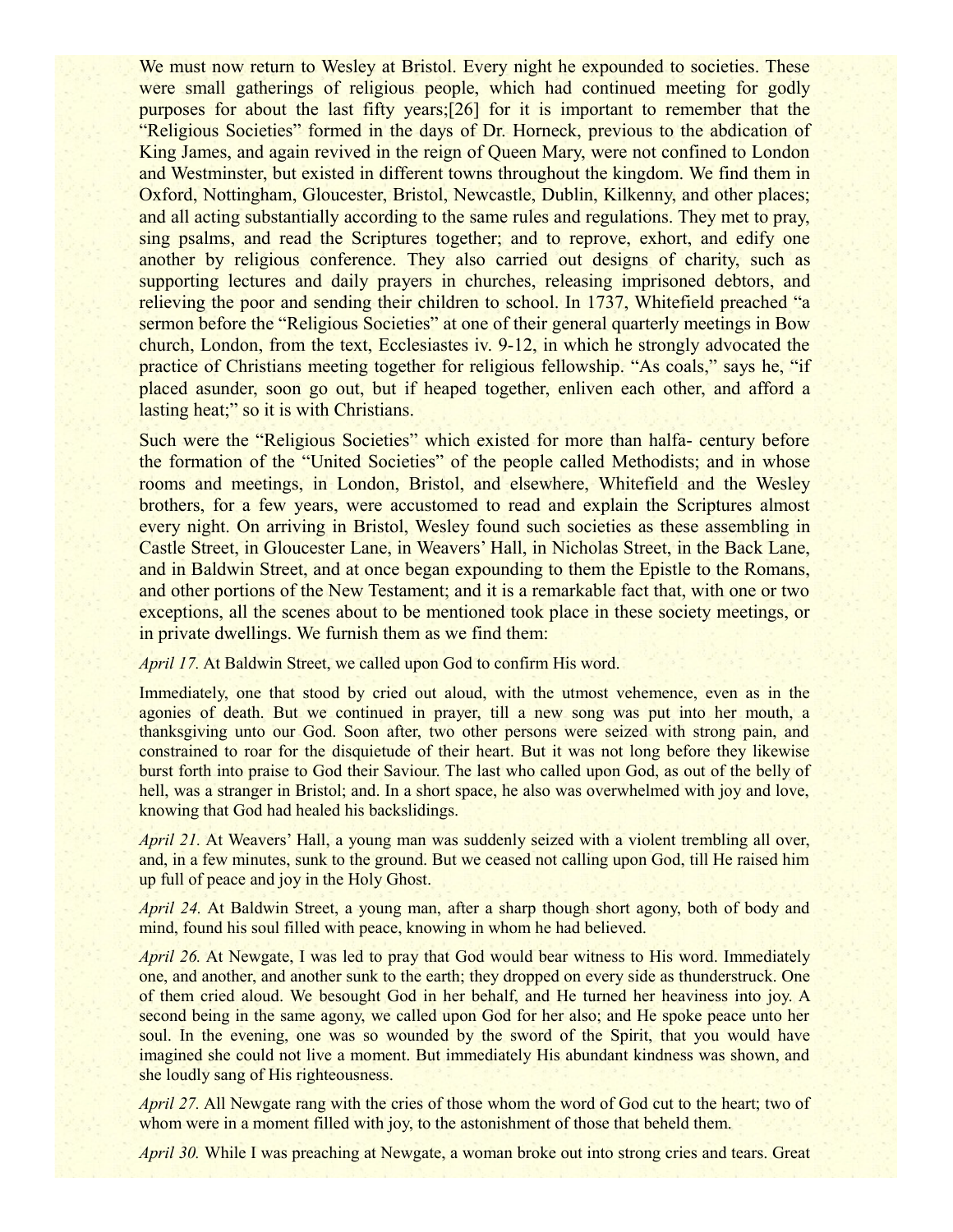We must now return to Wesley at Bristol. Every night he expounded to societies. These were small gatherings of religious people, which had continued meeting for godly purposes for about the last fifty years;[26] for it is important to remember that the "Religious Societies" formed in the days of Dr. Horneck, previous to the abdication of King James, and again revived in the reign of Queen Mary, were not confined to London and Westminster, but existed in different towns throughout the kingdom. We find them in Oxford, Nottingham, Gloucester, Bristol, Newcastle, Dublin, Kilkenny, and other places; and all acting substantially according to the same rules and regulations. They met to pray, sing psalms, and read the Scriptures together; and to reprove, exhort, and edify one another by religious conference. They also carried out designs of charity, such as supporting lectures and daily prayers in churches, releasing imprisoned debtors, and relieving the poor and sending their children to school. In 1737, Whitefield preached "a sermon before the "Religious Societies" at one of their general quarterly meetings in Bow church, London, from the text, Ecclesiastes iv. 9-12, in which he strongly advocated the practice of Christians meeting together for religious fellowship. "As coals," says he, "if placed asunder, soon go out, but if heaped together, enliven each other, and afford a lasting heat;" so it is with Christians.

Such were the "Religious Societies" which existed for more than halfa- century before the formation of the "United Societies" of the people called Methodists; and in whose rooms and meetings, in London, Bristol, and elsewhere, Whitefield and the Wesley brothers, for a few years, were accustomed to read and explain the Scriptures almost every night. On arriving in Bristol, Wesley found such societies as these assembling in Castle Street, in Gloucester Lane, in Weavers' Hall, in Nicholas Street, in the Back Lane, and in Baldwin Street, and at once began expounding to them the Epistle to the Romans, and other portions of the New Testament; and it is a remarkable fact that, with one or two exceptions, all the scenes about to be mentioned took place in these society meetings, or in private dwellings. We furnish them as we find them:

*April 17.* At Baldwin Street, we called upon God to confirm His word.

Immediately, one that stood by cried out aloud, with the utmost vehemence, even as in the agonies of death. But we continued in prayer, till a new song was put into her mouth, a thanksgiving unto our God. Soon after, two other persons were seized with strong pain, and constrained to roar for the disquietude of their heart. But it was not long before they likewise burst forth into praise to God their Saviour. The last who called upon God, as out of the belly of hell, was a stranger in Bristol; and. In a short space, he also was overwhelmed with joy and love, knowing that God had healed his backslidings.

*April 21.* At Weavers' Hall, a young man was suddenly seized with a violent trembling all over, and, in a few minutes, sunk to the ground. But we ceased not calling upon God, till He raised him up full of peace and joy in the Holy Ghost.

*April 24.* At Baldwin Street, a young man, after a sharp though short agony, both of body and mind, found his soul filled with peace, knowing in whom he had believed.

*April 26.* At Newgate, I was led to pray that God would bear witness to His word. Immediately one, and another, and another sunk to the earth; they dropped on every side as thunderstruck. One of them cried aloud. We besought God in her behalf, and He turned her heaviness into joy. A second being in the same agony, we called upon God for her also; and He spoke peace unto her soul. In the evening, one was so wounded by the sword of the Spirit, that you would have imagined she could not live a moment. But immediately His abundant kindness was shown, and she loudly sang of His righteousness.

*April 27.* All Newgate rang with the cries of those whom the word of God cut to the heart; two of whom were in a moment filled with joy, to the astonishment of those that beheld them.

*April 30.* While I was preaching at Newgate, a woman broke out into strong cries and tears. Great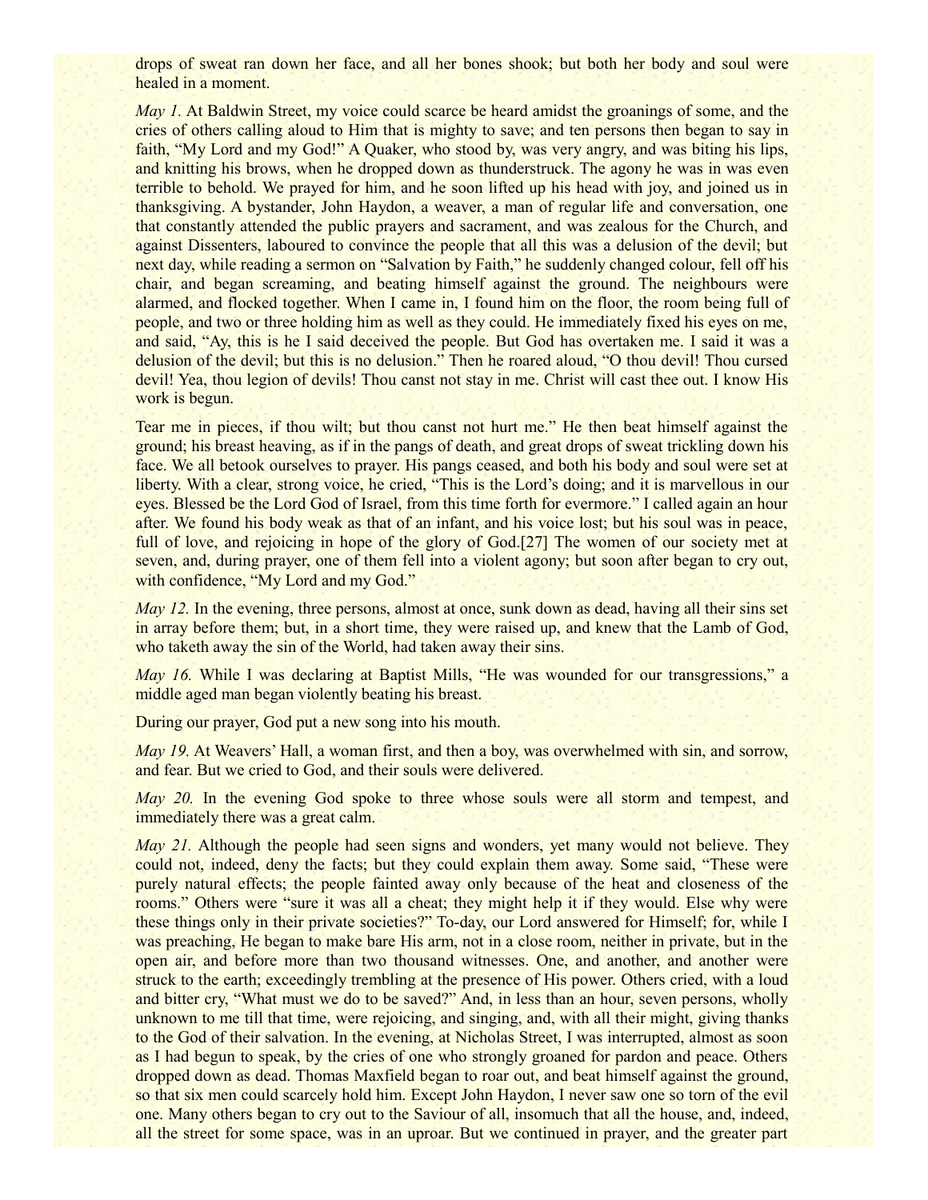drops of sweat ran down her face, and all her bones shook; but both her body and soul were healed in a moment.

*May 1.* At Baldwin Street, my voice could scarce be heard amidst the groanings of some, and the cries of others calling aloud to Him that is mighty to save; and ten persons then began to say in faith, "My Lord and my God!" A Quaker, who stood by, was very angry, and was biting his lips, and knitting his brows, when he dropped down as thunderstruck. The agony he was in was even terrible to behold. We prayed for him, and he soon lifted up his head with joy, and joined us in thanksgiving. A bystander, John Haydon, a weaver, a man of regular life and conversation, one that constantly attended the public prayers and sacrament, and was zealous for the Church, and against Dissenters, laboured to convince the people that all this was a delusion of the devil; but next day, while reading a sermon on "Salvation by Faith," he suddenly changed colour, fell off his chair, and began screaming, and beating himself against the ground. The neighbours were alarmed, and flocked together. When I came in, I found him on the floor, the room being full of people, and two or three holding him as well as they could. He immediately fixed his eyes on me, and said, "Ay, this is he I said deceived the people. But God has overtaken me. I said it was a delusion of the devil; but this is no delusion." Then he roared aloud, "O thou devil! Thou cursed devil! Yea, thou legion of devils! Thou canst not stay in me. Christ will cast thee out. I know His work is begun.

Tear me in pieces, if thou wilt; but thou canst not hurt me." He then beat himself against the ground; his breast heaving, as if in the pangs of death, and great drops of sweat trickling down his face. We all betook ourselves to prayer. His pangs ceased, and both his body and soul were set at liberty. With a clear, strong voice, he cried, "This is the Lord's doing; and it is marvellous in our eyes. Blessed be the Lord God of Israel, from this time forth for evermore." I called again an hour after. We found his body weak as that of an infant, and his voice lost; but his soul was in peace, full of love, and rejoicing in hope of the glory of God.[27] The women of our society met at seven, and, during prayer, one of them fell into a violent agony; but soon after began to cry out, with confidence, "My Lord and my God."

*May 12.* In the evening, three persons, almost at once, sunk down as dead, having all their sins set in array before them; but, in a short time, they were raised up, and knew that the Lamb of God, who taketh away the sin of the World, had taken away their sins.

*May 16.* While I was declaring at Baptist Mills, "He was wounded for our transgressions," a middle aged man began violently beating his breast.

During our prayer, God put a new song into his mouth.

*May 19.* At Weavers' Hall, a woman first, and then a boy, was overwhelmed with sin, and sorrow, and fear. But we cried to God, and their souls were delivered.

*May 20.* In the evening God spoke to three whose souls were all storm and tempest, and immediately there was a great calm.

*May 21.* Although the people had seen signs and wonders, yet many would not believe. They could not, indeed, deny the facts; but they could explain them away. Some said, "These were purely natural effects; the people fainted away only because of the heat and closeness of the rooms." Others were "sure it was all a cheat; they might help it if they would. Else why were these things only in their private societies?" To-day, our Lord answered for Himself; for, while I was preaching, He began to make bare His arm, not in a close room, neither in private, but in the open air, and before more than two thousand witnesses. One, and another, and another were struck to the earth; exceedingly trembling at the presence of His power. Others cried, with a loud and bitter cry, "What must we do to be saved?" And, in less than an hour, seven persons, wholly unknown to me till that time, were rejoicing, and singing, and, with all their might, giving thanks to the God of their salvation. In the evening, at Nicholas Street, I was interrupted, almost as soon as I had begun to speak, by the cries of one who strongly groaned for pardon and peace. Others dropped down as dead. Thomas Maxfield began to roar out, and beat himself against the ground, so that six men could scarcely hold him. Except John Haydon, I never saw one so torn of the evil one. Many others began to cry out to the Saviour of all, insomuch that all the house, and, indeed, all the street for some space, was in an uproar. But we continued in prayer, and the greater part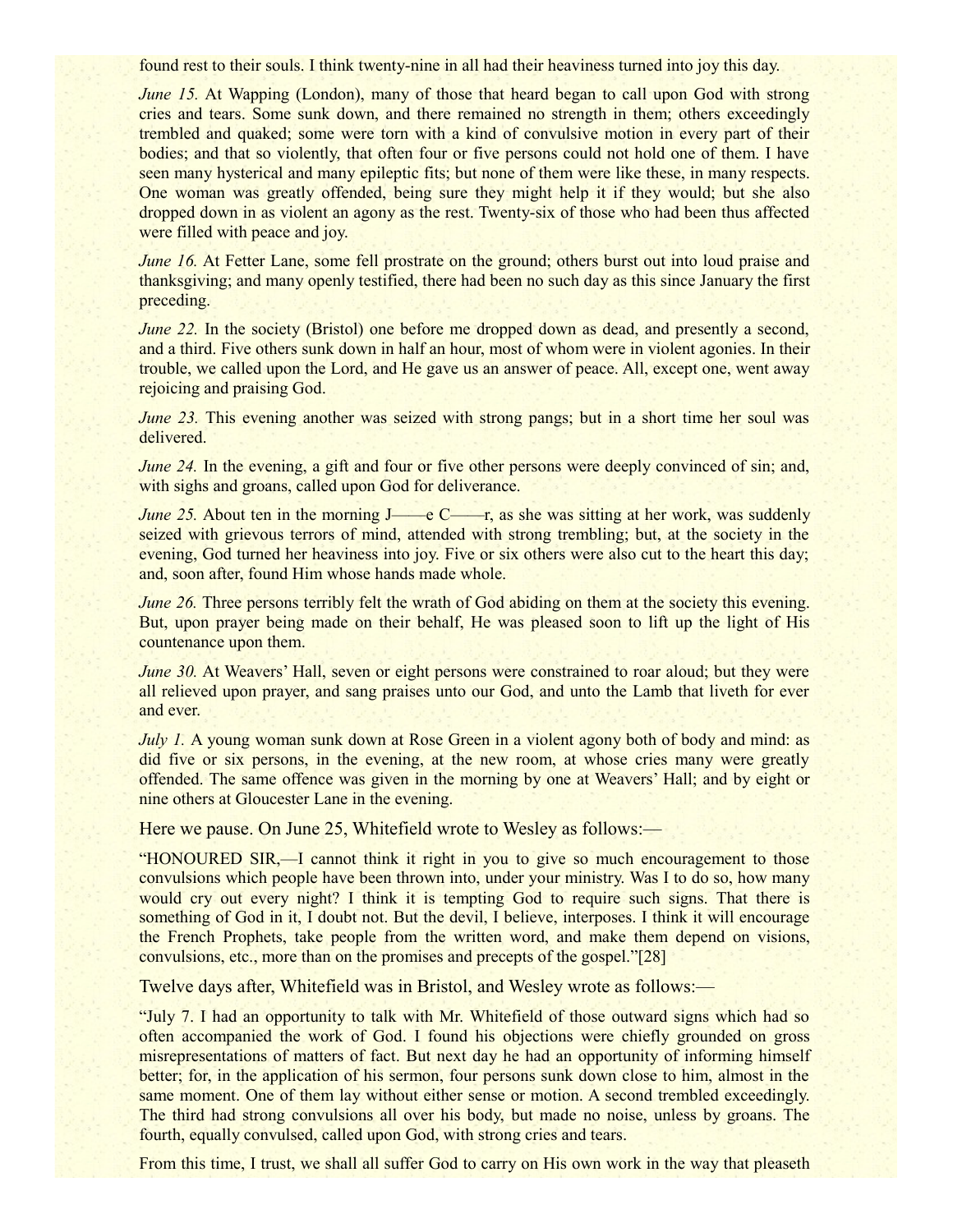found rest to their souls. I think twenty-nine in all had their heaviness turned into joy this day.

*June 15.* At Wapping (London), many of those that heard began to call upon God with strong cries and tears. Some sunk down, and there remained no strength in them; others exceedingly trembled and quaked; some were torn with a kind of convulsive motion in every part of their bodies; and that so violently, that often four or five persons could not hold one of them. I have seen many hysterical and many epileptic fits; but none of them were like these, in many respects. One woman was greatly offended, being sure they might help it if they would; but she also dropped down in as violent an agony as the rest. Twenty-six of those who had been thus affected were filled with peace and joy.

*June 16.* At Fetter Lane, some fell prostrate on the ground; others burst out into loud praise and thanksgiving; and many openly testified, there had been no such day as this since January the first preceding.

*June 22.* In the society (Bristol) one before me dropped down as dead, and presently a second, and a third. Five others sunk down in half an hour, most of whom were in violent agonies. In their trouble, we called upon the Lord, and He gave us an answer of peace. All, except one, went away rejoicing and praising God.

*June 23.* This evening another was seized with strong pangs; but in a short time her soul was delivered.

*June 24.* In the evening, a gift and four or five other persons were deeply convinced of sin; and, with sighs and groans, called upon God for deliverance.

*June 25.* About ten in the morning J——e C——r, as she was sitting at her work, was suddenly seized with grievous terrors of mind, attended with strong trembling; but, at the society in the evening, God turned her heaviness into joy. Five or six others were also cut to the heart this day; and, soon after, found Him whose hands made whole.

*June 26.* Three persons terribly felt the wrath of God abiding on them at the society this evening. But, upon prayer being made on their behalf, He was pleased soon to lift up the light of His countenance upon them.

*June 30.* At Weavers' Hall, seven or eight persons were constrained to roar aloud; but they were all relieved upon prayer, and sang praises unto our God, and unto the Lamb that liveth for ever and ever.

*July 1.* A young woman sunk down at Rose Green in a violent agony both of body and mind: as did five or six persons, in the evening, at the new room, at whose cries many were greatly offended. The same offence was given in the morning by one at Weavers' Hall; and by eight or nine others at Gloucester Lane in the evening.

Here we pause. On June 25, Whitefield wrote to Wesley as follows:—

"HONOURED SIR,—I cannot think it right in you to give so much encouragement to those convulsions which people have been thrown into, under your ministry. Was I to do so, how many would cry out every night? I think it is tempting God to require such signs. That there is something of God in it, I doubt not. But the devil, I believe, interposes. I think it will encourage the French Prophets, take people from the written word, and make them depend on visions, convulsions, etc., more than on the promises and precepts of the gospel."[28]

Twelve days after, Whitefield was in Bristol, and Wesley wrote as follows:—

"July 7. I had an opportunity to talk with Mr. Whitefield of those outward signs which had so often accompanied the work of God. I found his objections were chiefly grounded on gross misrepresentations of matters of fact. But next day he had an opportunity of informing himself better; for, in the application of his sermon, four persons sunk down close to him, almost in the same moment. One of them lay without either sense or motion. A second trembled exceedingly. The third had strong convulsions all over his body, but made no noise, unless by groans. The fourth, equally convulsed, called upon God, with strong cries and tears.

From this time, I trust, we shall all suffer God to carry on His own work in the way that pleaseth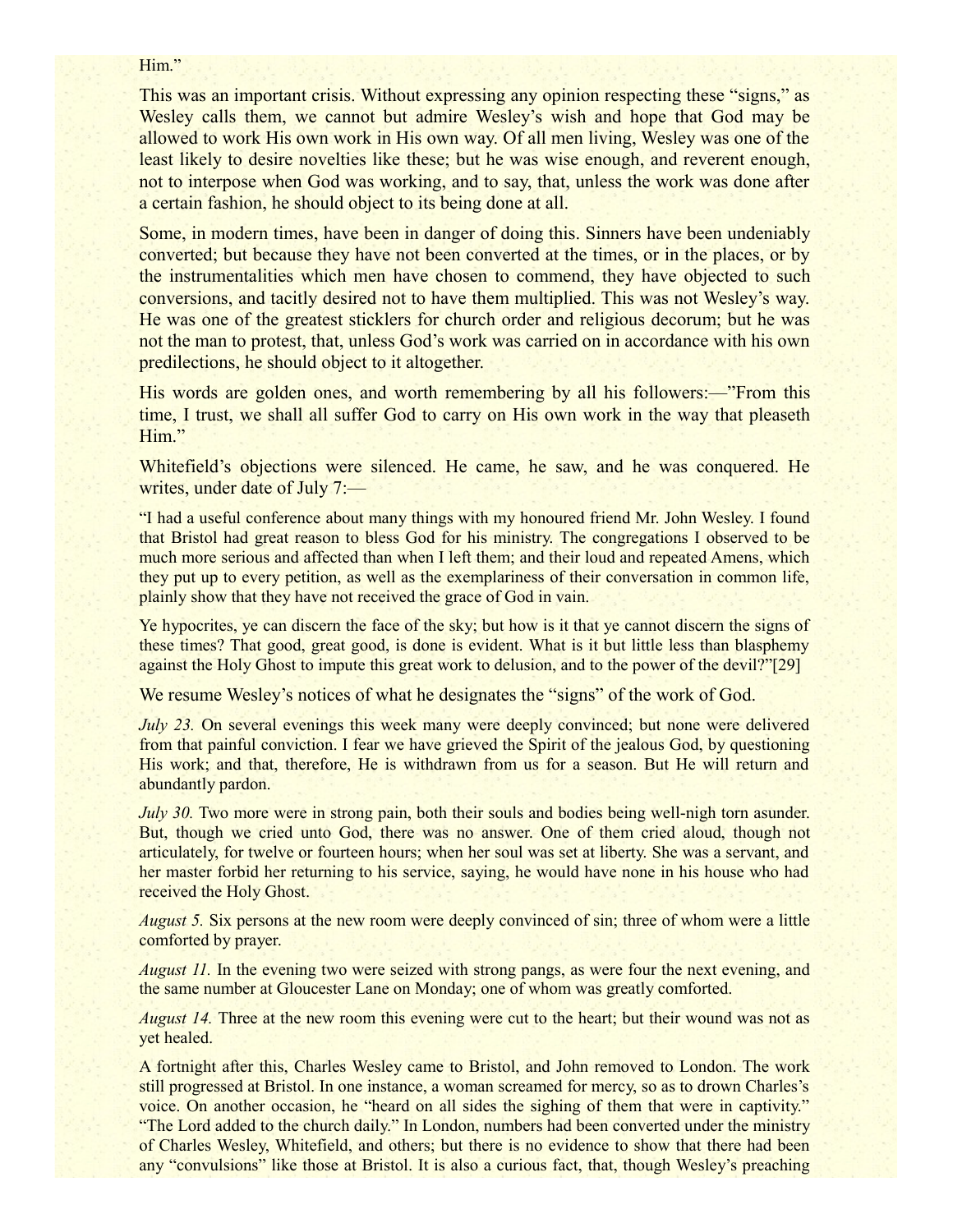Him."

This was an important crisis. Without expressing any opinion respecting these "signs," as Wesley calls them, we cannot but admire Wesley's wish and hope that God may be allowed to work His own work in His own way. Of all men living, Wesley was one of the least likely to desire novelties like these; but he was wise enough, and reverent enough, not to interpose when God was working, and to say, that, unless the work was done after a certain fashion, he should object to its being done at all.

Some, in modern times, have been in danger of doing this. Sinners have been undeniably converted; but because they have not been converted at the times, or in the places, or by the instrumentalities which men have chosen to commend, they have objected to such conversions, and tacitly desired not to have them multiplied. This was not Wesley's way. He was one of the greatest sticklers for church order and religious decorum; but he was not the man to protest, that, unless God's work was carried on in accordance with his own predilections, he should object to it altogether.

His words are golden ones, and worth remembering by all his followers:—"From this time, I trust, we shall all suffer God to carry on His own work in the way that pleaseth Him."

Whitefield's objections were silenced. He came, he saw, and he was conquered. He writes, under date of July 7:—

"I had a useful conference about many things with my honoured friend Mr. John Wesley. I found that Bristol had great reason to bless God for his ministry. The congregations I observed to be much more serious and affected than when I left them; and their loud and repeated Amens, which they put up to every petition, as well as the exemplariness of their conversation in common life, plainly show that they have not received the grace of God in vain.

Ye hypocrites, ye can discern the face of the sky; but how is it that ye cannot discern the signs of these times? That good, great good, is done is evident. What is it but little less than blasphemy against the Holy Ghost to impute this great work to delusion, and to the power of the devil?"[29]

We resume Wesley's notices of what he designates the "signs" of the work of God.

*July 23.* On several evenings this week many were deeply convinced; but none were delivered from that painful conviction. I fear we have grieved the Spirit of the jealous God, by questioning His work; and that, therefore, He is withdrawn from us for a season. But He will return and abundantly pardon.

*July 30.* Two more were in strong pain, both their souls and bodies being well-nigh torn asunder. But, though we cried unto God, there was no answer. One of them cried aloud, though not articulately, for twelve or fourteen hours; when her soul was set at liberty. She was a servant, and her master forbid her returning to his service, saying, he would have none in his house who had received the Holy Ghost.

*August 5.* Six persons at the new room were deeply convinced of sin; three of whom were a little comforted by prayer.

*August 11.* In the evening two were seized with strong pangs, as were four the next evening, and the same number at Gloucester Lane on Monday; one of whom was greatly comforted.

*August 14.* Three at the new room this evening were cut to the heart; but their wound was not as yet healed.

A fortnight after this, Charles Wesley came to Bristol, and John removed to London. The work still progressed at Bristol. In one instance, a woman screamed for mercy, so as to drown Charles's voice. On another occasion, he "heard on all sides the sighing of them that were in captivity." "The Lord added to the church daily." In London, numbers had been converted under the ministry of Charles Wesley, Whitefield, and others; but there is no evidence to show that there had been any "convulsions" like those at Bristol. It is also a curious fact, that, though Wesley's preaching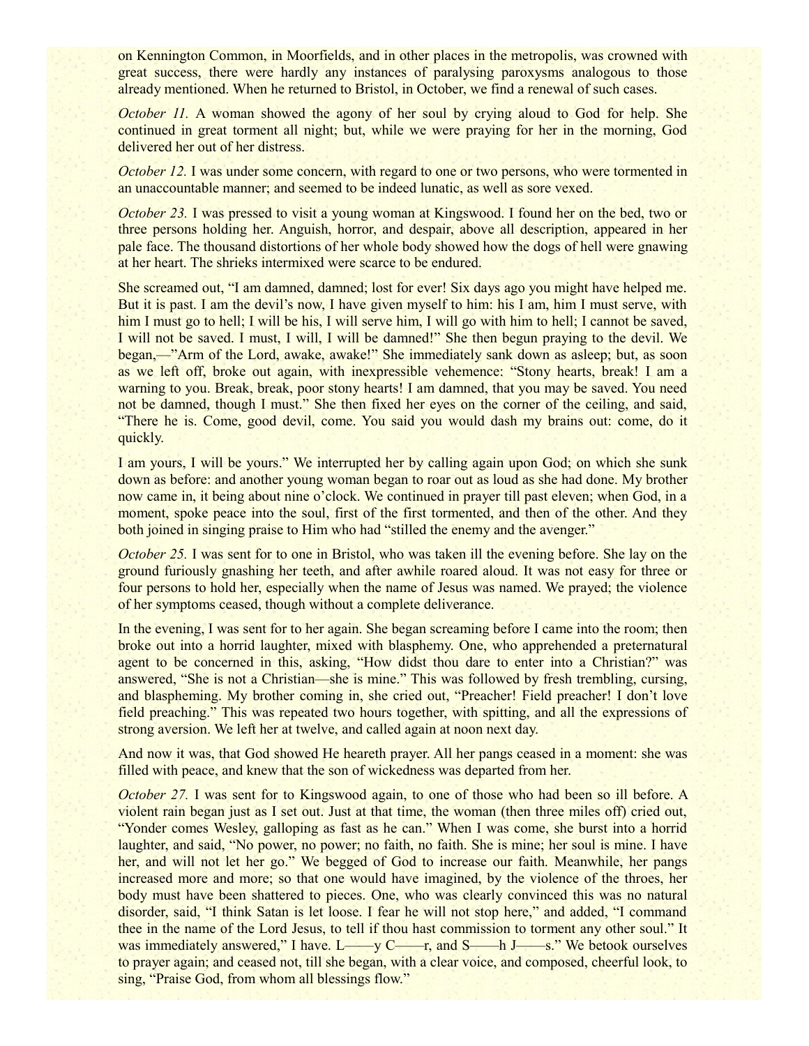on Kennington Common, in Moorfields, and in other places in the metropolis, was crowned with great success, there were hardly any instances of paralysing paroxysms analogous to those already mentioned. When he returned to Bristol, in October, we find a renewal of such cases.

*October 11.* A woman showed the agony of her soul by crying aloud to God for help. She continued in great torment all night; but, while we were praying for her in the morning, God delivered her out of her distress.

*October 12.* I was under some concern, with regard to one or two persons, who were tormented in an unaccountable manner; and seemed to be indeed lunatic, as well as sore vexed.

*October 23.* I was pressed to visit a young woman at Kingswood. I found her on the bed, two or three persons holding her. Anguish, horror, and despair, above all description, appeared in her pale face. The thousand distortions of her whole body showed how the dogs of hell were gnawing at her heart. The shrieks intermixed were scarce to be endured.

She screamed out, "I am damned, damned; lost for ever! Six days ago you might have helped me. But it is past. I am the devil's now, I have given myself to him: his I am, him I must serve, with him I must go to hell; I will be his, I will serve him, I will go with him to hell; I cannot be saved, I will not be saved. I must, I will, I will be damned!" She then begun praying to the devil. We began,—"Arm of the Lord, awake, awake!" She immediately sank down as asleep; but, as soon as we left off, broke out again, with inexpressible vehemence: "Stony hearts, break! I am a warning to you. Break, break, poor stony hearts! I am damned, that you may be saved. You need not be damned, though I must." She then fixed her eyes on the corner of the ceiling, and said, "There he is. Come, good devil, come. You said you would dash my brains out: come, do it quickly.

I am yours, I will be yours." We interrupted her by calling again upon God; on which she sunk down as before: and another young woman began to roar out as loud as she had done. My brother now came in, it being about nine o'clock. We continued in prayer till past eleven; when God, in a moment, spoke peace into the soul, first of the first tormented, and then of the other. And they both joined in singing praise to Him who had "stilled the enemy and the avenger."

*October 25.* I was sent for to one in Bristol, who was taken ill the evening before. She lay on the ground furiously gnashing her teeth, and after awhile roared aloud. It was not easy for three or four persons to hold her, especially when the name of Jesus was named. We prayed; the violence of her symptoms ceased, though without a complete deliverance.

In the evening, I was sent for to her again. She began screaming before I came into the room; then broke out into a horrid laughter, mixed with blasphemy. One, who apprehended a preternatural agent to be concerned in this, asking, "How didst thou dare to enter into a Christian?" was answered, "She is not a Christian—she is mine." This was followed by fresh trembling, cursing, and blaspheming. My brother coming in, she cried out, "Preacher! Field preacher! I don't love field preaching." This was repeated two hours together, with spitting, and all the expressions of strong aversion. We left her at twelve, and called again at noon next day.

And now it was, that God showed He heareth prayer. All her pangs ceased in a moment: she was filled with peace, and knew that the son of wickedness was departed from her.

*October 27.* I was sent for to Kingswood again, to one of those who had been so ill before. A violent rain began just as I set out. Just at that time, the woman (then three miles off) cried out, "Yonder comes Wesley, galloping as fast as he can." When I was come, she burst into a horrid laughter, and said, "No power, no power; no faith, no faith. She is mine; her soul is mine. I have her, and will not let her go." We begged of God to increase our faith. Meanwhile, her pangs increased more and more; so that one would have imagined, by the violence of the throes, her body must have been shattered to pieces. One, who was clearly convinced this was no natural disorder, said, "I think Satan is let loose. I fear he will not stop here," and added, "I command thee in the name of the Lord Jesus, to tell if thou hast commission to torment any other soul." It was immediately answered," I have. L——y C——r, and S——h J——s." We betook ourselves to prayer again; and ceased not, till she began, with a clear voice, and composed, cheerful look, to sing, "Praise God, from whom all blessings flow."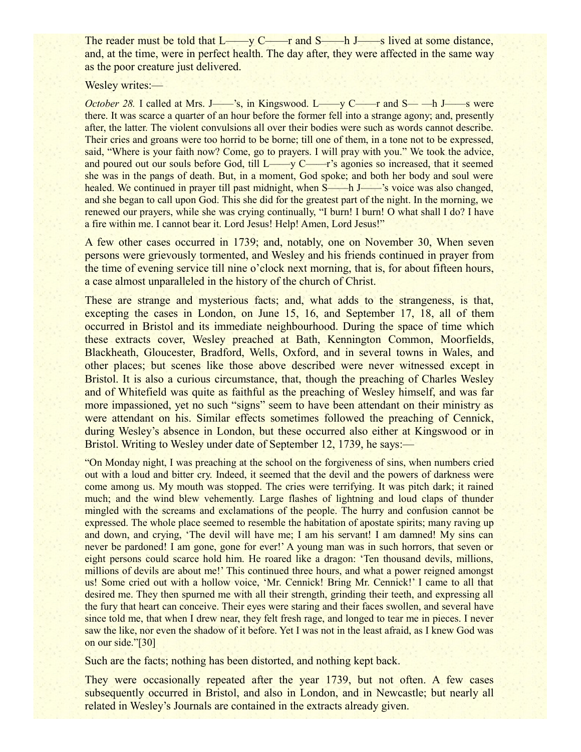The reader must be told that L——y C——r and S——h J——s lived at some distance, and, at the time, were in perfect health. The day after, they were affected in the same way as the poor creature just delivered.

Wesley writes:—

*October 28.* I called at Mrs. J——'s, in Kingswood. L——y C——r and S— —h J——s were there. It was scarce a quarter of an hour before the former fell into a strange agony; and, presently after, the latter. The violent convulsions all over their bodies were such as words cannot describe. Their cries and groans were too horrid to be borne; till one of them, in a tone not to be expressed, said, "Where is your faith now? Come, go to prayers. I will pray with you." We took the advice, and poured out our souls before God, till L——y C——r's agonies so increased, that it seemed she was in the pangs of death. But, in a moment, God spoke; and both her body and soul were healed. We continued in prayer till past midnight, when S——h J——'s voice was also changed, and she began to call upon God. This she did for the greatest part of the night. In the morning, we renewed our prayers, while she was crying continually, "I burn! I burn! O what shall I do? I have a fire within me. I cannot bear it. Lord Jesus! Help! Amen, Lord Jesus!"

A few other cases occurred in 1739; and, notably, one on November 30, When seven persons were grievously tormented, and Wesley and his friends continued in prayer from the time of evening service till nine o'clock next morning, that is, for about fifteen hours, a case almost unparalleled in the history of the church of Christ.

These are strange and mysterious facts; and, what adds to the strangeness, is that, excepting the cases in London, on June 15, 16, and September 17, 18, all of them occurred in Bristol and its immediate neighbourhood. During the space of time which these extracts cover, Wesley preached at Bath, Kennington Common, Moorfields, Blackheath, Gloucester, Bradford, Wells, Oxford, and in several towns in Wales, and other places; but scenes like those above described were never witnessed except in Bristol. It is also a curious circumstance, that, though the preaching of Charles Wesley and of Whitefield was quite as faithful as the preaching of Wesley himself, and was far more impassioned, yet no such "signs" seem to have been attendant on their ministry as were attendant on his. Similar effects sometimes followed the preaching of Cennick, during Wesley's absence in London, but these occurred also either at Kingswood or in Bristol. Writing to Wesley under date of September 12, 1739, he says:—

"On Monday night, I was preaching at the school on the forgiveness of sins, when numbers cried out with a loud and bitter cry. Indeed, it seemed that the devil and the powers of darkness were come among us. My mouth was stopped. The cries were terrifying. It was pitch dark; it rained much; and the wind blew vehemently. Large flashes of lightning and loud claps of thunder mingled with the screams and exclamations of the people. The hurry and confusion cannot be expressed. The whole place seemed to resemble the habitation of apostate spirits; many raving up and down, and crying, 'The devil will have me; I am his servant! I am damned! My sins can never be pardoned! I am gone, gone for ever!' A young man was in such horrors, that seven or eight persons could scarce hold him. He roared like a dragon: 'Ten thousand devils, millions, millions of devils are about me!' This continued three hours, and what a power reigned amongst us! Some cried out with a hollow voice, 'Mr. Cennick! Bring Mr. Cennick!' I came to all that desired me. They then spurned me with all their strength, grinding their teeth, and expressing all the fury that heart can conceive. Their eyes were staring and their faces swollen, and several have since told me, that when I drew near, they felt fresh rage, and longed to tear me in pieces. I never saw the like, nor even the shadow of it before. Yet I was not in the least afraid, as I knew God was on our side."[30]

Such are the facts; nothing has been distorted, and nothing kept back.

They were occasionally repeated after the year 1739, but not often. A few cases subsequently occurred in Bristol, and also in London, and in Newcastle; but nearly all related in Wesley's Journals are contained in the extracts already given.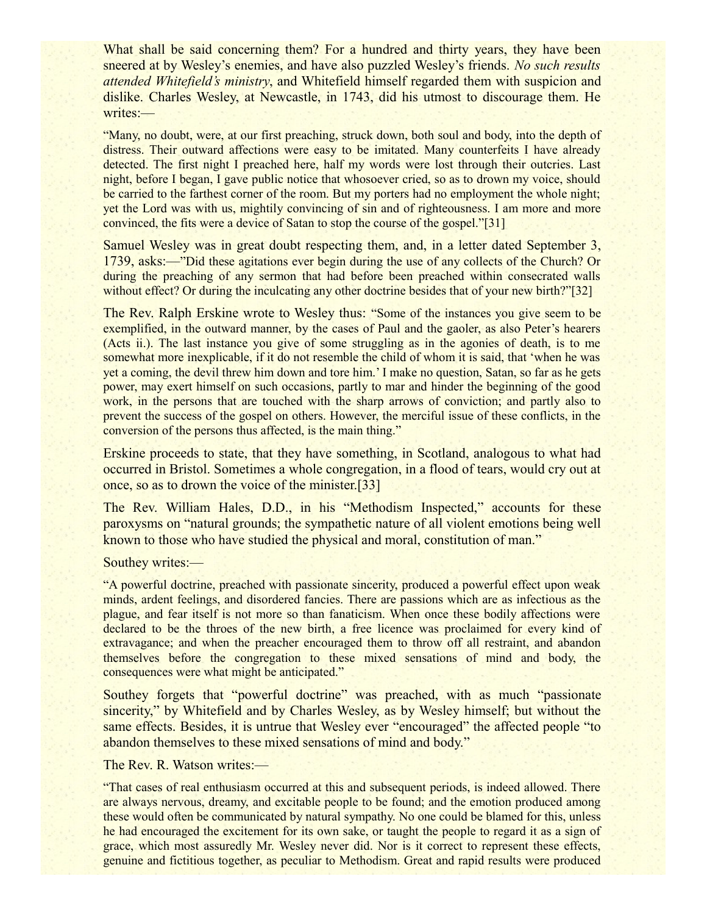What shall be said concerning them? For a hundred and thirty years, they have been sneered at by Wesley's enemies, and have also puzzled Wesley's friends. *No such results attended Whitefield's ministry*, and Whitefield himself regarded them with suspicion and dislike. Charles Wesley, at Newcastle, in 1743, did his utmost to discourage them. He writes:—

> "Many, no doubt, were, at our first preaching, struck down, both soul and body, into the depth of distress. Their outward affections were easy to be imitated. Many counterfeits I have already detected. The first night I preached here, half my words were lost through their outcries. Last night, before I began, I gave public notice that whosoever cried, so as to drown my voice, should be carried to the farthest corner of the room. But my porters had no employment the whole night; yet the Lord was with us, mightily convincing of sin and of righteousness. I am more and more convinced, the fits were a device of Satan to stop the course of the gospel."[31]

Samuel Wesley was in great doubt respecting them, and, in a letter dated September 3, 1739, asks:—"Did these agitations ever begin during the use of any collects of the Church? Or during the preaching of any sermon that had before been preached within consecrated walls without effect? Or during the inculcating any other doctrine besides that of your new birth?"[32]

The Rev. Ralph Erskine wrote to Wesley thus: "Some of the instances you give seem to be exemplified, in the outward manner, by the cases of Paul and the gaoler, as also Peter's hearers (Acts ii.). The last instance you give of some struggling as in the agonies of death, is to me somewhat more inexplicable, if it do not resemble the child of whom it is said, that 'when he was yet a coming, the devil threw him down and tore him.' I make no question, Satan, so far as he gets power, may exert himself on such occasions, partly to mar and hinder the beginning of the good work, in the persons that are touched with the sharp arrows of conviction; and partly also to prevent the success of the gospel on others. However, the merciful issue of these conflicts, in the conversion of the persons thus affected, is the main thing."

Erskine proceeds to state, that they have something, in Scotland, analogous to what had occurred in Bristol. Sometimes a whole congregation, in a flood of tears, would cry out at once, so as to drown the voice of the minister.[33]

The Rev. William Hales, D.D., in his "Methodism Inspected," accounts for these paroxysms on "natural grounds; the sympathetic nature of all violent emotions being well known to those who have studied the physical and moral, constitution of man."

Southey writes:—

> "A powerful doctrine, preached with passionate sincerity, produced a powerful effect upon weak minds, ardent feelings, and disordered fancies. There are passions which are as infectious as the plague, and fear itself is not more so than fanaticism. When once these bodily affections were declared to be the throes of the new birth, a free licence was proclaimed for every kind of extravagance; and when the preacher encouraged them to throw off all restraint, and abandon themselves before the congregation to these mixed sensations of mind and body, the consequences were what might be anticipated."

Southey forgets that "powerful doctrine" was preached, with as much "passionate sincerity," by Whitefield and by Charles Wesley, as by Wesley himself; but without the same effects. Besides, it is untrue that Wesley ever "encouraged" the affected people "to abandon themselves to these mixed sensations of mind and body."

The Rev. R. Watson writes:—

> "That cases of real enthusiasm occurred at this and subsequent periods, is indeed allowed. There are always nervous, dreamy, and excitable people to be found; and the emotion produced among these would often be communicated by natural sympathy. No one could be blamed for this, unless he had encouraged the excitement for its own sake, or taught the people to regard it as a sign of grace, which most assuredly Mr. Wesley never did. Nor is it correct to represent these effects, genuine and fictitious together, as peculiar to Methodism. Great and rapid results were produced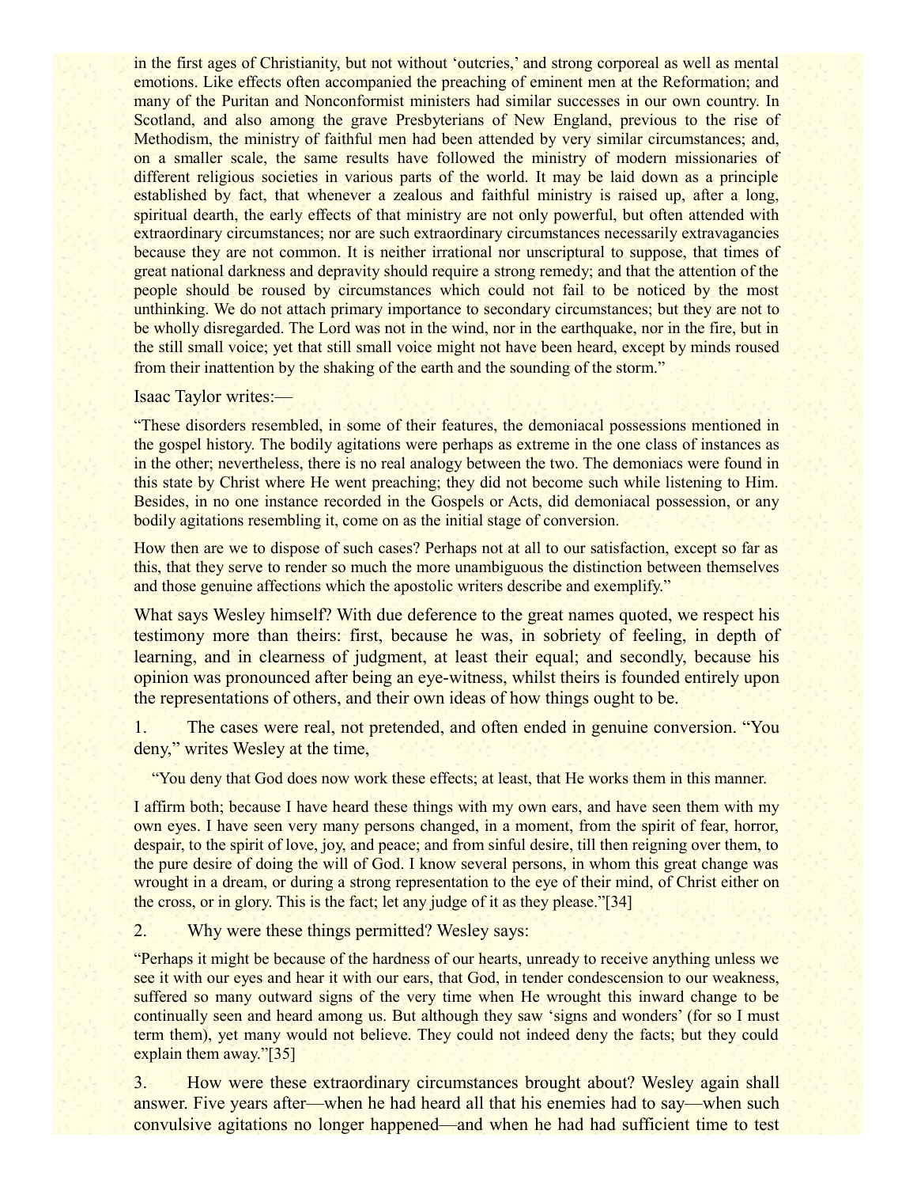in the first ages of Christianity, but not without 'outcries,' and strong corporeal as well as mental emotions. Like effects often accompanied the preaching of eminent men at the Reformation; and many of the Puritan and Nonconformist ministers had similar successes in our own country. In Scotland, and also among the grave Presbyterians of New England, previous to the rise of Methodism, the ministry of faithful men had been attended by very similar circumstances; and, on a smaller scale, the same results have followed the ministry of modern missionaries of different religious societies in various parts of the world. It may be laid down as a principle established by fact, that whenever a zealous and faithful ministry is raised up, after a long, spiritual dearth, the early effects of that ministry are not only powerful, but often attended with extraordinary circumstances; nor are such extraordinary circumstances necessarily extravagancies because they are not common. It is neither irrational nor unscriptural to suppose, that times of great national darkness and depravity should require a strong remedy; and that the attention of the people should be roused by circumstances which could not fail to be noticed by the most unthinking. We do not attach primary importance to secondary circumstances; but they are not to be wholly disregarded. The Lord was not in the wind, nor in the earthquake, nor in the fire, but in the still small voice; yet that still small voice might not have been heard, except by minds roused from their inattention by the shaking of the earth and the sounding of the storm."

Isaac Taylor writes:—

"These disorders resembled, in some of their features, the demoniacal possessions mentioned in the gospel history. The bodily agitations were perhaps as extreme in the one class of instances as in the other; nevertheless, there is no real analogy between the two. The demoniacs were found in this state by Christ where He went preaching; they did not become such while listening to Him. Besides, in no one instance recorded in the Gospels or Acts, did demoniacal possession, or any bodily agitations resembling it, come on as the initial stage of conversion.

How then are we to dispose of such cases? Perhaps not at all to our satisfaction, except so far as this, that they serve to render so much the more unambiguous the distinction between themselves and those genuine affections which the apostolic writers describe and exemplify."

What says Wesley himself? With due deference to the great names quoted, we respect his testimony more than theirs: first, because he was, in sobriety of feeling, in depth of learning, and in clearness of judgment, at least their equal; and secondly, because his opinion was pronounced after being an eye-witness, whilst theirs is founded entirely upon the representations of others, and their own ideas of how things ought to be.

1. The cases were real, not pretended, and often ended in genuine conversion. "You deny," writes Wesley at the time,

"You deny that God does now work these effects; at least, that He works them in this manner.

I affirm both; because I have heard these things with my own ears, and have seen them with my own eyes. I have seen very many persons changed, in a moment, from the spirit of fear, horror, despair, to the spirit of love, joy, and peace; and from sinful desire, till then reigning over them, to the pure desire of doing the will of God. I know several persons, in whom this great change was wrought in a dream, or during a strong representation to the eye of their mind, of Christ either on the cross, or in glory. This is the fact; let any judge of it as they please."[34]

2. Why were these things permitted? Wesley says:

"Perhaps it might be because of the hardness of our hearts, unready to receive anything unless we see it with our eyes and hear it with our ears, that God, in tender condescension to our weakness, suffered so many outward signs of the very time when He wrought this inward change to be continually seen and heard among us. But although they saw 'signs and wonders' (for so I must term them), yet many would not believe. They could not indeed deny the facts; but they could explain them away."[35]

3. How were these extraordinary circumstances brought about? Wesley again shall answer. Five years after—when he had heard all that his enemies had to say—when such convulsive agitations no longer happened—and when he had had sufficient time to test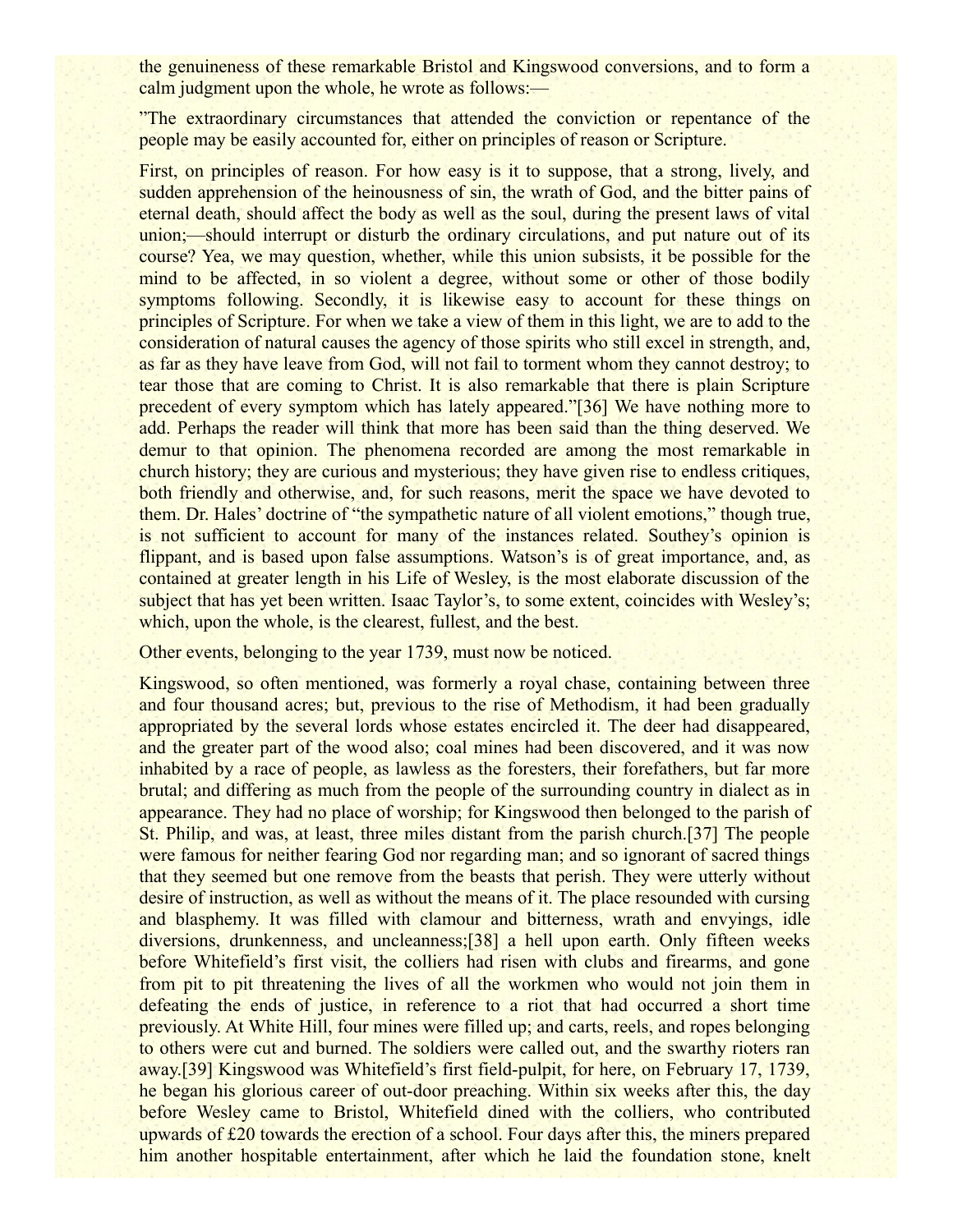the genuineness of these remarkable Bristol and Kingswood conversions, and to form a calm judgment upon the whole, he wrote as follows:—

"The extraordinary circumstances that attended the conviction or repentance of the people may be easily accounted for, either on principles of reason or Scripture.

First, on principles of reason. For how easy is it to suppose, that a strong, lively, and sudden apprehension of the heinousness of sin, the wrath of God, and the bitter pains of eternal death, should affect the body as well as the soul, during the present laws of vital union;—should interrupt or disturb the ordinary circulations, and put nature out of its course? Yea, we may question, whether, while this union subsists, it be possible for the mind to be affected, in so violent a degree, without some or other of those bodily symptoms following. Secondly, it is likewise easy to account for these things on principles of Scripture. For when we take a view of them in this light, we are to add to the consideration of natural causes the agency of those spirits who still excel in strength, and, as far as they have leave from God, will not fail to torment whom they cannot destroy; to tear those that are coming to Christ. It is also remarkable that there is plain Scripture precedent of every symptom which has lately appeared."[36] We have nothing more to add. Perhaps the reader will think that more has been said than the thing deserved. We demur to that opinion. The phenomena recorded are among the most remarkable in church history; they are curious and mysterious; they have given rise to endless critiques, both friendly and otherwise, and, for such reasons, merit the space we have devoted to them. Dr. Hales' doctrine of "the sympathetic nature of all violent emotions," though true, is not sufficient to account for many of the instances related. Southey's opinion is flippant, and is based upon false assumptions. Watson's is of great importance, and, as contained at greater length in his Life of Wesley, is the most elaborate discussion of the subject that has yet been written. Isaac Taylor's, to some extent, coincides with Wesley's; which, upon the whole, is the clearest, fullest, and the best.

Other events, belonging to the year 1739, must now be noticed.

Kingswood, so often mentioned, was formerly a royal chase, containing between three and four thousand acres; but, previous to the rise of Methodism, it had been gradually appropriated by the several lords whose estates encircled it. The deer had disappeared, and the greater part of the wood also; coal mines had been discovered, and it was now inhabited by a race of people, as lawless as the foresters, their forefathers, but far more brutal; and differing as much from the people of the surrounding country in dialect as in appearance. They had no place of worship; for Kingswood then belonged to the parish of St. Philip, and was, at least, three miles distant from the parish church.[37] The people were famous for neither fearing God nor regarding man; and so ignorant of sacred things that they seemed but one remove from the beasts that perish. They were utterly without desire of instruction, as well as without the means of it. The place resounded with cursing and blasphemy. It was filled with clamour and bitterness, wrath and envyings, idle diversions, drunkenness, and uncleanness;[38] a hell upon earth. Only fifteen weeks before Whitefield's first visit, the colliers had risen with clubs and firearms, and gone from pit to pit threatening the lives of all the workmen who would not join them in defeating the ends of justice, in reference to a riot that had occurred a short time previously. At White Hill, four mines were filled up; and carts, reels, and ropes belonging to others were cut and burned. The soldiers were called out, and the swarthy rioters ran away.[39] Kingswood was Whitefield's first field-pulpit, for here, on February 17, 1739, he began his glorious career of out-door preaching. Within six weeks after this, the day before Wesley came to Bristol, Whitefield dined with the colliers, who contributed upwards of £20 towards the erection of a school. Four days after this, the miners prepared him another hospitable entertainment, after which he laid the foundation stone, knelt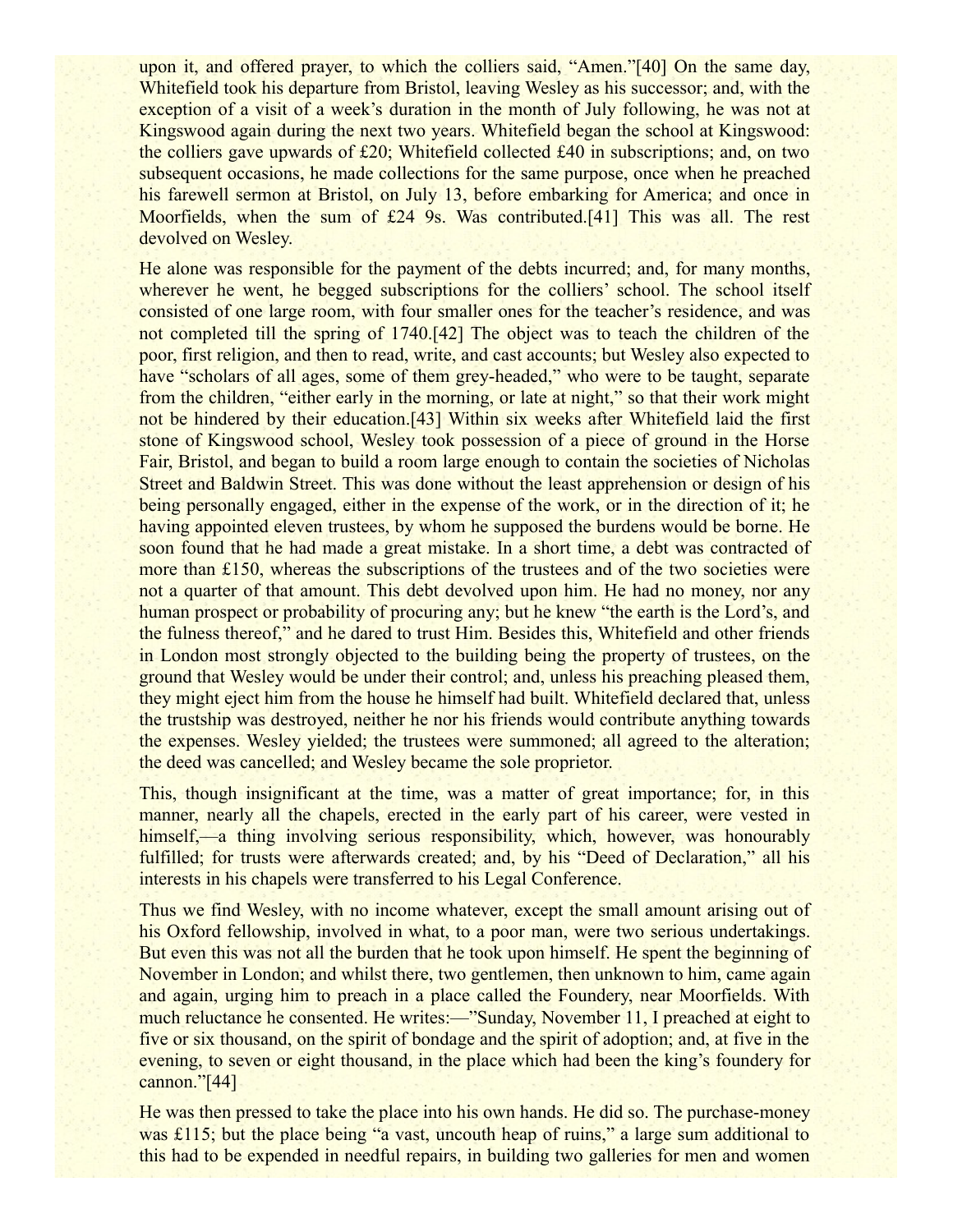upon it, and offered prayer, to which the colliers said, "Amen."[40] On the same day, Whitefield took his departure from Bristol, leaving Wesley as his successor; and, with the exception of a visit of a week's duration in the month of July following, he was not at Kingswood again during the next two years. Whitefield began the school at Kingswood: the colliers gave upwards of £20; Whitefield collected £40 in subscriptions; and, on two subsequent occasions, he made collections for the same purpose, once when he preached his farewell sermon at Bristol, on July 13, before embarking for America; and once in Moorfields, when the sum of £24 9s. Was contributed.[41] This was all. The rest devolved on Wesley.

He alone was responsible for the payment of the debts incurred; and, for many months, wherever he went, he begged subscriptions for the colliers' school. The school itself consisted of one large room, with four smaller ones for the teacher's residence, and was not completed till the spring of 1740.[42] The object was to teach the children of the poor, first religion, and then to read, write, and cast accounts; but Wesley also expected to have "scholars of all ages, some of them grey-headed," who were to be taught, separate from the children, "either early in the morning, or late at night," so that their work might not be hindered by their education.[43] Within six weeks after Whitefield laid the first stone of Kingswood school, Wesley took possession of a piece of ground in the Horse Fair, Bristol, and began to build a room large enough to contain the societies of Nicholas Street and Baldwin Street. This was done without the least apprehension or design of his being personally engaged, either in the expense of the work, or in the direction of it; he having appointed eleven trustees, by whom he supposed the burdens would be borne. He soon found that he had made a great mistake. In a short time, a debt was contracted of more than £150, whereas the subscriptions of the trustees and of the two societies were not a quarter of that amount. This debt devolved upon him. He had no money, nor any human prospect or probability of procuring any; but he knew "the earth is the Lord's, and the fulness thereof," and he dared to trust Him. Besides this, Whitefield and other friends in London most strongly objected to the building being the property of trustees, on the ground that Wesley would be under their control; and, unless his preaching pleased them, they might eject him from the house he himself had built. Whitefield declared that, unless the trustship was destroyed, neither he nor his friends would contribute anything towards the expenses. Wesley yielded; the trustees were summoned; all agreed to the alteration; the deed was cancelled; and Wesley became the sole proprietor.

This, though insignificant at the time, was a matter of great importance; for, in this manner, nearly all the chapels, erected in the early part of his career, were vested in himself,—a thing involving serious responsibility, which, however, was honourably fulfilled; for trusts were afterwards created; and, by his "Deed of Declaration," all his interests in his chapels were transferred to his Legal Conference.

Thus we find Wesley, with no income whatever, except the small amount arising out of his Oxford fellowship, involved in what, to a poor man, were two serious undertakings. But even this was not all the burden that he took upon himself. He spent the beginning of November in London; and whilst there, two gentlemen, then unknown to him, came again and again, urging him to preach in a place called the Foundery, near Moorfields. With much reluctance he consented. He writes:—"Sunday, November 11, I preached at eight to five or six thousand, on the spirit of bondage and the spirit of adoption; and, at five in the evening, to seven or eight thousand, in the place which had been the king's foundery for cannon."[44]

He was then pressed to take the place into his own hands. He did so. The purchase-money was £115; but the place being "a vast, uncouth heap of ruins," a large sum additional to this had to be expended in needful repairs, in building two galleries for men and women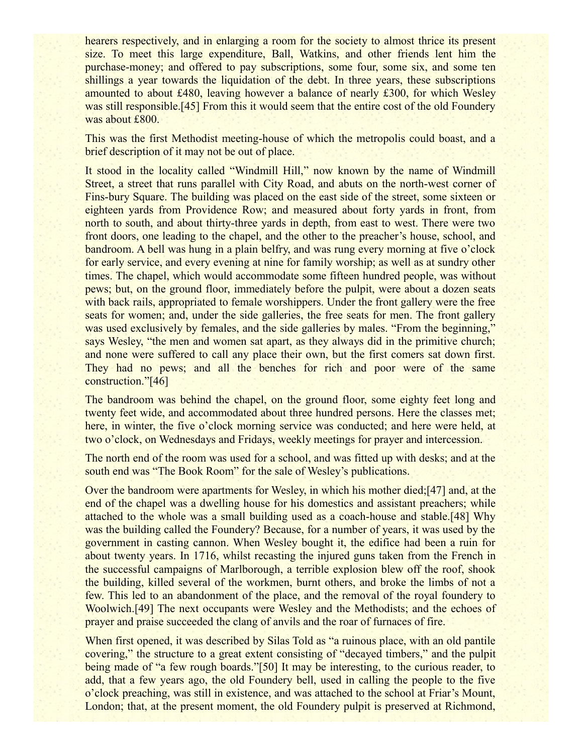hearers respectively, and in enlarging a room for the society to almost thrice its present size. To meet this large expenditure, Ball, Watkins, and other friends lent him the purchase-money; and offered to pay subscriptions, some four, some six, and some ten shillings a year towards the liquidation of the debt. In three years, these subscriptions amounted to about £480, leaving however a balance of nearly £300, for which Wesley was still responsible.[45] From this it would seem that the entire cost of the old Foundery was about £800.

This was the first Methodist meeting-house of which the metropolis could boast, and a brief description of it may not be out of place.

It stood in the locality called "Windmill Hill," now known by the name of Windmill Street, a street that runs parallel with City Road, and abuts on the north-west corner of Fins-bury Square. The building was placed on the east side of the street, some sixteen or eighteen yards from Providence Row; and measured about forty yards in front, from north to south, and about thirty-three yards in depth, from east to west. There were two front doors, one leading to the chapel, and the other to the preacher's house, school, and bandroom. A bell was hung in a plain belfry, and was rung every morning at five o'clock for early service, and every evening at nine for family worship; as well as at sundry other times. The chapel, which would accommodate some fifteen hundred people, was without pews; but, on the ground floor, immediately before the pulpit, were about a dozen seats with back rails, appropriated to female worshippers. Under the front gallery were the free seats for women; and, under the side galleries, the free seats for men. The front gallery was used exclusively by females, and the side galleries by males. "From the beginning," says Wesley, "the men and women sat apart, as they always did in the primitive church; and none were suffered to call any place their own, but the first comers sat down first. They had no pews; and all the benches for rich and poor were of the same construction."[46]

The bandroom was behind the chapel, on the ground floor, some eighty feet long and twenty feet wide, and accommodated about three hundred persons. Here the classes met; here, in winter, the five o'clock morning service was conducted; and here were held, at two o'clock, on Wednesdays and Fridays, weekly meetings for prayer and intercession.

The north end of the room was used for a school, and was fitted up with desks; and at the south end was "The Book Room" for the sale of Wesley's publications.

Over the bandroom were apartments for Wesley, in which his mother died;[47] and, at the end of the chapel was a dwelling house for his domestics and assistant preachers; while attached to the whole was a small building used as a coach-house and stable.[48] Why was the building called the Foundery? Because, for a number of years, it was used by the government in casting cannon. When Wesley bought it, the edifice had been a ruin for about twenty years. In 1716, whilst recasting the injured guns taken from the French in the successful campaigns of Marlborough, a terrible explosion blew off the roof, shook the building, killed several of the workmen, burnt others, and broke the limbs of not a few. This led to an abandonment of the place, and the removal of the royal foundery to Woolwich.[49] The next occupants were Wesley and the Methodists; and the echoes of prayer and praise succeeded the clang of anvils and the roar of furnaces of fire.

When first opened, it was described by Silas Told as "a ruinous place, with an old pantile covering," the structure to a great extent consisting of "decayed timbers," and the pulpit being made of "a few rough boards."[50] It may be interesting, to the curious reader, to add, that a few years ago, the old Foundery bell, used in calling the people to the five o'clock preaching, was still in existence, and was attached to the school at Friar's Mount, London; that, at the present moment, the old Foundery pulpit is preserved at Richmond,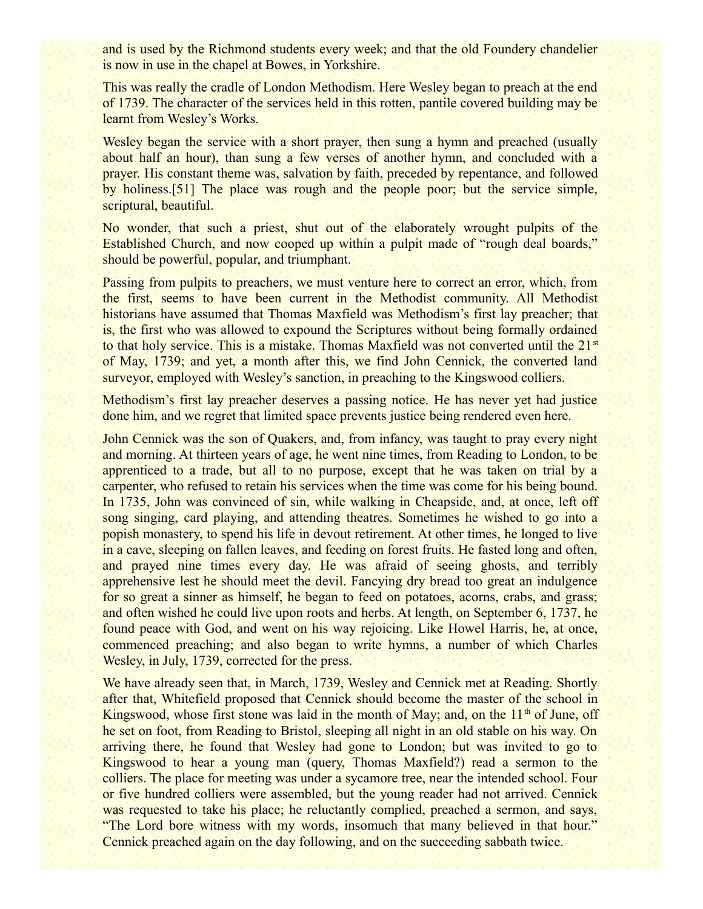and is used by the Richmond students every week; and that the old Foundery chandelier is now in use in the chapel at Bowes, in Yorkshire.

This was really the cradle of London Methodism. Here Wesley began to preach at the end of 1739. The character of the services held in this rotten, pantile covered building may be learnt from Wesley's Works.

Wesley began the service with a short prayer, then sung a hymn and preached (usually about half an hour), than sung a few verses of another hymn, and concluded with a prayer. His constant theme was, salvation by faith, preceded by repentance, and followed by holiness.[51] The place was rough and the people poor; but the service simple, scriptural, beautiful.

No wonder, that such a priest, shut out of the elaborately wrought pulpits of the Established Church, and now cooped up within a pulpit made of "rough deal boards," should be powerful, popular, and triumphant.

Passing from pulpits to preachers, we must venture here to correct an error, which, from the first, seems to have been current in the Methodist community. All Methodist historians have assumed that Thomas Maxfield was Methodism's first lay preacher; that is, the first who was allowed to expound the Scriptures without being formally ordained to that holy service. This is a mistake. Thomas Maxfield was not converted until the 21st of May, 1739; and yet, a month after this, we find John Cennick, the converted land surveyor, employed with Wesley's sanction, in preaching to the Kingswood colliers.

Methodism's first lay preacher deserves a passing notice. He has never yet had justice done him, and we regret that limited space prevents justice being rendered even here.

John Cennick was the son of Quakers, and, from infancy, was taught to pray every night and morning. At thirteen years of age, he went nine times, from Reading to London, to be apprenticed to a trade, but all to no purpose, except that he was taken on trial by a carpenter, who refused to retain his services when the time was come for his being bound. In 1735, John was convinced of sin, while walking in Cheapside, and, at once, left off song singing, card playing, and attending theatres. Sometimes he wished to go into a popish monastery, to spend his life in devout retirement. At other times, he longed to live in a cave, sleeping on fallen leaves, and feeding on forest fruits. He fasted long and often, and prayed nine times every day. He was afraid of seeing ghosts, and terribly apprehensive lest he should meet the devil. Fancying dry bread too great an indulgence for so great a sinner as himself, he began to feed on potatoes, acorns, crabs, and grass; and often wished he could live upon roots and herbs. At length, on September 6, 1737, he found peace with God, and went on his way rejoicing. Like Howel Harris, he, at once, commenced preaching; and also began to write hymns, a number of which Charles Wesley, in July, 1739, corrected for the press.

We have already seen that, in March, 1739, Wesley and Cennick met at Reading. Shortly after that, Whitefield proposed that Cennick should become the master of the school in Kingswood, whose first stone was laid in the month of May; and, on the 11th of June, off he set on foot, from Reading to Bristol, sleeping all night in an old stable on his way. On arriving there, he found that Wesley had gone to London; but was invited to go to Kingswood to hear a young man (query, Thomas Maxfield?) read a sermon to the colliers. The place for meeting was under a sycamore tree, near the intended school. Four or five hundred colliers were assembled, but the young reader had not arrived. Cennick was requested to take his place; he reluctantly complied, preached a sermon, and says, "The Lord bore witness with my words, insomuch that many believed in that hour." Cennick preached again on the day following, and on the succeeding sabbath twice.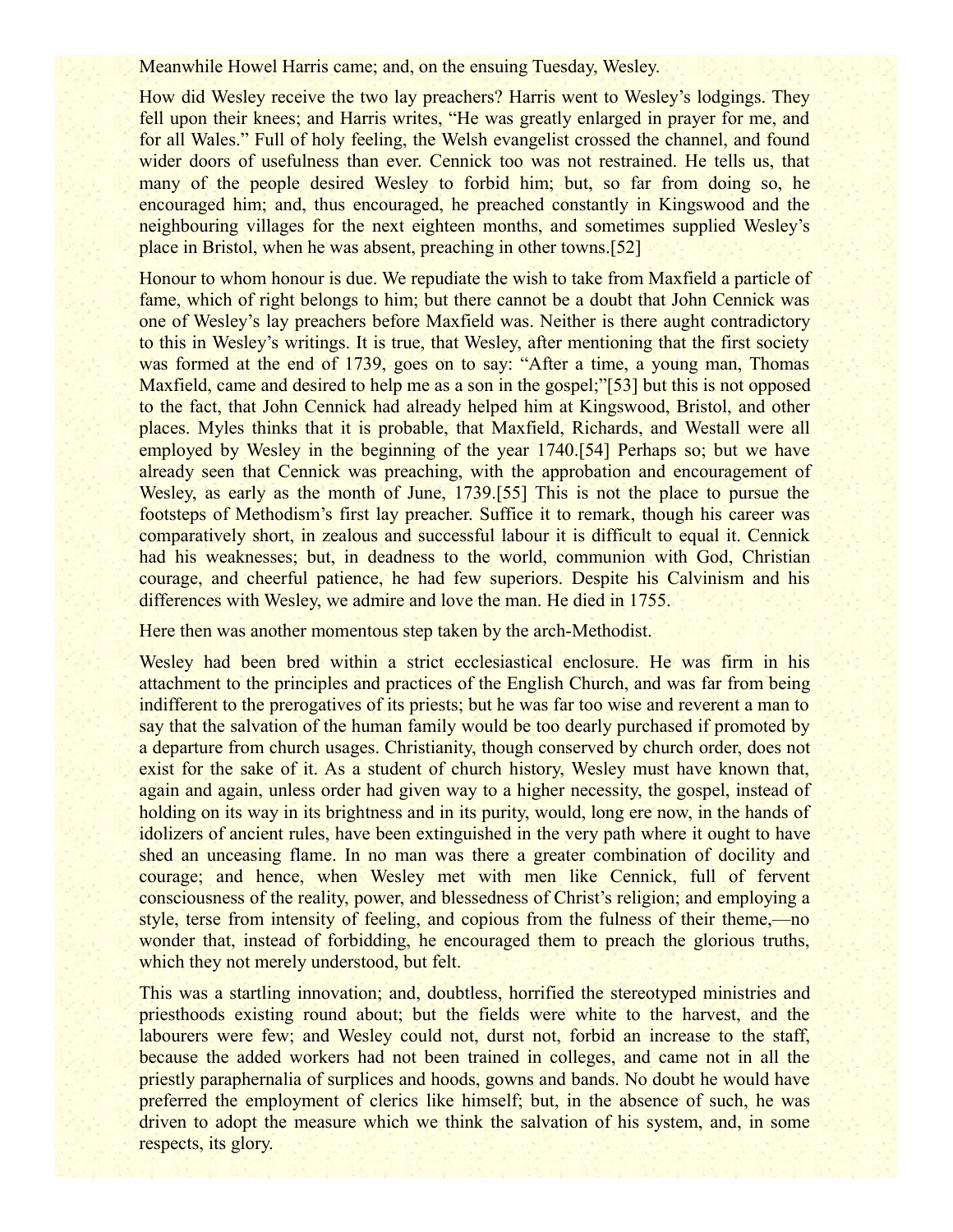Meanwhile Howel Harris came; and, on the ensuing Tuesday, Wesley.

How did Wesley receive the two lay preachers? Harris went to Wesley's lodgings. They fell upon their knees; and Harris writes, "He was greatly enlarged in prayer for me, and for all Wales." Full of holy feeling, the Welsh evangelist crossed the channel, and found wider doors of usefulness than ever. Cennick too was not restrained. He tells us, that many of the people desired Wesley to forbid him; but, so far from doing so, he encouraged him; and, thus encouraged, he preached constantly in Kingswood and the neighbouring villages for the next eighteen months, and sometimes supplied Wesley's place in Bristol, when he was absent, preaching in other towns.[52]

Honour to whom honour is due. We repudiate the wish to take from Maxfield a particle of fame, which of right belongs to him; but there cannot be a doubt that John Cennick was one of Wesley's lay preachers before Maxfield was. Neither is there aught contradictory to this in Wesley's writings. It is true, that Wesley, after mentioning that the first society was formed at the end of 1739, goes on to say: "After a time, a young man, Thomas Maxfield, came and desired to help me as a son in the gospel;"[53] but this is not opposed to the fact, that John Cennick had already helped him at Kingswood, Bristol, and other places. Myles thinks that it is probable, that Maxfield, Richards, and Westall were all employed by Wesley in the beginning of the year 1740.[54] Perhaps so; but we have already seen that Cennick was preaching, with the approbation and encouragement of Wesley, as early as the month of June, 1739.[55] This is not the place to pursue the footsteps of Methodism's first lay preacher. Suffice it to remark, though his career was comparatively short, in zealous and successful labour it is difficult to equal it. Cennick had his weaknesses; but, in deadness to the world, communion with God, Christian courage, and cheerful patience, he had few superiors. Despite his Calvinism and his differences with Wesley, we admire and love the man. He died in 1755.

Here then was another momentous step taken by the arch-Methodist.

Wesley had been bred within a strict ecclesiastical enclosure. He was firm in his attachment to the principles and practices of the English Church, and was far from being indifferent to the prerogatives of its priests; but he was far too wise and reverent a man to say that the salvation of the human family would be too dearly purchased if promoted by a departure from church usages. Christianity, though conserved by church order, does not exist for the sake of it. As a student of church history, Wesley must have known that, again and again, unless order had given way to a higher necessity, the gospel, instead of holding on its way in its brightness and in its purity, would, long ere now, in the hands of idolizers of ancient rules, have been extinguished in the very path where it ought to have shed an unceasing flame. In no man was there a greater combination of docility and courage; and hence, when Wesley met with men like Cennick, full of fervent consciousness of the reality, power, and blessedness of Christ's religion; and employing a style, terse from intensity of feeling, and copious from the fulness of their theme,—no wonder that, instead of forbidding, he encouraged them to preach the glorious truths, which they not merely understood, but felt.

This was a startling innovation; and, doubtless, horrified the stereotyped ministries and priesthoods existing round about; but the fields were white to the harvest, and the labourers were few; and Wesley could not, durst not, forbid an increase to the staff, because the added workers had not been trained in colleges, and came not in all the priestly paraphernalia of surplices and hoods, gowns and bands. No doubt he would have preferred the employment of clerics like himself; but, in the absence of such, he was driven to adopt the measure which we think the salvation of his system, and, in some respects, its glory.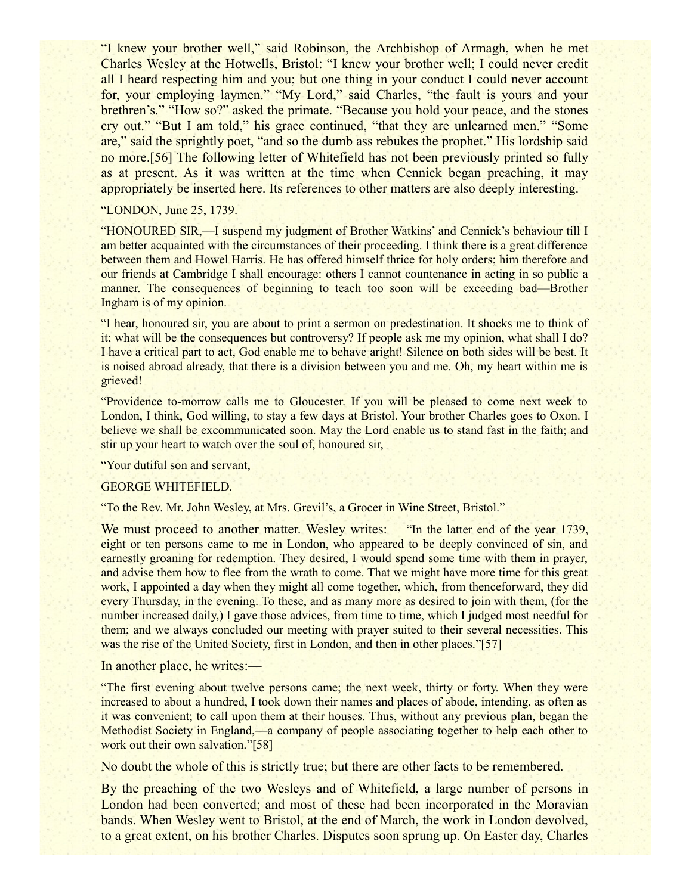"I knew your brother well," said Robinson, the Archbishop of Armagh, when he met Charles Wesley at the Hotwells, Bristol: "I knew your brother well; I could never credit all I heard respecting him and you; but one thing in your conduct I could never account for, your employing laymen." "My Lord," said Charles, "the fault is yours and your brethren's." "How so?" asked the primate. "Because you hold your peace, and the stones cry out." "But I am told," his grace continued, "that they are unlearned men." "Some are," said the sprightly poet, "and so the dumb ass rebukes the prophet." His lordship said no more.[56] The following letter of Whitefield has not been previously printed so fully as at present. As it was written at the time when Cennick began preaching, it may appropriately be inserted here. Its references to other matters are also deeply interesting.

"LONDON, June 25, 1739.

"HONOURED SIR,—I suspend my judgment of Brother Watkins' and Cennick's behaviour till I am better acquainted with the circumstances of their proceeding. I think there is a great difference between them and Howel Harris. He has offered himself thrice for holy orders; him therefore and our friends at Cambridge I shall encourage: others I cannot countenance in acting in so public a manner. The consequences of beginning to teach too soon will be exceeding bad—Brother Ingham is of my opinion.

"I hear, honoured sir, you are about to print a sermon on predestination. It shocks me to think of it; what will be the consequences but controversy? If people ask me my opinion, what shall I do? I have a critical part to act, God enable me to behave aright! Silence on both sides will be best. It is noised abroad already, that there is a division between you and me. Oh, my heart within me is grieved!

"Providence to-morrow calls me to Gloucester. If you will be pleased to come next week to London, I think, God willing, to stay a few days at Bristol. Your brother Charles goes to Oxon. I believe we shall be excommunicated soon. May the Lord enable us to stand fast in the faith; and stir up your heart to watch over the soul of, honoured sir,

"Your dutiful son and servant,

GEORGE WHITEFIELD.

"To the Rev. Mr. John Wesley, at Mrs. Grevil's, a Grocer in Wine Street, Bristol."

We must proceed to another matter. Wesley writes:— "In the latter end of the year 1739, eight or ten persons came to me in London, who appeared to be deeply convinced of sin, and earnestly groaning for redemption. They desired, I would spend some time with them in prayer, and advise them how to flee from the wrath to come. That we might have more time for this great work, I appointed a day when they might all come together, which, from thenceforward, they did every Thursday, in the evening. To these, and as many more as desired to join with them, (for the number increased daily,) I gave those advices, from time to time, which I judged most needful for them; and we always concluded our meeting with prayer suited to their several necessities. This was the rise of the United Society, first in London, and then in other places."[57]

In another place, he writes:—

"The first evening about twelve persons came; the next week, thirty or forty. When they were increased to about a hundred, I took down their names and places of abode, intending, as often as it was convenient; to call upon them at their houses. Thus, without any previous plan, began the Methodist Society in England,—a company of people associating together to help each other to work out their own salvation."[58]

No doubt the whole of this is strictly true; but there are other facts to be remembered.

By the preaching of the two Wesleys and of Whitefield, a large number of persons in London had been converted; and most of these had been incorporated in the Moravian bands. When Wesley went to Bristol, at the end of March, the work in London devolved, to a great extent, on his brother Charles. Disputes soon sprung up. On Easter day, Charles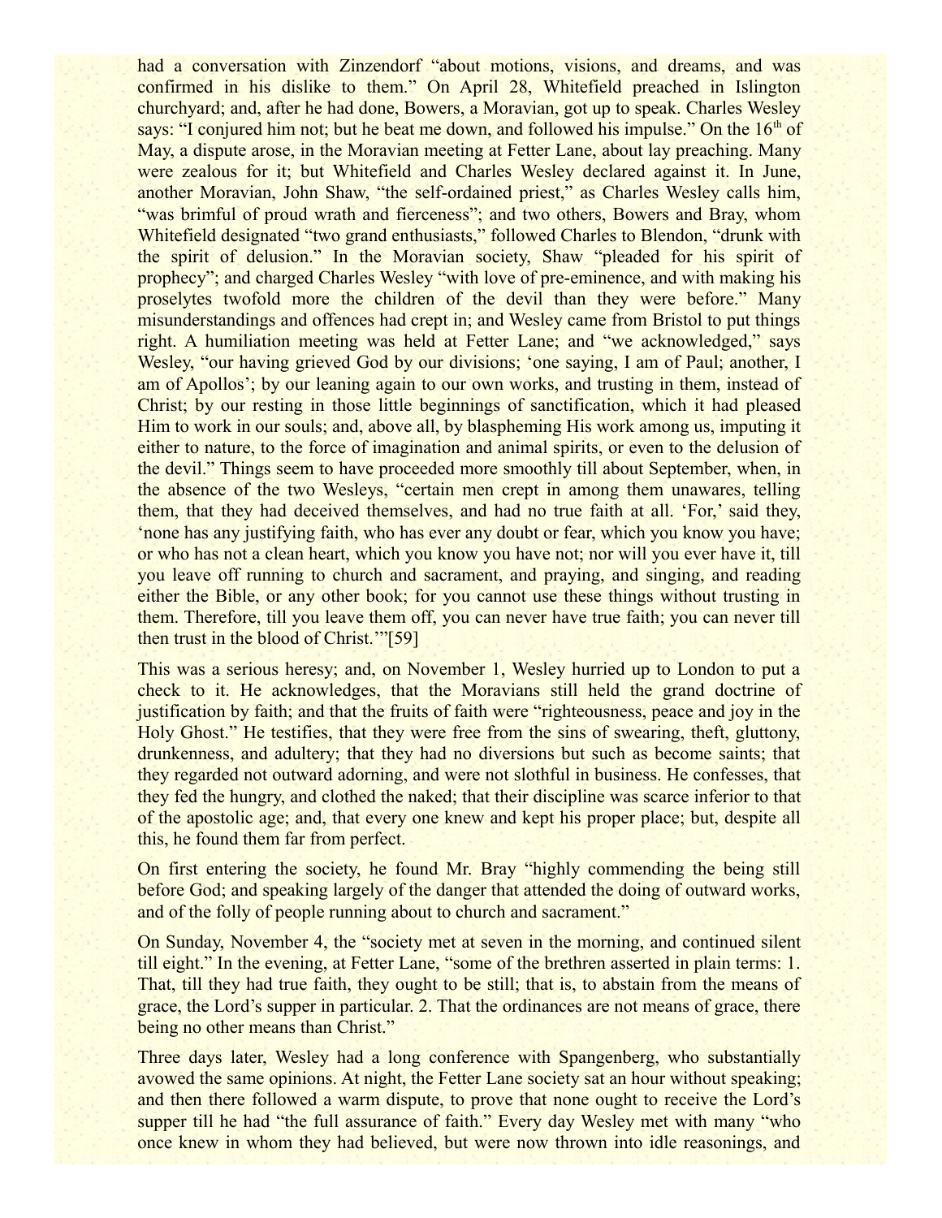had a conversation with Zinzendorf "about motions, visions, and dreams, and was confirmed in his dislike to them." On April 28, Whitefield preached in Islington churchyard; and, after he had done, Bowers, a Moravian, got up to speak. Charles Wesley says: "I conjured him not; but he beat me down, and followed his impulse." On the 16th of May, a dispute arose, in the Moravian meeting at Fetter Lane, about lay preaching. Many were zealous for it; but Whitefield and Charles Wesley declared against it. In June, another Moravian, John Shaw, "the self-ordained priest," as Charles Wesley calls him, "was brimful of proud wrath and fierceness"; and two others, Bowers and Bray, whom Whitefield designated "two grand enthusiasts," followed Charles to Blendon, "drunk with the spirit of delusion." In the Moravian society, Shaw "pleaded for his spirit of prophecy"; and charged Charles Wesley "with love of pre-eminence, and with making his proselytes twofold more the children of the devil than they were before." Many misunderstandings and offences had crept in; and Wesley came from Bristol to put things right. A humiliation meeting was held at Fetter Lane; and "we acknowledged," says Wesley, "our having grieved God by our divisions; 'one saying, I am of Paul; another, I am of Apollos'; by our leaning again to our own works, and trusting in them, instead of Christ; by our resting in those little beginnings of sanctification, which it had pleased Him to work in our souls; and, above all, by blaspheming His work among us, imputing it either to nature, to the force of imagination and animal spirits, or even to the delusion of the devil." Things seem to have proceeded more smoothly till about September, when, in the absence of the two Wesleys, "certain men crept in among them unawares, telling them, that they had deceived themselves, and had no true faith at all. 'For,' said they, 'none has any justifying faith, who has ever any doubt or fear, which you know you have; or who has not a clean heart, which you know you have not; nor will you ever have it, till you leave off running to church and sacrament, and praying, and singing, and reading either the Bible, or any other book; for you cannot use these things without trusting in them. Therefore, till you leave them off, you can never have true faith; you can never till then trust in the blood of Christ.'"[59]

This was a serious heresy; and, on November 1, Wesley hurried up to London to put a check to it. He acknowledges, that the Moravians still held the grand doctrine of justification by faith; and that the fruits of faith were "righteousness, peace and joy in the Holy Ghost." He testifies, that they were free from the sins of swearing, theft, gluttony, drunkenness, and adultery; that they had no diversions but such as become saints; that they regarded not outward adorning, and were not slothful in business. He confesses, that they fed the hungry, and clothed the naked; that their discipline was scarce inferior to that of the apostolic age; and, that every one knew and kept his proper place; but, despite all this, he found them far from perfect.

On first entering the society, he found Mr. Bray "highly commending the being still before God; and speaking largely of the danger that attended the doing of outward works, and of the folly of people running about to church and sacrament."

On Sunday, November 4, the "society met at seven in the morning, and continued silent till eight." In the evening, at Fetter Lane, "some of the brethren asserted in plain terms: 1. That, till they had true faith, they ought to be still; that is, to abstain from the means of grace, the Lord's supper in particular. 2. That the ordinances are not means of grace, there being no other means than Christ."

Three days later, Wesley had a long conference with Spangenberg, who substantially avowed the same opinions. At night, the Fetter Lane society sat an hour without speaking; and then there followed a warm dispute, to prove that none ought to receive the Lord's supper till he had "the full assurance of faith." Every day Wesley met with many "who once knew in whom they had believed, but were now thrown into idle reasonings, and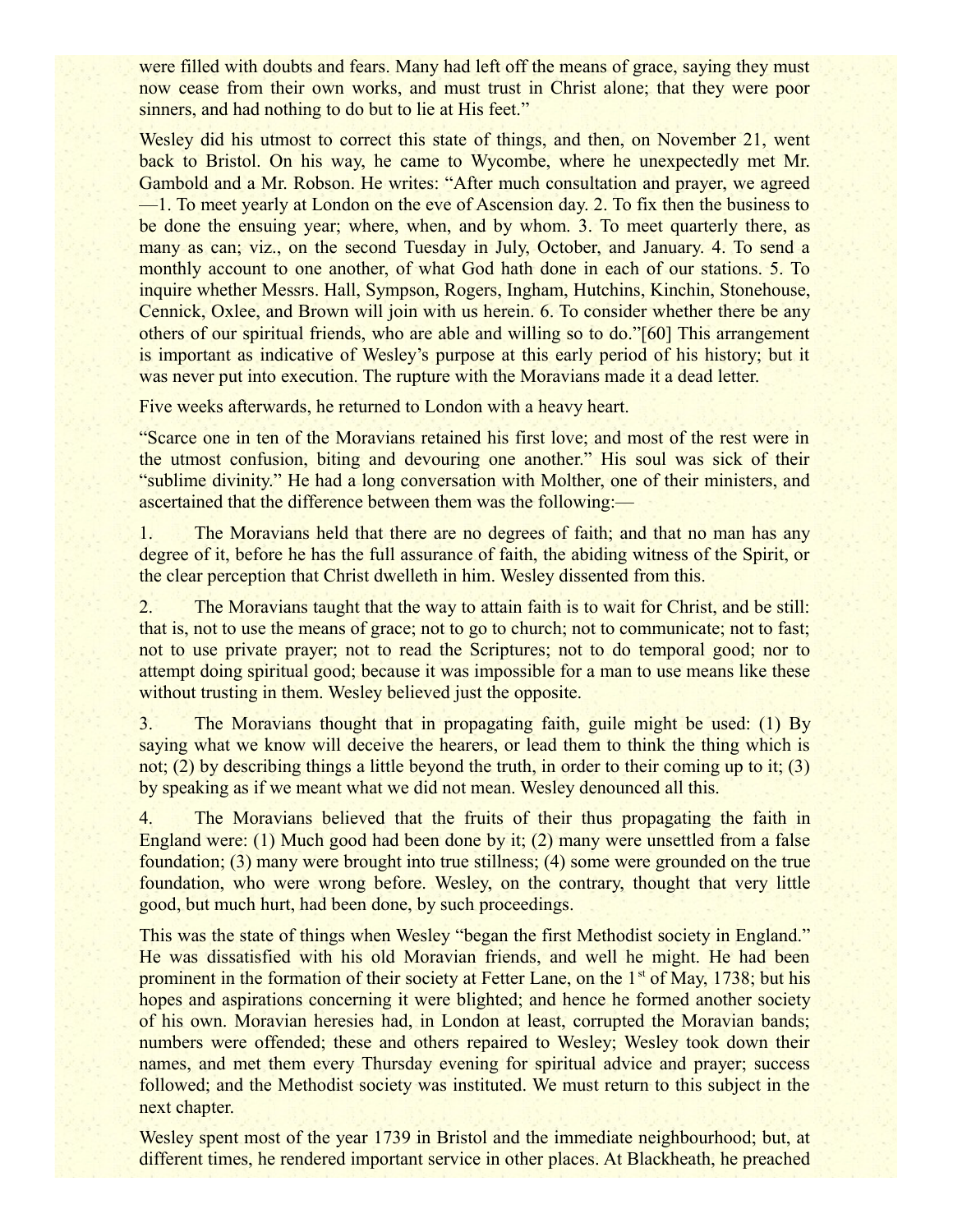were filled with doubts and fears. Many had left off the means of grace, saying they must now cease from their own works, and must trust in Christ alone; that they were poor sinners, and had nothing to do but to lie at His feet."

Wesley did his utmost to correct this state of things, and then, on November 21, went back to Bristol. On his way, he came to Wycombe, where he unexpectedly met Mr. Gambold and a Mr. Robson. He writes: "After much consultation and prayer, we agreed—1. To meet yearly at London on the eve of Ascension day. 2. To fix then the business to be done the ensuing year; where, when, and by whom. 3. To meet quarterly there, as many as can; viz., on the second Tuesday in July, October, and January. 4. To send a monthly account to one another, of what God hath done in each of our stations. 5. To inquire whether Messrs. Hall, Sympson, Rogers, Ingham, Hutchins, Kinchin, Stonehouse, Cennick, Oxlee, and Brown will join with us herein. 6. To consider whether there be any others of our spiritual friends, who are able and willing so to do."[60] This arrangement is important as indicative of Wesley's purpose at this early period of his history; but it was never put into execution. The rupture with the Moravians made it a dead letter.

Five weeks afterwards, he returned to London with a heavy heart.

"Scarce one in ten of the Moravians retained his first love; and most of the rest were in the utmost confusion, biting and devouring one another." His soul was sick of their "sublime divinity." He had a long conversation with Molther, one of their ministers, and ascertained that the difference between them was the following:—

1. The Moravians held that there are no degrees of faith; and that no man has any degree of it, before he has the full assurance of faith, the abiding witness of the Spirit, or the clear perception that Christ dwelleth in him. Wesley dissented from this.

2. The Moravians taught that the way to attain faith is to wait for Christ, and be still: that is, not to use the means of grace; not to go to church; not to communicate; not to fast; not to use private prayer; not to read the Scriptures; not to do temporal good; nor to attempt doing spiritual good; because it was impossible for a man to use means like these without trusting in them. Wesley believed just the opposite.

3. The Moravians thought that in propagating faith, guile might be used: (1) By saying what we know will deceive the hearers, or lead them to think the thing which is not; (2) by describing things a little beyond the truth, in order to their coming up to it; (3) by speaking as if we meant what we did not mean. Wesley denounced all this.

4. The Moravians believed that the fruits of their thus propagating the faith in England were: (1) Much good had been done by it; (2) many were unsettled from a false foundation; (3) many were brought into true stillness; (4) some were grounded on the true foundation, who were wrong before. Wesley, on the contrary, thought that very little good, but much hurt, had been done, by such proceedings.

This was the state of things when Wesley "began the first Methodist society in England." He was dissatisfied with his old Moravian friends, and well he might. He had been prominent in the formation of their society at Fetter Lane, on the 1st of May, 1738; but his hopes and aspirations concerning it were blighted; and hence he formed another society of his own. Moravian heresies had, in London at least, corrupted the Moravian bands; numbers were offended; these and others repaired to Wesley; Wesley took down their names, and met them every Thursday evening for spiritual advice and prayer; success followed; and the Methodist society was instituted. We must return to this subject in the next chapter.

Wesley spent most of the year 1739 in Bristol and the immediate neighbourhood; but, at different times, he rendered important service in other places. At Blackheath, he preached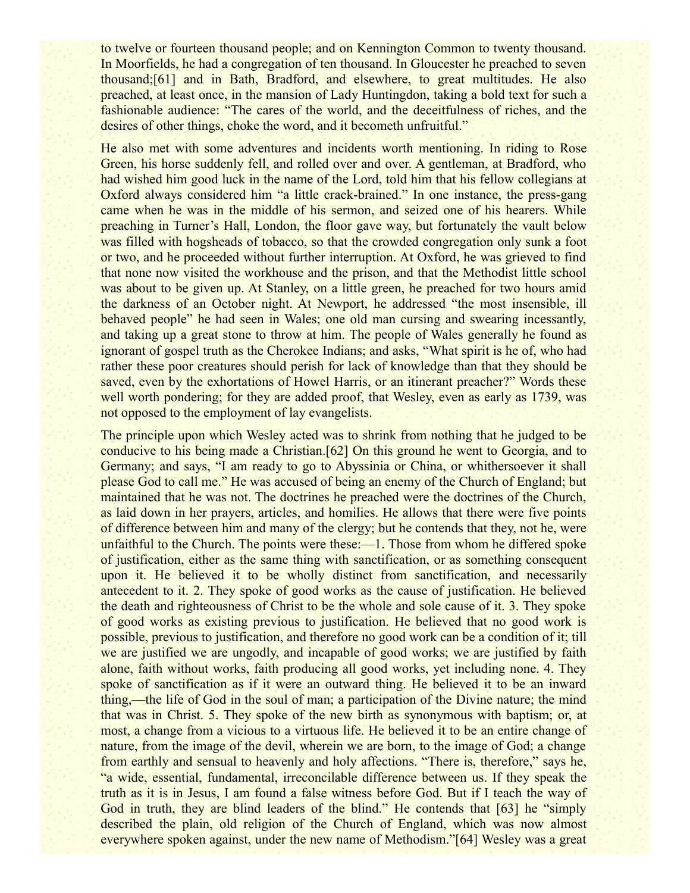to twelve or fourteen thousand people; and on Kennington Common to twenty thousand. In Moorfields, he had a congregation of ten thousand. In Gloucester he preached to seven thousand;[61] and in Bath, Bradford, and elsewhere, to great multitudes. He also preached, at least once, in the mansion of Lady Huntingdon, taking a bold text for such a fashionable audience: "The cares of the world, and the deceitfulness of riches, and the desires of other things, choke the word, and it becometh unfruitful."

He also met with some adventures and incidents worth mentioning. In riding to Rose Green, his horse suddenly fell, and rolled over and over. A gentleman, at Bradford, who had wished him good luck in the name of the Lord, told him that his fellow collegians at Oxford always considered him "a little crack-brained." In one instance, the press-gang came when he was in the middle of his sermon, and seized one of his hearers. While preaching in Turner's Hall, London, the floor gave way, but fortunately the vault below was filled with hogsheads of tobacco, so that the crowded congregation only sunk a foot or two, and he proceeded without further interruption. At Oxford, he was grieved to find that none now visited the workhouse and the prison, and that the Methodist little school was about to be given up. At Stanley, on a little green, he preached for two hours amid the darkness of an October night. At Newport, he addressed "the most insensible, ill behaved people" he had seen in Wales; one old man cursing and swearing incessantly, and taking up a great stone to throw at him. The people of Wales generally he found as ignorant of gospel truth as the Cherokee Indians; and asks, "What spirit is he of, who had rather these poor creatures should perish for lack of knowledge than that they should be saved, even by the exhortations of Howel Harris, or an itinerant preacher?" Words these well worth pondering; for they are added proof, that Wesley, even as early as 1739, was not opposed to the employment of lay evangelists.

The principle upon which Wesley acted was to shrink from nothing that he judged to be conducive to his being made a Christian.[62] On this ground he went to Georgia, and to Germany; and says, "I am ready to go to Abyssinia or China, or whithersoever it shall please God to call me." He was accused of being an enemy of the Church of England; but maintained that he was not. The doctrines he preached were the doctrines of the Church, as laid down in her prayers, articles, and homilies. He allows that there were five points of difference between him and many of the clergy; but he contends that they, not he, were unfaithful to the Church. The points were these:—1. Those from whom he differed spoke of justification, either as the same thing with sanctification, or as something consequent upon it. He believed it to be wholly distinct from sanctification, and necessarily antecedent to it. 2. They spoke of good works as the cause of justification. He believed the death and righteousness of Christ to be the whole and sole cause of it. 3. They spoke of good works as existing previous to justification. He believed that no good work is possible, previous to justification, and therefore no good work can be a condition of it; till we are justified we are ungodly, and incapable of good works; we are justified by faith alone, faith without works, faith producing all good works, yet including none. 4. They spoke of sanctification as if it were an outward thing. He believed it to be an inward thing,—the life of God in the soul of man; a participation of the Divine nature; the mind that was in Christ. 5. They spoke of the new birth as synonymous with baptism; or, at most, a change from a vicious to a virtuous life. He believed it to be an entire change of nature, from the image of the devil, wherein we are born, to the image of God; a change from earthly and sensual to heavenly and holy affections. "There is, therefore," says he, "a wide, essential, fundamental, irreconcilable difference between us. If they speak the truth as it is in Jesus, I am found a false witness before God. But if I teach the way of God in truth, they are blind leaders of the blind." He contends that [63] he "simply described the plain, old religion of the Church of England, which was now almost everywhere spoken against, under the new name of Methodism."[64] Wesley was a great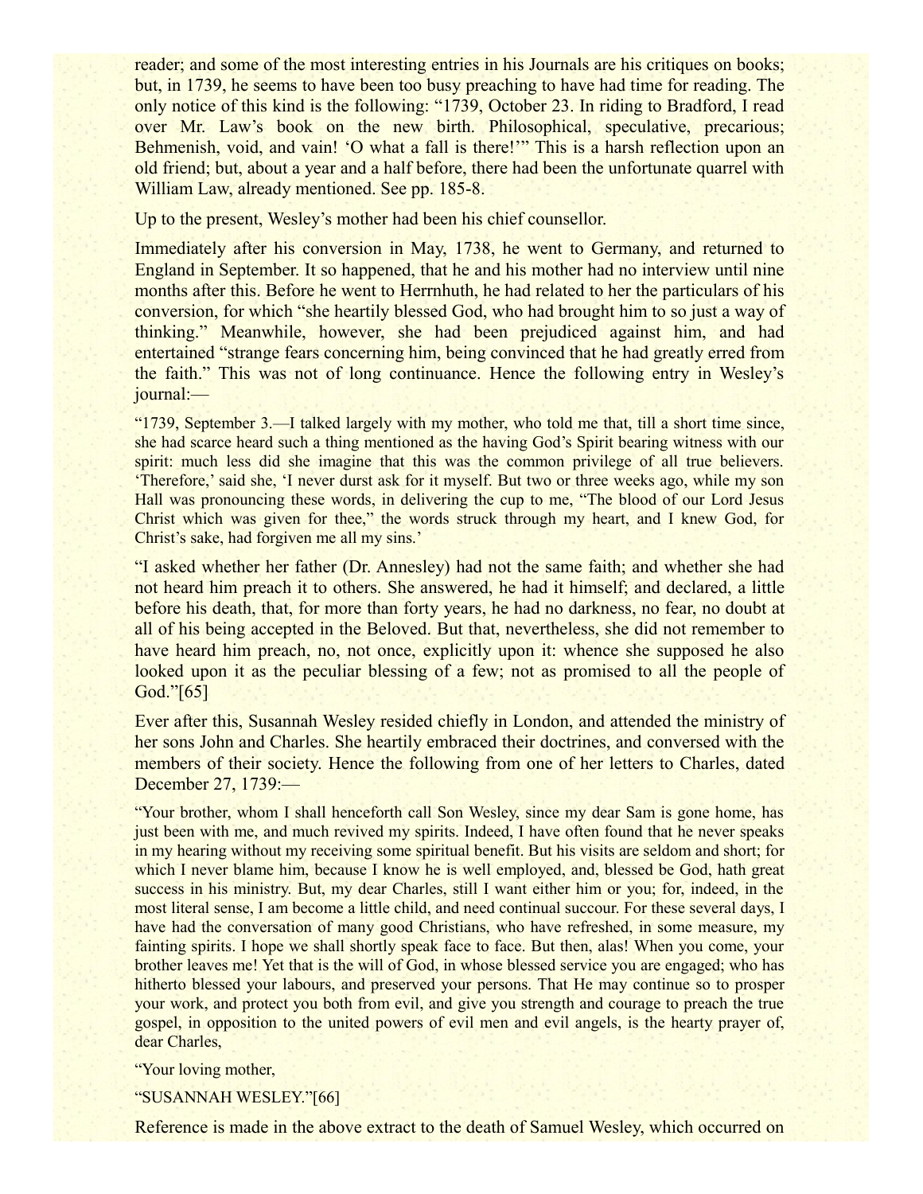reader; and some of the most interesting entries in his Journals are his critiques on books; but, in 1739, he seems to have been too busy preaching to have had time for reading. The only notice of this kind is the following: "1739, October 23. In riding to Bradford, I read over Mr. Law's book on the new birth. Philosophical, speculative, precarious; Behmenish, void, and vain! 'O what a fall is there!'" This is a harsh reflection upon an old friend; but, about a year and a half before, there had been the unfortunate quarrel with William Law, already mentioned. See pp. 185-8.

Up to the present, Wesley's mother had been his chief counsellor.

Immediately after his conversion in May, 1738, he went to Germany, and returned to England in September. It so happened, that he and his mother had no interview until nine months after this. Before he went to Herrnhuth, he had related to her the particulars of his conversion, for which "she heartily blessed God, who had brought him to so just a way of thinking." Meanwhile, however, she had been prejudiced against him, and had entertained "strange fears concerning him, being convinced that he had greatly erred from the faith." This was not of long continuance. Hence the following entry in Wesley's journal:—

"1739, September 3.—I talked largely with my mother, who told me that, till a short time since, she had scarce heard such a thing mentioned as the having God's Spirit bearing witness with our spirit: much less did she imagine that this was the common privilege of all true believers. 'Therefore,' said she, 'I never durst ask for it myself. But two or three weeks ago, while my son Hall was pronouncing these words, in delivering the cup to me, "The blood of our Lord Jesus Christ which was given for thee," the words struck through my heart, and I knew God, for Christ's sake, had forgiven me all my sins.'

"I asked whether her father (Dr. Annesley) had not the same faith; and whether she had not heard him preach it to others. She answered, he had it himself; and declared, a little before his death, that, for more than forty years, he had no darkness, no fear, no doubt at all of his being accepted in the Beloved. But that, nevertheless, she did not remember to have heard him preach, no, not once, explicitly upon it: whence she supposed he also looked upon it as the peculiar blessing of a few; not as promised to all the people of God."[65]

Ever after this, Susannah Wesley resided chiefly in London, and attended the ministry of her sons John and Charles. She heartily embraced their doctrines, and conversed with the members of their society. Hence the following from one of her letters to Charles, dated December 27, 1739:—

"Your brother, whom I shall henceforth call Son Wesley, since my dear Sam is gone home, has just been with me, and much revived my spirits. Indeed, I have often found that he never speaks in my hearing without my receiving some spiritual benefit. But his visits are seldom and short; for which I never blame him, because I know he is well employed, and, blessed be God, hath great success in his ministry. But, my dear Charles, still I want either him or you; for, indeed, in the most literal sense, I am become a little child, and need continual succour. For these several days, I have had the conversation of many good Christians, who have refreshed, in some measure, my fainting spirits. I hope we shall shortly speak face to face. But then, alas! When you come, your brother leaves me! Yet that is the will of God, in whose blessed service you are engaged; who has hitherto blessed your labours, and preserved your persons. That He may continue so to prosper your work, and protect you both from evil, and give you strength and courage to preach the true gospel, in opposition to the united powers of evil men and evil angels, is the hearty prayer of, dear Charles,

"Your loving mother,

"SUSANNAH WESLEY."[66]

Reference is made in the above extract to the death of Samuel Wesley, which occurred on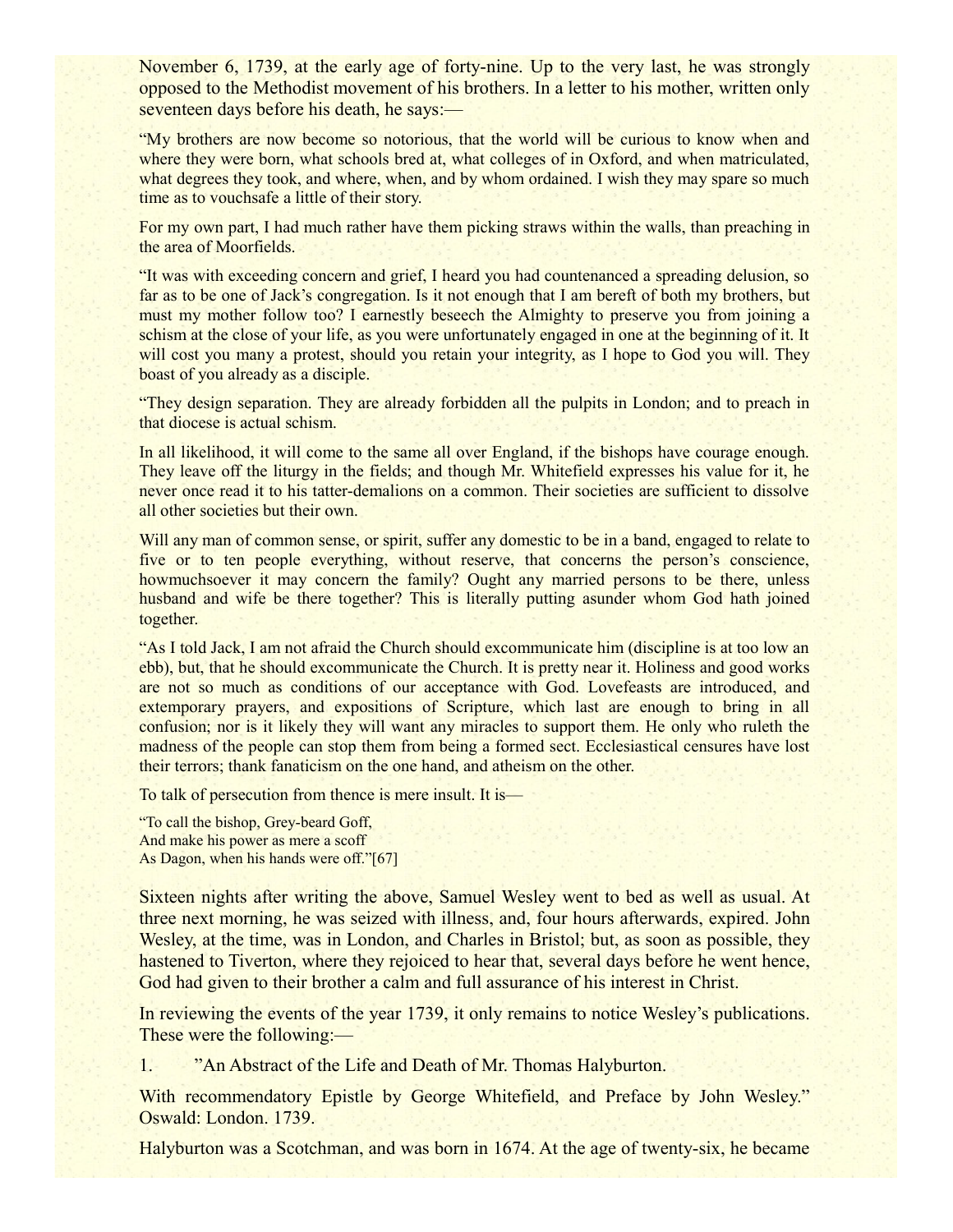November 6, 1739, at the early age of forty-nine. Up to the very last, he was strongly opposed to the Methodist movement of his brothers. In a letter to his mother, written only seventeen days before his death, he says:—

"My brothers are now become so notorious, that the world will be curious to know when and where they were born, what schools bred at, what colleges of in Oxford, and when matriculated, what degrees they took, and where, when, and by whom ordained. I wish they may spare so much time as to vouchsafe a little of their story.

For my own part, I had much rather have them picking straws within the walls, than preaching in the area of Moorfields.

"It was with exceeding concern and grief, I heard you had countenanced a spreading delusion, so far as to be one of Jack's congregation. Is it not enough that I am bereft of both my brothers, but must my mother follow too? I earnestly beseech the Almighty to preserve you from joining a schism at the close of your life, as you were unfortunately engaged in one at the beginning of it. It will cost you many a protest, should you retain your integrity, as I hope to God you will. They boast of you already as a disciple.

"They design separation. They are already forbidden all the pulpits in London; and to preach in that diocese is actual schism.

In all likelihood, it will come to the same all over England, if the bishops have courage enough. They leave off the liturgy in the fields; and though Mr. Whitefield expresses his value for it, he never once read it to his tatter-demalions on a common. Their societies are sufficient to dissolve all other societies but their own.

Will any man of common sense, or spirit, suffer any domestic to be in a band, engaged to relate to five or to ten people everything, without reserve, that concerns the person's conscience, howmuchsoever it may concern the family? Ought any married persons to be there, unless husband and wife be there together? This is literally putting asunder whom God hath joined together.

"As I told Jack, I am not afraid the Church should excommunicate him (discipline is at too low an ebb), but, that he should excommunicate the Church. It is pretty near it. Holiness and good works are not so much as conditions of our acceptance with God. Lovefeasts are introduced, and extemporary prayers, and expositions of Scripture, which last are enough to bring in all confusion; nor is it likely they will want any miracles to support them. He only who ruleth the madness of the people can stop them from being a formed sect. Ecclesiastical censures have lost their terrors; thank fanaticism on the one hand, and atheism on the other.

To talk of persecution from thence is mere insult. It is—

"To call the bishop, Grey-beard Goff,
And make his power as mere a scoff
As Dagon, when his hands were off."[67]

Sixteen nights after writing the above, Samuel Wesley went to bed as well as usual. At three next morning, he was seized with illness, and, four hours afterwards, expired. John Wesley, at the time, was in London, and Charles in Bristol; but, as soon as possible, they hastened to Tiverton, where they rejoiced to hear that, several days before he went hence, God had given to their brother a calm and full assurance of his interest in Christ.

In reviewing the events of the year 1739, it only remains to notice Wesley's publications. These were the following:—

1. "An Abstract of the Life and Death of Mr. Thomas Halyburton.

With recommendatory Epistle by George Whitefield, and Preface by John Wesley." Oswald: London. 1739.

Halyburton was a Scotchman, and was born in 1674. At the age of twenty-six, he became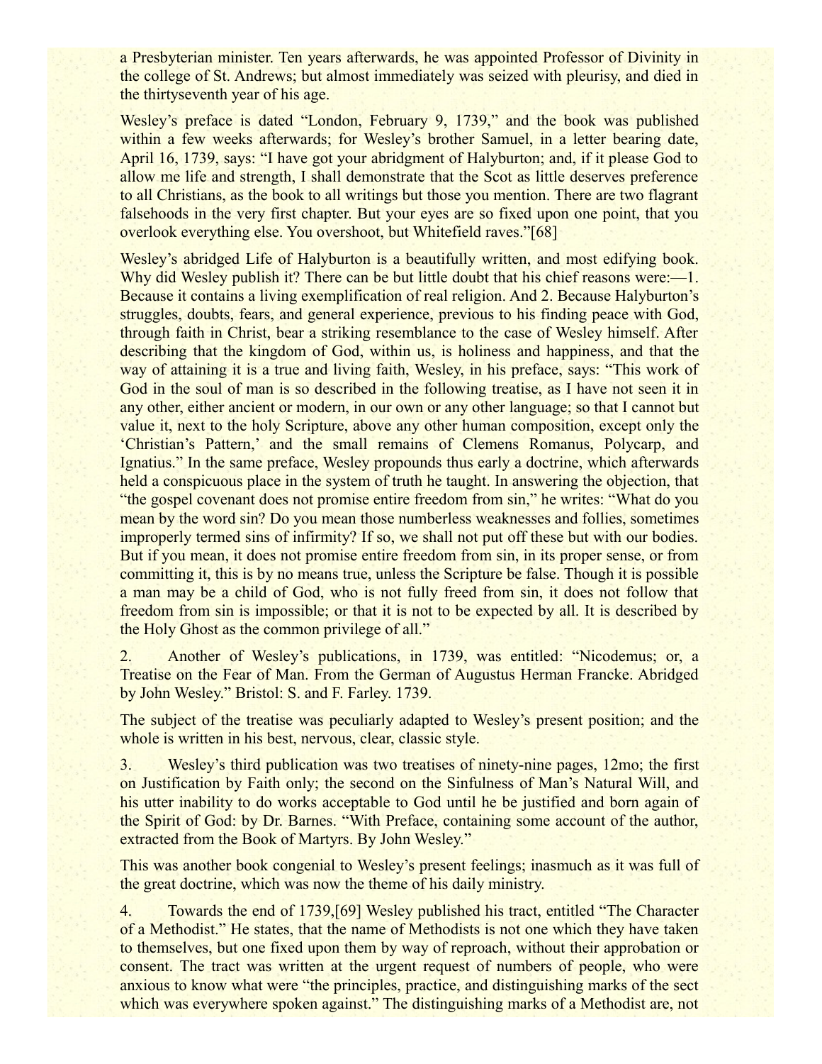a Presbyterian minister. Ten years afterwards, he was appointed Professor of Divinity in the college of St. Andrews; but almost immediately was seized with pleurisy, and died in the thirtyseventh year of his age.

Wesley's preface is dated "London, February 9, 1739," and the book was published within a few weeks afterwards; for Wesley's brother Samuel, in a letter bearing date, April 16, 1739, says: "I have got your abridgment of Halyburton; and, if it please God to allow me life and strength, I shall demonstrate that the Scot as little deserves preference to all Christians, as the book to all writings but those you mention. There are two flagrant falsehoods in the very first chapter. But your eyes are so fixed upon one point, that you overlook everything else. You overshoot, but Whitefield raves."[68]

Wesley's abridged Life of Halyburton is a beautifully written, and most edifying book. Why did Wesley publish it? There can be but little doubt that his chief reasons were:—1. Because it contains a living exemplification of real religion. And 2. Because Halyburton's struggles, doubts, fears, and general experience, previous to his finding peace with God, through faith in Christ, bear a striking resemblance to the case of Wesley himself. After describing that the kingdom of God, within us, is holiness and happiness, and that the way of attaining it is a true and living faith, Wesley, in his preface, says: "This work of God in the soul of man is so described in the following treatise, as I have not seen it in any other, either ancient or modern, in our own or any other language; so that I cannot but value it, next to the holy Scripture, above any other human composition, except only the 'Christian's Pattern,' and the small remains of Clemens Romanus, Polycarp, and Ignatius." In the same preface, Wesley propounds thus early a doctrine, which afterwards held a conspicuous place in the system of truth he taught. In answering the objection, that "the gospel covenant does not promise entire freedom from sin," he writes: "What do you mean by the word sin? Do you mean those numberless weaknesses and follies, sometimes improperly termed sins of infirmity? If so, we shall not put off these but with our bodies. But if you mean, it does not promise entire freedom from sin, in its proper sense, or from committing it, this is by no means true, unless the Scripture be false. Though it is possible a man may be a child of God, who is not fully freed from sin, it does not follow that freedom from sin is impossible; or that it is not to be expected by all. It is described by the Holy Ghost as the common privilege of all."

2. Another of Wesley's publications, in 1739, was entitled: "Nicodemus; or, a Treatise on the Fear of Man. From the German of Augustus Herman Francke. Abridged by John Wesley." Bristol: S. and F. Farley. 1739.

The subject of the treatise was peculiarly adapted to Wesley's present position; and the whole is written in his best, nervous, clear, classic style.

3. Wesley's third publication was two treatises of ninety-nine pages, 12mo; the first on Justification by Faith only; the second on the Sinfulness of Man's Natural Will, and his utter inability to do works acceptable to God until he be justified and born again of the Spirit of God: by Dr. Barnes. "With Preface, containing some account of the author, extracted from the Book of Martyrs. By John Wesley."

This was another book congenial to Wesley's present feelings; inasmuch as it was full of the great doctrine, which was now the theme of his daily ministry.

4. Towards the end of 1739,[69] Wesley published his tract, entitled "The Character of a Methodist." He states, that the name of Methodists is not one which they have taken to themselves, but one fixed upon them by way of reproach, without their approbation or consent. The tract was written at the urgent request of numbers of people, who were anxious to know what were "the principles, practice, and distinguishing marks of the sect which was everywhere spoken against." The distinguishing marks of a Methodist are, not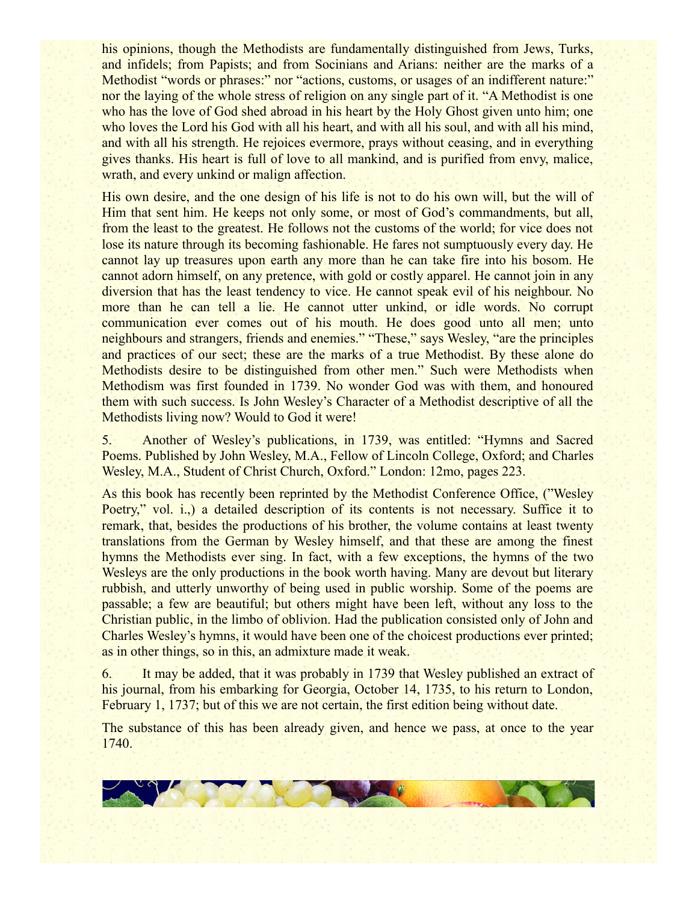his opinions, though the Methodists are fundamentally distinguished from Jews, Turks, and infidels; from Papists; and from Socinians and Arians: neither are the marks of a Methodist "words or phrases:" nor "actions, customs, or usages of an indifferent nature:" nor the laying of the whole stress of religion on any single part of it. "A Methodist is one who has the love of God shed abroad in his heart by the Holy Ghost given unto him; one who loves the Lord his God with all his heart, and with all his soul, and with all his mind, and with all his strength. He rejoices evermore, prays without ceasing, and in everything gives thanks. His heart is full of love to all mankind, and is purified from envy, malice, wrath, and every unkind or malign affection.

His own desire, and the one design of his life is not to do his own will, but the will of Him that sent him. He keeps not only some, or most of God's commandments, but all, from the least to the greatest. He follows not the customs of the world; for vice does not lose its nature through its becoming fashionable. He fares not sumptuously every day. He cannot lay up treasures upon earth any more than he can take fire into his bosom. He cannot adorn himself, on any pretence, with gold or costly apparel. He cannot join in any diversion that has the least tendency to vice. He cannot speak evil of his neighbour. No more than he can tell a lie. He cannot utter unkind, or idle words. No corrupt communication ever comes out of his mouth. He does good unto all men; unto neighbours and strangers, friends and enemies." "These," says Wesley, "are the principles and practices of our sect; these are the marks of a true Methodist. By these alone do Methodists desire to be distinguished from other men." Such were Methodists when Methodism was first founded in 1739. No wonder God was with them, and honoured them with such success. Is John Wesley's Character of a Methodist descriptive of all the Methodists living now? Would to God it were!

5. Another of Wesley's publications, in 1739, was entitled: "Hymns and Sacred Poems. Published by John Wesley, M.A., Fellow of Lincoln College, Oxford; and Charles Wesley, M.A., Student of Christ Church, Oxford." London: 12mo, pages 223.

As this book has recently been reprinted by the Methodist Conference Office, ("Wesley Poetry," vol. i.,) a detailed description of its contents is not necessary. Suffice it to remark, that, besides the productions of his brother, the volume contains at least twenty translations from the German by Wesley himself, and that these are among the finest hymns the Methodists ever sing. In fact, with a few exceptions, the hymns of the two Wesleys are the only productions in the book worth having. Many are devout but literary rubbish, and utterly unworthy of being used in public worship. Some of the poems are passable; a few are beautiful; but others might have been left, without any loss to the Christian public, in the limbo of oblivion. Had the publication consisted only of John and Charles Wesley's hymns, it would have been one of the choicest productions ever printed; as in other things, so in this, an admixture made it weak.

6. It may be added, that it was probably in 1739 that Wesley published an extract of his journal, from his embarking for Georgia, October 14, 1735, to his return to London, February 1, 1737; but of this we are not certain, the first edition being without date.

The substance of this has been already given, and hence we pass, at once to the year 1740.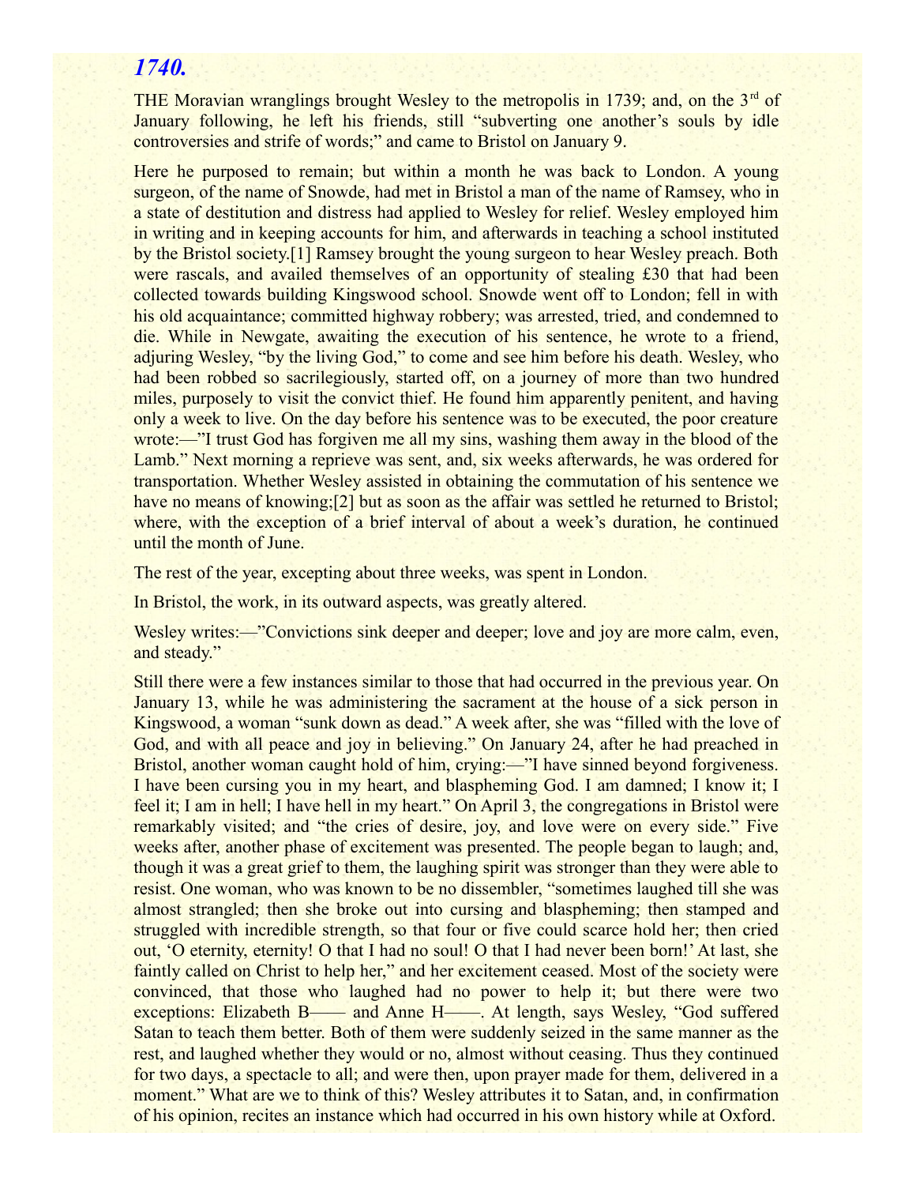## *1740.*

THE Moravian wranglings brought Wesley to the metropolis in 1739; and, on the 3rd of January following, he left his friends, still "subverting one another's souls by idle controversies and strife of words;" and came to Bristol on January 9.

Here he purposed to remain; but within a month he was back to London. A young surgeon, of the name of Snowde, had met in Bristol a man of the name of Ramsey, who in a state of destitution and distress had applied to Wesley for relief. Wesley employed him in writing and in keeping accounts for him, and afterwards in teaching a school instituted by the Bristol society.[1] Ramsey brought the young surgeon to hear Wesley preach. Both were rascals, and availed themselves of an opportunity of stealing £30 that had been collected towards building Kingswood school. Snowde went off to London; fell in with his old acquaintance; committed highway robbery; was arrested, tried, and condemned to die. While in Newgate, awaiting the execution of his sentence, he wrote to a friend, adjuring Wesley, "by the living God," to come and see him before his death. Wesley, who had been robbed so sacrilegiously, started off, on a journey of more than two hundred miles, purposely to visit the convict thief. He found him apparently penitent, and having only a week to live. On the day before his sentence was to be executed, the poor creature wrote:—"I trust God has forgiven me all my sins, washing them away in the blood of the Lamb." Next morning a reprieve was sent, and, six weeks afterwards, he was ordered for transportation. Whether Wesley assisted in obtaining the commutation of his sentence we have no means of knowing;[2] but as soon as the affair was settled he returned to Bristol; where, with the exception of a brief interval of about a week's duration, he continued until the month of June.

The rest of the year, excepting about three weeks, was spent in London.

In Bristol, the work, in its outward aspects, was greatly altered.

Wesley writes:—"Convictions sink deeper and deeper; love and joy are more calm, even, and steady."

Still there were a few instances similar to those that had occurred in the previous year. On January 13, while he was administering the sacrament at the house of a sick person in Kingswood, a woman "sunk down as dead." A week after, she was "filled with the love of God, and with all peace and joy in believing." On January 24, after he had preached in Bristol, another woman caught hold of him, crying:—"I have sinned beyond forgiveness. I have been cursing you in my heart, and blaspheming God. I am damned; I know it; I feel it; I am in hell; I have hell in my heart." On April 3, the congregations in Bristol were remarkably visited; and "the cries of desire, joy, and love were on every side." Five weeks after, another phase of excitement was presented. The people began to laugh; and, though it was a great grief to them, the laughing spirit was stronger than they were able to resist. One woman, who was known to be no dissembler, "sometimes laughed till she was almost strangled; then she broke out into cursing and blaspheming; then stamped and struggled with incredible strength, so that four or five could scarce hold her; then cried out, 'O eternity, eternity! O that I had no soul! O that I had never been born!' At last, she faintly called on Christ to help her," and her excitement ceased. Most of the society were convinced, that those who laughed had no power to help it; but there were two exceptions: Elizabeth B—— and Anne H——. At length, says Wesley, "God suffered Satan to teach them better. Both of them were suddenly seized in the same manner as the rest, and laughed whether they would or no, almost without ceasing. Thus they continued for two days, a spectacle to all; and were then, upon prayer made for them, delivered in a moment." What are we to think of this? Wesley attributes it to Satan, and, in confirmation of his opinion, recites an instance which had occurred in his own history while at Oxford.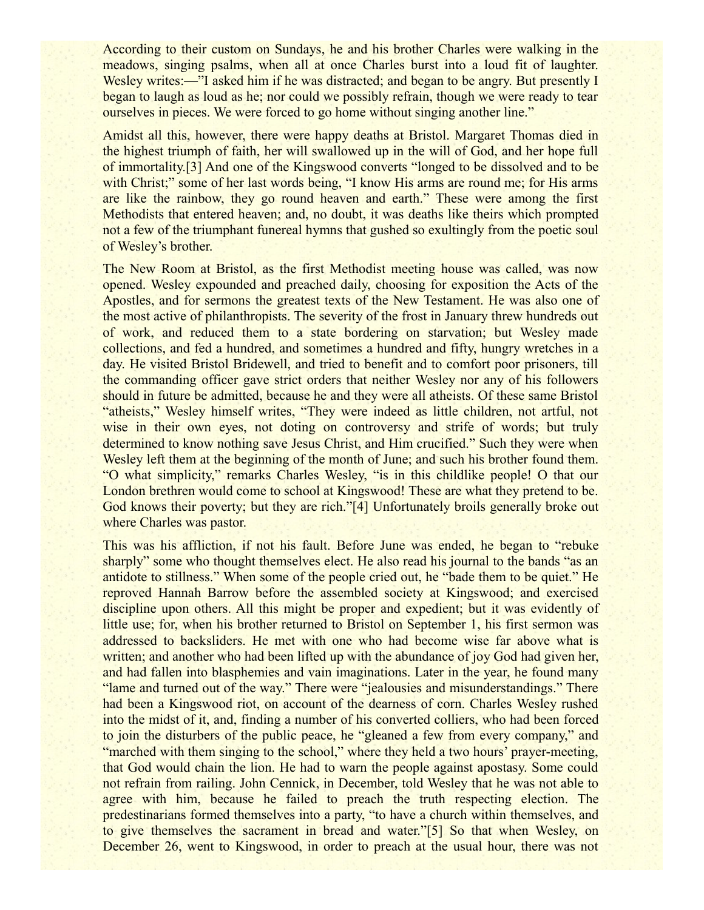According to their custom on Sundays, he and his brother Charles were walking in the meadows, singing psalms, when all at once Charles burst into a loud fit of laughter. Wesley writes:—"I asked him if he was distracted; and began to be angry. But presently I began to laugh as loud as he; nor could we possibly refrain, though we were ready to tear ourselves in pieces. We were forced to go home without singing another line."

Amidst all this, however, there were happy deaths at Bristol. Margaret Thomas died in the highest triumph of faith, her will swallowed up in the will of God, and her hope full of immortality.[3] And one of the Kingswood converts "longed to be dissolved and to be with Christ;" some of her last words being, "I know His arms are round me; for His arms are like the rainbow, they go round heaven and earth." These were among the first Methodists that entered heaven; and, no doubt, it was deaths like theirs which prompted not a few of the triumphant funereal hymns that gushed so exultingly from the poetic soul of Wesley's brother.

The New Room at Bristol, as the first Methodist meeting house was called, was now opened. Wesley expounded and preached daily, choosing for exposition the Acts of the Apostles, and for sermons the greatest texts of the New Testament. He was also one of the most active of philanthropists. The severity of the frost in January threw hundreds out of work, and reduced them to a state bordering on starvation; but Wesley made collections, and fed a hundred, and sometimes a hundred and fifty, hungry wretches in a day. He visited Bristol Bridewell, and tried to benefit and to comfort poor prisoners, till the commanding officer gave strict orders that neither Wesley nor any of his followers should in future be admitted, because he and they were all atheists. Of these same Bristol "atheists," Wesley himself writes, "They were indeed as little children, not artful, not wise in their own eyes, not doting on controversy and strife of words; but truly determined to know nothing save Jesus Christ, and Him crucified." Such they were when Wesley left them at the beginning of the month of June; and such his brother found them. "O what simplicity," remarks Charles Wesley, "is in this childlike people! O that our London brethren would come to school at Kingswood! These are what they pretend to be. God knows their poverty; but they are rich."[4] Unfortunately broils generally broke out where Charles was pastor.

This was his affliction, if not his fault. Before June was ended, he began to "rebuke sharply" some who thought themselves elect. He also read his journal to the bands "as an antidote to stillness." When some of the people cried out, he "bade them to be quiet." He reproved Hannah Barrow before the assembled society at Kingswood; and exercised discipline upon others. All this might be proper and expedient; but it was evidently of little use; for, when his brother returned to Bristol on September 1, his first sermon was addressed to backsliders. He met with one who had become wise far above what is written; and another who had been lifted up with the abundance of joy God had given her, and had fallen into blasphemies and vain imaginations. Later in the year, he found many "lame and turned out of the way." There were "jealousies and misunderstandings." There had been a Kingswood riot, on account of the dearness of corn. Charles Wesley rushed into the midst of it, and, finding a number of his converted colliers, who had been forced to join the disturbers of the public peace, he "gleaned a few from every company," and "marched with them singing to the school," where they held a two hours' prayer-meeting, that God would chain the lion. He had to warn the people against apostasy. Some could not refrain from railing. John Cennick, in December, told Wesley that he was not able to agree with him, because he failed to preach the truth respecting election. The predestinarians formed themselves into a party, "to have a church within themselves, and to give themselves the sacrament in bread and water."[5] So that when Wesley, on December 26, went to Kingswood, in order to preach at the usual hour, there was not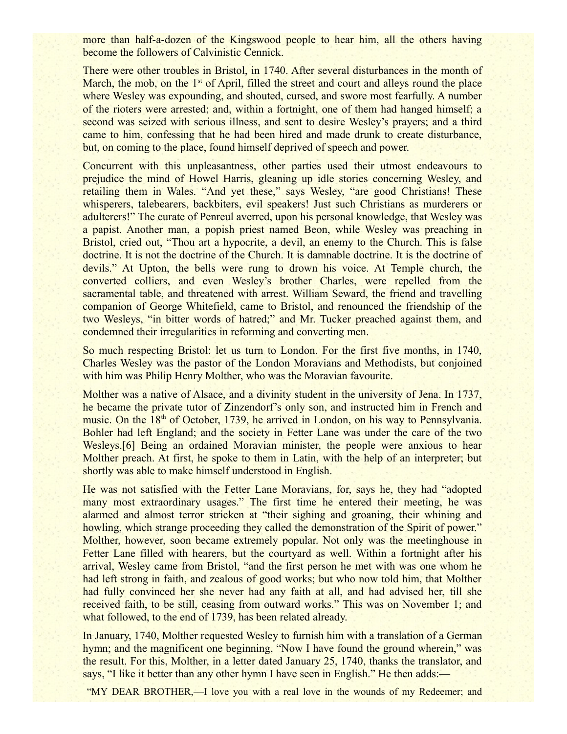more than half-a-dozen of the Kingswood people to hear him, all the others having become the followers of Calvinistic Cennick.

There were other troubles in Bristol, in 1740. After several disturbances in the month of March, the mob, on the 1st of April, filled the street and court and alleys round the place where Wesley was expounding, and shouted, cursed, and swore most fearfully. A number of the rioters were arrested; and, within a fortnight, one of them had hanged himself; a second was seized with serious illness, and sent to desire Wesley's prayers; and a third came to him, confessing that he had been hired and made drunk to create disturbance, but, on coming to the place, found himself deprived of speech and power.

Concurrent with this unpleasantness, other parties used their utmost endeavours to prejudice the mind of Howel Harris, gleaning up idle stories concerning Wesley, and retailing them in Wales. "And yet these," says Wesley, "are good Christians! These whisperers, talebearers, backbiters, evil speakers! Just such Christians as murderers or adulterers!" The curate of Penreul averred, upon his personal knowledge, that Wesley was a papist. Another man, a popish priest named Beon, while Wesley was preaching in Bristol, cried out, "Thou art a hypocrite, a devil, an enemy to the Church. This is false doctrine. It is not the doctrine of the Church. It is damnable doctrine. It is the doctrine of devils." At Upton, the bells were rung to drown his voice. At Temple church, the converted colliers, and even Wesley's brother Charles, were repelled from the sacramental table, and threatened with arrest. William Seward, the friend and travelling companion of George Whitefield, came to Bristol, and renounced the friendship of the two Wesleys, "in bitter words of hatred;" and Mr. Tucker preached against them, and condemned their irregularities in reforming and converting men.

So much respecting Bristol: let us turn to London. For the first five months, in 1740, Charles Wesley was the pastor of the London Moravians and Methodists, but conjoined with him was Philip Henry Molther, who was the Moravian favourite.

Molther was a native of Alsace, and a divinity student in the university of Jena. In 1737, he became the private tutor of Zinzendorf's only son, and instructed him in French and music. On the 18th of October, 1739, he arrived in London, on his way to Pennsylvania. Bohler had left England; and the society in Fetter Lane was under the care of the two Wesleys.[6] Being an ordained Moravian minister, the people were anxious to hear Molther preach. At first, he spoke to them in Latin, with the help of an interpreter; but shortly was able to make himself understood in English.

He was not satisfied with the Fetter Lane Moravians, for, says he, they had "adopted many most extraordinary usages." The first time he entered their meeting, he was alarmed and almost terror stricken at "their sighing and groaning, their whining and howling, which strange proceeding they called the demonstration of the Spirit of power." Molther, however, soon became extremely popular. Not only was the meetinghouse in Fetter Lane filled with hearers, but the courtyard as well. Within a fortnight after his arrival, Wesley came from Bristol, "and the first person he met with was one whom he had left strong in faith, and zealous of good works; but who now told him, that Molther had fully convinced her she never had any faith at all, and had advised her, till she received faith, to be still, ceasing from outward works." This was on November 1; and what followed, to the end of 1739, has been related already.

In January, 1740, Molther requested Wesley to furnish him with a translation of a German hymn; and the magnificent one beginning, "Now I have found the ground wherein," was the result. For this, Molther, in a letter dated January 25, 1740, thanks the translator, and says, "I like it better than any other hymn I have seen in English." He then adds:—

"MY DEAR BROTHER,—I love you with a real love in the wounds of my Redeemer; and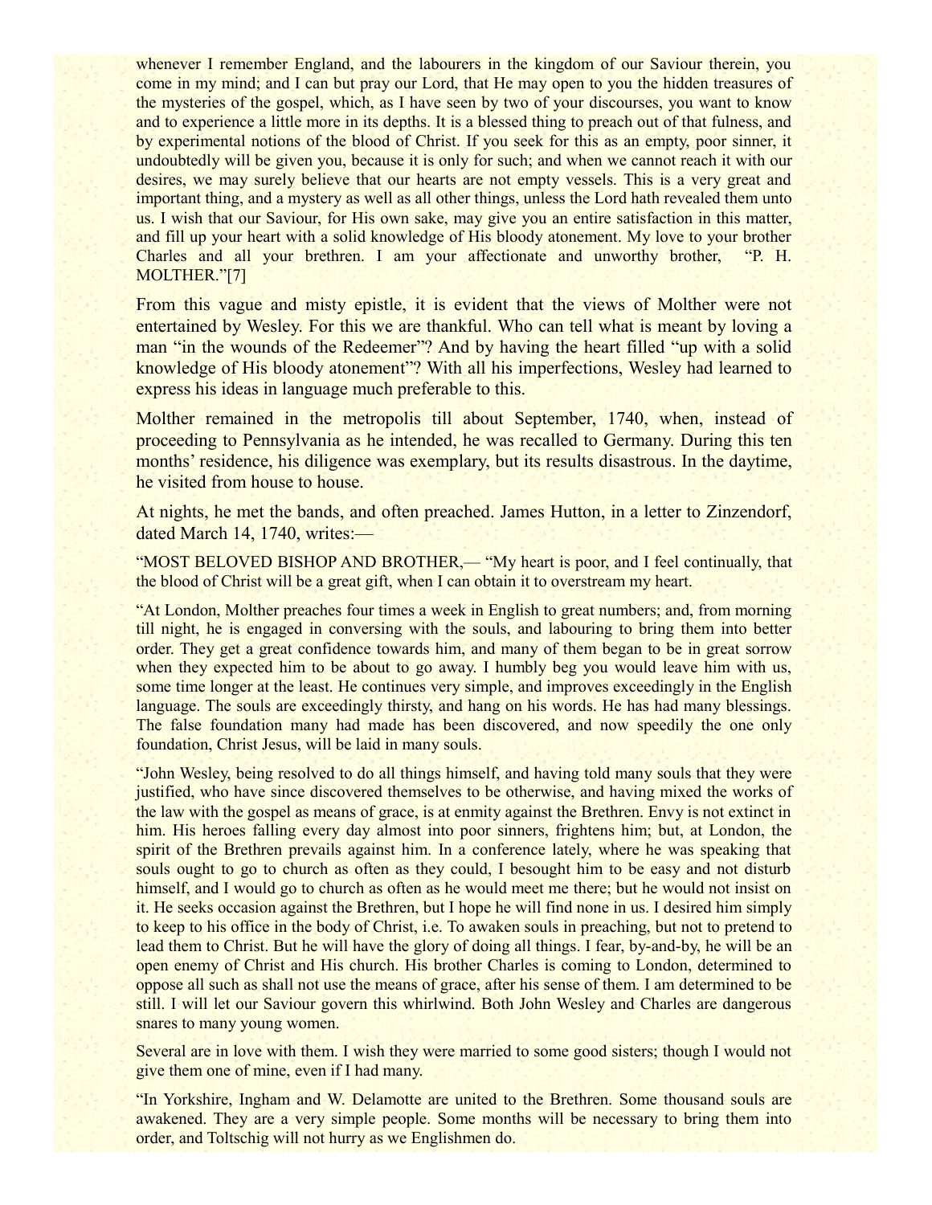whenever I remember England, and the labourers in the kingdom of our Saviour therein, you come in my mind; and I can but pray our Lord, that He may open to you the hidden treasures of the mysteries of the gospel, which, as I have seen by two of your discourses, you want to know and to experience a little more in its depths. It is a blessed thing to preach out of that fulness, and by experimental notions of the blood of Christ. If you seek for this as an empty, poor sinner, it undoubtedly will be given you, because it is only for such; and when we cannot reach it with our desires, we may surely believe that our hearts are not empty vessels. This is a very great and important thing, and a mystery as well as all other things, unless the Lord hath revealed them unto us. I wish that our Saviour, for His own sake, may give you an entire satisfaction in this matter, and fill up your heart with a solid knowledge of His bloody atonement. My love to your brother Charles and all your brethren. I am your affectionate and unworthy brother, "P. H. MOLTHER."[7]

From this vague and misty epistle, it is evident that the views of Molther were not entertained by Wesley. For this we are thankful. Who can tell what is meant by loving a man "in the wounds of the Redeemer"? And by having the heart filled "up with a solid knowledge of His bloody atonement"? With all his imperfections, Wesley had learned to express his ideas in language much preferable to this.

Molther remained in the metropolis till about September, 1740, when, instead of proceeding to Pennsylvania as he intended, he was recalled to Germany. During this ten months' residence, his diligence was exemplary, but its results disastrous. In the daytime, he visited from house to house.

At nights, he met the bands, and often preached. James Hutton, in a letter to Zinzendorf, dated March 14, 1740, writes:—

"MOST BELOVED BISHOP AND BROTHER,— "My heart is poor, and I feel continually, that the blood of Christ will be a great gift, when I can obtain it to overstream my heart.

"At London, Molther preaches four times a week in English to great numbers; and, from morning till night, he is engaged in conversing with the souls, and labouring to bring them into better order. They get a great confidence towards him, and many of them began to be in great sorrow when they expected him to be about to go away. I humbly beg you would leave him with us, some time longer at the least. He continues very simple, and improves exceedingly in the English language. The souls are exceedingly thirsty, and hang on his words. He has had many blessings. The false foundation many had made has been discovered, and now speedily the one only foundation, Christ Jesus, will be laid in many souls.

"John Wesley, being resolved to do all things himself, and having told many souls that they were justified, who have since discovered themselves to be otherwise, and having mixed the works of the law with the gospel as means of grace, is at enmity against the Brethren. Envy is not extinct in him. His heroes falling every day almost into poor sinners, frightens him; but, at London, the spirit of the Brethren prevails against him. In a conference lately, where he was speaking that souls ought to go to church as often as they could, I besought him to be easy and not disturb himself, and I would go to church as often as he would meet me there; but he would not insist on it. He seeks occasion against the Brethren, but I hope he will find none in us. I desired him simply to keep to his office in the body of Christ, i.e. To awaken souls in preaching, but not to pretend to lead them to Christ. But he will have the glory of doing all things. I fear, by-and-by, he will be an open enemy of Christ and His church. His brother Charles is coming to London, determined to oppose all such as shall not use the means of grace, after his sense of them. I am determined to be still. I will let our Saviour govern this whirlwind. Both John Wesley and Charles are dangerous snares to many young women.

Several are in love with them. I wish they were married to some good sisters; though I would not give them one of mine, even if I had many.

"In Yorkshire, Ingham and W. Delamotte are united to the Brethren. Some thousand souls are awakened. They are a very simple people. Some months will be necessary to bring them into order, and Toltschig will not hurry as we Englishmen do.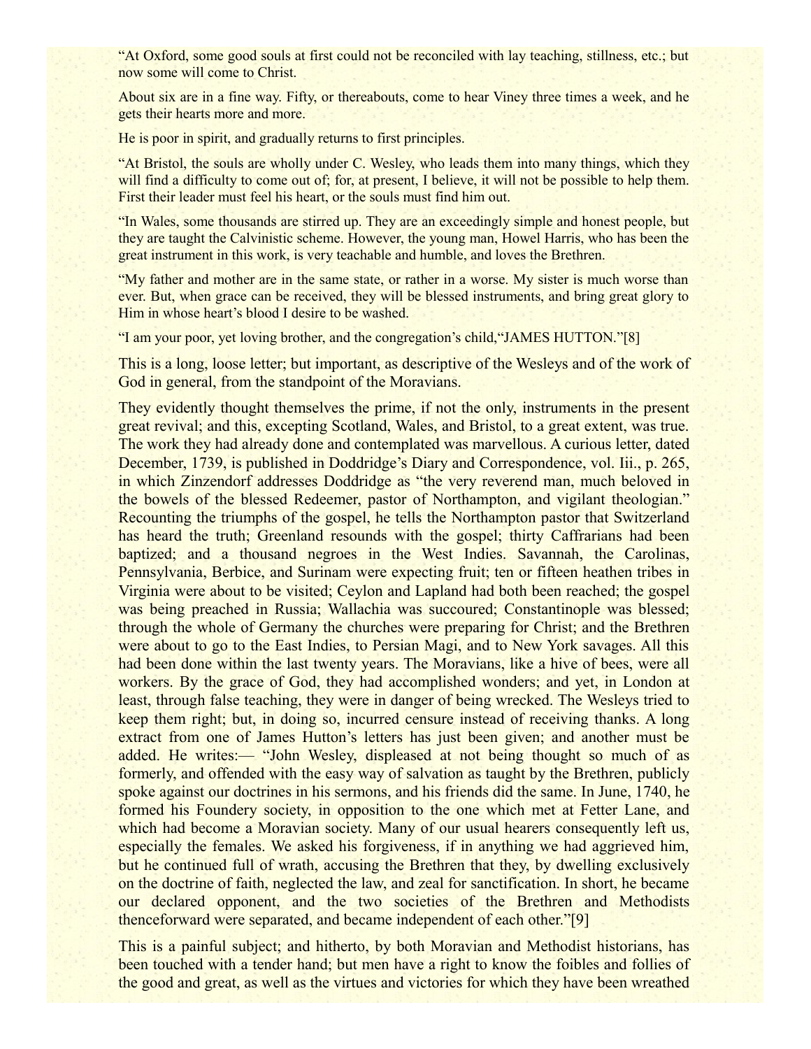"At Oxford, some good souls at first could not be reconciled with lay teaching, stillness, etc.; but now some will come to Christ.

About six are in a fine way. Fifty, or thereabouts, come to hear Viney three times a week, and he gets their hearts more and more.

He is poor in spirit, and gradually returns to first principles.

"At Bristol, the souls are wholly under C. Wesley, who leads them into many things, which they will find a difficulty to come out of; for, at present, I believe, it will not be possible to help them. First their leader must feel his heart, or the souls must find him out.

"In Wales, some thousands are stirred up. They are an exceedingly simple and honest people, but they are taught the Calvinistic scheme. However, the young man, Howel Harris, who has been the great instrument in this work, is very teachable and humble, and loves the Brethren.

"My father and mother are in the same state, or rather in a worse. My sister is much worse than ever. But, when grace can be received, they will be blessed instruments, and bring great glory to Him in whose heart's blood I desire to be washed.

"I am your poor, yet loving brother, and the congregation's child,"JAMES HUTTON."[8]

This is a long, loose letter; but important, as descriptive of the Wesleys and of the work of God in general, from the standpoint of the Moravians.

They evidently thought themselves the prime, if not the only, instruments in the present great revival; and this, excepting Scotland, Wales, and Bristol, to a great extent, was true. The work they had already done and contemplated was marvellous. A curious letter, dated December, 1739, is published in Doddridge's Diary and Correspondence, vol. Iii., p. 265, in which Zinzendorf addresses Doddridge as "the very reverend man, much beloved in the bowels of the blessed Redeemer, pastor of Northampton, and vigilant theologian." Recounting the triumphs of the gospel, he tells the Northampton pastor that Switzerland has heard the truth; Greenland resounds with the gospel; thirty Caffrarians had been baptized; and a thousand negroes in the West Indies. Savannah, the Carolinas, Pennsylvania, Berbice, and Surinam were expecting fruit; ten or fifteen heathen tribes in Virginia were about to be visited; Ceylon and Lapland had both been reached; the gospel was being preached in Russia; Wallachia was succoured; Constantinople was blessed; through the whole of Germany the churches were preparing for Christ; and the Brethren were about to go to the East Indies, to Persian Magi, and to New York savages. All this had been done within the last twenty years. The Moravians, like a hive of bees, were all workers. By the grace of God, they had accomplished wonders; and yet, in London at least, through false teaching, they were in danger of being wrecked. The Wesleys tried to keep them right; but, in doing so, incurred censure instead of receiving thanks. A long extract from one of James Hutton's letters has just been given; and another must be added. He writes:— "John Wesley, displeased at not being thought so much of as formerly, and offended with the easy way of salvation as taught by the Brethren, publicly spoke against our doctrines in his sermons, and his friends did the same. In June, 1740, he formed his Foundery society, in opposition to the one which met at Fetter Lane, and which had become a Moravian society. Many of our usual hearers consequently left us, especially the females. We asked his forgiveness, if in anything we had aggrieved him, but he continued full of wrath, accusing the Brethren that they, by dwelling exclusively on the doctrine of faith, neglected the law, and zeal for sanctification. In short, he became our declared opponent, and the two societies of the Brethren and Methodists thenceforward were separated, and became independent of each other."[9]

This is a painful subject; and hitherto, by both Moravian and Methodist historians, has been touched with a tender hand; but men have a right to know the foibles and follies of the good and great, as well as the virtues and victories for which they have been wreathed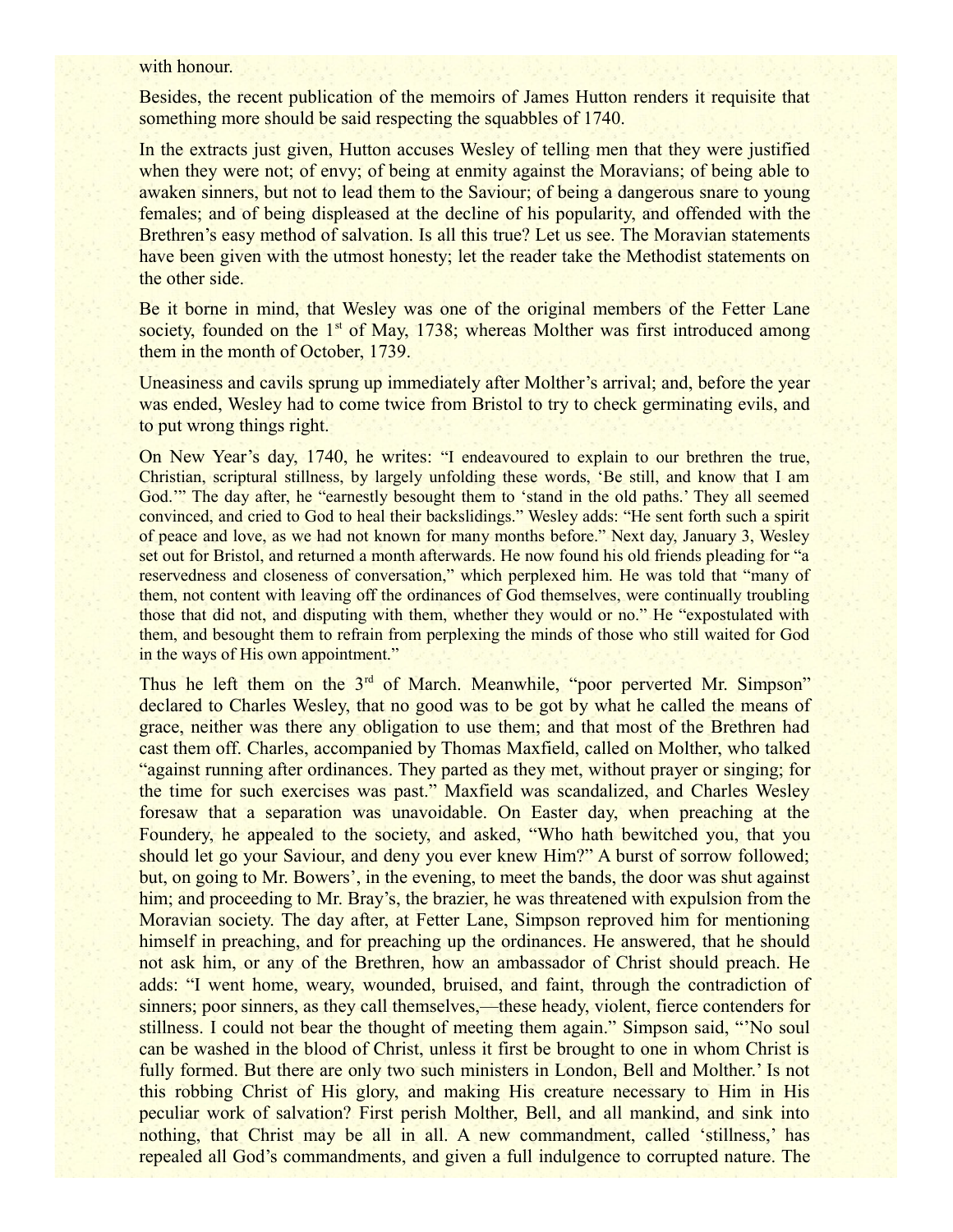with honour.

Besides, the recent publication of the memoirs of James Hutton renders it requisite that something more should be said respecting the squabbles of 1740.

In the extracts just given, Hutton accuses Wesley of telling men that they were justified when they were not; of envy; of being at enmity against the Moravians; of being able to awaken sinners, but not to lead them to the Saviour; of being a dangerous snare to young females; and of being displeased at the decline of his popularity, and offended with the Brethren's easy method of salvation. Is all this true? Let us see. The Moravian statements have been given with the utmost honesty; let the reader take the Methodist statements on the other side.

Be it borne in mind, that Wesley was one of the original members of the Fetter Lane society, founded on the 1st of May, 1738; whereas Molther was first introduced among them in the month of October, 1739.

Uneasiness and cavils sprung up immediately after Molther's arrival; and, before the year was ended, Wesley had to come twice from Bristol to try to check germinating evils, and to put wrong things right.

On New Year's day, 1740, he writes: "I endeavoured to explain to our brethren the true, Christian, scriptural stillness, by largely unfolding these words, 'Be still, and know that I am God.'" The day after, he "earnestly besought them to 'stand in the old paths.' They all seemed convinced, and cried to God to heal their backslidings." Wesley adds: "He sent forth such a spirit of peace and love, as we had not known for many months before." Next day, January 3, Wesley set out for Bristol, and returned a month afterwards. He now found his old friends pleading for "a reservedness and closeness of conversation," which perplexed him. He was told that "many of them, not content with leaving off the ordinances of God themselves, were continually troubling those that did not, and disputing with them, whether they would or no." He "expostulated with them, and besought them to refrain from perplexing the minds of those who still waited for God in the ways of His own appointment."

Thus he left them on the 3rd of March. Meanwhile, "poor perverted Mr. Simpson" declared to Charles Wesley, that no good was to be got by what he called the means of grace, neither was there any obligation to use them; and that most of the Brethren had cast them off. Charles, accompanied by Thomas Maxfield, called on Molther, who talked "against running after ordinances. They parted as they met, without prayer or singing; for the time for such exercises was past." Maxfield was scandalized, and Charles Wesley foresaw that a separation was unavoidable. On Easter day, when preaching at the Foundery, he appealed to the society, and asked, "Who hath bewitched you, that you should let go your Saviour, and deny you ever knew Him?" A burst of sorrow followed; but, on going to Mr. Bowers', in the evening, to meet the bands, the door was shut against him; and proceeding to Mr. Bray's, the brazier, he was threatened with expulsion from the Moravian society. The day after, at Fetter Lane, Simpson reproved him for mentioning himself in preaching, and for preaching up the ordinances. He answered, that he should not ask him, or any of the Brethren, how an ambassador of Christ should preach. He adds: "I went home, weary, wounded, bruised, and faint, through the contradiction of sinners; poor sinners, as they call themselves,—these heady, violent, fierce contenders for stillness. I could not bear the thought of meeting them again." Simpson said, "'No soul can be washed in the blood of Christ, unless it first be brought to one in whom Christ is fully formed. But there are only two such ministers in London, Bell and Molther.' Is not this robbing Christ of His glory, and making His creature necessary to Him in His peculiar work of salvation? First perish Molther, Bell, and all mankind, and sink into nothing, that Christ may be all in all. A new commandment, called 'stillness,' has repealed all God's commandments, and given a full indulgence to corrupted nature. The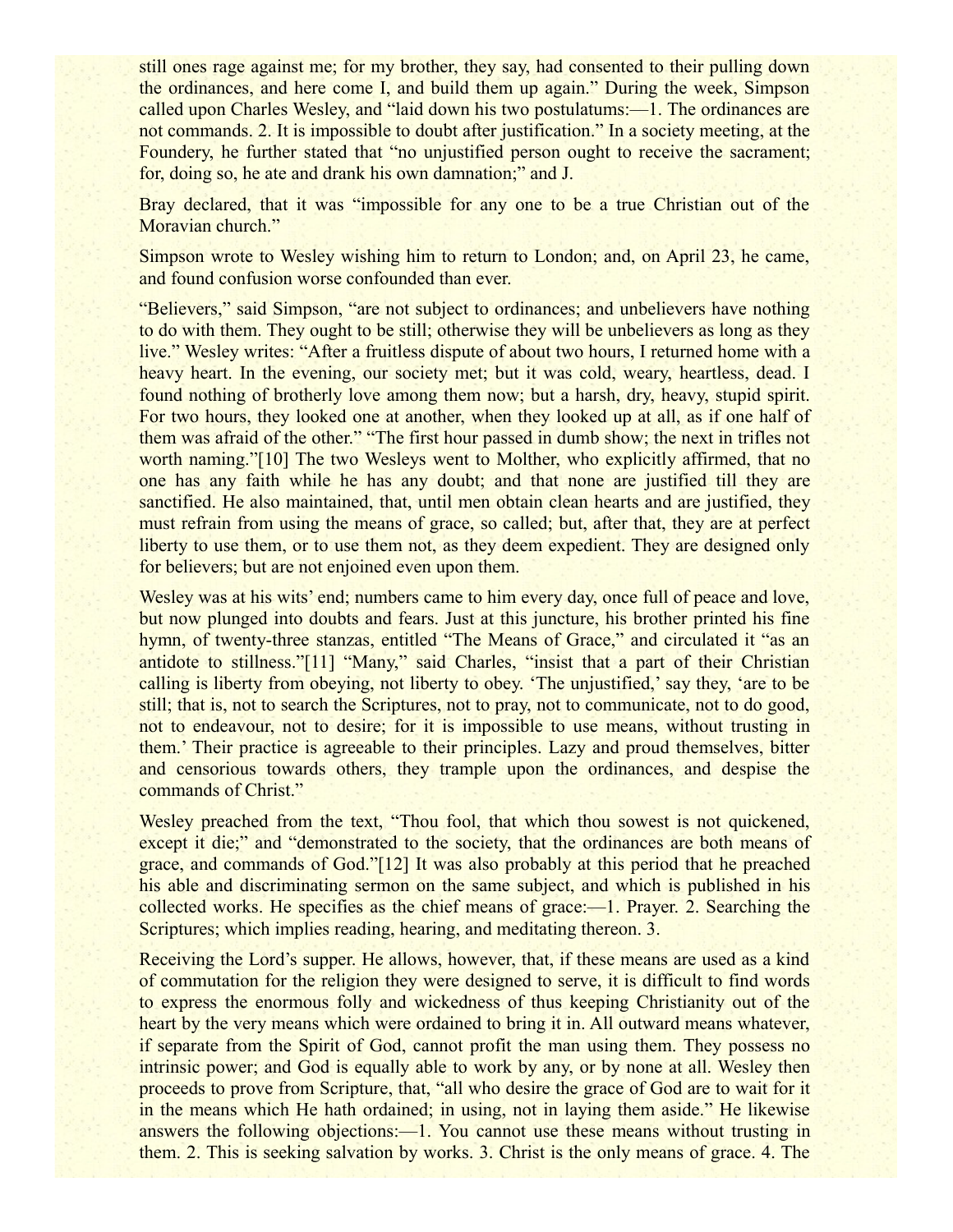still ones rage against me; for my brother, they say, had consented to their pulling down the ordinances, and here come I, and build them up again." During the week, Simpson called upon Charles Wesley, and "laid down his two postulatums:—1. The ordinances are not commands. 2. It is impossible to doubt after justification." In a society meeting, at the Foundery, he further stated that "no unjustified person ought to receive the sacrament; for, doing so, he ate and drank his own damnation;" and J.

Bray declared, that it was "impossible for any one to be a true Christian out of the Moravian church."

Simpson wrote to Wesley wishing him to return to London; and, on April 23, he came, and found confusion worse confounded than ever.

"Believers," said Simpson, "are not subject to ordinances; and unbelievers have nothing to do with them. They ought to be still; otherwise they will be unbelievers as long as they live." Wesley writes: "After a fruitless dispute of about two hours, I returned home with a heavy heart. In the evening, our society met; but it was cold, weary, heartless, dead. I found nothing of brotherly love among them now; but a harsh, dry, heavy, stupid spirit. For two hours, they looked one at another, when they looked up at all, as if one half of them was afraid of the other." "The first hour passed in dumb show; the next in trifles not worth naming."[10] The two Wesleys went to Molther, who explicitly affirmed, that no one has any faith while he has any doubt; and that none are justified till they are sanctified. He also maintained, that, until men obtain clean hearts and are justified, they must refrain from using the means of grace, so called; but, after that, they are at perfect liberty to use them, or to use them not, as they deem expedient. They are designed only for believers; but are not enjoined even upon them.

Wesley was at his wits' end; numbers came to him every day, once full of peace and love, but now plunged into doubts and fears. Just at this juncture, his brother printed his fine hymn, of twenty-three stanzas, entitled "The Means of Grace," and circulated it "as an antidote to stillness."[11] "Many," said Charles, "insist that a part of their Christian calling is liberty from obeying, not liberty to obey. 'The unjustified,' say they, 'are to be still; that is, not to search the Scriptures, not to pray, not to communicate, not to do good, not to endeavour, not to desire; for it is impossible to use means, without trusting in them.' Their practice is agreeable to their principles. Lazy and proud themselves, bitter and censorious towards others, they trample upon the ordinances, and despise the commands of Christ."

Wesley preached from the text, "Thou fool, that which thou sowest is not quickened, except it die;" and "demonstrated to the society, that the ordinances are both means of grace, and commands of God."[12] It was also probably at this period that he preached his able and discriminating sermon on the same subject, and which is published in his collected works. He specifies as the chief means of grace:—1. Prayer. 2. Searching the Scriptures; which implies reading, hearing, and meditating thereon. 3.

Receiving the Lord's supper. He allows, however, that, if these means are used as a kind of commutation for the religion they were designed to serve, it is difficult to find words to express the enormous folly and wickedness of thus keeping Christianity out of the heart by the very means which were ordained to bring it in. All outward means whatever, if separate from the Spirit of God, cannot profit the man using them. They possess no intrinsic power; and God is equally able to work by any, or by none at all. Wesley then proceeds to prove from Scripture, that, "all who desire the grace of God are to wait for it in the means which He hath ordained; in using, not in laying them aside." He likewise answers the following objections:—1. You cannot use these means without trusting in them. 2. This is seeking salvation by works. 3. Christ is the only means of grace. 4. The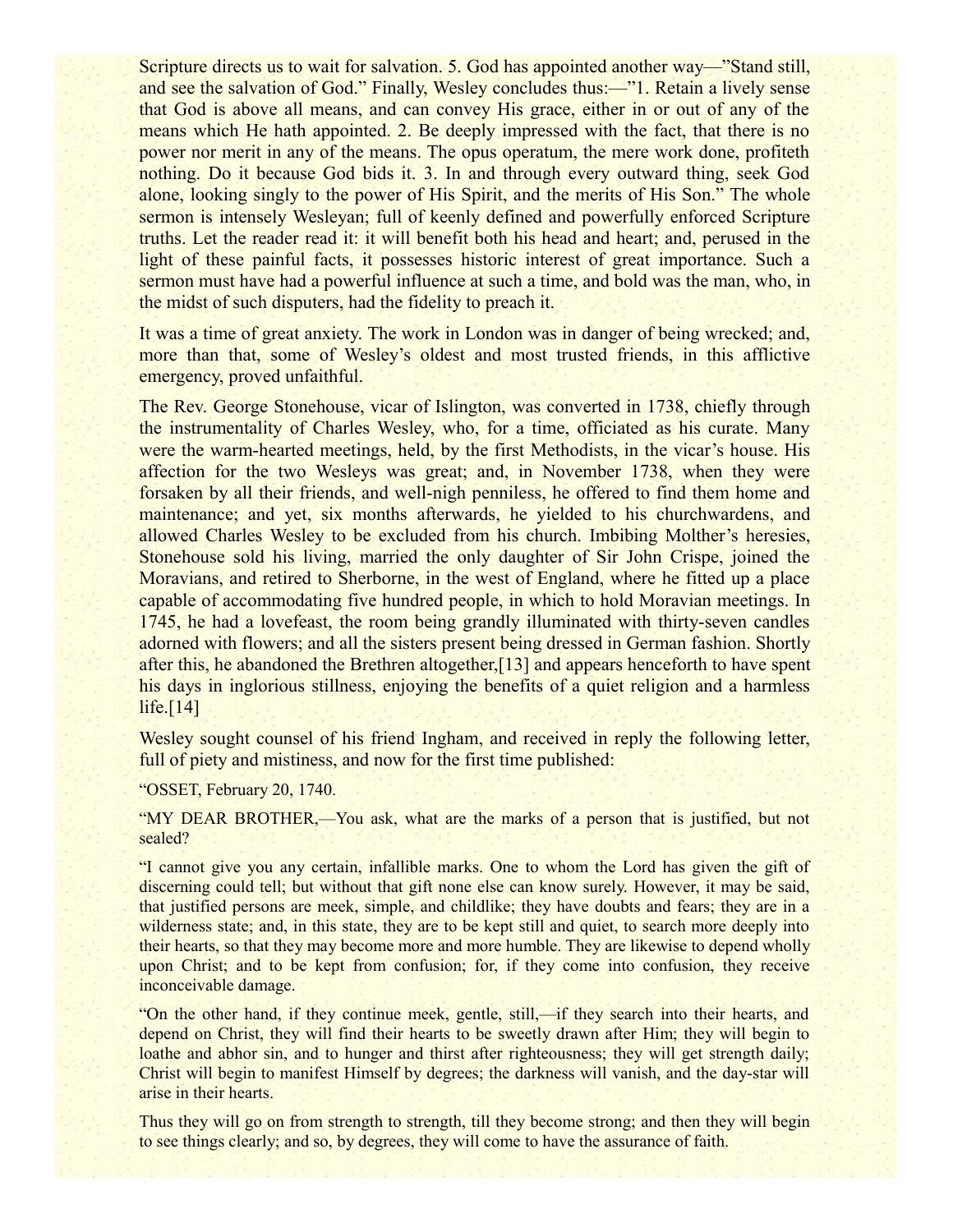Scripture directs us to wait for salvation. 5. God has appointed another way—"Stand still, and see the salvation of God." Finally, Wesley concludes thus:—"1. Retain a lively sense that God is above all means, and can convey His grace, either in or out of any of the means which He hath appointed. 2. Be deeply impressed with the fact, that there is no power nor merit in any of the means. The opus operatum, the mere work done, profiteth nothing. Do it because God bids it. 3. In and through every outward thing, seek God alone, looking singly to the power of His Spirit, and the merits of His Son." The whole sermon is intensely Wesleyan; full of keenly defined and powerfully enforced Scripture truths. Let the reader read it: it will benefit both his head and heart; and, perused in the light of these painful facts, it possesses historic interest of great importance. Such a sermon must have had a powerful influence at such a time, and bold was the man, who, in the midst of such disputers, had the fidelity to preach it.

It was a time of great anxiety. The work in London was in danger of being wrecked; and, more than that, some of Wesley's oldest and most trusted friends, in this afflictive emergency, proved unfaithful.

The Rev. George Stonehouse, vicar of Islington, was converted in 1738, chiefly through the instrumentality of Charles Wesley, who, for a time, officiated as his curate. Many were the warm-hearted meetings, held, by the first Methodists, in the vicar's house. His affection for the two Wesleys was great; and, in November 1738, when they were forsaken by all their friends, and well-nigh penniless, he offered to find them home and maintenance; and yet, six months afterwards, he yielded to his churchwardens, and allowed Charles Wesley to be excluded from his church. Imbibing Molther's heresies, Stonehouse sold his living, married the only daughter of Sir John Crispe, joined the Moravians, and retired to Sherborne, in the west of England, where he fitted up a place capable of accommodating five hundred people, in which to hold Moravian meetings. In 1745, he had a lovefeast, the room being grandly illuminated with thirty-seven candles adorned with flowers; and all the sisters present being dressed in German fashion. Shortly after this, he abandoned the Brethren altogether,[13] and appears henceforth to have spent his days in inglorious stillness, enjoying the benefits of a quiet religion and a harmless life.[14]

Wesley sought counsel of his friend Ingham, and received in reply the following letter, full of piety and mistiness, and now for the first time published:

"OSSET, February 20, 1740.

"MY DEAR BROTHER,—You ask, what are the marks of a person that is justified, but not sealed?

"I cannot give you any certain, infallible marks. One to whom the Lord has given the gift of discerning could tell; but without that gift none else can know surely. However, it may be said, that justified persons are meek, simple, and childlike; they have doubts and fears; they are in a wilderness state; and, in this state, they are to be kept still and quiet, to search more deeply into their hearts, so that they may become more and more humble. They are likewise to depend wholly upon Christ; and to be kept from confusion; for, if they come into confusion, they receive inconceivable damage.

"On the other hand, if they continue meek, gentle, still,—if they search into their hearts, and depend on Christ, they will find their hearts to be sweetly drawn after Him; they will begin to loathe and abhor sin, and to hunger and thirst after righteousness; they will get strength daily; Christ will begin to manifest Himself by degrees; the darkness will vanish, and the day-star will arise in their hearts.

Thus they will go on from strength to strength, till they become strong; and then they will begin to see things clearly; and so, by degrees, they will come to have the assurance of faith.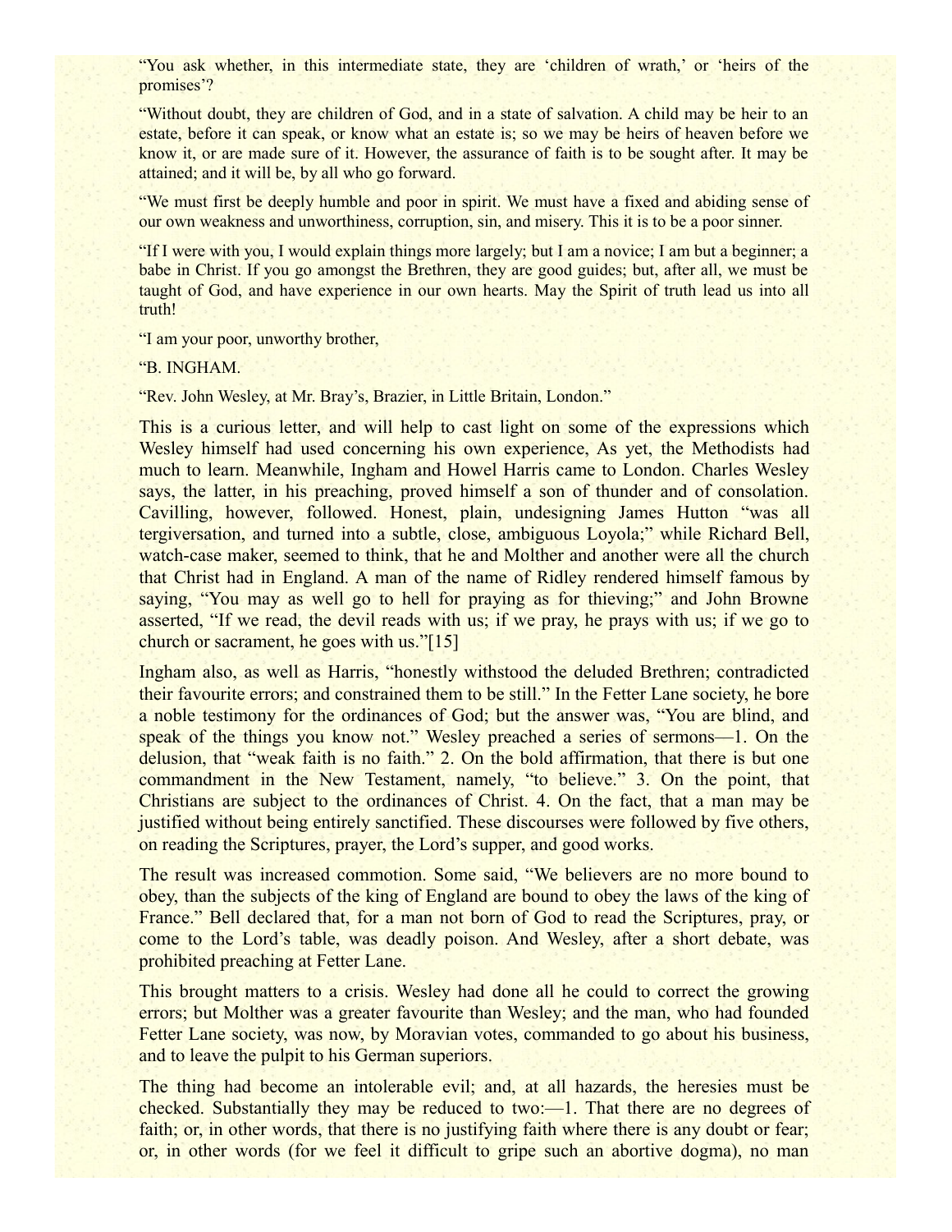"You ask whether, in this intermediate state, they are 'children of wrath,' or 'heirs of the promises'?

"Without doubt, they are children of God, and in a state of salvation. A child may be heir to an estate, before it can speak, or know what an estate is; so we may be heirs of heaven before we know it, or are made sure of it. However, the assurance of faith is to be sought after. It may be attained; and it will be, by all who go forward.

"We must first be deeply humble and poor in spirit. We must have a fixed and abiding sense of our own weakness and unworthiness, corruption, sin, and misery. This it is to be a poor sinner.

"If I were with you, I would explain things more largely; but I am a novice; I am but a beginner; a babe in Christ. If you go amongst the Brethren, they are good guides; but, after all, we must be taught of God, and have experience in our own hearts. May the Spirit of truth lead us into all truth!

"I am your poor, unworthy brother,

"B. INGHAM.

"Rev. John Wesley, at Mr. Bray's, Brazier, in Little Britain, London."

This is a curious letter, and will help to cast light on some of the expressions which Wesley himself had used concerning his own experience, As yet, the Methodists had much to learn. Meanwhile, Ingham and Howel Harris came to London. Charles Wesley says, the latter, in his preaching, proved himself a son of thunder and of consolation. Cavilling, however, followed. Honest, plain, undesigning James Hutton "was all tergiversation, and turned into a subtle, close, ambiguous Loyola;" while Richard Bell, watch-case maker, seemed to think, that he and Molther and another were all the church that Christ had in England. A man of the name of Ridley rendered himself famous by saying, "You may as well go to hell for praying as for thieving;" and John Browne asserted, "If we read, the devil reads with us; if we pray, he prays with us; if we go to church or sacrament, he goes with us."[15]

Ingham also, as well as Harris, "honestly withstood the deluded Brethren; contradicted their favourite errors; and constrained them to be still." In the Fetter Lane society, he bore a noble testimony for the ordinances of God; but the answer was, "You are blind, and speak of the things you know not." Wesley preached a series of sermons—1. On the delusion, that "weak faith is no faith." 2. On the bold affirmation, that there is but one commandment in the New Testament, namely, "to believe." 3. On the point, that Christians are subject to the ordinances of Christ. 4. On the fact, that a man may be justified without being entirely sanctified. These discourses were followed by five others, on reading the Scriptures, prayer, the Lord's supper, and good works.

The result was increased commotion. Some said, "We believers are no more bound to obey, than the subjects of the king of England are bound to obey the laws of the king of France." Bell declared that, for a man not born of God to read the Scriptures, pray, or come to the Lord's table, was deadly poison. And Wesley, after a short debate, was prohibited preaching at Fetter Lane.

This brought matters to a crisis. Wesley had done all he could to correct the growing errors; but Molther was a greater favourite than Wesley; and the man, who had founded Fetter Lane society, was now, by Moravian votes, commanded to go about his business, and to leave the pulpit to his German superiors.

The thing had become an intolerable evil; and, at all hazards, the heresies must be checked. Substantially they may be reduced to two:—1. That there are no degrees of faith; or, in other words, that there is no justifying faith where there is any doubt or fear; or, in other words (for we feel it difficult to gripe such an abortive dogma), no man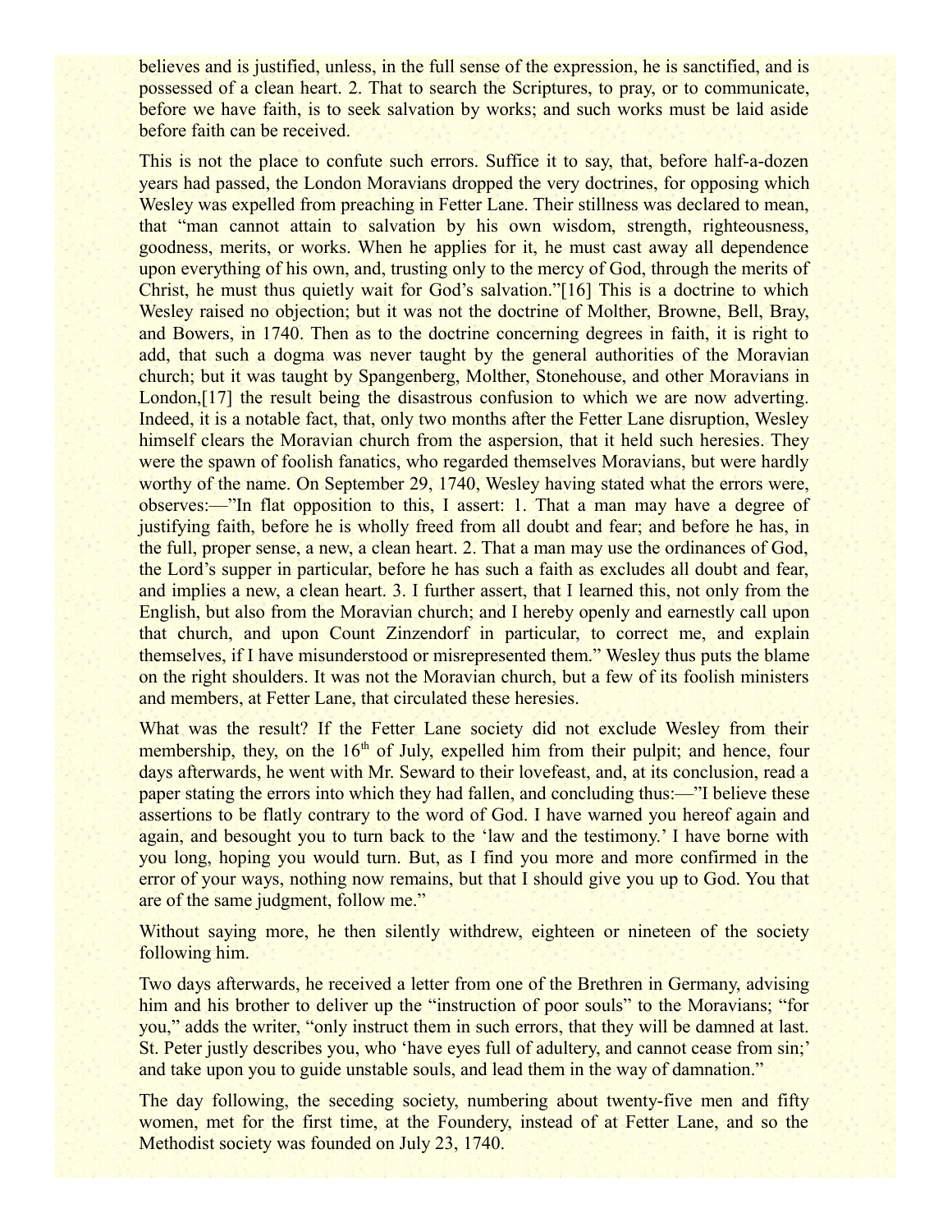believes and is justified, unless, in the full sense of the expression, he is sanctified, and is possessed of a clean heart. 2. That to search the Scriptures, to pray, or to communicate, before we have faith, is to seek salvation by works; and such works must be laid aside before faith can be received.

This is not the place to confute such errors. Suffice it to say, that, before half-a-dozen years had passed, the London Moravians dropped the very doctrines, for opposing which Wesley was expelled from preaching in Fetter Lane. Their stillness was declared to mean, that "man cannot attain to salvation by his own wisdom, strength, righteousness, goodness, merits, or works. When he applies for it, he must cast away all dependence upon everything of his own, and, trusting only to the mercy of God, through the merits of Christ, he must thus quietly wait for God's salvation."[16] This is a doctrine to which Wesley raised no objection; but it was not the doctrine of Molther, Browne, Bell, Bray, and Bowers, in 1740. Then as to the doctrine concerning degrees in faith, it is right to add, that such a dogma was never taught by the general authorities of the Moravian church; but it was taught by Spangenberg, Molther, Stonehouse, and other Moravians in London,[17] the result being the disastrous confusion to which we are now adverting. Indeed, it is a notable fact, that, only two months after the Fetter Lane disruption, Wesley himself clears the Moravian church from the aspersion, that it held such heresies. They were the spawn of foolish fanatics, who regarded themselves Moravians, but were hardly worthy of the name. On September 29, 1740, Wesley having stated what the errors were, observes:—"In flat opposition to this, I assert: 1. That a man may have a degree of justifying faith, before he is wholly freed from all doubt and fear; and before he has, in the full, proper sense, a new, a clean heart. 2. That a man may use the ordinances of God, the Lord's supper in particular, before he has such a faith as excludes all doubt and fear, and implies a new, a clean heart. 3. I further assert, that I learned this, not only from the English, but also from the Moravian church; and I hereby openly and earnestly call upon that church, and upon Count Zinzendorf in particular, to correct me, and explain themselves, if I have misunderstood or misrepresented them." Wesley thus puts the blame on the right shoulders. It was not the Moravian church, but a few of its foolish ministers and members, at Fetter Lane, that circulated these heresies.

What was the result? If the Fetter Lane society did not exclude Wesley from their membership, they, on the 16th of July, expelled him from their pulpit; and hence, four days afterwards, he went with Mr. Seward to their lovefeast, and, at its conclusion, read a paper stating the errors into which they had fallen, and concluding thus:—"I believe these assertions to be flatly contrary to the word of God. I have warned you hereof again and again, and besought you to turn back to the 'law and the testimony.' I have borne with you long, hoping you would turn. But, as I find you more and more confirmed in the error of your ways, nothing now remains, but that I should give you up to God. You that are of the same judgment, follow me."

Without saying more, he then silently withdrew, eighteen or nineteen of the society following him.

Two days afterwards, he received a letter from one of the Brethren in Germany, advising him and his brother to deliver up the "instruction of poor souls" to the Moravians; "for you," adds the writer, "only instruct them in such errors, that they will be damned at last. St. Peter justly describes you, who 'have eyes full of adultery, and cannot cease from sin;' and take upon you to guide unstable souls, and lead them in the way of damnation."

The day following, the seceding society, numbering about twenty-five men and fifty women, met for the first time, at the Foundery, instead of at Fetter Lane, and so the Methodist society was founded on July 23, 1740.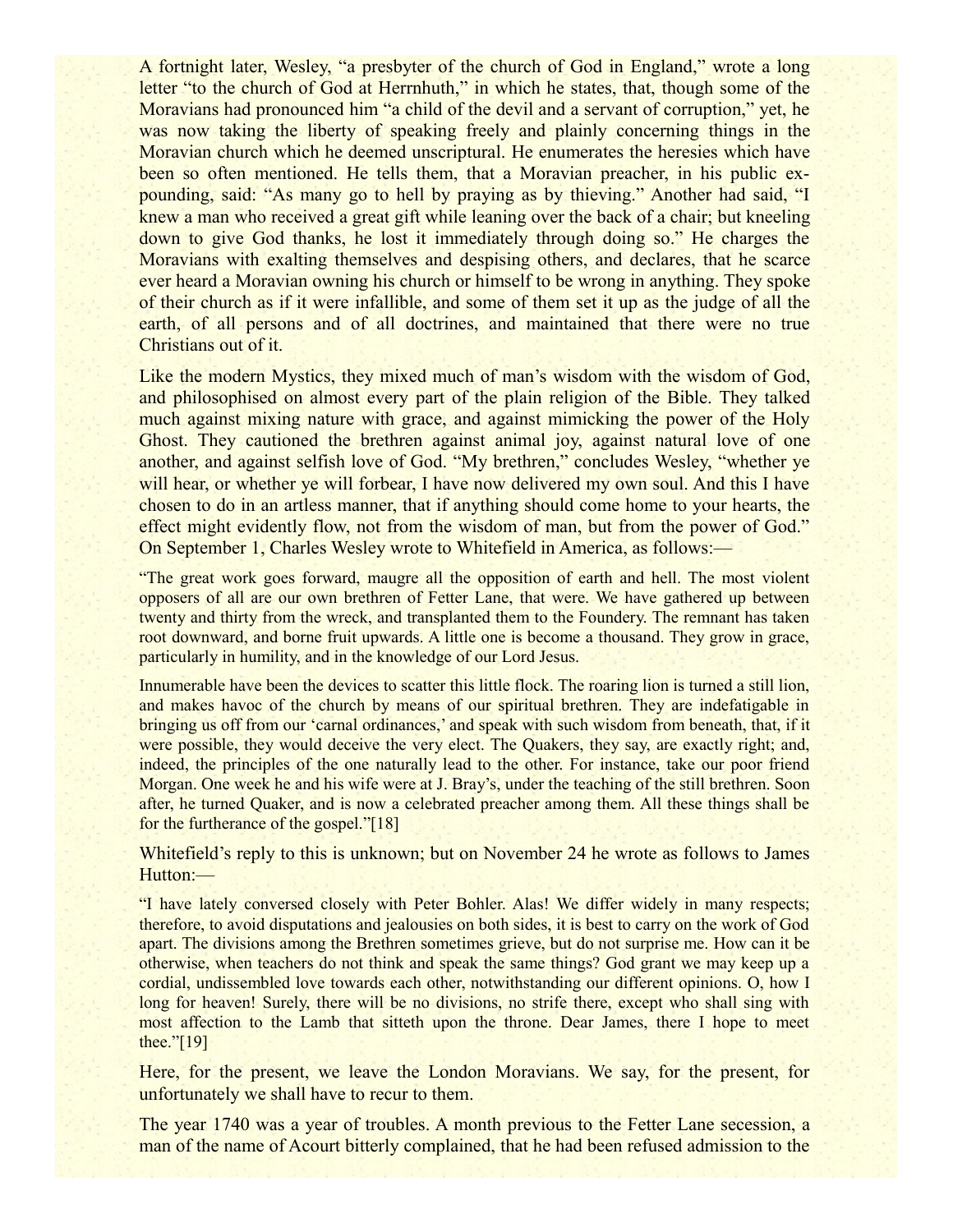A fortnight later, Wesley, "a presbyter of the church of God in England," wrote a long letter "to the church of God at Herrnhuth," in which he states, that, though some of the Moravians had pronounced him "a child of the devil and a servant of corruption," yet, he was now taking the liberty of speaking freely and plainly concerning things in the Moravian church which he deemed unscriptural. He enumerates the heresies which have been so often mentioned. He tells them, that a Moravian preacher, in his public expounding, said: "As many go to hell by praying as by thieving." Another had said, "I knew a man who received a great gift while leaning over the back of a chair; but kneeling down to give God thanks, he lost it immediately through doing so." He charges the Moravians with exalting themselves and despising others, and declares, that he scarce ever heard a Moravian owning his church or himself to be wrong in anything. They spoke of their church as if it were infallible, and some of them set it up as the judge of all the earth, of all persons and of all doctrines, and maintained that there were no true Christians out of it.

Like the modern Mystics, they mixed much of man's wisdom with the wisdom of God, and philosophised on almost every part of the plain religion of the Bible. They talked much against mixing nature with grace, and against mimicking the power of the Holy Ghost. They cautioned the brethren against animal joy, against natural love of one another, and against selfish love of God. "My brethren," concludes Wesley, "whether ye will hear, or whether ye will forbear, I have now delivered my own soul. And this I have chosen to do in an artless manner, that if anything should come home to your hearts, the effect might evidently flow, not from the wisdom of man, but from the power of God." On September 1, Charles Wesley wrote to Whitefield in America, as follows:—

> "The great work goes forward, maugre all the opposition of earth and hell. The most violent opposers of all are our own brethren of Fetter Lane, that were. We have gathered up between twenty and thirty from the wreck, and transplanted them to the Foundery. The remnant has taken root downward, and borne fruit upwards. A little one is become a thousand. They grow in grace, particularly in humility, and in the knowledge of our Lord Jesus.
>
> Innumerable have been the devices to scatter this little flock. The roaring lion is turned a still lion, and makes havoc of the church by means of our spiritual brethren. They are indefatigable in bringing us off from our 'carnal ordinances,' and speak with such wisdom from beneath, that, if it were possible, they would deceive the very elect. The Quakers, they say, are exactly right; and, indeed, the principles of the one naturally lead to the other. For instance, take our poor friend Morgan. One week he and his wife were at J. Bray's, under the teaching of the still brethren. Soon after, he turned Quaker, and is now a celebrated preacher among them. All these things shall be for the furtherance of the gospel."[18]

Whitefield's reply to this is unknown; but on November 24 he wrote as follows to James Hutton:—

> "I have lately conversed closely with Peter Bohler. Alas! We differ widely in many respects; therefore, to avoid disputations and jealousies on both sides, it is best to carry on the work of God apart. The divisions among the Brethren sometimes grieve, but do not surprise me. How can it be otherwise, when teachers do not think and speak the same things? God grant we may keep up a cordial, undissembled love towards each other, notwithstanding our different opinions. O, how I long for heaven! Surely, there will be no divisions, no strife there, except who shall sing with most affection to the Lamb that sitteth upon the throne. Dear James, there I hope to meet thee."[19]

Here, for the present, we leave the London Moravians. We say, for the present, for unfortunately we shall have to recur to them.

The year 1740 was a year of troubles. A month previous to the Fetter Lane secession, a man of the name of Acourt bitterly complained, that he had been refused admission to the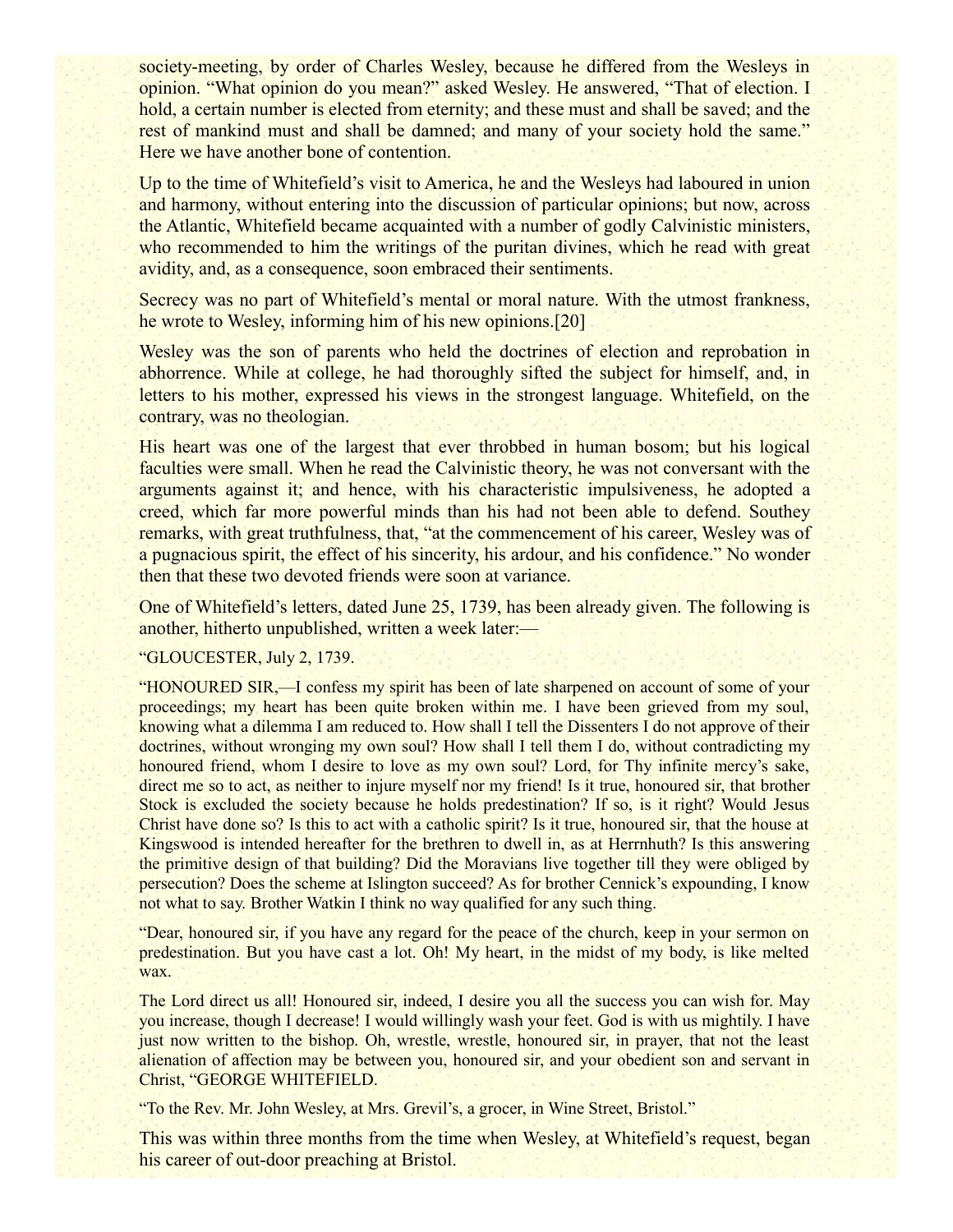society-meeting, by order of Charles Wesley, because he differed from the Wesleys in opinion. "What opinion do you mean?" asked Wesley. He answered, "That of election. I hold, a certain number is elected from eternity; and these must and shall be saved; and the rest of mankind must and shall be damned; and many of your society hold the same." Here we have another bone of contention.

Up to the time of Whitefield's visit to America, he and the Wesleys had laboured in union and harmony, without entering into the discussion of particular opinions; but now, across the Atlantic, Whitefield became acquainted with a number of godly Calvinistic ministers, who recommended to him the writings of the puritan divines, which he read with great avidity, and, as a consequence, soon embraced their sentiments.

Secrecy was no part of Whitefield's mental or moral nature. With the utmost frankness, he wrote to Wesley, informing him of his new opinions.[20]

Wesley was the son of parents who held the doctrines of election and reprobation in abhorrence. While at college, he had thoroughly sifted the subject for himself, and, in letters to his mother, expressed his views in the strongest language. Whitefield, on the contrary, was no theologian.

His heart was one of the largest that ever throbbed in human bosom; but his logical faculties were small. When he read the Calvinistic theory, he was not conversant with the arguments against it; and hence, with his characteristic impulsiveness, he adopted a creed, which far more powerful minds than his had not been able to defend. Southey remarks, with great truthfulness, that, "at the commencement of his career, Wesley was of a pugnacious spirit, the effect of his sincerity, his ardour, and his confidence." No wonder then that these two devoted friends were soon at variance.

One of Whitefield's letters, dated June 25, 1739, has been already given. The following is another, hitherto unpublished, written a week later:—

"GLOUCESTER, July 2, 1739.

"HONOURED SIR,—I confess my spirit has been of late sharpened on account of some of your proceedings; my heart has been quite broken within me. I have been grieved from my soul, knowing what a dilemma I am reduced to. How shall I tell the Dissenters I do not approve of their doctrines, without wronging my own soul? How shall I tell them I do, without contradicting my honoured friend, whom I desire to love as my own soul? Lord, for Thy infinite mercy's sake, direct me so to act, as neither to injure myself nor my friend! Is it true, honoured sir, that brother Stock is excluded the society because he holds predestination? If so, is it right? Would Jesus Christ have done so? Is this to act with a catholic spirit? Is it true, honoured sir, that the house at Kingswood is intended hereafter for the brethren to dwell in, as at Herrnhuth? Is this answering the primitive design of that building? Did the Moravians live together till they were obliged by persecution? Does the scheme at Islington succeed? As for brother Cennick's expounding, I know not what to say. Brother Watkin I think no way qualified for any such thing.

"Dear, honoured sir, if you have any regard for the peace of the church, keep in your sermon on predestination. But you have cast a lot. Oh! My heart, in the midst of my body, is like melted wax.

The Lord direct us all! Honoured sir, indeed, I desire you all the success you can wish for. May you increase, though I decrease! I would willingly wash your feet. God is with us mightily. I have just now written to the bishop. Oh, wrestle, wrestle, honoured sir, in prayer, that not the least alienation of affection may be between you, honoured sir, and your obedient son and servant in Christ, "GEORGE WHITEFIELD.

"To the Rev. Mr. John Wesley, at Mrs. Grevil's, a grocer, in Wine Street, Bristol."

This was within three months from the time when Wesley, at Whitefield's request, began his career of out-door preaching at Bristol.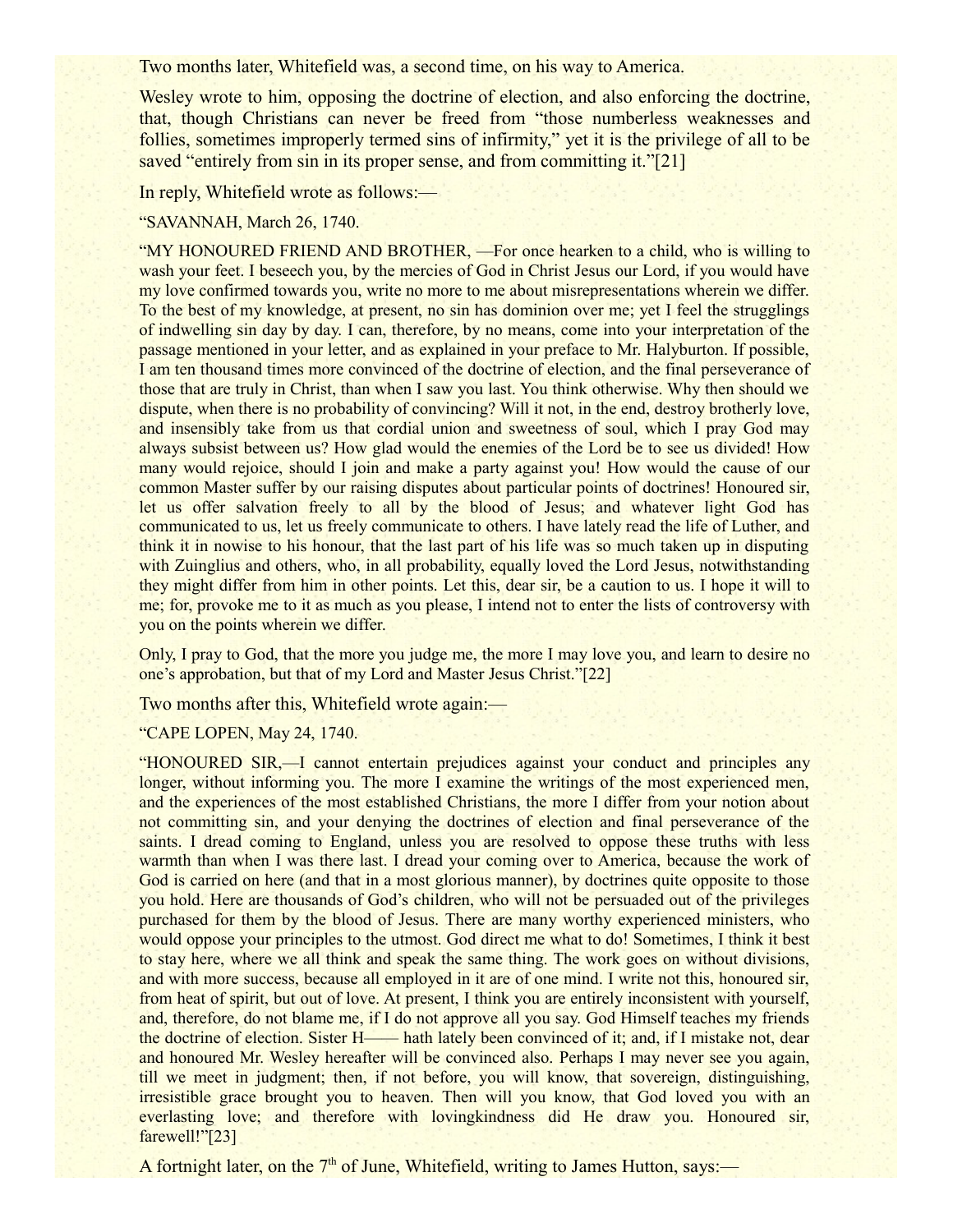Two months later, Whitefield was, a second time, on his way to America.

Wesley wrote to him, opposing the doctrine of election, and also enforcing the doctrine, that, though Christians can never be freed from "those numberless weaknesses and follies, sometimes improperly termed sins of infirmity," yet it is the privilege of all to be saved "entirely from sin in its proper sense, and from committing it."[21]

In reply, Whitefield wrote as follows:—

"SAVANNAH, March 26, 1740.

"MY HONOURED FRIEND AND BROTHER, —For once hearken to a child, who is willing to wash your feet. I beseech you, by the mercies of God in Christ Jesus our Lord, if you would have my love confirmed towards you, write no more to me about misrepresentations wherein we differ. To the best of my knowledge, at present, no sin has dominion over me; yet I feel the strugglings of indwelling sin day by day. I can, therefore, by no means, come into your interpretation of the passage mentioned in your letter, and as explained in your preface to Mr. Halyburton. If possible, I am ten thousand times more convinced of the doctrine of election, and the final perseverance of those that are truly in Christ, than when I saw you last. You think otherwise. Why then should we dispute, when there is no probability of convincing? Will it not, in the end, destroy brotherly love, and insensibly take from us that cordial union and sweetness of soul, which I pray God may always subsist between us? How glad would the enemies of the Lord be to see us divided! How many would rejoice, should I join and make a party against you! How would the cause of our common Master suffer by our raising disputes about particular points of doctrines! Honoured sir, let us offer salvation freely to all by the blood of Jesus; and whatever light God has communicated to us, let us freely communicate to others. I have lately read the life of Luther, and think it in nowise to his honour, that the last part of his life was so much taken up in disputing with Zuinglius and others, who, in all probability, equally loved the Lord Jesus, notwithstanding they might differ from him in other points. Let this, dear sir, be a caution to us. I hope it will to me; for, provoke me to it as much as you please, I intend not to enter the lists of controversy with you on the points wherein we differ.

Only, I pray to God, that the more you judge me, the more I may love you, and learn to desire no one's approbation, but that of my Lord and Master Jesus Christ."[22]

Two months after this, Whitefield wrote again:—

"CAPE LOPEN, May 24, 1740.

"HONOURED SIR,—I cannot entertain prejudices against your conduct and principles any longer, without informing you. The more I examine the writings of the most experienced men, and the experiences of the most established Christians, the more I differ from your notion about not committing sin, and your denying the doctrines of election and final perseverance of the saints. I dread coming to England, unless you are resolved to oppose these truths with less warmth than when I was there last. I dread your coming over to America, because the work of God is carried on here (and that in a most glorious manner), by doctrines quite opposite to those you hold. Here are thousands of God's children, who will not be persuaded out of the privileges purchased for them by the blood of Jesus. There are many worthy experienced ministers, who would oppose your principles to the utmost. God direct me what to do! Sometimes, I think it best to stay here, where we all think and speak the same thing. The work goes on without divisions, and with more success, because all employed in it are of one mind. I write not this, honoured sir, from heat of spirit, but out of love. At present, I think you are entirely inconsistent with yourself, and, therefore, do not blame me, if I do not approve all you say. God Himself teaches my friends the doctrine of election. Sister H—— hath lately been convinced of it; and, if I mistake not, dear and honoured Mr. Wesley hereafter will be convinced also. Perhaps I may never see you again, till we meet in judgment; then, if not before, you will know, that sovereign, distinguishing, irresistible grace brought you to heaven. Then will you know, that God loved you with an everlasting love; and therefore with lovingkindness did He draw you. Honoured sir, farewell!"[23]

A fortnight later, on the 7th of June, Whitefield, writing to James Hutton, says:—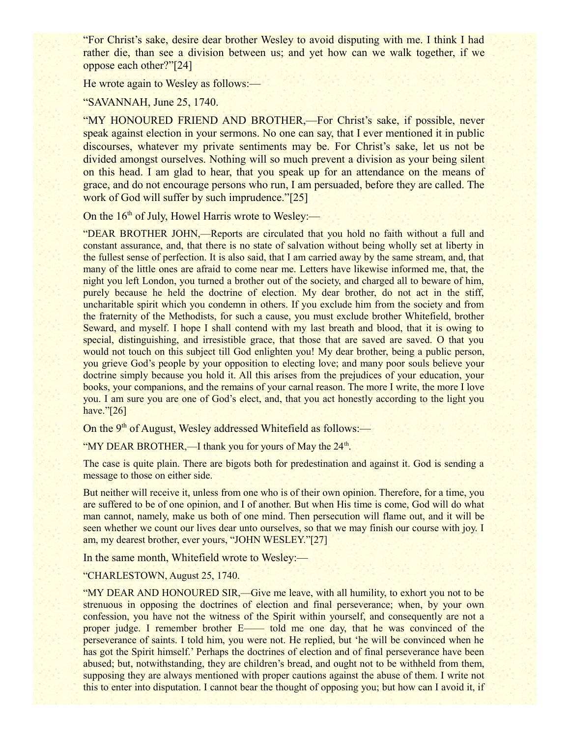“For Christ’s sake, desire dear brother Wesley to avoid disputing with me. I think I had rather die, than see a division between us; and yet how can we walk together, if we oppose each other?”[24]

He wrote again to Wesley as follows:—

“SAVANNAH, June 25, 1740.

“MY HONOURED FRIEND AND BROTHER,—For Christ’s sake, if possible, never speak against election in your sermons. No one can say, that I ever mentioned it in public discourses, whatever my private sentiments may be. For Christ’s sake, let us not be divided amongst ourselves. Nothing will so much prevent a division as your being silent on this head. I am glad to hear, that you speak up for an attendance on the means of grace, and do not encourage persons who run, I am persuaded, before they are called. The work of God will suffer by such imprudence.”[25]

On the 16th of July, Howel Harris wrote to Wesley:—

“DEAR BROTHER JOHN,—Reports are circulated that you hold no faith without a full and constant assurance, and, that there is no state of salvation without being wholly set at liberty in the fullest sense of perfection. It is also said, that I am carried away by the same stream, and, that many of the little ones are afraid to come near me. Letters have likewise informed me, that, the night you left London, you turned a brother out of the society, and charged all to beware of him, purely because he held the doctrine of election. My dear brother, do not act in the stiff, uncharitable spirit which you condemn in others. If you exclude him from the society and from the fraternity of the Methodists, for such a cause, you must exclude brother Whitefield, brother Seward, and myself. I hope I shall contend with my last breath and blood, that it is owing to special, distinguishing, and irresistible grace, that those that are saved are saved. O that you would not touch on this subject till God enlighten you! My dear brother, being a public person, you grieve God’s people by your opposition to electing love; and many poor souls believe your doctrine simply because you hold it. All this arises from the prejudices of your education, your books, your companions, and the remains of your carnal reason. The more I write, the more I love you. I am sure you are one of God’s elect, and, that you act honestly according to the light you have.”[26]

On the 9th of August, Wesley addressed Whitefield as follows:—

“MY DEAR BROTHER,—I thank you for yours of May the 24th.

The case is quite plain. There are bigots both for predestination and against it. God is sending a message to those on either side.

But neither will receive it, unless from one who is of their own opinion. Therefore, for a time, you are suffered to be of one opinion, and I of another. But when His time is come, God will do what man cannot, namely, make us both of one mind. Then persecution will flame out, and it will be seen whether we count our lives dear unto ourselves, so that we may finish our course with joy. I am, my dearest brother, ever yours, “JOHN WESLEY.”[27]

In the same month, Whitefield wrote to Wesley:—

“CHARLESTOWN, August 25, 1740.

“MY DEAR AND HONOURED SIR,—Give me leave, with all humility, to exhort you not to be strenuous in opposing the doctrines of election and final perseverance; when, by your own confession, you have not the witness of the Spirit within yourself, and consequently are not a proper judge. I remember brother E—— told me one day, that he was convinced of the perseverance of saints. I told him, you were not. He replied, but ‘he will be convinced when he has got the Spirit himself.’ Perhaps the doctrines of election and of final perseverance have been abused; but, notwithstanding, they are children’s bread, and ought not to be withheld from them, supposing they are always mentioned with proper cautions against the abuse of them. I write not this to enter into disputation. I cannot bear the thought of opposing you; but how can I avoid it, if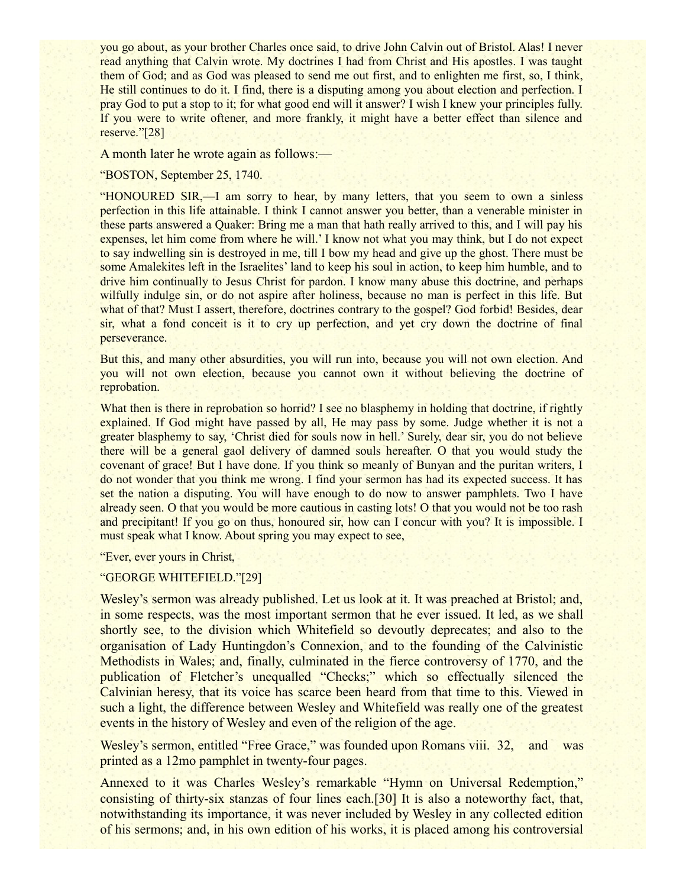you go about, as your brother Charles once said, to drive John Calvin out of Bristol. Alas! I never read anything that Calvin wrote. My doctrines I had from Christ and His apostles. I was taught them of God; and as God was pleased to send me out first, and to enlighten me first, so, I think, He still continues to do it. I find, there is a disputing among you about election and perfection. I pray God to put a stop to it; for what good end will it answer? I wish I knew your principles fully. If you were to write oftener, and more frankly, it might have a better effect than silence and reserve."[28]

A month later he wrote again as follows:—

"BOSTON, September 25, 1740.

"HONOURED SIR,—I am sorry to hear, by many letters, that you seem to own a sinless perfection in this life attainable. I think I cannot answer you better, than a venerable minister in these parts answered a Quaker: Bring me a man that hath really arrived to this, and I will pay his expenses, let him come from where he will.' I know not what you may think, but I do not expect to say indwelling sin is destroyed in me, till I bow my head and give up the ghost. There must be some Amalekites left in the Israelites' land to keep his soul in action, to keep him humble, and to drive him continually to Jesus Christ for pardon. I know many abuse this doctrine, and perhaps wilfully indulge sin, or do not aspire after holiness, because no man is perfect in this life. But what of that? Must I assert, therefore, doctrines contrary to the gospel? God forbid! Besides, dear sir, what a fond conceit is it to cry up perfection, and yet cry down the doctrine of final perseverance.

But this, and many other absurdities, you will run into, because you will not own election. And you will not own election, because you cannot own it without believing the doctrine of reprobation.

What then is there in reprobation so horrid? I see no blasphemy in holding that doctrine, if rightly explained. If God might have passed by all, He may pass by some. Judge whether it is not a greater blasphemy to say, 'Christ died for souls now in hell.' Surely, dear sir, you do not believe there will be a general gaol delivery of damned souls hereafter. O that you would study the covenant of grace! But I have done. If you think so meanly of Bunyan and the puritan writers, I do not wonder that you think me wrong. I find your sermon has had its expected success. It has set the nation a disputing. You will have enough to do now to answer pamphlets. Two I have already seen. O that you would be more cautious in casting lots! O that you would not be too rash and precipitant! If you go on thus, honoured sir, how can I concur with you? It is impossible. I must speak what I know. About spring you may expect to see,

"Ever, ever yours in Christ,

"GEORGE WHITEFIELD."[29]

Wesley's sermon was already published. Let us look at it. It was preached at Bristol; and, in some respects, was the most important sermon that he ever issued. It led, as we shall shortly see, to the division which Whitefield so devoutly deprecates; and also to the organisation of Lady Huntingdon's Connexion, and to the founding of the Calvinistic Methodists in Wales; and, finally, culminated in the fierce controversy of 1770, and the publication of Fletcher's unequalled "Checks;" which so effectually silenced the Calvinian heresy, that its voice has scarce been heard from that time to this. Viewed in such a light, the difference between Wesley and Whitefield was really one of the greatest events in the history of Wesley and even of the religion of the age.

Wesley's sermon, entitled "Free Grace," was founded upon Romans viii. 32, and was printed as a 12mo pamphlet in twenty-four pages.

Annexed to it was Charles Wesley's remarkable "Hymn on Universal Redemption," consisting of thirty-six stanzas of four lines each.[30] It is also a noteworthy fact, that, notwithstanding its importance, it was never included by Wesley in any collected edition of his sermons; and, in his own edition of his works, it is placed among his controversial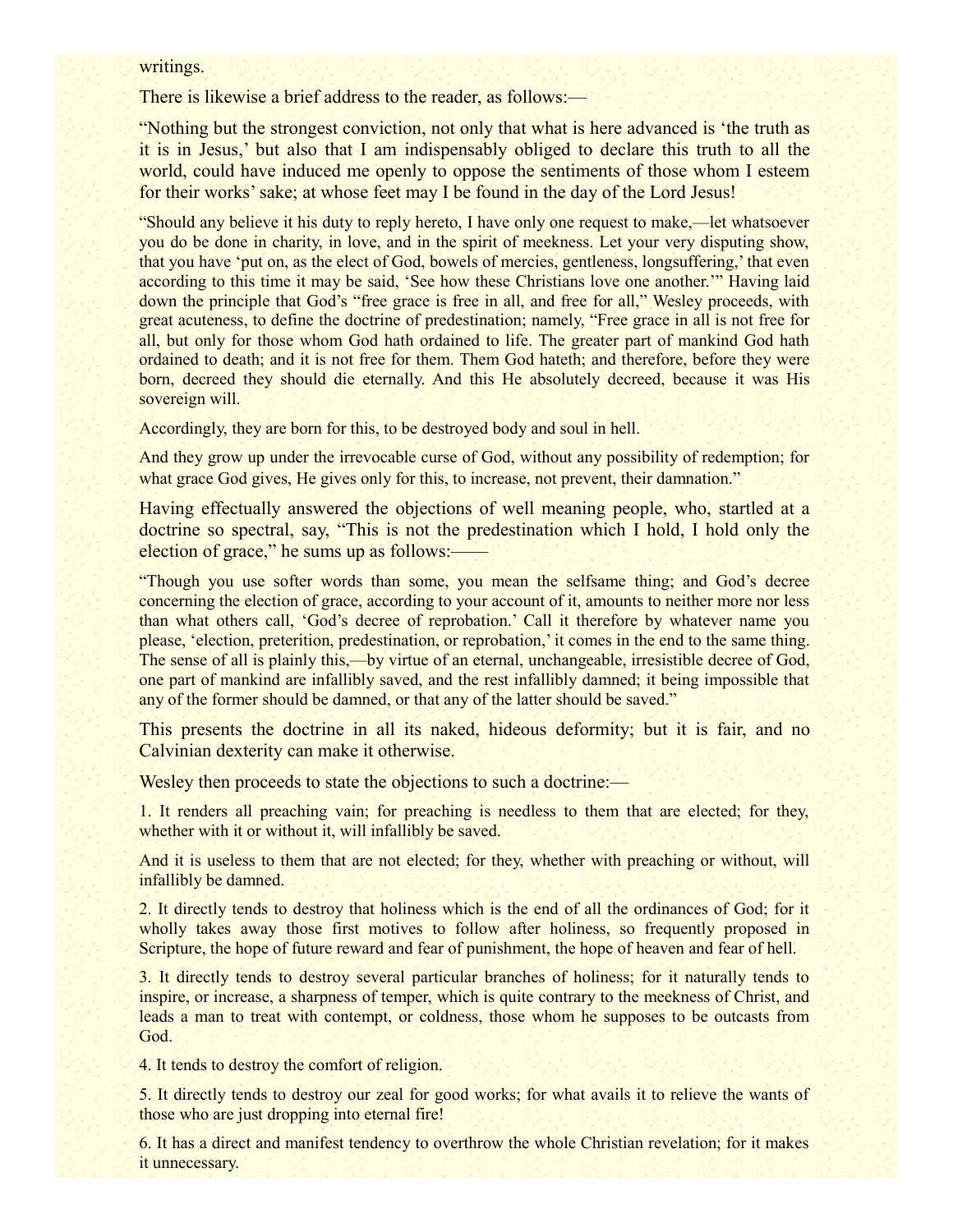writings.

There is likewise a brief address to the reader, as follows:—

“Nothing but the strongest conviction, not only that what is here advanced is ‘the truth as it is in Jesus,’ but also that I am indispensably obliged to declare this truth to all the world, could have induced me openly to oppose the sentiments of those whom I esteem for their works’ sake; at whose feet may I be found in the day of the Lord Jesus!

“Should any believe it his duty to reply hereto, I have only one request to make,—let whatsoever you do be done in charity, in love, and in the spirit of meekness. Let your very disputing show, that you have ‘put on, as the elect of God, bowels of mercies, gentleness, longsuffering,’ that even according to this time it may be said, ‘See how these Christians love one another.’” Having laid down the principle that God’s “free grace is free in all, and free for all,” Wesley proceeds, with great acuteness, to define the doctrine of predestination; namely, “Free grace in all is not free for all, but only for those whom God hath ordained to life. The greater part of mankind God hath ordained to death; and it is not free for them. Them God hateth; and therefore, before they were born, decreed they should die eternally. And this He absolutely decreed, because it was His sovereign will.

Accordingly, they are born for this, to be destroyed body and soul in hell.

And they grow up under the irrevocable curse of God, without any possibility of redemption; for what grace God gives, He gives only for this, to increase, not prevent, their damnation.”

Having effectually answered the objections of well meaning people, who, startled at a doctrine so spectral, say, “This is not the predestination which I hold, I hold only the election of grace,” he sums up as follows:——

“Though you use softer words than some, you mean the selfsame thing; and God’s decree concerning the election of grace, according to your account of it, amounts to neither more nor less than what others call, ‘God’s decree of reprobation.’ Call it therefore by whatever name you please, ‘election, preterition, predestination, or reprobation,’ it comes in the end to the same thing. The sense of all is plainly this,—by virtue of an eternal, unchangeable, irresistible decree of God, one part of mankind are infallibly saved, and the rest infallibly damned; it being impossible that any of the former should be damned, or that any of the latter should be saved.”

This presents the doctrine in all its naked, hideous deformity; but it is fair, and no Calvinian dexterity can make it otherwise.

Wesley then proceeds to state the objections to such a doctrine:—

1. It renders all preaching vain; for preaching is needless to them that are elected; for they, whether with it or without it, will infallibly be saved.

And it is useless to them that are not elected; for they, whether with preaching or without, will infallibly be damned.

2. It directly tends to destroy that holiness which is the end of all the ordinances of God; for it wholly takes away those first motives to follow after holiness, so frequently proposed in Scripture, the hope of future reward and fear of punishment, the hope of heaven and fear of hell.

3. It directly tends to destroy several particular branches of holiness; for it naturally tends to inspire, or increase, a sharpness of temper, which is quite contrary to the meekness of Christ, and leads a man to treat with contempt, or coldness, those whom he supposes to be outcasts from God.

4. It tends to destroy the comfort of religion.

5. It directly tends to destroy our zeal for good works; for what avails it to relieve the wants of those who are just dropping into eternal fire!

6. It has a direct and manifest tendency to overthrow the whole Christian revelation; for it makes it unnecessary.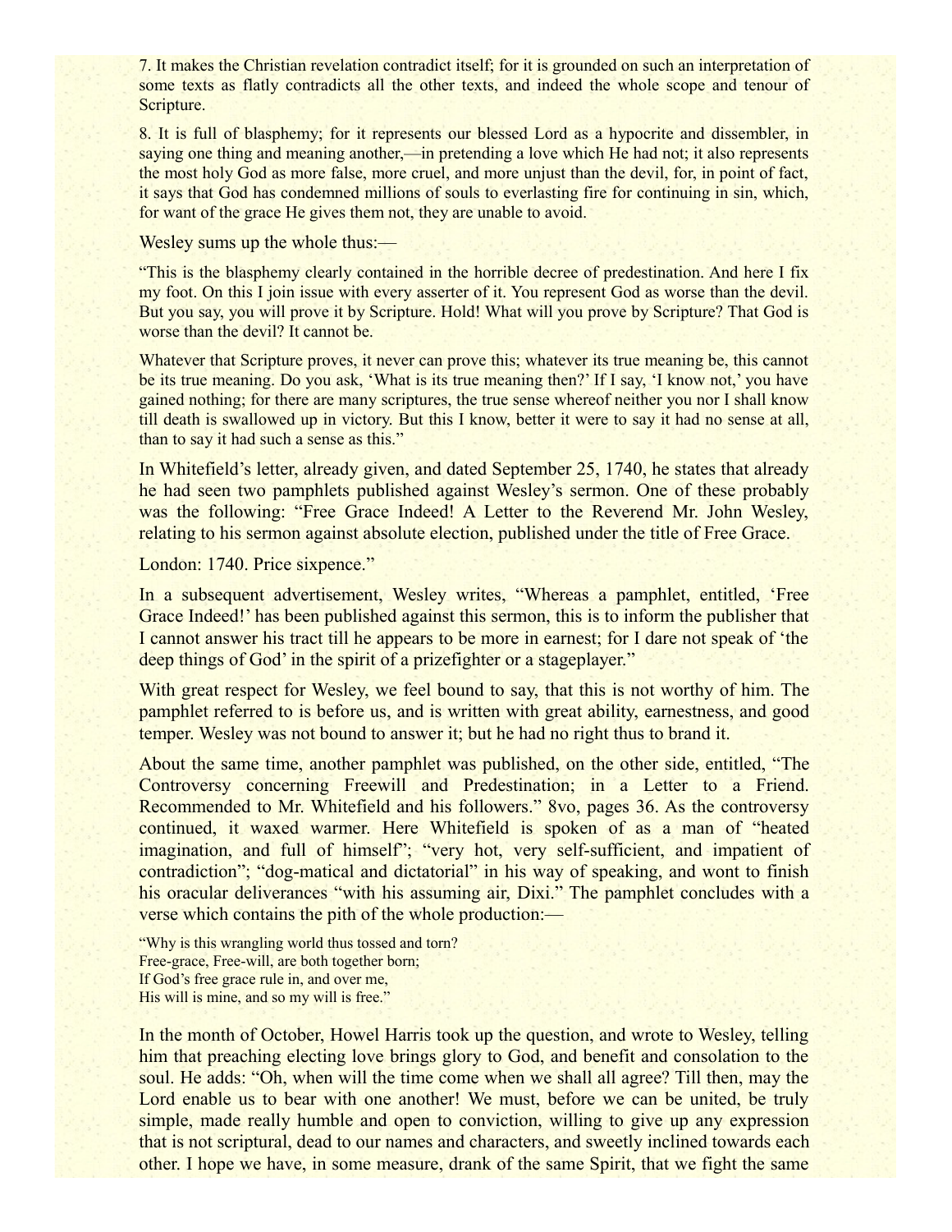7. It makes the Christian revelation contradict itself; for it is grounded on such an interpretation of some texts as flatly contradicts all the other texts, and indeed the whole scope and tenour of Scripture.

8. It is full of blasphemy; for it represents our blessed Lord as a hypocrite and dissembler, in saying one thing and meaning another,—in pretending a love which He had not; it also represents the most holy God as more false, more cruel, and more unjust than the devil, for, in point of fact, it says that God has condemned millions of souls to everlasting fire for continuing in sin, which, for want of the grace He gives them not, they are unable to avoid.

Wesley sums up the whole thus:—

> "This is the blasphemy clearly contained in the horrible decree of predestination. And here I fix my foot. On this I join issue with every asserter of it. You represent God as worse than the devil. But you say, you will prove it by Scripture. Hold! What will you prove by Scripture? That God is worse than the devil? It cannot be.
>
> Whatever that Scripture proves, it never can prove this; whatever its true meaning be, this cannot be its true meaning. Do you ask, 'What is its true meaning then?' If I say, 'I know not,' you have gained nothing; for there are many scriptures, the true sense whereof neither you nor I shall know till death is swallowed up in victory. But this I know, better it were to say it had no sense at all, than to say it had such a sense as this."

In Whitefield's letter, already given, and dated September 25, 1740, he states that already he had seen two pamphlets published against Wesley's sermon. One of these probably was the following: "Free Grace Indeed! A Letter to the Reverend Mr. John Wesley, relating to his sermon against absolute election, published under the title of Free Grace.

London: 1740. Price sixpence."

In a subsequent advertisement, Wesley writes, "Whereas a pamphlet, entitled, 'Free Grace Indeed!' has been published against this sermon, this is to inform the publisher that I cannot answer his tract till he appears to be more in earnest; for I dare not speak of 'the deep things of God' in the spirit of a prizefighter or a stageplayer."

With great respect for Wesley, we feel bound to say, that this is not worthy of him. The pamphlet referred to is before us, and is written with great ability, earnestness, and good temper. Wesley was not bound to answer it; but he had no right thus to brand it.

About the same time, another pamphlet was published, on the other side, entitled, "The Controversy concerning Freewill and Predestination; in a Letter to a Friend. Recommended to Mr. Whitefield and his followers." 8vo, pages 36. As the controversy continued, it waxed warmer. Here Whitefield is spoken of as a man of "heated imagination, and full of himself"; "very hot, very self-sufficient, and impatient of contradiction"; "dog-matical and dictatorial" in his way of speaking, and wont to finish his oracular deliverances "with his assuming air, Dixi." The pamphlet concludes with a verse which contains the pith of the whole production:—

> "Why is this wrangling world thus tossed and torn?
> Free-grace, Free-will, are both together born;
> If God's free grace rule in, and over me,
> His will is mine, and so my will is free."

In the month of October, Howel Harris took up the question, and wrote to Wesley, telling him that preaching electing love brings glory to God, and benefit and consolation to the soul. He adds: "Oh, when will the time come when we shall all agree? Till then, may the Lord enable us to bear with one another! We must, before we can be united, be truly simple, made really humble and open to conviction, willing to give up any expression that is not scriptural, dead to our names and characters, and sweetly inclined towards each other. I hope we have, in some measure, drank of the same Spirit, that we fight the same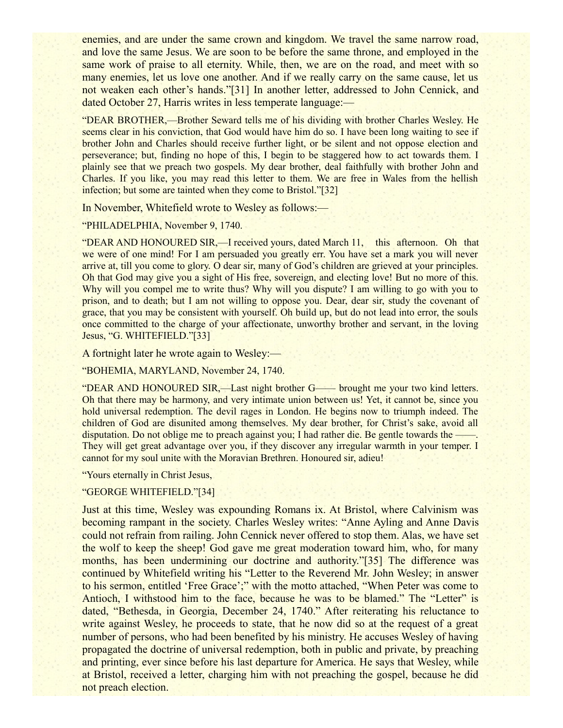enemies, and are under the same crown and kingdom. We travel the same narrow road, and love the same Jesus. We are soon to be before the same throne, and employed in the same work of praise to all eternity. While, then, we are on the road, and meet with so many enemies, let us love one another. And if we really carry on the same cause, let us not weaken each other's hands."[31] In another letter, addressed to John Cennick, and dated October 27, Harris writes in less temperate language:—

"DEAR BROTHER,—Brother Seward tells me of his dividing with brother Charles Wesley. He seems clear in his conviction, that God would have him do so. I have been long waiting to see if brother John and Charles should receive further light, or be silent and not oppose election and perseverance; but, finding no hope of this, I begin to be staggered how to act towards them. I plainly see that we preach two gospels. My dear brother, deal faithfully with brother John and Charles. If you like, you may read this letter to them. We are free in Wales from the hellish infection; but some are tainted when they come to Bristol."[32]

In November, Whitefield wrote to Wesley as follows:—

"PHILADELPHIA, November 9, 1740.

"DEAR AND HONOURED SIR,—I received yours, dated March 11, this afternoon. Oh that we were of one mind! For I am persuaded you greatly err. You have set a mark you will never arrive at, till you come to glory. O dear sir, many of God's children are grieved at your principles. Oh that God may give you a sight of His free, sovereign, and electing love! But no more of this. Why will you compel me to write thus? Why will you dispute? I am willing to go with you to prison, and to death; but I am not willing to oppose you. Dear, dear sir, study the covenant of grace, that you may be consistent with yourself. Oh build up, but do not lead into error, the souls once committed to the charge of your affectionate, unworthy brother and servant, in the loving Jesus, "G. WHITEFIELD."[33]

A fortnight later he wrote again to Wesley:—

"BOHEMIA, MARYLAND, November 24, 1740.

"DEAR AND HONOURED SIR,—Last night brother G—— brought me your two kind letters. Oh that there may be harmony, and very intimate union between us! Yet, it cannot be, since you hold universal redemption. The devil rages in London. He begins now to triumph indeed. The children of God are disunited among themselves. My dear brother, for Christ's sake, avoid all disputation. Do not oblige me to preach against you; I had rather die. Be gentle towards the ——. They will get great advantage over you, if they discover any irregular warmth in your temper. I cannot for my soul unite with the Moravian Brethren. Honoured sir, adieu!

"Yours eternally in Christ Jesus,

"GEORGE WHITEFIELD."[34]

Just at this time, Wesley was expounding Romans ix. At Bristol, where Calvinism was becoming rampant in the society. Charles Wesley writes: "Anne Ayling and Anne Davis could not refrain from railing. John Cennick never offered to stop them. Alas, we have set the wolf to keep the sheep! God gave me great moderation toward him, who, for many months, has been undermining our doctrine and authority."[35] The difference was continued by Whitefield writing his "Letter to the Reverend Mr. John Wesley; in answer to his sermon, entitled 'Free Grace';" with the motto attached, "When Peter was come to Antioch, I withstood him to the face, because he was to be blamed." The "Letter" is dated, "Bethesda, in Georgia, December 24, 1740." After reiterating his reluctance to write against Wesley, he proceeds to state, that he now did so at the request of a great number of persons, who had been benefited by his ministry. He accuses Wesley of having propagated the doctrine of universal redemption, both in public and private, by preaching and printing, ever since before his last departure for America. He says that Wesley, while at Bristol, received a letter, charging him with not preaching the gospel, because he did not preach election.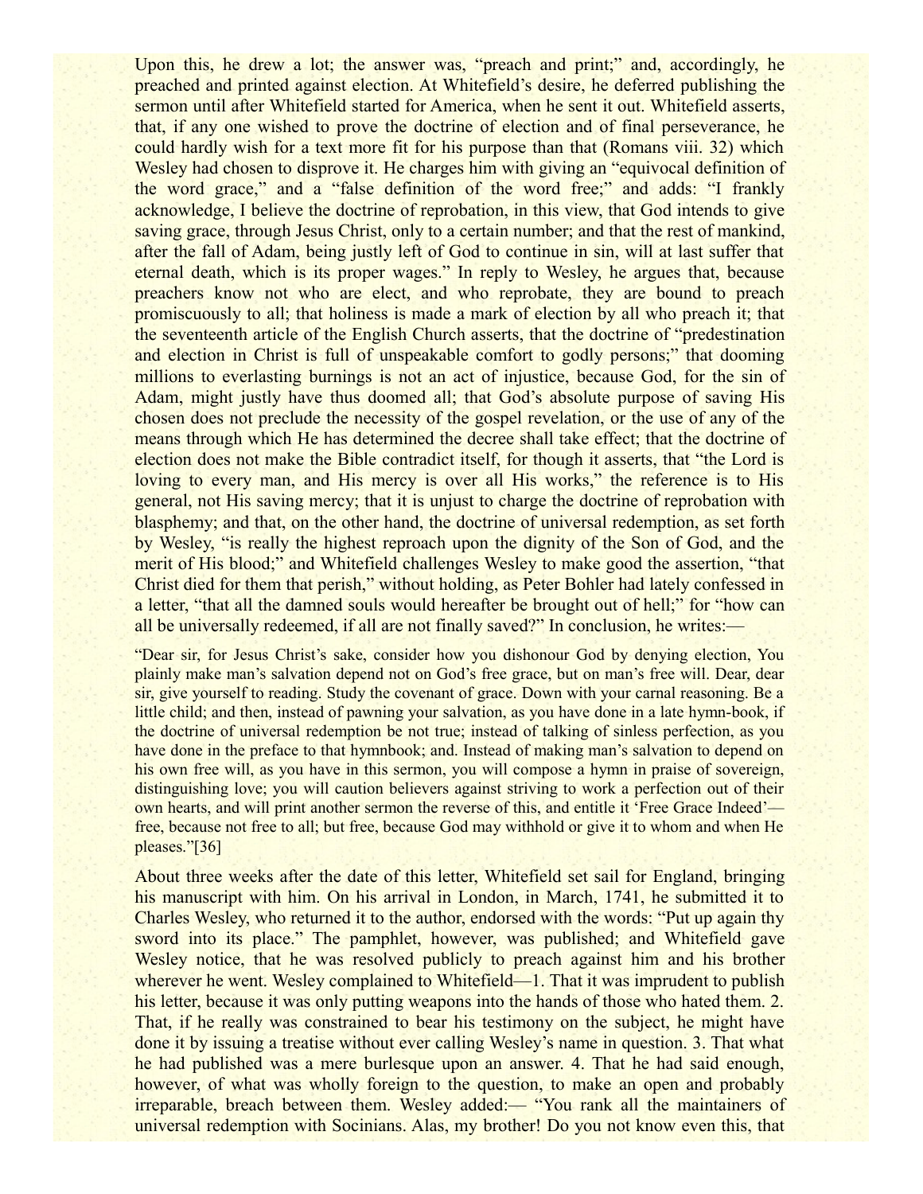Upon this, he drew a lot; the answer was, "preach and print;" and, accordingly, he preached and printed against election. At Whitefield's desire, he deferred publishing the sermon until after Whitefield started for America, when he sent it out. Whitefield asserts, that, if any one wished to prove the doctrine of election and of final perseverance, he could hardly wish for a text more fit for his purpose than that (Romans viii. 32) which Wesley had chosen to disprove it. He charges him with giving an "equivocal definition of the word grace," and a "false definition of the word free;" and adds: "I frankly acknowledge, I believe the doctrine of reprobation, in this view, that God intends to give saving grace, through Jesus Christ, only to a certain number; and that the rest of mankind, after the fall of Adam, being justly left of God to continue in sin, will at last suffer that eternal death, which is its proper wages." In reply to Wesley, he argues that, because preachers know not who are elect, and who reprobate, they are bound to preach promiscuously to all; that holiness is made a mark of election by all who preach it; that the seventeenth article of the English Church asserts, that the doctrine of "predestination and election in Christ is full of unspeakable comfort to godly persons;" that dooming millions to everlasting burnings is not an act of injustice, because God, for the sin of Adam, might justly have thus doomed all; that God's absolute purpose of saving His chosen does not preclude the necessity of the gospel revelation, or the use of any of the means through which He has determined the decree shall take effect; that the doctrine of election does not make the Bible contradict itself, for though it asserts, that "the Lord is loving to every man, and His mercy is over all His works," the reference is to His general, not His saving mercy; that it is unjust to charge the doctrine of reprobation with blasphemy; and that, on the other hand, the doctrine of universal redemption, as set forth by Wesley, "is really the highest reproach upon the dignity of the Son of God, and the merit of His blood;" and Whitefield challenges Wesley to make good the assertion, "that Christ died for them that perish," without holding, as Peter Bohler had lately confessed in a letter, "that all the damned souls would hereafter be brought out of hell;" for "how can all be universally redeemed, if all are not finally saved?" In conclusion, he writes:—

> "Dear sir, for Jesus Christ's sake, consider how you dishonour God by denying election, You plainly make man's salvation depend not on God's free grace, but on man's free will. Dear, dear sir, give yourself to reading. Study the covenant of grace. Down with your carnal reasoning. Be a little child; and then, instead of pawning your salvation, as you have done in a late hymn-book, if the doctrine of universal redemption be not true; instead of talking of sinless perfection, as you have done in the preface to that hymnbook; and. Instead of making man's salvation to depend on his own free will, as you have in this sermon, you will compose a hymn in praise of sovereign, distinguishing love; you will caution believers against striving to work a perfection out of their own hearts, and will print another sermon the reverse of this, and entitle it 'Free Grace Indeed'—free, because not free to all; but free, because God may withhold or give it to whom and when He pleases."[36]

About three weeks after the date of this letter, Whitefield set sail for England, bringing his manuscript with him. On his arrival in London, in March, 1741, he submitted it to Charles Wesley, who returned it to the author, endorsed with the words: "Put up again thy sword into its place." The pamphlet, however, was published; and Whitefield gave Wesley notice, that he was resolved publicly to preach against him and his brother wherever he went. Wesley complained to Whitefield—1. That it was imprudent to publish his letter, because it was only putting weapons into the hands of those who hated them. 2. That, if he really was constrained to bear his testimony on the subject, he might have done it by issuing a treatise without ever calling Wesley's name in question. 3. That what he had published was a mere burlesque upon an answer. 4. That he had said enough, however, of what was wholly foreign to the question, to make an open and probably irreparable, breach between them. Wesley added:— "You rank all the maintainers of universal redemption with Socinians. Alas, my brother! Do you not know even this, that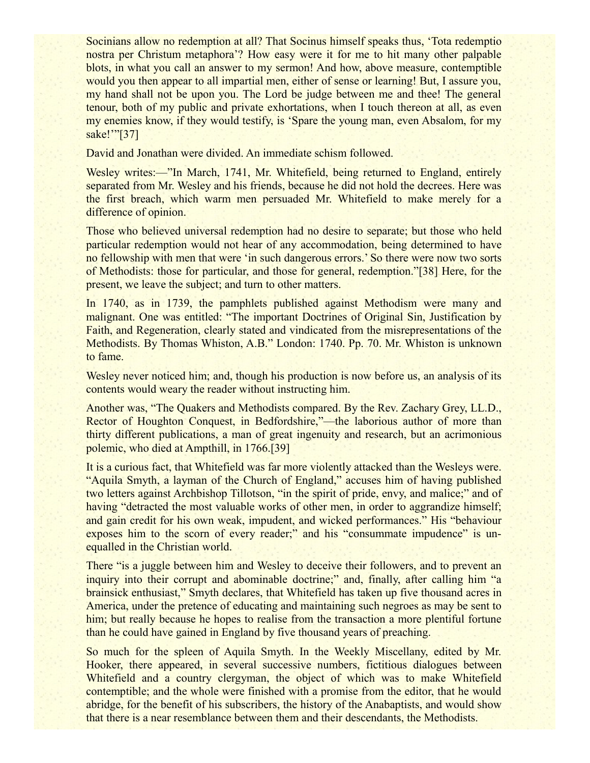Socinians allow no redemption at all? That Socinus himself speaks thus, 'Tota redemptio nostra per Christum metaphora'? How easy were it for me to hit many other palpable blots, in what you call an answer to my sermon! And how, above measure, contemptible would you then appear to all impartial men, either of sense or learning! But, I assure you, my hand shall not be upon you. The Lord be judge between me and thee! The general tenour, both of my public and private exhortations, when I touch thereon at all, as even my enemies know, if they would testify, is 'Spare the young man, even Absalom, for my sake!'"[37]

David and Jonathan were divided. An immediate schism followed.

Wesley writes:—"In March, 1741, Mr. Whitefield, being returned to England, entirely separated from Mr. Wesley and his friends, because he did not hold the decrees. Here was the first breach, which warm men persuaded Mr. Whitefield to make merely for a difference of opinion.

Those who believed universal redemption had no desire to separate; but those who held particular redemption would not hear of any accommodation, being determined to have no fellowship with men that were 'in such dangerous errors.' So there were now two sorts of Methodists: those for particular, and those for general, redemption."[38] Here, for the present, we leave the subject; and turn to other matters.

In 1740, as in 1739, the pamphlets published against Methodism were many and malignant. One was entitled: "The important Doctrines of Original Sin, Justification by Faith, and Regeneration, clearly stated and vindicated from the misrepresentations of the Methodists. By Thomas Whiston, A.B." London: 1740. Pp. 70. Mr. Whiston is unknown to fame.

Wesley never noticed him; and, though his production is now before us, an analysis of its contents would weary the reader without instructing him.

Another was, "The Quakers and Methodists compared. By the Rev. Zachary Grey, LL.D., Rector of Houghton Conquest, in Bedfordshire,"—the laborious author of more than thirty different publications, a man of great ingenuity and research, but an acrimonious polemic, who died at Ampthill, in 1766.[39]

It is a curious fact, that Whitefield was far more violently attacked than the Wesleys were. "Aquila Smyth, a layman of the Church of England," accuses him of having published two letters against Archbishop Tillotson, "in the spirit of pride, envy, and malice;" and of having "detracted the most valuable works of other men, in order to aggrandize himself; and gain credit for his own weak, impudent, and wicked performances." His "behaviour exposes him to the scorn of every reader;" and his "consummate impudence" is unequalled in the Christian world.

There "is a juggle between him and Wesley to deceive their followers, and to prevent an inquiry into their corrupt and abominable doctrine;" and, finally, after calling him "a brainsick enthusiast," Smyth declares, that Whitefield has taken up five thousand acres in America, under the pretence of educating and maintaining such negroes as may be sent to him; but really because he hopes to realise from the transaction a more plentiful fortune than he could have gained in England by five thousand years of preaching.

So much for the spleen of Aquila Smyth. In the Weekly Miscellany, edited by Mr. Hooker, there appeared, in several successive numbers, fictitious dialogues between Whitefield and a country clergyman, the object of which was to make Whitefield contemptible; and the whole were finished with a promise from the editor, that he would abridge, for the benefit of his subscribers, the history of the Anabaptists, and would show that there is a near resemblance between them and their descendants, the Methodists.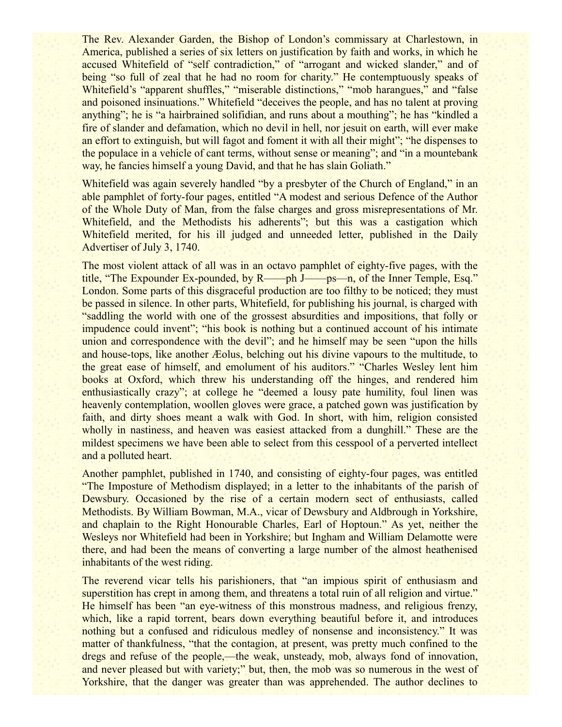The Rev. Alexander Garden, the Bishop of London's commissary at Charlestown, in America, published a series of six letters on justification by faith and works, in which he accused Whitefield of "self contradiction," of "arrogant and wicked slander," and of being "so full of zeal that he had no room for charity." He contemptuously speaks of Whitefield's "apparent shuffles," "miserable distinctions," "mob harangues," and "false and poisoned insinuations." Whitefield "deceives the people, and has no talent at proving anything"; he is "a hairbrained solifidian, and runs about a mouthing"; he has "kindled a fire of slander and defamation, which no devil in hell, nor jesuit on earth, will ever make an effort to extinguish, but will fagot and foment it with all their might"; "he dispenses to the populace in a vehicle of cant terms, without sense or meaning"; and "in a mountebank way, he fancies himself a young David, and that he has slain Goliath."

Whitefield was again severely handled "by a presbyter of the Church of England," in an able pamphlet of forty-four pages, entitled "A modest and serious Defence of the Author of the Whole Duty of Man, from the false charges and gross misrepresentations of Mr. Whitefield, and the Methodists his adherents"; but this was a castigation which Whitefield merited, for his ill judged and unneeded letter, published in the Daily Advertiser of July 3, 1740.

The most violent attack of all was in an octavo pamphlet of eighty-five pages, with the title, "The Expounder Ex-pounded, by R——ph J——ps—n, of the Inner Temple, Esq." London. Some parts of this disgraceful production are too filthy to be noticed; they must be passed in silence. In other parts, Whitefield, for publishing his journal, is charged with "saddling the world with one of the grossest absurdities and impositions, that folly or impudence could invent"; "his book is nothing but a continued account of his intimate union and correspondence with the devil"; and he himself may be seen "upon the hills and house-tops, like another Æolus, belching out his divine vapours to the multitude, to the great ease of himself, and emolument of his auditors." "Charles Wesley lent him books at Oxford, which threw his understanding off the hinges, and rendered him enthusiastically crazy"; at college he "deemed a lousy pate humility, foul linen was heavenly contemplation, woollen gloves were grace, a patched gown was justification by faith, and dirty shoes meant a walk with God. In short, with him, religion consisted wholly in nastiness, and heaven was easiest attacked from a dunghill." These are the mildest specimens we have been able to select from this cesspool of a perverted intellect and a polluted heart.

Another pamphlet, published in 1740, and consisting of eighty-four pages, was entitled "The Imposture of Methodism displayed; in a letter to the inhabitants of the parish of Dewsbury. Occasioned by the rise of a certain modern sect of enthusiasts, called Methodists. By William Bowman, M.A., vicar of Dewsbury and Aldbrough in Yorkshire, and chaplain to the Right Honourable Charles, Earl of Hoptoun." As yet, neither the Wesleys nor Whitefield had been in Yorkshire; but Ingham and William Delamotte were there, and had been the means of converting a large number of the almost heathenised inhabitants of the west riding.

The reverend vicar tells his parishioners, that "an impious spirit of enthusiasm and superstition has crept in among them, and threatens a total ruin of all religion and virtue." He himself has been "an eye-witness of this monstrous madness, and religious frenzy, which, like a rapid torrent, bears down everything beautiful before it, and introduces nothing but a confused and ridiculous medley of nonsense and inconsistency." It was matter of thankfulness, "that the contagion, at present, was pretty much confined to the dregs and refuse of the people,—the weak, unsteady, mob, always fond of innovation, and never pleased but with variety;" but, then, the mob was so numerous in the west of Yorkshire, that the danger was greater than was apprehended. The author declines to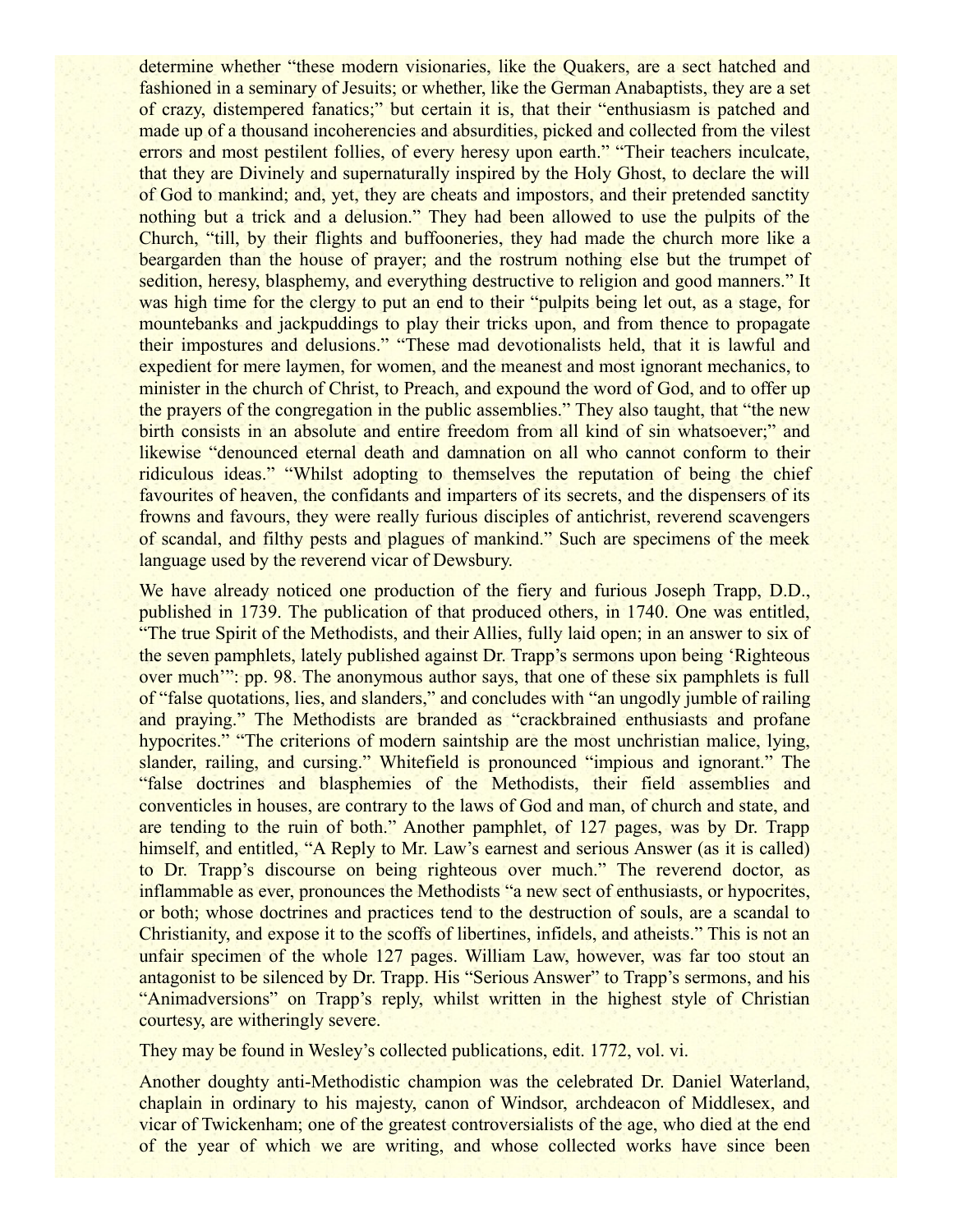determine whether "these modern visionaries, like the Quakers, are a sect hatched and fashioned in a seminary of Jesuits; or whether, like the German Anabaptists, they are a set of crazy, distempered fanatics;" but certain it is, that their "enthusiasm is patched and made up of a thousand incoherencies and absurdities, picked and collected from the vilest errors and most pestilent follies, of every heresy upon earth." "Their teachers inculcate, that they are Divinely and supernaturally inspired by the Holy Ghost, to declare the will of God to mankind; and, yet, they are cheats and impostors, and their pretended sanctity nothing but a trick and a delusion." They had been allowed to use the pulpits of the Church, "till, by their flights and buffooneries, they had made the church more like a beargarden than the house of prayer; and the rostrum nothing else but the trumpet of sedition, heresy, blasphemy, and everything destructive to religion and good manners." It was high time for the clergy to put an end to their "pulpits being let out, as a stage, for mountebanks and jackpuddings to play their tricks upon, and from thence to propagate their impostures and delusions." "These mad devotionalists held, that it is lawful and expedient for mere laymen, for women, and the meanest and most ignorant mechanics, to minister in the church of Christ, to Preach, and expound the word of God, and to offer up the prayers of the congregation in the public assemblies." They also taught, that "the new birth consists in an absolute and entire freedom from all kind of sin whatsoever;" and likewise "denounced eternal death and damnation on all who cannot conform to their ridiculous ideas." "Whilst adopting to themselves the reputation of being the chief favourites of heaven, the confidants and imparters of its secrets, and the dispensers of its frowns and favours, they were really furious disciples of antichrist, reverend scavengers of scandal, and filthy pests and plagues of mankind." Such are specimens of the meek language used by the reverend vicar of Dewsbury.

We have already noticed one production of the fiery and furious Joseph Trapp, D.D., published in 1739. The publication of that produced others, in 1740. One was entitled, "The true Spirit of the Methodists, and their Allies, fully laid open; in an answer to six of the seven pamphlets, lately published against Dr. Trapp's sermons upon being 'Righteous over much'": pp. 98. The anonymous author says, that one of these six pamphlets is full of "false quotations, lies, and slanders," and concludes with "an ungodly jumble of railing and praying." The Methodists are branded as "crackbrained enthusiasts and profane hypocrites." "The criterions of modern saintship are the most unchristian malice, lying, slander, railing, and cursing." Whitefield is pronounced "impious and ignorant." The "false doctrines and blasphemies of the Methodists, their field assemblies and conventicles in houses, are contrary to the laws of God and man, of church and state, and are tending to the ruin of both." Another pamphlet, of 127 pages, was by Dr. Trapp himself, and entitled, "A Reply to Mr. Law's earnest and serious Answer (as it is called) to Dr. Trapp's discourse on being righteous over much." The reverend doctor, as inflammable as ever, pronounces the Methodists "a new sect of enthusiasts, or hypocrites, or both; whose doctrines and practices tend to the destruction of souls, are a scandal to Christianity, and expose it to the scoffs of libertines, infidels, and atheists." This is not an unfair specimen of the whole 127 pages. William Law, however, was far too stout an antagonist to be silenced by Dr. Trapp. His "Serious Answer" to Trapp's sermons, and his "Animadversions" on Trapp's reply, whilst written in the highest style of Christian courtesy, are witheringly severe.

They may be found in Wesley's collected publications, edit. 1772, vol. vi.

Another doughty anti-Methodistic champion was the celebrated Dr. Daniel Waterland, chaplain in ordinary to his majesty, canon of Windsor, archdeacon of Middlesex, and vicar of Twickenham; one of the greatest controversialists of the age, who died at the end of the year of which we are writing, and whose collected works have since been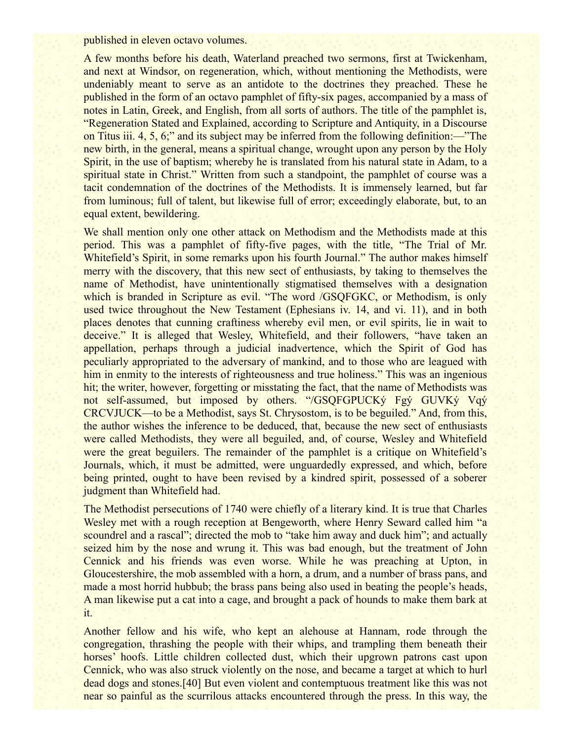published in eleven octavo volumes.

A few months before his death, Waterland preached two sermons, first at Twickenham, and next at Windsor, on regeneration, which, without mentioning the Methodists, were undeniably meant to serve as an antidote to the doctrines they preached. These he published in the form of an octavo pamphlet of fifty-six pages, accompanied by a mass of notes in Latin, Greek, and English, from all sorts of authors. The title of the pamphlet is, "Regeneration Stated and Explained, according to Scripture and Antiquity, in a Discourse on Titus iii. 4, 5, 6;" and its subject may be inferred from the following definition:—"The new birth, in the general, means a spiritual change, wrought upon any person by the Holy Spirit, in the use of baptism; whereby he is translated from his natural state in Adam, to a spiritual state in Christ." Written from such a standpoint, the pamphlet of course was a tacit condemnation of the doctrines of the Methodists. It is immensely learned, but far from luminous; full of talent, but likewise full of error; exceedingly elaborate, but, to an equal extent, bewildering.

We shall mention only one other attack on Methodism and the Methodists made at this period. This was a pamphlet of fifty-five pages, with the title, "The Trial of Mr. Whitefield's Spirit, in some remarks upon his fourth Journal." The author makes himself merry with the discovery, that this new sect of enthusiasts, by taking to themselves the name of Methodist, have unintentionally stigmatised themselves with a designation which is branded in Scripture as evil. "The word /GSQFGKC, or Methodism, is only used twice throughout the New Testament (Ephesians iv. 14, and vi. 11), and in both places denotes that cunning craftiness whereby evil men, or evil spirits, lie in wait to deceive." It is alleged that Wesley, Whitefield, and their followers, "have taken an appellation, perhaps through a judicial inadvertence, which the Spirit of God has peculiarly appropriated to the adversary of mankind, and to those who are leagued with him in enmity to the interests of righteousness and true holiness." This was an ingenious hit; the writer, however, forgetting or misstating the fact, that the name of Methodists was not self-assumed, but imposed by others. "/GSQFGPUCKý Fgý GUVKý Vqý CRCVJUCK—to be a Methodist, says St. Chrysostom, is to be beguiled." And, from this, the author wishes the inference to be deduced, that, because the new sect of enthusiasts were called Methodists, they were all beguiled, and, of course, Wesley and Whitefield were the great beguilers. The remainder of the pamphlet is a critique on Whitefield's Journals, which, it must be admitted, were unguardedly expressed, and which, before being printed, ought to have been revised by a kindred spirit, possessed of a soberer judgment than Whitefield had.

The Methodist persecutions of 1740 were chiefly of a literary kind. It is true that Charles Wesley met with a rough reception at Bengeworth, where Henry Seward called him "a scoundrel and a rascal"; directed the mob to "take him away and duck him"; and actually seized him by the nose and wrung it. This was bad enough, but the treatment of John Cennick and his friends was even worse. While he was preaching at Upton, in Gloucestershire, the mob assembled with a horn, a drum, and a number of brass pans, and made a most horrid hubbub; the brass pans being also used in beating the people's heads, A man likewise put a cat into a cage, and brought a pack of hounds to make them bark at it.

Another fellow and his wife, who kept an alehouse at Hannam, rode through the congregation, thrashing the people with their whips, and trampling them beneath their horses' hoofs. Little children collected dust, which their upgrown patrons cast upon Cennick, who was also struck violently on the nose, and became a target at which to hurl dead dogs and stones.[40] But even violent and contemptuous treatment like this was not near so painful as the scurrilous attacks encountered through the press. In this way, the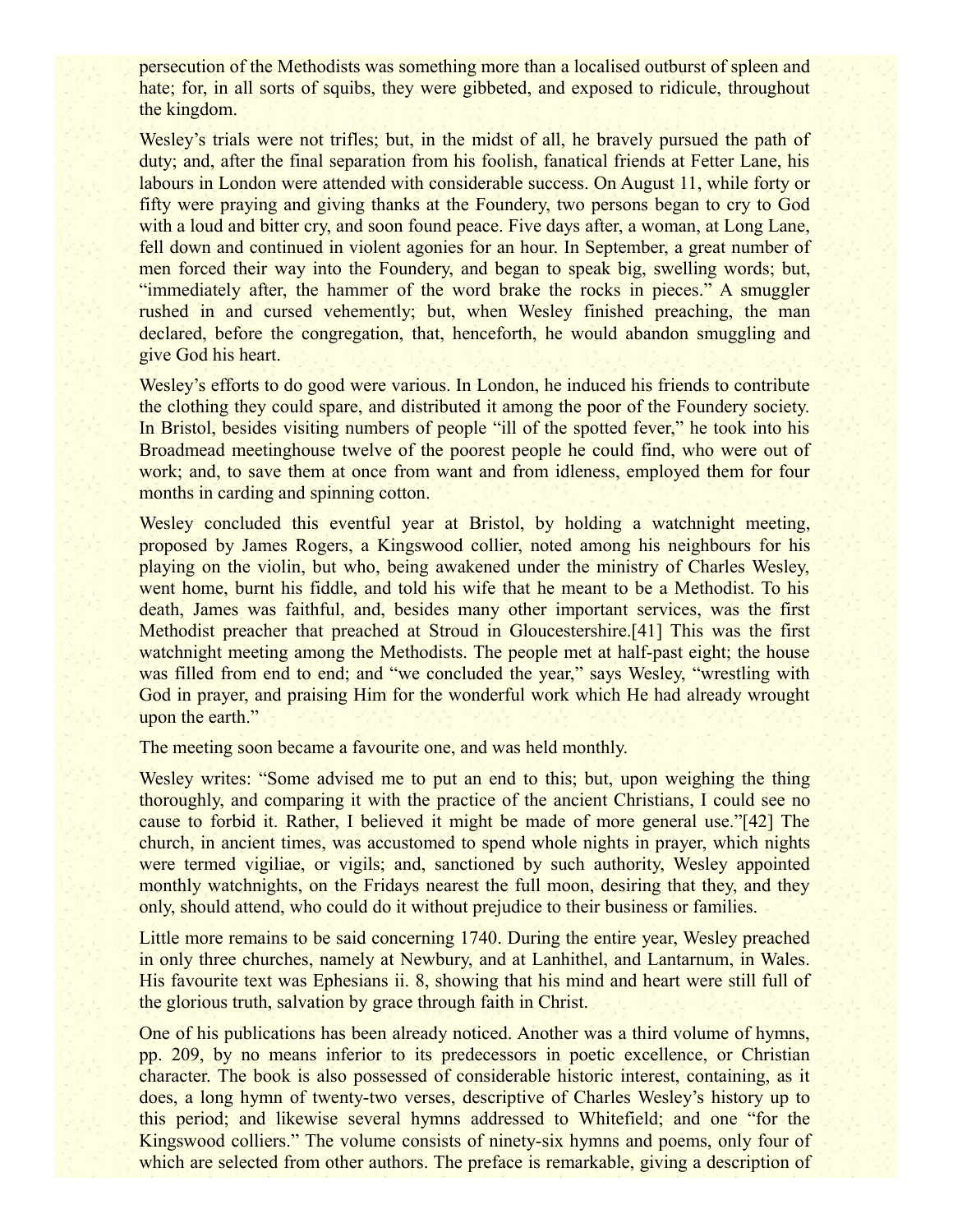persecution of the Methodists was something more than a localised outburst of spleen and hate; for, in all sorts of squibs, they were gibbeted, and exposed to ridicule, throughout the kingdom.

Wesley's trials were not trifles; but, in the midst of all, he bravely pursued the path of duty; and, after the final separation from his foolish, fanatical friends at Fetter Lane, his labours in London were attended with considerable success. On August 11, while forty or fifty were praying and giving thanks at the Foundery, two persons began to cry to God with a loud and bitter cry, and soon found peace. Five days after, a woman, at Long Lane, fell down and continued in violent agonies for an hour. In September, a great number of men forced their way into the Foundery, and began to speak big, swelling words; but, "immediately after, the hammer of the word brake the rocks in pieces." A smuggler rushed in and cursed vehemently; but, when Wesley finished preaching, the man declared, before the congregation, that, henceforth, he would abandon smuggling and give God his heart.

Wesley's efforts to do good were various. In London, he induced his friends to contribute the clothing they could spare, and distributed it among the poor of the Foundery society. In Bristol, besides visiting numbers of people "ill of the spotted fever," he took into his Broadmead meetinghouse twelve of the poorest people he could find, who were out of work; and, to save them at once from want and from idleness, employed them for four months in carding and spinning cotton.

Wesley concluded this eventful year at Bristol, by holding a watchnight meeting, proposed by James Rogers, a Kingswood collier, noted among his neighbours for his playing on the violin, but who, being awakened under the ministry of Charles Wesley, went home, burnt his fiddle, and told his wife that he meant to be a Methodist. To his death, James was faithful, and, besides many other important services, was the first Methodist preacher that preached at Stroud in Gloucestershire.[41] This was the first watchnight meeting among the Methodists. The people met at half-past eight; the house was filled from end to end; and "we concluded the year," says Wesley, "wrestling with God in prayer, and praising Him for the wonderful work which He had already wrought upon the earth."

The meeting soon became a favourite one, and was held monthly.

Wesley writes: "Some advised me to put an end to this; but, upon weighing the thing thoroughly, and comparing it with the practice of the ancient Christians, I could see no cause to forbid it. Rather, I believed it might be made of more general use."[42] The church, in ancient times, was accustomed to spend whole nights in prayer, which nights were termed vigiliae, or vigils; and, sanctioned by such authority, Wesley appointed monthly watchnights, on the Fridays nearest the full moon, desiring that they, and they only, should attend, who could do it without prejudice to their business or families.

Little more remains to be said concerning 1740. During the entire year, Wesley preached in only three churches, namely at Newbury, and at Lanhithel, and Lantarnum, in Wales. His favourite text was Ephesians ii. 8, showing that his mind and heart were still full of the glorious truth, salvation by grace through faith in Christ.

One of his publications has been already noticed. Another was a third volume of hymns, pp. 209, by no means inferior to its predecessors in poetic excellence, or Christian character. The book is also possessed of considerable historic interest, containing, as it does, a long hymn of twenty-two verses, descriptive of Charles Wesley's history up to this period; and likewise several hymns addressed to Whitefield; and one "for the Kingswood colliers." The volume consists of ninety-six hymns and poems, only four of which are selected from other authors. The preface is remarkable, giving a description of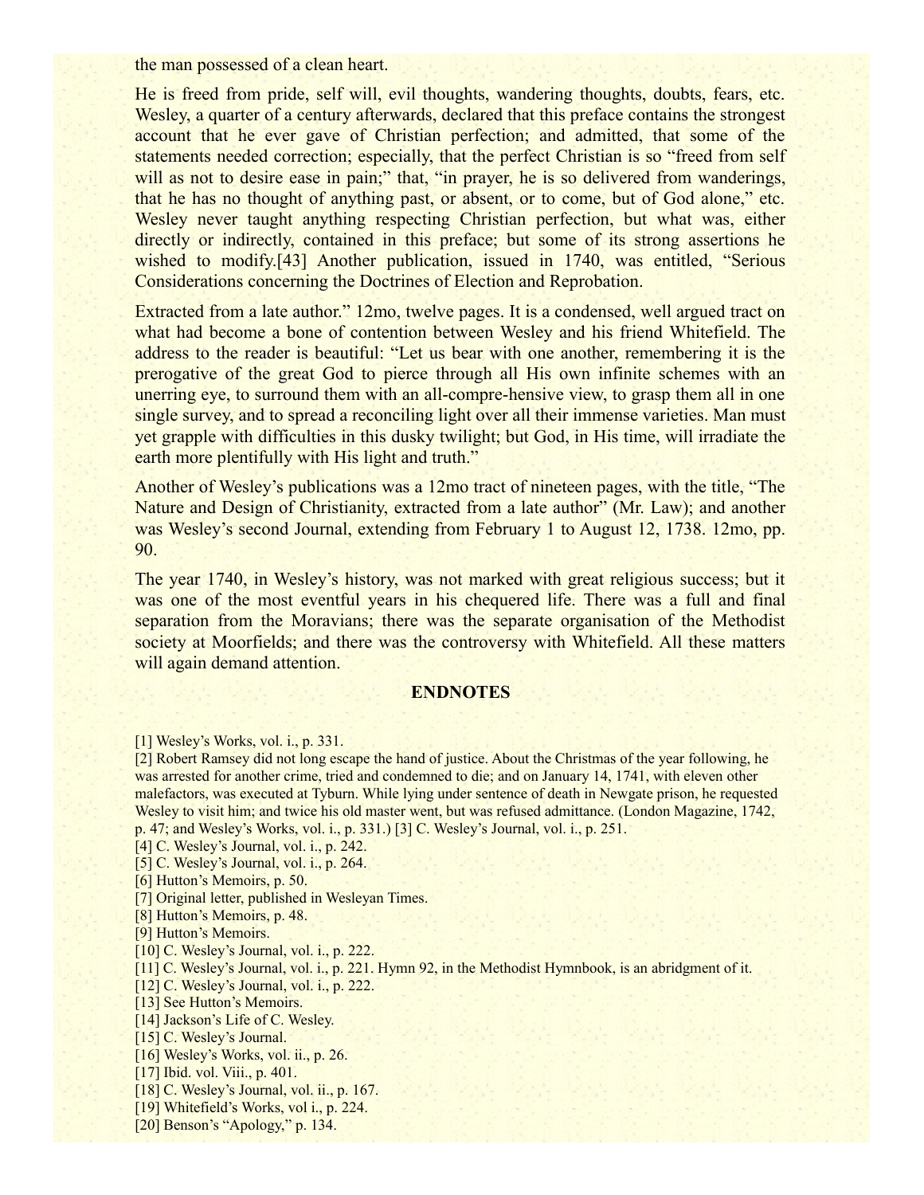the man possessed of a clean heart.

He is freed from pride, self will, evil thoughts, wandering thoughts, doubts, fears, etc. Wesley, a quarter of a century afterwards, declared that this preface contains the strongest account that he ever gave of Christian perfection; and admitted, that some of the statements needed correction; especially, that the perfect Christian is so "freed from self will as not to desire ease in pain;" that, "in prayer, he is so delivered from wanderings, that he has no thought of anything past, or absent, or to come, but of God alone," etc. Wesley never taught anything respecting Christian perfection, but what was, either directly or indirectly, contained in this preface; but some of its strong assertions he wished to modify.[43] Another publication, issued in 1740, was entitled, "Serious Considerations concerning the Doctrines of Election and Reprobation.

Extracted from a late author." 12mo, twelve pages. It is a condensed, well argued tract on what had become a bone of contention between Wesley and his friend Whitefield. The address to the reader is beautiful: "Let us bear with one another, remembering it is the prerogative of the great God to pierce through all His own infinite schemes with an unerring eye, to surround them with an all-compre-hensive view, to grasp them all in one single survey, and to spread a reconciling light over all their immense varieties. Man must yet grapple with difficulties in this dusky twilight; but God, in His time, will irradiate the earth more plentifully with His light and truth."

Another of Wesley's publications was a 12mo tract of nineteen pages, with the title, "The Nature and Design of Christianity, extracted from a late author" (Mr. Law); and another was Wesley's second Journal, extending from February 1 to August 12, 1738. 12mo, pp. 90.

The year 1740, in Wesley's history, was not marked with great religious success; but it was one of the most eventful years in his chequered life. There was a full and final separation from the Moravians; there was the separate organisation of the Methodist society at Moorfields; and there was the controversy with Whitefield. All these matters will again demand attention.

## ENDNOTES

[1] Wesley's Works, vol. i., p. 331.
[2] Robert Ramsey did not long escape the hand of justice. About the Christmas of the year following, he was arrested for another crime, tried and condemned to die; and on January 14, 1741, with eleven other malefactors, was executed at Tyburn. While lying under sentence of death in Newgate prison, he requested Wesley to visit him; and twice his old master went, but was refused admittance. (London Magazine, 1742, p. 47; and Wesley's Works, vol. i., p. 331.) [3] C. Wesley's Journal, vol. i., p. 251.
[4] C. Wesley's Journal, vol. i., p. 242.
[5] C. Wesley's Journal, vol. i., p. 264.
[6] Hutton's Memoirs, p. 50.
[7] Original letter, published in Wesleyan Times.
[8] Hutton's Memoirs, p. 48.
[9] Hutton's Memoirs.
[10] C. Wesley's Journal, vol. i., p. 222.
[11] C. Wesley's Journal, vol. i., p. 221. Hymn 92, in the Methodist Hymnbook, is an abridgment of it.
[12] C. Wesley's Journal, vol. i., p. 222.
[13] See Hutton's Memoirs.
[14] Jackson's Life of C. Wesley.
[15] C. Wesley's Journal.
[16] Wesley's Works, vol. ii., p. 26.
[17] Ibid. vol. Viii., p. 401.
[18] C. Wesley's Journal, vol. ii., p. 167.
[19] Whitefield's Works, vol i., p. 224.
[20] Benson's "Apology," p. 134.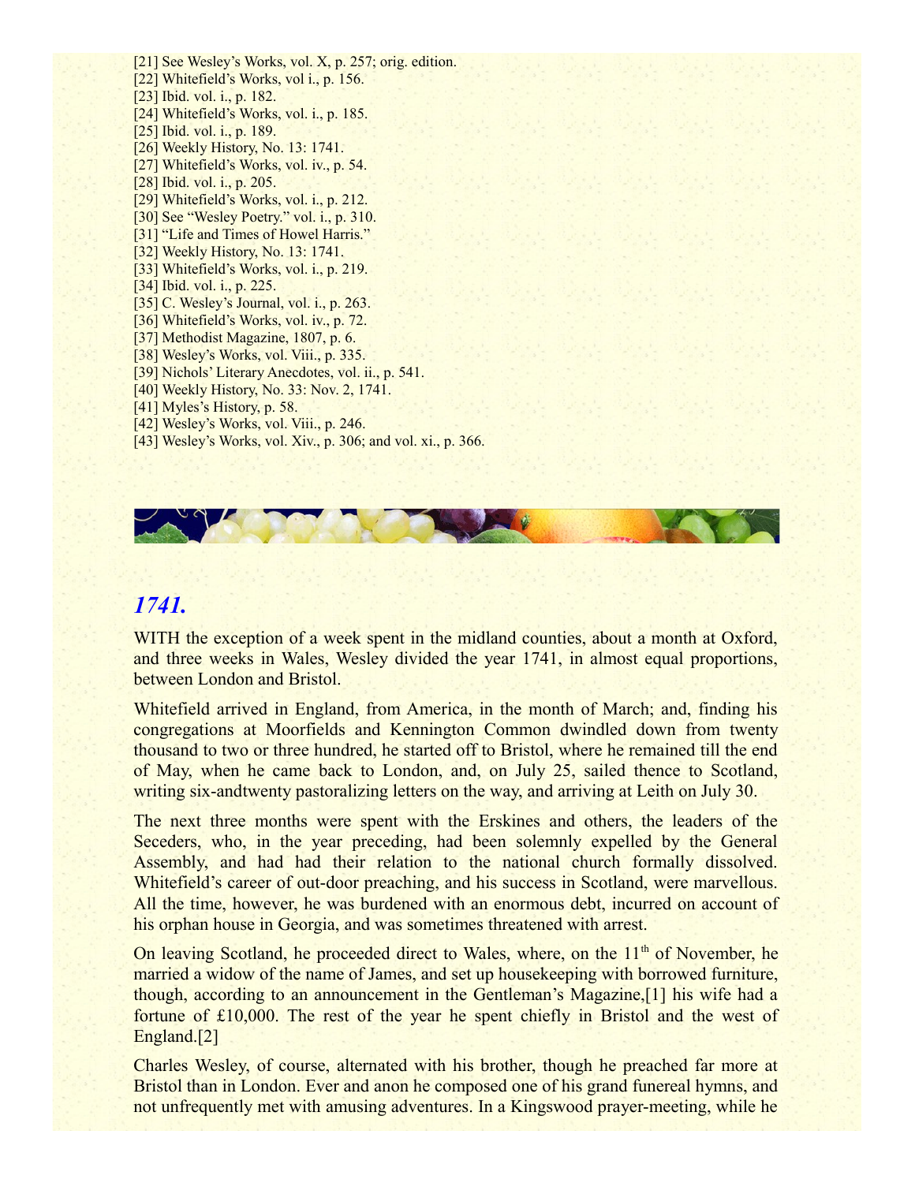[21] See Wesley's Works, vol. X, p. 257; orig. edition.
[22] Whitefield's Works, vol i., p. 156.
[23] Ibid. vol. i., p. 182.
[24] Whitefield's Works, vol. i., p. 185.
[25] Ibid. vol. i., p. 189.
[26] Weekly History, No. 13: 1741.
[27] Whitefield's Works, vol. iv., p. 54.
[28] Ibid. vol. i., p. 205.
[29] Whitefield's Works, vol. i., p. 212.
[30] See "Wesley Poetry." vol. i., p. 310.
[31] "Life and Times of Howel Harris."
[32] Weekly History, No. 13: 1741.
[33] Whitefield's Works, vol. i., p. 219.
[34] Ibid. vol. i., p. 225.
[35] C. Wesley's Journal, vol. i., p. 263.
[36] Whitefield's Works, vol. iv., p. 72.
[37] Methodist Magazine, 1807, p. 6.
[38] Wesley's Works, vol. Viii., p. 335.
[39] Nichols' Literary Anecdotes, vol. ii., p. 541.
[40] Weekly History, No. 33: Nov. 2, 1741.
[41] Myles's History, p. 58.
[42] Wesley's Works, vol. Viii., p. 246.
[43] Wesley's Works, vol. Xiv., p. 306; and vol. xi., p. 366.

## *1741.*

WITH the exception of a week spent in the midland counties, about a month at Oxford, and three weeks in Wales, Wesley divided the year 1741, in almost equal proportions, between London and Bristol.

Whitefield arrived in England, from America, in the month of March; and, finding his congregations at Moorfields and Kennington Common dwindled down from twenty thousand to two or three hundred, he started off to Bristol, where he remained till the end of May, when he came back to London, and, on July 25, sailed thence to Scotland, writing six-andtwenty pastoralizing letters on the way, and arriving at Leith on July 30.

The next three months were spent with the Erskines and others, the leaders of the Seceders, who, in the year preceding, had been solemnly expelled by the General Assembly, and had had their relation to the national church formally dissolved. Whitefield's career of out-door preaching, and his success in Scotland, were marvellous. All the time, however, he was burdened with an enormous debt, incurred on account of his orphan house in Georgia, and was sometimes threatened with arrest.

On leaving Scotland, he proceeded direct to Wales, where, on the 11th of November, he married a widow of the name of James, and set up housekeeping with borrowed furniture, though, according to an announcement in the Gentleman's Magazine,[1] his wife had a fortune of £10,000. The rest of the year he spent chiefly in Bristol and the west of England.[2]

Charles Wesley, of course, alternated with his brother, though he preached far more at Bristol than in London. Ever and anon he composed one of his grand funereal hymns, and not unfrequently met with amusing adventures. In a Kingswood prayer-meeting, while he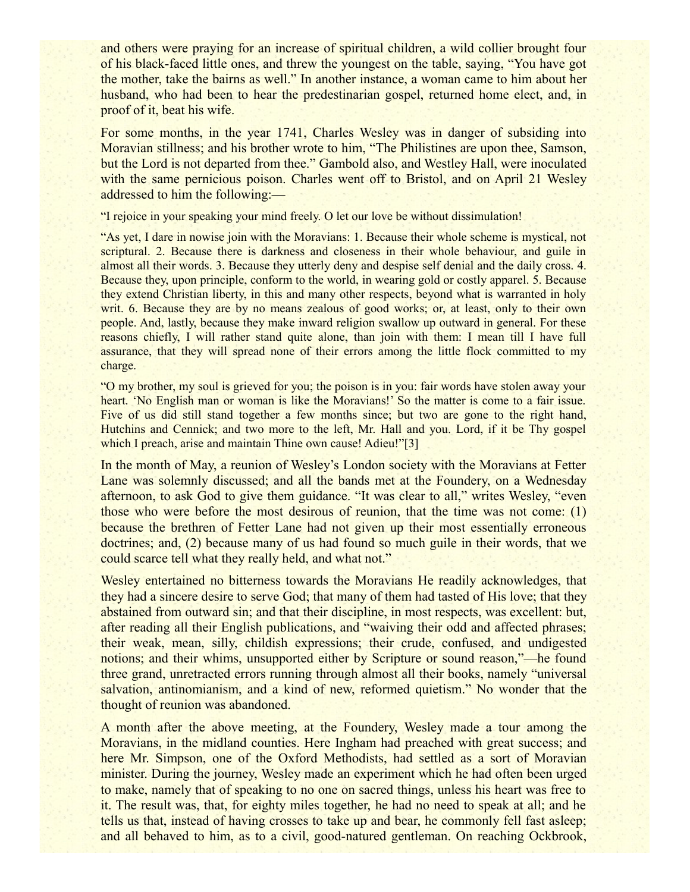and others were praying for an increase of spiritual children, a wild collier brought four of his black-faced little ones, and threw the youngest on the table, saying, "You have got the mother, take the bairns as well." In another instance, a woman came to him about her husband, who had been to hear the predestinarian gospel, returned home elect, and, in proof of it, beat his wife.

For some months, in the year 1741, Charles Wesley was in danger of subsiding into Moravian stillness; and his brother wrote to him, "The Philistines are upon thee, Samson, but the Lord is not departed from thee." Gambold also, and Westley Hall, were inoculated with the same pernicious poison. Charles went off to Bristol, and on April 21 Wesley addressed to him the following:—

"I rejoice in your speaking your mind freely. O let our love be without dissimulation!

"As yet, I dare in nowise join with the Moravians: 1. Because their whole scheme is mystical, not scriptural. 2. Because there is darkness and closeness in their whole behaviour, and guile in almost all their words. 3. Because they utterly deny and despise self denial and the daily cross. 4. Because they, upon principle, conform to the world, in wearing gold or costly apparel. 5. Because they extend Christian liberty, in this and many other respects, beyond what is warranted in holy writ. 6. Because they are by no means zealous of good works; or, at least, only to their own people. And, lastly, because they make inward religion swallow up outward in general. For these reasons chiefly, I will rather stand quite alone, than join with them: I mean till I have full assurance, that they will spread none of their errors among the little flock committed to my charge.

"O my brother, my soul is grieved for you; the poison is in you: fair words have stolen away your heart. 'No English man or woman is like the Moravians!' So the matter is come to a fair issue. Five of us did still stand together a few months since; but two are gone to the right hand, Hutchins and Cennick; and two more to the left, Mr. Hall and you. Lord, if it be Thy gospel which I preach, arise and maintain Thine own cause! Adieu!"[3]

In the month of May, a reunion of Wesley's London society with the Moravians at Fetter Lane was solemnly discussed; and all the bands met at the Foundery, on a Wednesday afternoon, to ask God to give them guidance. "It was clear to all," writes Wesley, "even those who were before the most desirous of reunion, that the time was not come: (1) because the brethren of Fetter Lane had not given up their most essentially erroneous doctrines; and, (2) because many of us had found so much guile in their words, that we could scarce tell what they really held, and what not."

Wesley entertained no bitterness towards the Moravians He readily acknowledges, that they had a sincere desire to serve God; that many of them had tasted of His love; that they abstained from outward sin; and that their discipline, in most respects, was excellent: but, after reading all their English publications, and "waiving their odd and affected phrases; their weak, mean, silly, childish expressions; their crude, confused, and undigested notions; and their whims, unsupported either by Scripture or sound reason,"—he found three grand, unretracted errors running through almost all their books, namely "universal salvation, antinomianism, and a kind of new, reformed quietism." No wonder that the thought of reunion was abandoned.

A month after the above meeting, at the Foundery, Wesley made a tour among the Moravians, in the midland counties. Here Ingham had preached with great success; and here Mr. Simpson, one of the Oxford Methodists, had settled as a sort of Moravian minister. During the journey, Wesley made an experiment which he had often been urged to make, namely that of speaking to no one on sacred things, unless his heart was free to it. The result was, that, for eighty miles together, he had no need to speak at all; and he tells us that, instead of having crosses to take up and bear, he commonly fell fast asleep; and all behaved to him, as to a civil, good-natured gentleman. On reaching Ockbrook,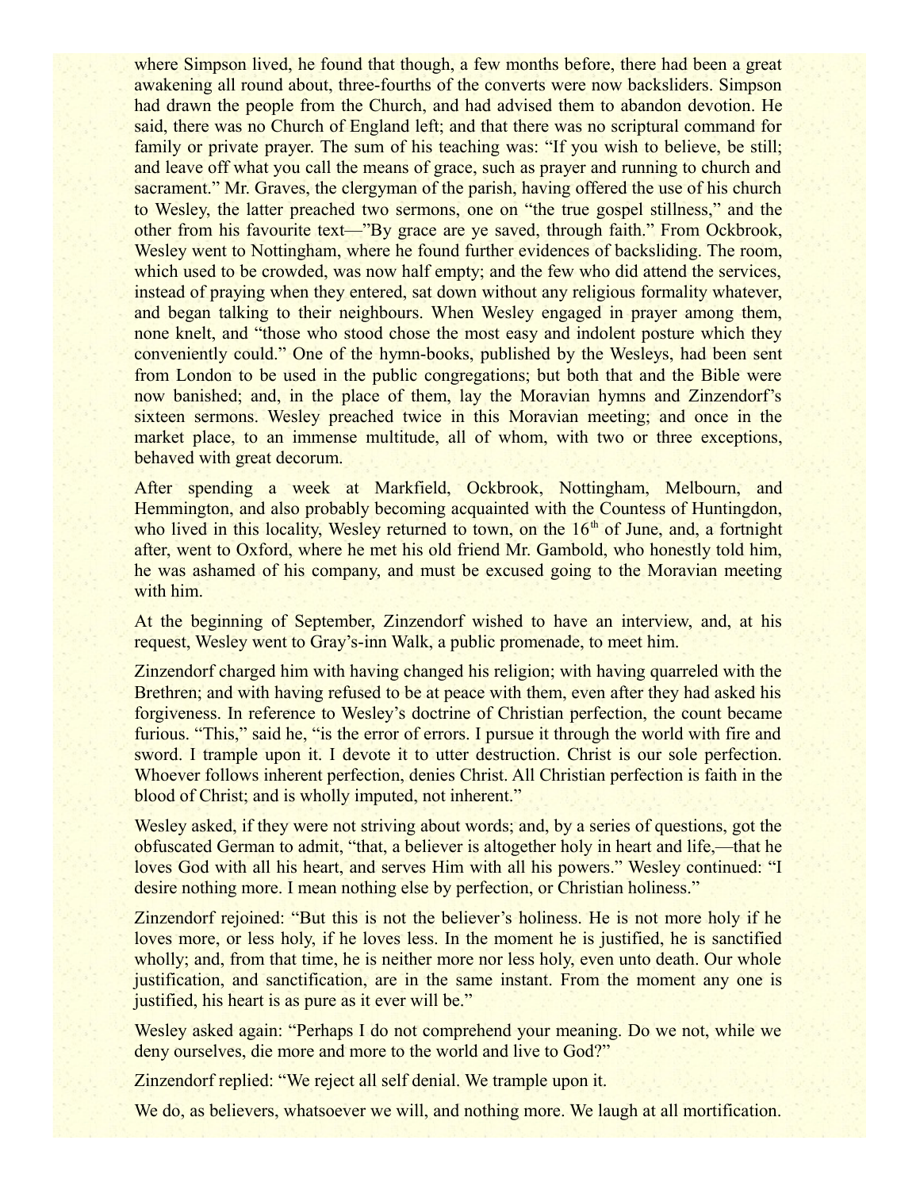where Simpson lived, he found that though, a few months before, there had been a great awakening all round about, three-fourths of the converts were now backsliders. Simpson had drawn the people from the Church, and had advised them to abandon devotion. He said, there was no Church of England left; and that there was no scriptural command for family or private prayer. The sum of his teaching was: "If you wish to believe, be still; and leave off what you call the means of grace, such as prayer and running to church and sacrament." Mr. Graves, the clergyman of the parish, having offered the use of his church to Wesley, the latter preached two sermons, one on "the true gospel stillness," and the other from his favourite text—"By grace are ye saved, through faith." From Ockbrook, Wesley went to Nottingham, where he found further evidences of backsliding. The room, which used to be crowded, was now half empty; and the few who did attend the services, instead of praying when they entered, sat down without any religious formality whatever, and began talking to their neighbours. When Wesley engaged in prayer among them, none knelt, and "those who stood chose the most easy and indolent posture which they conveniently could." One of the hymn-books, published by the Wesleys, had been sent from London to be used in the public congregations; but both that and the Bible were now banished; and, in the place of them, lay the Moravian hymns and Zinzendorf's sixteen sermons. Wesley preached twice in this Moravian meeting; and once in the market place, to an immense multitude, all of whom, with two or three exceptions, behaved with great decorum.

After spending a week at Markfield, Ockbrook, Nottingham, Melbourn, and Hemmington, and also probably becoming acquainted with the Countess of Huntingdon, who lived in this locality, Wesley returned to town, on the 16th of June, and, a fortnight after, went to Oxford, where he met his old friend Mr. Gambold, who honestly told him, he was ashamed of his company, and must be excused going to the Moravian meeting with him.

At the beginning of September, Zinzendorf wished to have an interview, and, at his request, Wesley went to Gray's-inn Walk, a public promenade, to meet him.

Zinzendorf charged him with having changed his religion; with having quarreled with the Brethren; and with having refused to be at peace with them, even after they had asked his forgiveness. In reference to Wesley's doctrine of Christian perfection, the count became furious. "This," said he, "is the error of errors. I pursue it through the world with fire and sword. I trample upon it. I devote it to utter destruction. Christ is our sole perfection. Whoever follows inherent perfection, denies Christ. All Christian perfection is faith in the blood of Christ; and is wholly imputed, not inherent."

Wesley asked, if they were not striving about words; and, by a series of questions, got the obfuscated German to admit, "that, a believer is altogether holy in heart and life,—that he loves God with all his heart, and serves Him with all his powers." Wesley continued: "I desire nothing more. I mean nothing else by perfection, or Christian holiness."

Zinzendorf rejoined: "But this is not the believer's holiness. He is not more holy if he loves more, or less holy, if he loves less. In the moment he is justified, he is sanctified wholly; and, from that time, he is neither more nor less holy, even unto death. Our whole justification, and sanctification, are in the same instant. From the moment any one is justified, his heart is as pure as it ever will be."

Wesley asked again: "Perhaps I do not comprehend your meaning. Do we not, while we deny ourselves, die more and more to the world and live to God?"

Zinzendorf replied: "We reject all self denial. We trample upon it.

We do, as believers, whatsoever we will, and nothing more. We laugh at all mortification.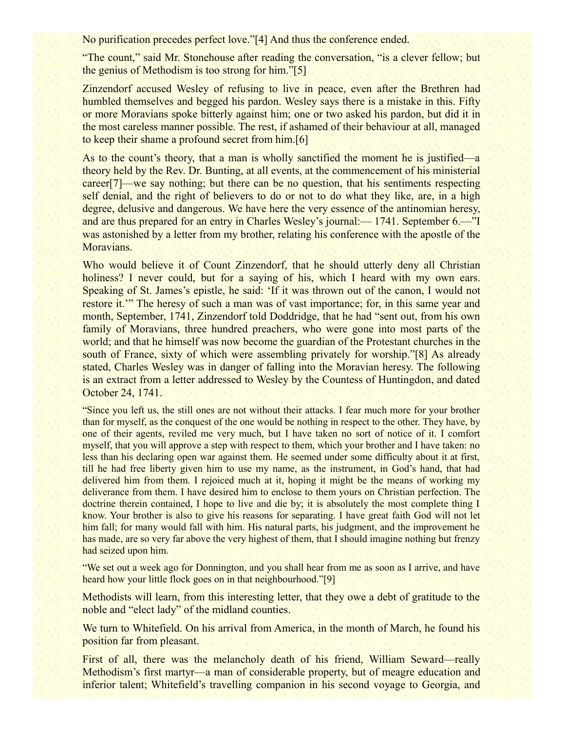No purification precedes perfect love."[4] And thus the conference ended.

"The count," said Mr. Stonehouse after reading the conversation, "is a clever fellow; but the genius of Methodism is too strong for him."[5]

Zinzendorf accused Wesley of refusing to live in peace, even after the Brethren had humbled themselves and begged his pardon. Wesley says there is a mistake in this. Fifty or more Moravians spoke bitterly against him; one or two asked his pardon, but did it in the most careless manner possible. The rest, if ashamed of their behaviour at all, managed to keep their shame a profound secret from him.[6]

As to the count's theory, that a man is wholly sanctified the moment he is justified—a theory held by the Rev. Dr. Bunting, at all events, at the commencement of his ministerial career[7]—we say nothing; but there can be no question, that his sentiments respecting self denial, and the right of believers to do or not to do what they like, are, in a high degree, delusive and dangerous. We have here the very essence of the antinomian heresy, and are thus prepared for an entry in Charles Wesley's journal:— 1741. September 6.—"I was astonished by a letter from my brother, relating his conference with the apostle of the Moravians.

Who would believe it of Count Zinzendorf, that he should utterly deny all Christian holiness? I never could, but for a saying of his, which I heard with my own ears. Speaking of St. James's epistle, he said: 'If it was thrown out of the canon, I would not restore it.'" The heresy of such a man was of vast importance; for, in this same year and month, September, 1741, Zinzendorf told Doddridge, that he had "sent out, from his own family of Moravians, three hundred preachers, who were gone into most parts of the world; and that he himself was now become the guardian of the Protestant churches in the south of France, sixty of which were assembling privately for worship."[8] As already stated, Charles Wesley was in danger of falling into the Moravian heresy. The following is an extract from a letter addressed to Wesley by the Countess of Huntingdon, and dated October 24, 1741.

"Since you left us, the still ones are not without their attacks. I fear much more for your brother than for myself, as the conquest of the one would be nothing in respect to the other. They have, by one of their agents, reviled me very much, but I have taken no sort of notice of it. I comfort myself, that you will approve a step with respect to them, which your brother and I have taken: no less than his declaring open war against them. He seemed under some difficulty about it at first, till he had free liberty given him to use my name, as the instrument, in God's hand, that had delivered him from them. I rejoiced much at it, hoping it might be the means of working my deliverance from them. I have desired him to enclose to them yours on Christian perfection. The doctrine therein contained, I hope to live and die by; it is absolutely the most complete thing I know. Your brother is also to give his reasons for separating. I have great faith God will not let him fall; for many would fall with him. His natural parts, his judgment, and the improvement he has made, are so very far above the very highest of them, that I should imagine nothing but frenzy had seized upon him.

"We set out a week ago for Donnington, and you shall hear from me as soon as I arrive, and have heard how your little flock goes on in that neighbourhood."[9]

Methodists will learn, from this interesting letter, that they owe a debt of gratitude to the noble and "elect lady" of the midland counties.

We turn to Whitefield. On his arrival from America, in the month of March, he found his position far from pleasant.

First of all, there was the melancholy death of his friend, William Seward—really Methodism's first martyr—a man of considerable property, but of meagre education and inferior talent; Whitefield's travelling companion in his second voyage to Georgia, and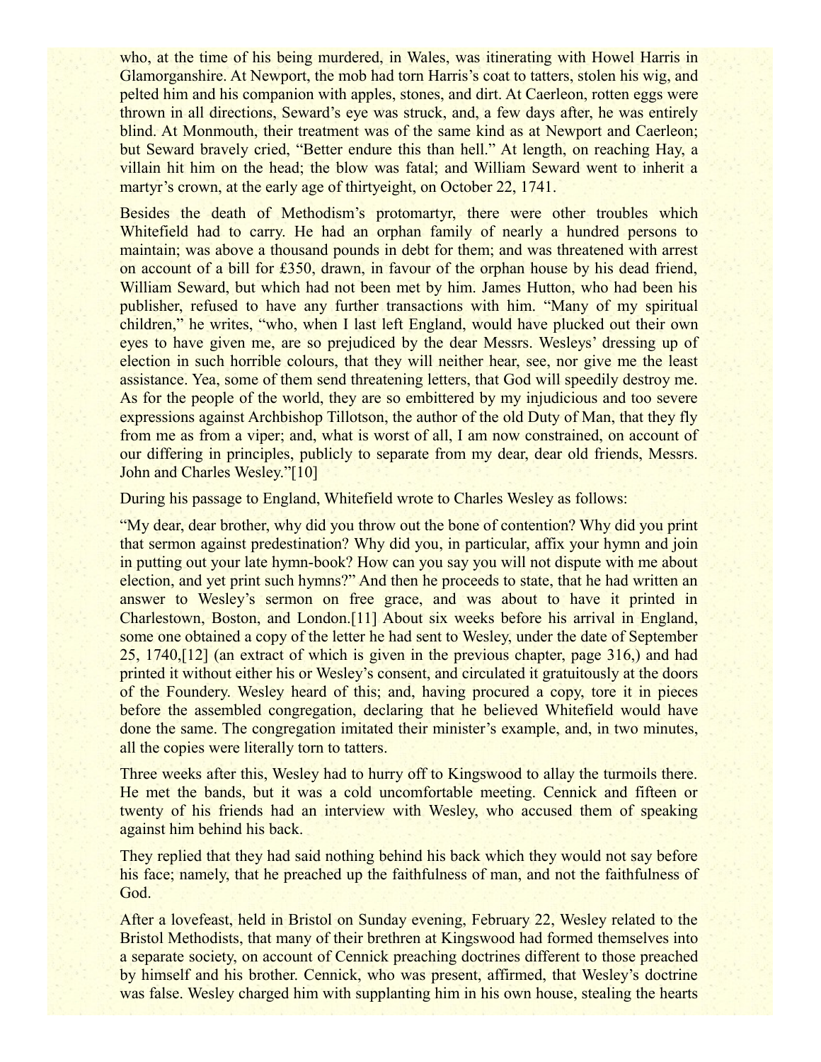who, at the time of his being murdered, in Wales, was itinerating with Howel Harris in Glamorganshire. At Newport, the mob had torn Harris's coat to tatters, stolen his wig, and pelted him and his companion with apples, stones, and dirt. At Caerleon, rotten eggs were thrown in all directions, Seward's eye was struck, and, a few days after, he was entirely blind. At Monmouth, their treatment was of the same kind as at Newport and Caerleon; but Seward bravely cried, "Better endure this than hell." At length, on reaching Hay, a villain hit him on the head; the blow was fatal; and William Seward went to inherit a martyr's crown, at the early age of thirtyeight, on October 22, 1741.

Besides the death of Methodism's protomartyr, there were other troubles which Whitefield had to carry. He had an orphan family of nearly a hundred persons to maintain; was above a thousand pounds in debt for them; and was threatened with arrest on account of a bill for £350, drawn, in favour of the orphan house by his dead friend, William Seward, but which had not been met by him. James Hutton, who had been his publisher, refused to have any further transactions with him. "Many of my spiritual children," he writes, "who, when I last left England, would have plucked out their own eyes to have given me, are so prejudiced by the dear Messrs. Wesleys' dressing up of election in such horrible colours, that they will neither hear, see, nor give me the least assistance. Yea, some of them send threatening letters, that God will speedily destroy me. As for the people of the world, they are so embittered by my injudicious and too severe expressions against Archbishop Tillotson, the author of the old Duty of Man, that they fly from me as from a viper; and, what is worst of all, I am now constrained, on account of our differing in principles, publicly to separate from my dear, dear old friends, Messrs. John and Charles Wesley."[10]

During his passage to England, Whitefield wrote to Charles Wesley as follows:

"My dear, dear brother, why did you throw out the bone of contention? Why did you print that sermon against predestination? Why did you, in particular, affix your hymn and join in putting out your late hymn-book? How can you say you will not dispute with me about election, and yet print such hymns?" And then he proceeds to state, that he had written an answer to Wesley's sermon on free grace, and was about to have it printed in Charlestown, Boston, and London.[11] About six weeks before his arrival in England, some one obtained a copy of the letter he had sent to Wesley, under the date of September 25, 1740,[12] (an extract of which is given in the previous chapter, page 316,) and had printed it without either his or Wesley's consent, and circulated it gratuitously at the doors of the Foundery. Wesley heard of this; and, having procured a copy, tore it in pieces before the assembled congregation, declaring that he believed Whitefield would have done the same. The congregation imitated their minister's example, and, in two minutes, all the copies were literally torn to tatters.

Three weeks after this, Wesley had to hurry off to Kingswood to allay the turmoils there. He met the bands, but it was a cold uncomfortable meeting. Cennick and fifteen or twenty of his friends had an interview with Wesley, who accused them of speaking against him behind his back.

They replied that they had said nothing behind his back which they would not say before his face; namely, that he preached up the faithfulness of man, and not the faithfulness of God.

After a lovefeast, held in Bristol on Sunday evening, February 22, Wesley related to the Bristol Methodists, that many of their brethren at Kingswood had formed themselves into a separate society, on account of Cennick preaching doctrines different to those preached by himself and his brother. Cennick, who was present, affirmed, that Wesley's doctrine was false. Wesley charged him with supplanting him in his own house, stealing the hearts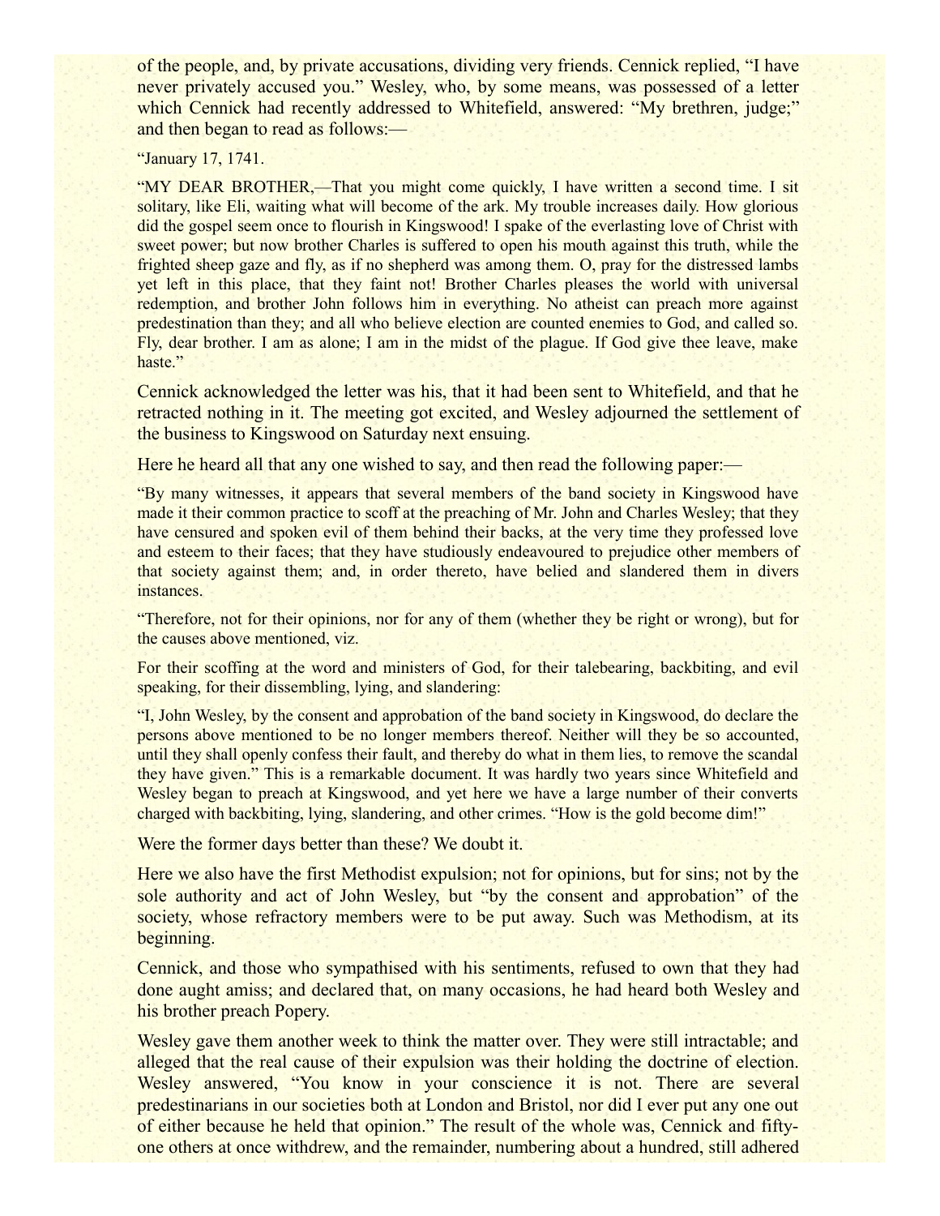of the people, and, by private accusations, dividing very friends. Cennick replied, "I have never privately accused you." Wesley, who, by some means, was possessed of a letter which Cennick had recently addressed to Whitefield, answered: "My brethren, judge;" and then began to read as follows:—

"January 17, 1741.

"MY DEAR BROTHER,—That you might come quickly, I have written a second time. I sit solitary, like Eli, waiting what will become of the ark. My trouble increases daily. How glorious did the gospel seem once to flourish in Kingswood! I spake of the everlasting love of Christ with sweet power; but now brother Charles is suffered to open his mouth against this truth, while the frighted sheep gaze and fly, as if no shepherd was among them. O, pray for the distressed lambs yet left in this place, that they faint not! Brother Charles pleases the world with universal redemption, and brother John follows him in everything. No atheist can preach more against predestination than they; and all who believe election are counted enemies to God, and called so. Fly, dear brother. I am as alone; I am in the midst of the plague. If God give thee leave, make haste."

Cennick acknowledged the letter was his, that it had been sent to Whitefield, and that he retracted nothing in it. The meeting got excited, and Wesley adjourned the settlement of the business to Kingswood on Saturday next ensuing.

Here he heard all that any one wished to say, and then read the following paper:—

"By many witnesses, it appears that several members of the band society in Kingswood have made it their common practice to scoff at the preaching of Mr. John and Charles Wesley; that they have censured and spoken evil of them behind their backs, at the very time they professed love and esteem to their faces; that they have studiously endeavoured to prejudice other members of that society against them; and, in order thereto, have belied and slandered them in divers instances.

"Therefore, not for their opinions, nor for any of them (whether they be right or wrong), but for the causes above mentioned, viz.

For their scoffing at the word and ministers of God, for their talebearing, backbiting, and evil speaking, for their dissembling, lying, and slandering:

"I, John Wesley, by the consent and approbation of the band society in Kingswood, do declare the persons above mentioned to be no longer members thereof. Neither will they be so accounted, until they shall openly confess their fault, and thereby do what in them lies, to remove the scandal they have given." This is a remarkable document. It was hardly two years since Whitefield and Wesley began to preach at Kingswood, and yet here we have a large number of their converts charged with backbiting, lying, slandering, and other crimes. "How is the gold become dim!"

Were the former days better than these? We doubt it.

Here we also have the first Methodist expulsion; not for opinions, but for sins; not by the sole authority and act of John Wesley, but "by the consent and approbation" of the society, whose refractory members were to be put away. Such was Methodism, at its beginning.

Cennick, and those who sympathised with his sentiments, refused to own that they had done aught amiss; and declared that, on many occasions, he had heard both Wesley and his brother preach Popery.

Wesley gave them another week to think the matter over. They were still intractable; and alleged that the real cause of their expulsion was their holding the doctrine of election. Wesley answered, "You know in your conscience it is not. There are several predestinarians in our societies both at London and Bristol, nor did I ever put any one out of either because he held that opinion." The result of the whole was, Cennick and fifty-one others at once withdrew, and the remainder, numbering about a hundred, still adhered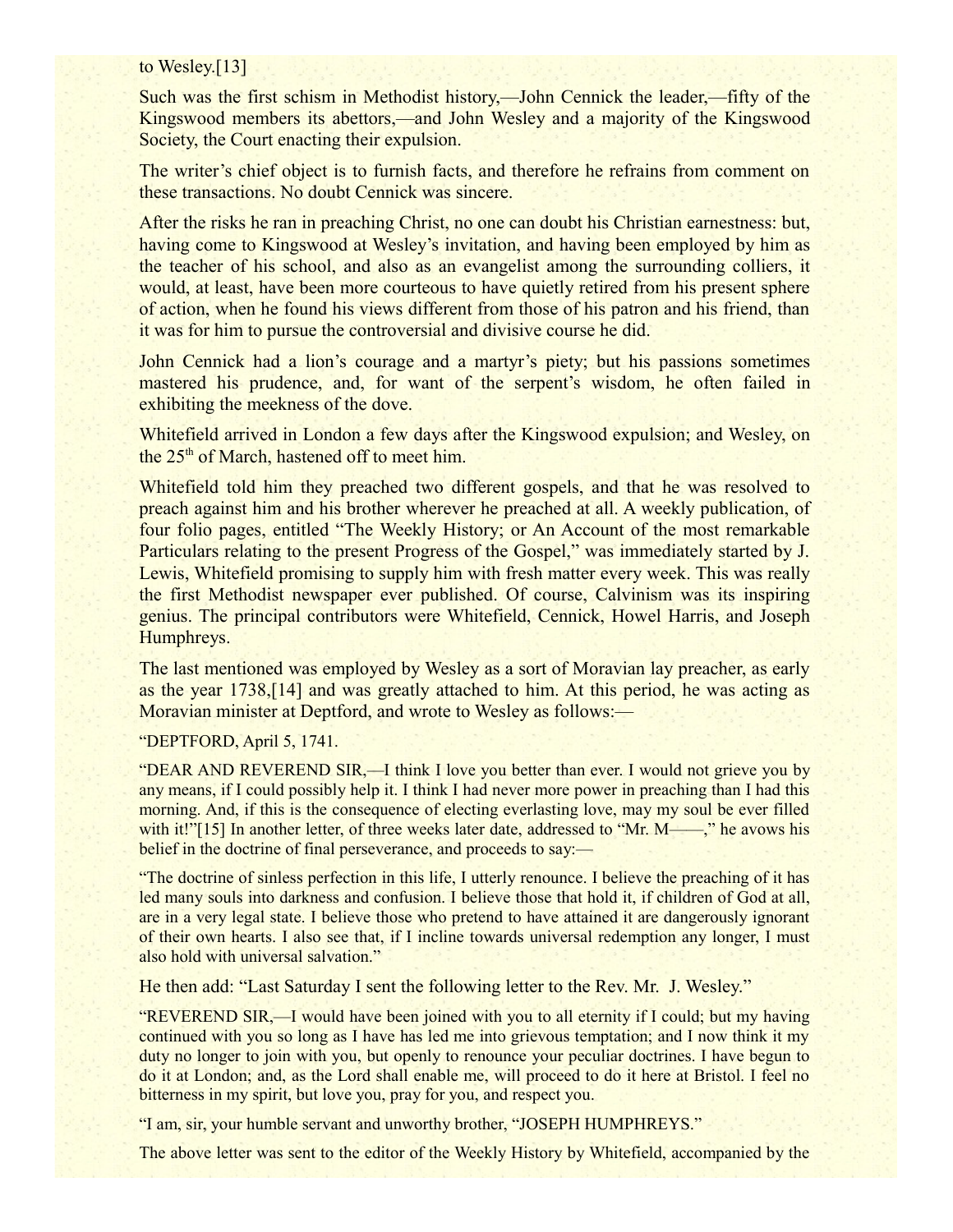to Wesley.[13]

Such was the first schism in Methodist history,—John Cennick the leader,—fifty of the Kingswood members its abettors,—and John Wesley and a majority of the Kingswood Society, the Court enacting their expulsion.

The writer's chief object is to furnish facts, and therefore he refrains from comment on these transactions. No doubt Cennick was sincere.

After the risks he ran in preaching Christ, no one can doubt his Christian earnestness: but, having come to Kingswood at Wesley's invitation, and having been employed by him as the teacher of his school, and also as an evangelist among the surrounding colliers, it would, at least, have been more courteous to have quietly retired from his present sphere of action, when he found his views different from those of his patron and his friend, than it was for him to pursue the controversial and divisive course he did.

John Cennick had a lion's courage and a martyr's piety; but his passions sometimes mastered his prudence, and, for want of the serpent's wisdom, he often failed in exhibiting the meekness of the dove.

Whitefield arrived in London a few days after the Kingswood expulsion; and Wesley, on the 25th of March, hastened off to meet him.

Whitefield told him they preached two different gospels, and that he was resolved to preach against him and his brother wherever he preached at all. A weekly publication, of four folio pages, entitled "The Weekly History; or An Account of the most remarkable Particulars relating to the present Progress of the Gospel," was immediately started by J. Lewis, Whitefield promising to supply him with fresh matter every week. This was really the first Methodist newspaper ever published. Of course, Calvinism was its inspiring genius. The principal contributors were Whitefield, Cennick, Howel Harris, and Joseph Humphreys.

The last mentioned was employed by Wesley as a sort of Moravian lay preacher, as early as the year 1738,[14] and was greatly attached to him. At this period, he was acting as Moravian minister at Deptford, and wrote to Wesley as follows:—

"DEPTFORD, April 5, 1741.

"DEAR AND REVEREND SIR,—I think I love you better than ever. I would not grieve you by any means, if I could possibly help it. I think I had never more power in preaching than I had this morning. And, if this is the consequence of electing everlasting love, may my soul be ever filled with it!"[15] In another letter, of three weeks later date, addressed to "Mr. M——," he avows his belief in the doctrine of final perseverance, and proceeds to say:—

"The doctrine of sinless perfection in this life, I utterly renounce. I believe the preaching of it has led many souls into darkness and confusion. I believe those that hold it, if children of God at all, are in a very legal state. I believe those who pretend to have attained it are dangerously ignorant of their own hearts. I also see that, if I incline towards universal redemption any longer, I must also hold with universal salvation."

He then add: "Last Saturday I sent the following letter to the Rev. Mr. J. Wesley."

"REVEREND SIR,—I would have been joined with you to all eternity if I could; but my having continued with you so long as I have has led me into grievous temptation; and I now think it my duty no longer to join with you, but openly to renounce your peculiar doctrines. I have begun to do it at London; and, as the Lord shall enable me, will proceed to do it here at Bristol. I feel no bitterness in my spirit, but love you, pray for you, and respect you.

"I am, sir, your humble servant and unworthy brother, "JOSEPH HUMPHREYS."

The above letter was sent to the editor of the Weekly History by Whitefield, accompanied by the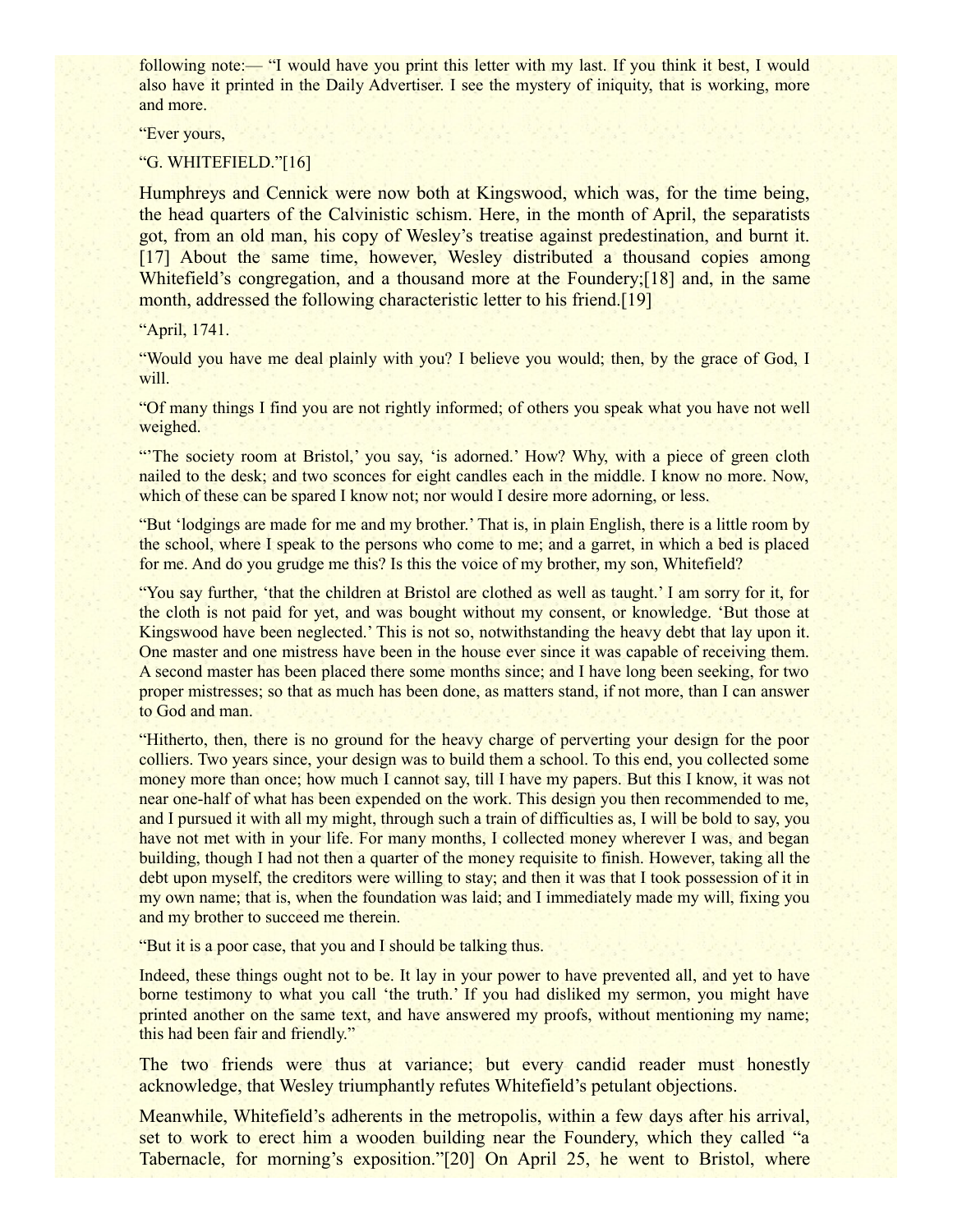following note:— "I would have you print this letter with my last. If you think it best, I would also have it printed in the Daily Advertiser. I see the mystery of iniquity, that is working, more and more.

"Ever yours,

"G. WHITEFIELD."[16]

Humphreys and Cennick were now both at Kingswood, which was, for the time being, the head quarters of the Calvinistic schism. Here, in the month of April, the separatists got, from an old man, his copy of Wesley's treatise against predestination, and burnt it.[17] About the same time, however, Wesley distributed a thousand copies among Whitefield's congregation, and a thousand more at the Foundery;[18] and, in the same month, addressed the following characteristic letter to his friend.[19]

"April, 1741.

"Would you have me deal plainly with you? I believe you would; then, by the grace of God, I will.

"Of many things I find you are not rightly informed; of others you speak what you have not well weighed.

"'The society room at Bristol,' you say, 'is adorned.' How? Why, with a piece of green cloth nailed to the desk; and two sconces for eight candles each in the middle. I know no more. Now, which of these can be spared I know not; nor would I desire more adorning, or less.

"But 'lodgings are made for me and my brother.' That is, in plain English, there is a little room by the school, where I speak to the persons who come to me; and a garret, in which a bed is placed for me. And do you grudge me this? Is this the voice of my brother, my son, Whitefield?

"You say further, 'that the children at Bristol are clothed as well as taught.' I am sorry for it, for the cloth is not paid for yet, and was bought without my consent, or knowledge. 'But those at Kingswood have been neglected.' This is not so, notwithstanding the heavy debt that lay upon it. One master and one mistress have been in the house ever since it was capable of receiving them. A second master has been placed there some months since; and I have long been seeking, for two proper mistresses; so that as much has been done, as matters stand, if not more, than I can answer to God and man.

"Hitherto, then, there is no ground for the heavy charge of perverting your design for the poor colliers. Two years since, your design was to build them a school. To this end, you collected some money more than once; how much I cannot say, till I have my papers. But this I know, it was not near one-half of what has been expended on the work. This design you then recommended to me, and I pursued it with all my might, through such a train of difficulties as, I will be bold to say, you have not met with in your life. For many months, I collected money wherever I was, and began building, though I had not then a quarter of the money requisite to finish. However, taking all the debt upon myself, the creditors were willing to stay; and then it was that I took possession of it in my own name; that is, when the foundation was laid; and I immediately made my will, fixing you and my brother to succeed me therein.

"But it is a poor case, that you and I should be talking thus.

Indeed, these things ought not to be. It lay in your power to have prevented all, and yet to have borne testimony to what you call 'the truth.' If you had disliked my sermon, you might have printed another on the same text, and have answered my proofs, without mentioning my name; this had been fair and friendly."

The two friends were thus at variance; but every candid reader must honestly acknowledge, that Wesley triumphantly refutes Whitefield's petulant objections.

Meanwhile, Whitefield's adherents in the metropolis, within a few days after his arrival, set to work to erect him a wooden building near the Foundery, which they called "a Tabernacle, for morning's exposition."[20] On April 25, he went to Bristol, where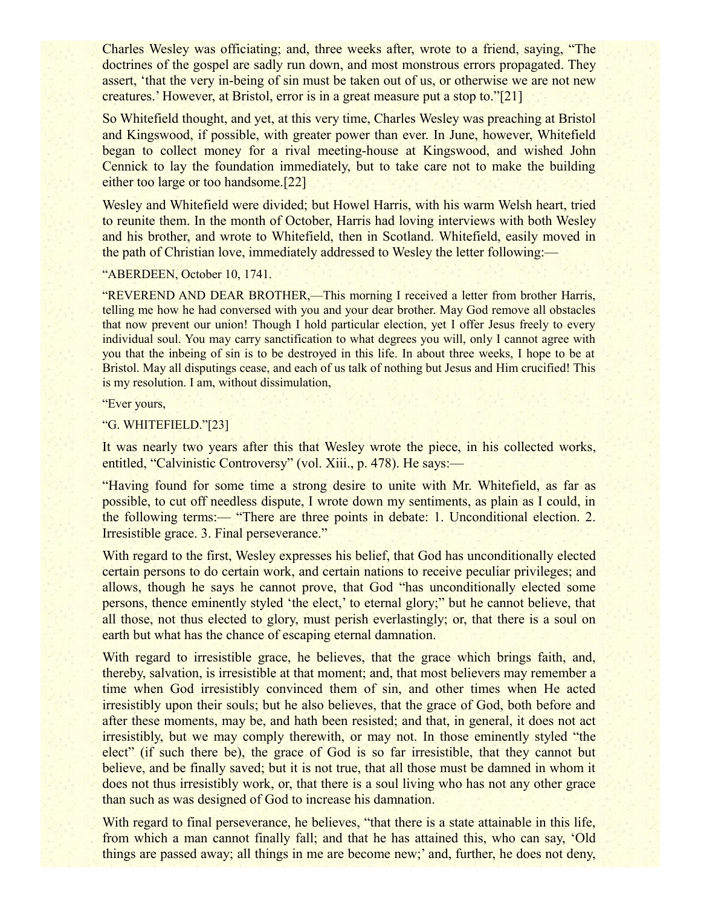Charles Wesley was officiating; and, three weeks after, wrote to a friend, saying, "The doctrines of the gospel are sadly run down, and most monstrous errors propagated. They assert, 'that the very in-being of sin must be taken out of us, or otherwise we are not new creatures.' However, at Bristol, error is in a great measure put a stop to."[21]

So Whitefield thought, and yet, at this very time, Charles Wesley was preaching at Bristol and Kingswood, if possible, with greater power than ever. In June, however, Whitefield began to collect money for a rival meeting-house at Kingswood, and wished John Cennick to lay the foundation immediately, but to take care not to make the building either too large or too handsome.[22]

Wesley and Whitefield were divided; but Howel Harris, with his warm Welsh heart, tried to reunite them. In the month of October, Harris had loving interviews with both Wesley and his brother, and wrote to Whitefield, then in Scotland. Whitefield, easily moved in the path of Christian love, immediately addressed to Wesley the letter following:—

"ABERDEEN, October 10, 1741.

"REVEREND AND DEAR BROTHER,—This morning I received a letter from brother Harris, telling me how he had conversed with you and your dear brother. May God remove all obstacles that now prevent our union! Though I hold particular election, yet I offer Jesus freely to every individual soul. You may carry sanctification to what degrees you will, only I cannot agree with you that the inbeing of sin is to be destroyed in this life. In about three weeks, I hope to be at Bristol. May all disputings cease, and each of us talk of nothing but Jesus and Him crucified! This is my resolution. I am, without dissimulation,

"Ever yours,

"G. WHITEFIELD."[23]

It was nearly two years after this that Wesley wrote the piece, in his collected works, entitled, "Calvinistic Controversy" (vol. Xiii., p. 478). He says:—

"Having found for some time a strong desire to unite with Mr. Whitefield, as far as possible, to cut off needless dispute, I wrote down my sentiments, as plain as I could, in the following terms:— "There are three points in debate: 1. Unconditional election. 2. Irresistible grace. 3. Final perseverance."

With regard to the first, Wesley expresses his belief, that God has unconditionally elected certain persons to do certain work, and certain nations to receive peculiar privileges; and allows, though he says he cannot prove, that God "has unconditionally elected some persons, thence eminently styled 'the elect,' to eternal glory;" but he cannot believe, that all those, not thus elected to glory, must perish everlastingly; or, that there is a soul on earth but what has the chance of escaping eternal damnation.

With regard to irresistible grace, he believes, that the grace which brings faith, and, thereby, salvation, is irresistible at that moment; and, that most believers may remember a time when God irresistibly convinced them of sin, and other times when He acted irresistibly upon their souls; but he also believes, that the grace of God, both before and after these moments, may be, and hath been resisted; and that, in general, it does not act irresistibly, but we may comply therewith, or may not. In those eminently styled "the elect" (if such there be), the grace of God is so far irresistible, that they cannot but believe, and be finally saved; but it is not true, that all those must be damned in whom it does not thus irresistibly work, or, that there is a soul living who has not any other grace than such as was designed of God to increase his damnation.

With regard to final perseverance, he believes, "that there is a state attainable in this life, from which a man cannot finally fall; and that he has attained this, who can say, 'Old things are passed away; all things in me are become new;' and, further, he does not deny,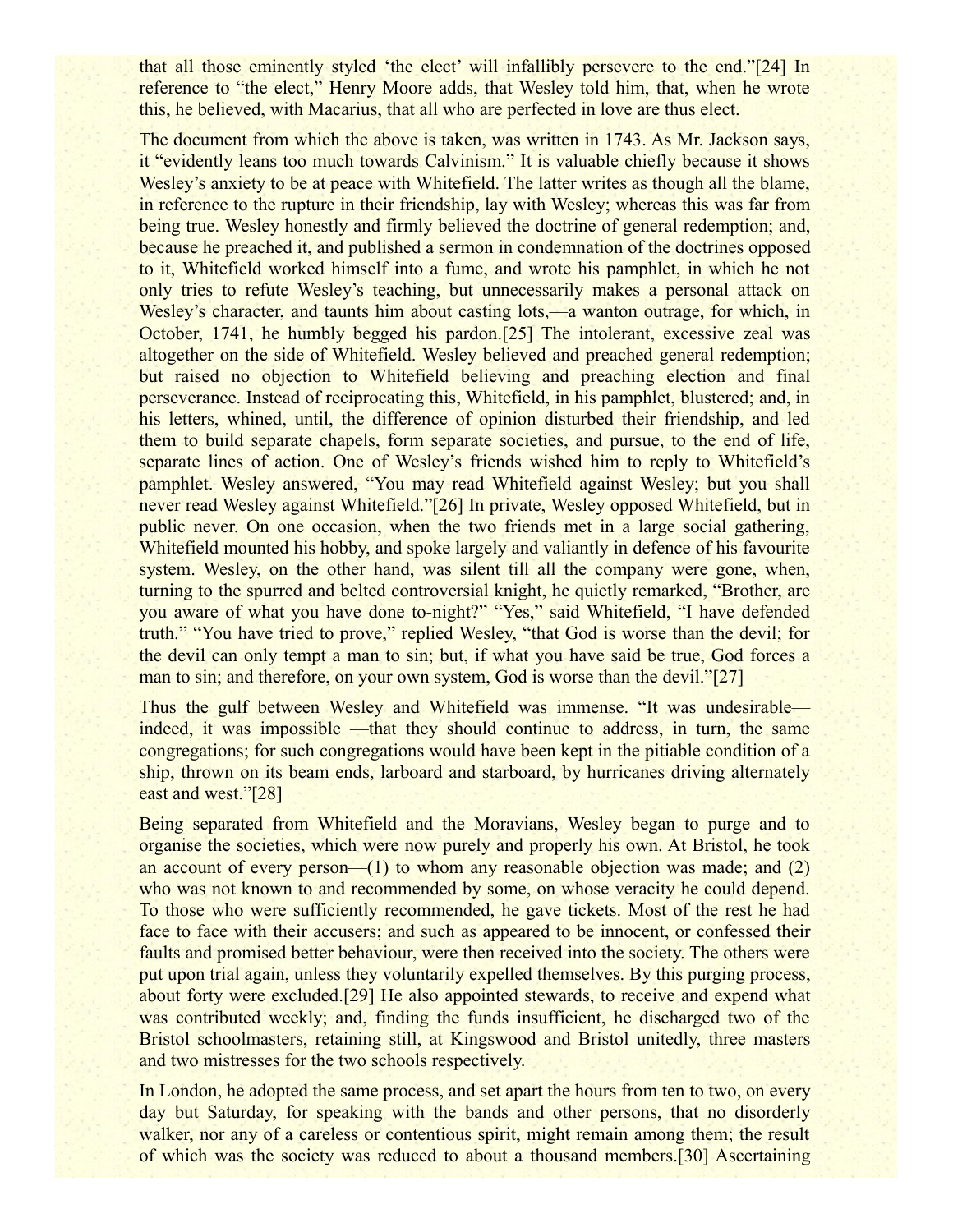that all those eminently styled 'the elect' will infallibly persevere to the end."[24] In reference to "the elect," Henry Moore adds, that Wesley told him, that, when he wrote this, he believed, with Macarius, that all who are perfected in love are thus elect.

The document from which the above is taken, was written in 1743. As Mr. Jackson says, it "evidently leans too much towards Calvinism." It is valuable chiefly because it shows Wesley's anxiety to be at peace with Whitefield. The latter writes as though all the blame, in reference to the rupture in their friendship, lay with Wesley; whereas this was far from being true. Wesley honestly and firmly believed the doctrine of general redemption; and, because he preached it, and published a sermon in condemnation of the doctrines opposed to it, Whitefield worked himself into a fume, and wrote his pamphlet, in which he not only tries to refute Wesley's teaching, but unnecessarily makes a personal attack on Wesley's character, and taunts him about casting lots,—a wanton outrage, for which, in October, 1741, he humbly begged his pardon.[25] The intolerant, excessive zeal was altogether on the side of Whitefield. Wesley believed and preached general redemption; but raised no objection to Whitefield believing and preaching election and final perseverance. Instead of reciprocating this, Whitefield, in his pamphlet, blustered; and, in his letters, whined, until, the difference of opinion disturbed their friendship, and led them to build separate chapels, form separate societies, and pursue, to the end of life, separate lines of action. One of Wesley's friends wished him to reply to Whitefield's pamphlet. Wesley answered, "You may read Whitefield against Wesley; but you shall never read Wesley against Whitefield."[26] In private, Wesley opposed Whitefield, but in public never. On one occasion, when the two friends met in a large social gathering, Whitefield mounted his hobby, and spoke largely and valiantly in defence of his favourite system. Wesley, on the other hand, was silent till all the company were gone, when, turning to the spurred and belted controversial knight, he quietly remarked, "Brother, are you aware of what you have done to-night?" "Yes," said Whitefield, "I have defended truth." "You have tried to prove," replied Wesley, "that God is worse than the devil; for the devil can only tempt a man to sin; but, if what you have said be true, God forces a man to sin; and therefore, on your own system, God is worse than the devil."[27]

Thus the gulf between Wesley and Whitefield was immense. "It was undesirable—indeed, it was impossible —that they should continue to address, in turn, the same congregations; for such congregations would have been kept in the pitiable condition of a ship, thrown on its beam ends, larboard and starboard, by hurricanes driving alternately east and west."[28]

Being separated from Whitefield and the Moravians, Wesley began to purge and to organise the societies, which were now purely and properly his own. At Bristol, he took an account of every person—(1) to whom any reasonable objection was made; and (2) who was not known to and recommended by some, on whose veracity he could depend. To those who were sufficiently recommended, he gave tickets. Most of the rest he had face to face with their accusers; and such as appeared to be innocent, or confessed their faults and promised better behaviour, were then received into the society. The others were put upon trial again, unless they voluntarily expelled themselves. By this purging process, about forty were excluded.[29] He also appointed stewards, to receive and expend what was contributed weekly; and, finding the funds insufficient, he discharged two of the Bristol schoolmasters, retaining still, at Kingswood and Bristol unitedly, three masters and two mistresses for the two schools respectively.

In London, he adopted the same process, and set apart the hours from ten to two, on every day but Saturday, for speaking with the bands and other persons, that no disorderly walker, nor any of a careless or contentious spirit, might remain among them; the result of which was the society was reduced to about a thousand members.[30] Ascertaining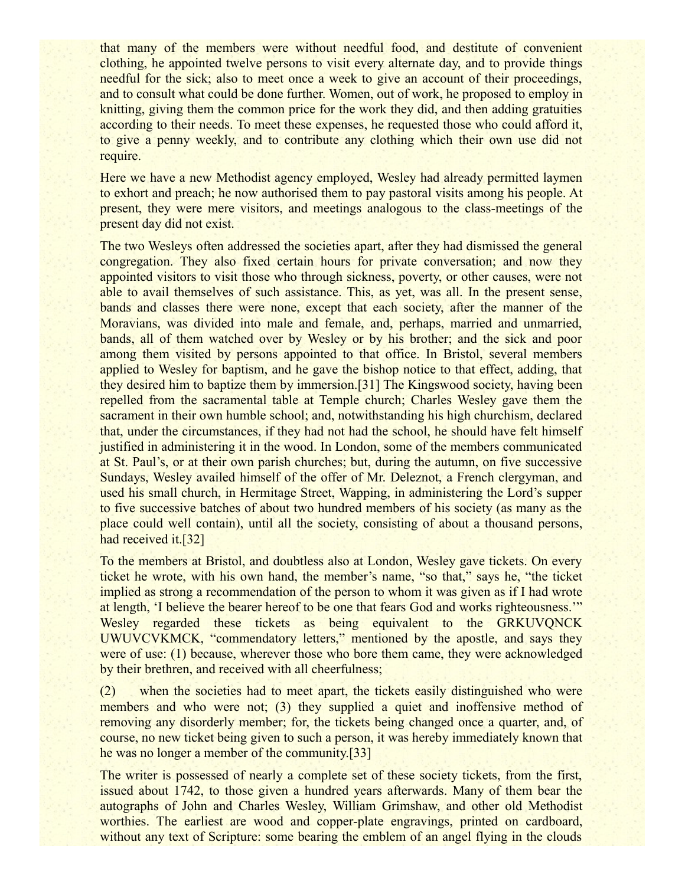that many of the members were without needful food, and destitute of convenient clothing, he appointed twelve persons to visit every alternate day, and to provide things needful for the sick; also to meet once a week to give an account of their proceedings, and to consult what could be done further. Women, out of work, he proposed to employ in knitting, giving them the common price for the work they did, and then adding gratuities according to their needs. To meet these expenses, he requested those who could afford it, to give a penny weekly, and to contribute any clothing which their own use did not require.

Here we have a new Methodist agency employed, Wesley had already permitted laymen to exhort and preach; he now authorised them to pay pastoral visits among his people. At present, they were mere visitors, and meetings analogous to the class-meetings of the present day did not exist.

The two Wesleys often addressed the societies apart, after they had dismissed the general congregation. They also fixed certain hours for private conversation; and now they appointed visitors to visit those who through sickness, poverty, or other causes, were not able to avail themselves of such assistance. This, as yet, was all. In the present sense, bands and classes there were none, except that each society, after the manner of the Moravians, was divided into male and female, and, perhaps, married and unmarried, bands, all of them watched over by Wesley or by his brother; and the sick and poor among them visited by persons appointed to that office. In Bristol, several members applied to Wesley for baptism, and he gave the bishop notice to that effect, adding, that they desired him to baptize them by immersion.[31] The Kingswood society, having been repelled from the sacramental table at Temple church; Charles Wesley gave them the sacrament in their own humble school; and, notwithstanding his high churchism, declared that, under the circumstances, if they had not had the school, he should have felt himself justified in administering it in the wood. In London, some of the members communicated at St. Paul's, or at their own parish churches; but, during the autumn, on five successive Sundays, Wesley availed himself of the offer of Mr. Deleznot, a French clergyman, and used his small church, in Hermitage Street, Wapping, in administering the Lord's supper to five successive batches of about two hundred members of his society (as many as the place could well contain), until all the society, consisting of about a thousand persons, had received it.[32]

To the members at Bristol, and doubtless also at London, Wesley gave tickets. On every ticket he wrote, with his own hand, the member's name, "so that," says he, "the ticket implied as strong a recommendation of the person to whom it was given as if I had wrote at length, 'I believe the bearer hereof to be one that fears God and works righteousness.'" Wesley regarded these tickets as being equivalent to the GRKUVQNCK UWUVCVKMCK, "commendatory letters," mentioned by the apostle, and says they were of use: (1) because, wherever those who bore them came, they were acknowledged by their brethren, and received with all cheerfulness;

(2) when the societies had to meet apart, the tickets easily distinguished who were members and who were not; (3) they supplied a quiet and inoffensive method of removing any disorderly member; for, the tickets being changed once a quarter, and, of course, no new ticket being given to such a person, it was hereby immediately known that he was no longer a member of the community.[33]

The writer is possessed of nearly a complete set of these society tickets, from the first, issued about 1742, to those given a hundred years afterwards. Many of them bear the autographs of John and Charles Wesley, William Grimshaw, and other old Methodist worthies. The earliest are wood and copper-plate engravings, printed on cardboard, without any text of Scripture: some bearing the emblem of an angel flying in the clouds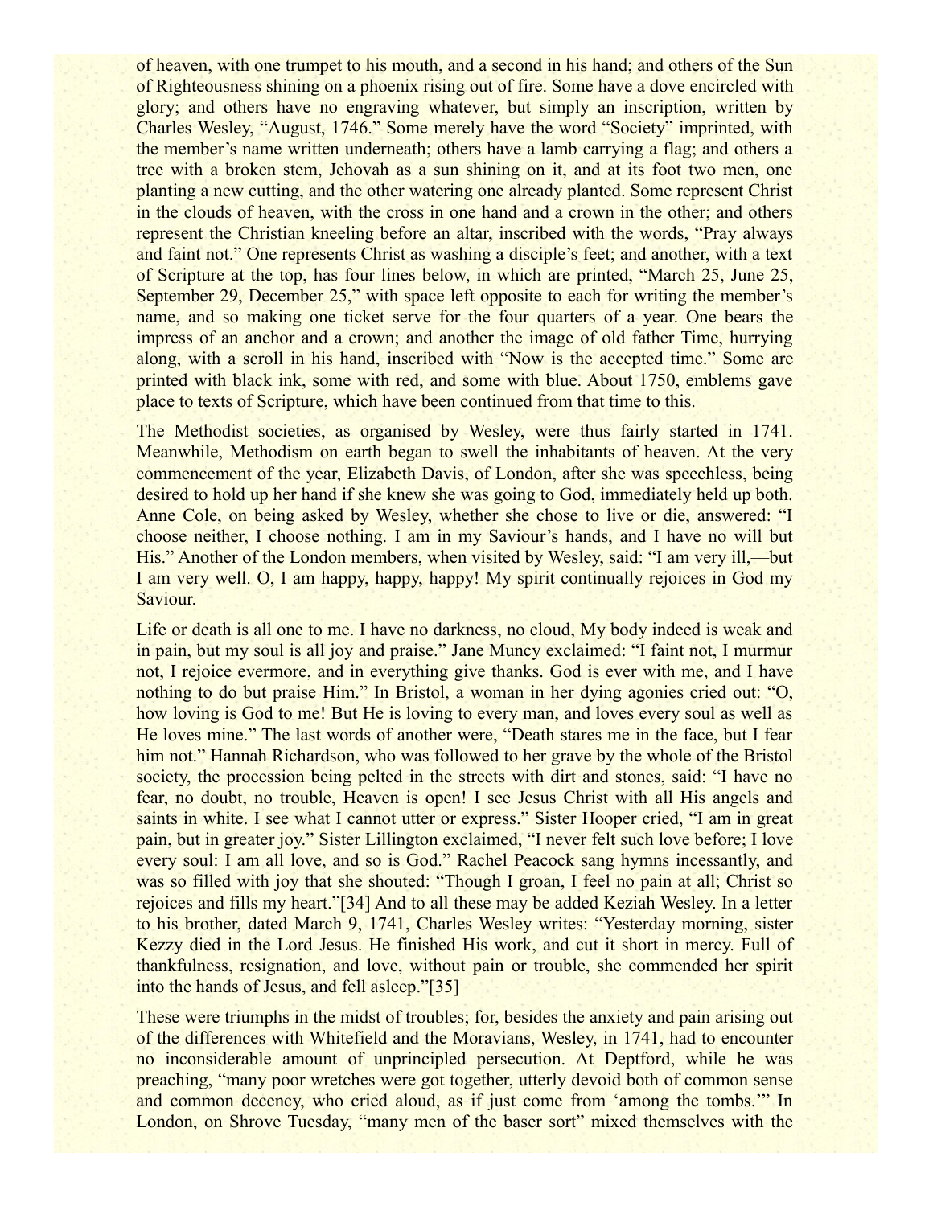of heaven, with one trumpet to his mouth, and a second in his hand; and others of the Sun of Righteousness shining on a phoenix rising out of fire. Some have a dove encircled with glory; and others have no engraving whatever, but simply an inscription, written by Charles Wesley, "August, 1746." Some merely have the word "Society" imprinted, with the member's name written underneath; others have a lamb carrying a flag; and others a tree with a broken stem, Jehovah as a sun shining on it, and at its foot two men, one planting a new cutting, and the other watering one already planted. Some represent Christ in the clouds of heaven, with the cross in one hand and a crown in the other; and others represent the Christian kneeling before an altar, inscribed with the words, "Pray always and faint not." One represents Christ as washing a disciple's feet; and another, with a text of Scripture at the top, has four lines below, in which are printed, "March 25, June 25, September 29, December 25," with space left opposite to each for writing the member's name, and so making one ticket serve for the four quarters of a year. One bears the impress of an anchor and a crown; and another the image of old father Time, hurrying along, with a scroll in his hand, inscribed with "Now is the accepted time." Some are printed with black ink, some with red, and some with blue. About 1750, emblems gave place to texts of Scripture, which have been continued from that time to this.

The Methodist societies, as organised by Wesley, were thus fairly started in 1741. Meanwhile, Methodism on earth began to swell the inhabitants of heaven. At the very commencement of the year, Elizabeth Davis, of London, after she was speechless, being desired to hold up her hand if she knew she was going to God, immediately held up both. Anne Cole, on being asked by Wesley, whether she chose to live or die, answered: "I choose neither, I choose nothing. I am in my Saviour's hands, and I have no will but His." Another of the London members, when visited by Wesley, said: "I am very ill,—but I am very well. O, I am happy, happy, happy! My spirit continually rejoices in God my Saviour.

Life or death is all one to me. I have no darkness, no cloud, My body indeed is weak and in pain, but my soul is all joy and praise." Jane Muncy exclaimed: "I faint not, I murmur not, I rejoice evermore, and in everything give thanks. God is ever with me, and I have nothing to do but praise Him." In Bristol, a woman in her dying agonies cried out: "O, how loving is God to me! But He is loving to every man, and loves every soul as well as He loves mine." The last words of another were, "Death stares me in the face, but I fear him not." Hannah Richardson, who was followed to her grave by the whole of the Bristol society, the procession being pelted in the streets with dirt and stones, said: "I have no fear, no doubt, no trouble, Heaven is open! I see Jesus Christ with all His angels and saints in white. I see what I cannot utter or express." Sister Hooper cried, "I am in great pain, but in greater joy." Sister Lillington exclaimed, "I never felt such love before; I love every soul: I am all love, and so is God." Rachel Peacock sang hymns incessantly, and was so filled with joy that she shouted: "Though I groan, I feel no pain at all; Christ so rejoices and fills my heart."[34] And to all these may be added Keziah Wesley. In a letter to his brother, dated March 9, 1741, Charles Wesley writes: "Yesterday morning, sister Kezzy died in the Lord Jesus. He finished His work, and cut it short in mercy. Full of thankfulness, resignation, and love, without pain or trouble, she commended her spirit into the hands of Jesus, and fell asleep."[35]

These were triumphs in the midst of troubles; for, besides the anxiety and pain arising out of the differences with Whitefield and the Moravians, Wesley, in 1741, had to encounter no inconsiderable amount of unprincipled persecution. At Deptford, while he was preaching, "many poor wretches were got together, utterly devoid both of common sense and common decency, who cried aloud, as if just come from 'among the tombs.'" In London, on Shrove Tuesday, "many men of the baser sort" mixed themselves with the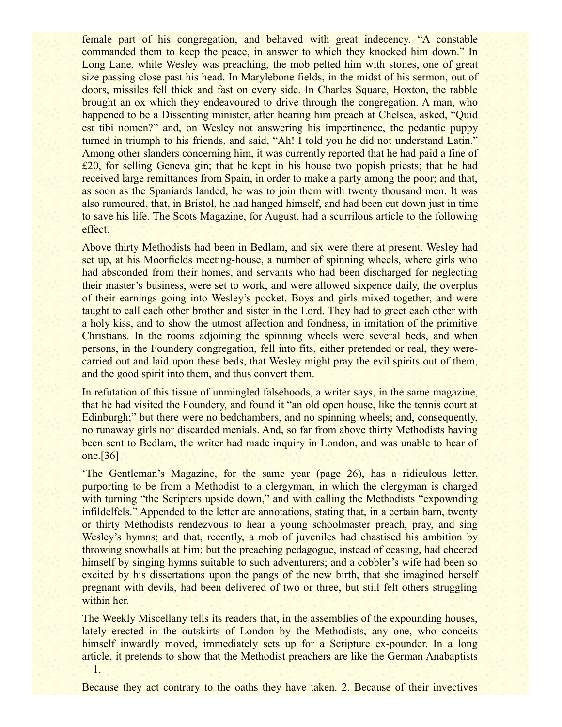female part of his congregation, and behaved with great indecency. “A constable commanded them to keep the peace, in answer to which they knocked him down.” In Long Lane, while Wesley was preaching, the mob pelted him with stones, one of great size passing close past his head. In Marylebone fields, in the midst of his sermon, out of doors, missiles fell thick and fast on every side. In Charles Square, Hoxton, the rabble brought an ox which they endeavoured to drive through the congregation. A man, who happened to be a Dissenting minister, after hearing him preach at Chelsea, asked, “Quid est tibi nomen?” and, on Wesley not answering his impertinence, the pedantic puppy turned in triumph to his friends, and said, “Ah! I told you he did not understand Latin.” Among other slanders concerning him, it was currently reported that he had paid a fine of £20, for selling Geneva gin; that he kept in his house two popish priests; that he had received large remittances from Spain, in order to make a party among the poor; and that, as soon as the Spaniards landed, he was to join them with twenty thousand men. It was also rumoured, that, in Bristol, he had hanged himself, and had been cut down just in time to save his life. The Scots Magazine, for August, had a scurrilous article to the following effect.

Above thirty Methodists had been in Bedlam, and six were there at present. Wesley had set up, at his Moorfields meeting-house, a number of spinning wheels, where girls who had absconded from their homes, and servants who had been discharged for neglecting their master’s business, were set to work, and were allowed sixpence daily, the overplus of their earnings going into Wesley’s pocket. Boys and girls mixed together, and were taught to call each other brother and sister in the Lord. They had to greet each other with a holy kiss, and to show the utmost affection and fondness, in imitation of the primitive Christians. In the rooms adjoining the spinning wheels were several beds, and when persons, in the Foundery congregation, fell into fits, either pretended or real, they were-carried out and laid upon these beds, that Wesley might pray the evil spirits out of them, and the good spirit into them, and thus convert them.

In refutation of this tissue of unmingled falsehoods, a writer says, in the same magazine, that he had visited the Foundery, and found it “an old open house, like the tennis court at Edinburgh;” but there were no bedchambers, and no spinning wheels; and, consequently, no runaway girls nor discarded menials. And, so far from above thirty Methodists having been sent to Bedlam, the writer had made inquiry in London, and was unable to hear of one.[36]

‘The Gentleman’s Magazine, for the same year (page 26), has a ridiculous letter, purporting to be from a Methodist to a clergyman, in which the clergyman is charged with turning “the Scripters upside down,” and with calling the Methodists “expownding infildelfels.” Appended to the letter are annotations, stating that, in a certain barn, twenty or thirty Methodists rendezvous to hear a young schoolmaster preach, pray, and sing Wesley’s hymns; and that, recently, a mob of juveniles had chastised his ambition by throwing snowballs at him; but the preaching pedagogue, instead of ceasing, had cheered himself by singing hymns suitable to such adventurers; and a cobbler’s wife had been so excited by his dissertations upon the pangs of the new birth, that she imagined herself pregnant with devils, had been delivered of two or three, but still felt others struggling within her.

The Weekly Miscellany tells its readers that, in the assemblies of the expounding houses, lately erected in the outskirts of London by the Methodists, any one, who conceits himself inwardly moved, immediately sets up for a Scripture ex-pounder. In a long article, it pretends to show that the Methodist preachers are like the German Anabaptists —1.

Because they act contrary to the oaths they have taken. 2. Because of their invectives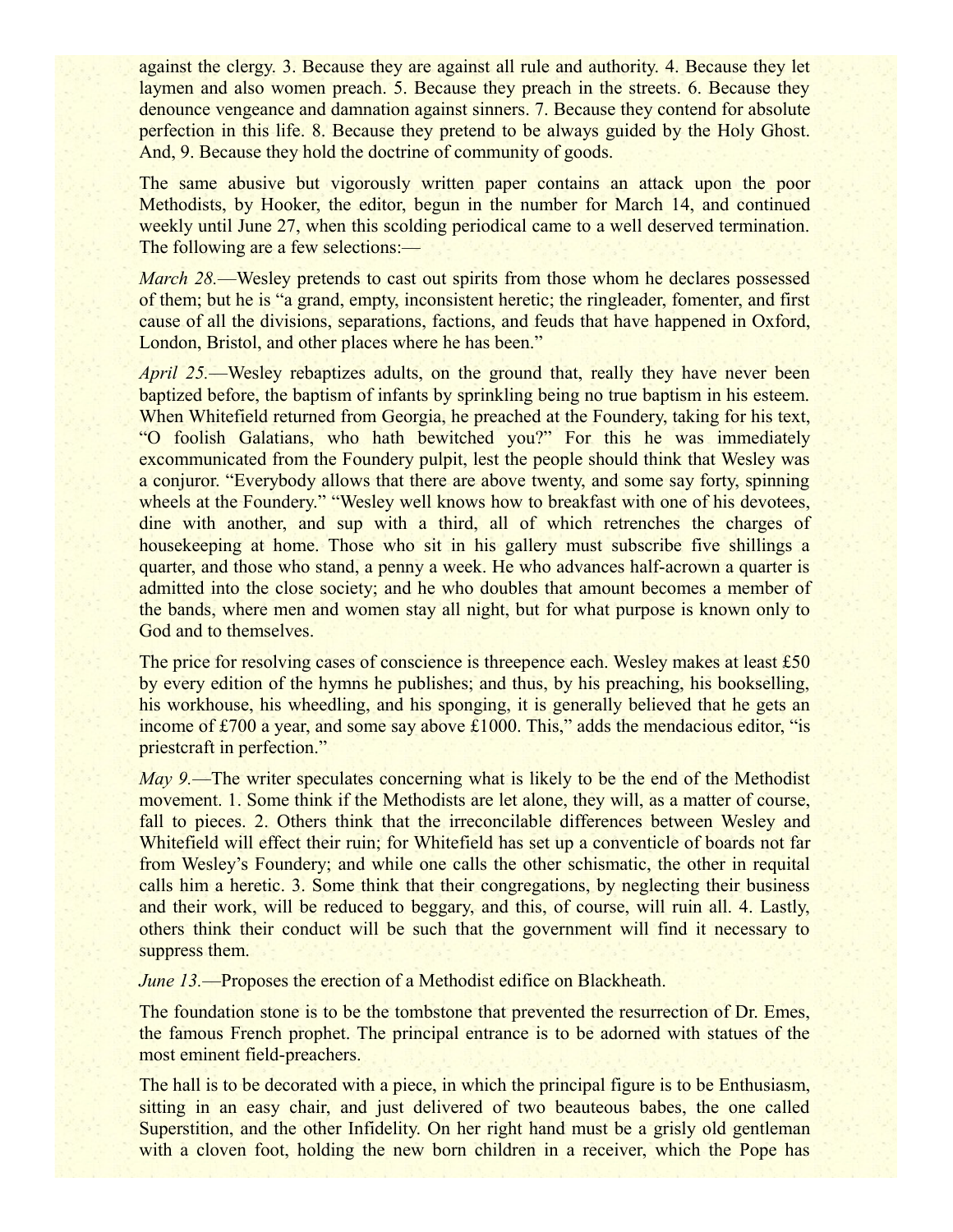against the clergy. 3. Because they are against all rule and authority. 4. Because they let laymen and also women preach. 5. Because they preach in the streets. 6. Because they denounce vengeance and damnation against sinners. 7. Because they contend for absolute perfection in this life. 8. Because they pretend to be always guided by the Holy Ghost. And, 9. Because they hold the doctrine of community of goods.

The same abusive but vigorously written paper contains an attack upon the poor Methodists, by Hooker, the editor, begun in the number for March 14, and continued weekly until June 27, when this scolding periodical came to a well deserved termination. The following are a few selections:—

*March 28.*—Wesley pretends to cast out spirits from those whom he declares possessed of them; but he is "a grand, empty, inconsistent heretic; the ringleader, fomenter, and first cause of all the divisions, separations, factions, and feuds that have happened in Oxford, London, Bristol, and other places where he has been."

*April 25.*—Wesley rebaptizes adults, on the ground that, really they have never been baptized before, the baptism of infants by sprinkling being no true baptism in his esteem. When Whitefield returned from Georgia, he preached at the Foundery, taking for his text, "O foolish Galatians, who hath bewitched you?" For this he was immediately excommunicated from the Foundery pulpit, lest the people should think that Wesley was a conjuror. "Everybody allows that there are above twenty, and some say forty, spinning wheels at the Foundery." "Wesley well knows how to breakfast with one of his devotees, dine with another, and sup with a third, all of which retrenches the charges of housekeeping at home. Those who sit in his gallery must subscribe five shillings a quarter, and those who stand, a penny a week. He who advances half-acrown a quarter is admitted into the close society; and he who doubles that amount becomes a member of the bands, where men and women stay all night, but for what purpose is known only to God and to themselves.

The price for resolving cases of conscience is threepence each. Wesley makes at least £50 by every edition of the hymns he publishes; and thus, by his preaching, his bookselling, his workhouse, his wheedling, and his sponging, it is generally believed that he gets an income of £700 a year, and some say above £1000. This," adds the mendacious editor, "is priestcraft in perfection."

*May 9.*—The writer speculates concerning what is likely to be the end of the Methodist movement. 1. Some think if the Methodists are let alone, they will, as a matter of course, fall to pieces. 2. Others think that the irreconcilable differences between Wesley and Whitefield will effect their ruin; for Whitefield has set up a conventicle of boards not far from Wesley's Foundery; and while one calls the other schismatic, the other in requital calls him a heretic. 3. Some think that their congregations, by neglecting their business and their work, will be reduced to beggary, and this, of course, will ruin all. 4. Lastly, others think their conduct will be such that the government will find it necessary to suppress them.

*June 13.*—Proposes the erection of a Methodist edifice on Blackheath.

The foundation stone is to be the tombstone that prevented the resurrection of Dr. Emes, the famous French prophet. The principal entrance is to be adorned with statues of the most eminent field-preachers.

The hall is to be decorated with a piece, in which the principal figure is to be Enthusiasm, sitting in an easy chair, and just delivered of two beauteous babes, the one called Superstition, and the other Infidelity. On her right hand must be a grisly old gentleman with a cloven foot, holding the new born children in a receiver, which the Pope has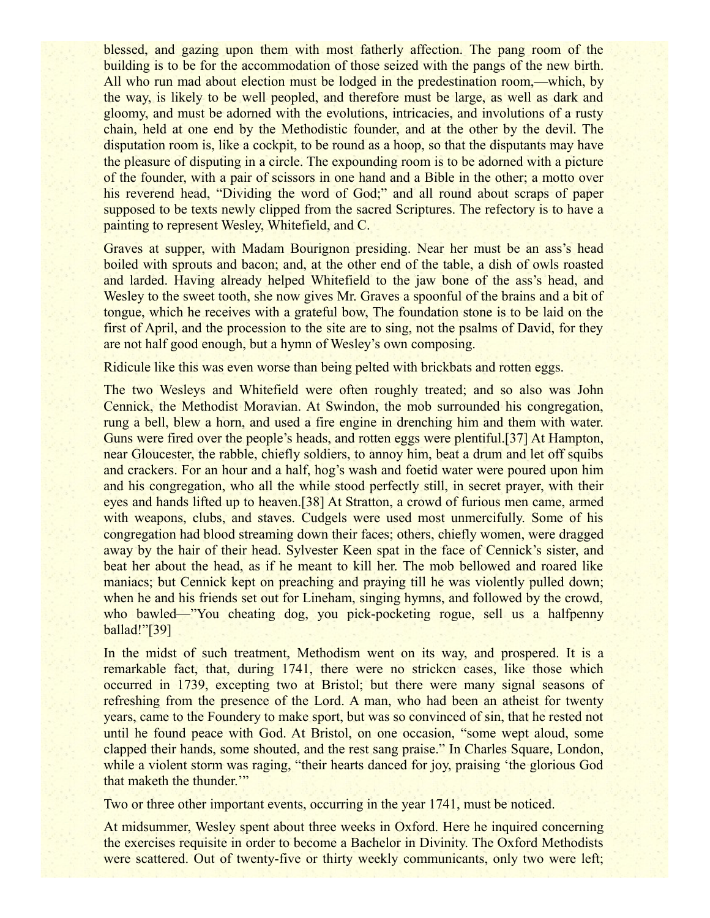blessed, and gazing upon them with most fatherly affection. The pang room of the building is to be for the accommodation of those seized with the pangs of the new birth. All who run mad about election must be lodged in the predestination room,—which, by the way, is likely to be well peopled, and therefore must be large, as well as dark and gloomy, and must be adorned with the evolutions, intricacies, and involutions of a rusty chain, held at one end by the Methodistic founder, and at the other by the devil. The disputation room is, like a cockpit, to be round as a hoop, so that the disputants may have the pleasure of disputing in a circle. The expounding room is to be adorned with a picture of the founder, with a pair of scissors in one hand and a Bible in the other; a motto over his reverend head, "Dividing the word of God;" and all round about scraps of paper supposed to be texts newly clipped from the sacred Scriptures. The refectory is to have a painting to represent Wesley, Whitefield, and C.

Graves at supper, with Madam Bourignon presiding. Near her must be an ass's head boiled with sprouts and bacon; and, at the other end of the table, a dish of owls roasted and larded. Having already helped Whitefield to the jaw bone of the ass's head, and Wesley to the sweet tooth, she now gives Mr. Graves a spoonful of the brains and a bit of tongue, which he receives with a grateful bow, The foundation stone is to be laid on the first of April, and the procession to the site are to sing, not the psalms of David, for they are not half good enough, but a hymn of Wesley's own composing.

Ridicule like this was even worse than being pelted with brickbats and rotten eggs.

The two Wesleys and Whitefield were often roughly treated; and so also was John Cennick, the Methodist Moravian. At Swindon, the mob surrounded his congregation, rung a bell, blew a horn, and used a fire engine in drenching him and them with water. Guns were fired over the people's heads, and rotten eggs were plentiful.[37] At Hampton, near Gloucester, the rabble, chiefly soldiers, to annoy him, beat a drum and let off squibs and crackers. For an hour and a half, hog's wash and foetid water were poured upon him and his congregation, who all the while stood perfectly still, in secret prayer, with their eyes and hands lifted up to heaven.[38] At Stratton, a crowd of furious men came, armed with weapons, clubs, and staves. Cudgels were used most unmercifully. Some of his congregation had blood streaming down their faces; others, chiefly women, were dragged away by the hair of their head. Sylvester Keen spat in the face of Cennick's sister, and beat her about the head, as if he meant to kill her. The mob bellowed and roared like maniacs; but Cennick kept on preaching and praying till he was violently pulled down; when he and his friends set out for Lineham, singing hymns, and followed by the crowd, who bawled—"You cheating dog, you pick-pocketing rogue, sell us a halfpenny ballad!"[39]

In the midst of such treatment, Methodism went on its way, and prospered. It is a remarkable fact, that, during 1741, there were no strickcn cases, like those which occurred in 1739, excepting two at Bristol; but there were many signal seasons of refreshing from the presence of the Lord. A man, who had been an atheist for twenty years, came to the Foundery to make sport, but was so convinced of sin, that he rested not until he found peace with God. At Bristol, on one occasion, "some wept aloud, some clapped their hands, some shouted, and the rest sang praise." In Charles Square, London, while a violent storm was raging, "their hearts danced for joy, praising 'the glorious God that maketh the thunder.'"

Two or three other important events, occurring in the year 1741, must be noticed.

At midsummer, Wesley spent about three weeks in Oxford. Here he inquired concerning the exercises requisite in order to become a Bachelor in Divinity. The Oxford Methodists were scattered. Out of twenty-five or thirty weekly communicants, only two were left;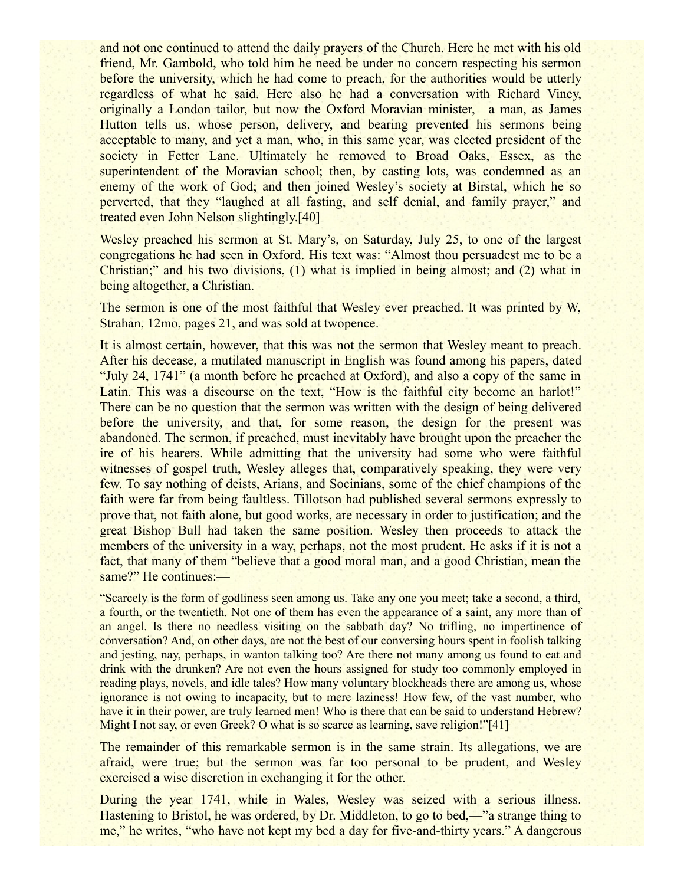and not one continued to attend the daily prayers of the Church. Here he met with his old friend, Mr. Gambold, who told him he need be under no concern respecting his sermon before the university, which he had come to preach, for the authorities would be utterly regardless of what he said. Here also he had a conversation with Richard Viney, originally a London tailor, but now the Oxford Moravian minister,—a man, as James Hutton tells us, whose person, delivery, and bearing prevented his sermons being acceptable to many, and yet a man, who, in this same year, was elected president of the society in Fetter Lane. Ultimately he removed to Broad Oaks, Essex, as the superintendent of the Moravian school; then, by casting lots, was condemned as an enemy of the work of God; and then joined Wesley's society at Birstal, which he so perverted, that they "laughed at all fasting, and self denial, and family prayer," and treated even John Nelson slightingly.[40]

Wesley preached his sermon at St. Mary's, on Saturday, July 25, to one of the largest congregations he had seen in Oxford. His text was: "Almost thou persuadest me to be a Christian;" and his two divisions, (1) what is implied in being almost; and (2) what in being altogether, a Christian.

The sermon is one of the most faithful that Wesley ever preached. It was printed by W, Strahan, 12mo, pages 21, and was sold at twopence.

It is almost certain, however, that this was not the sermon that Wesley meant to preach. After his decease, a mutilated manuscript in English was found among his papers, dated "July 24, 1741" (a month before he preached at Oxford), and also a copy of the same in Latin. This was a discourse on the text, "How is the faithful city become an harlot!" There can be no question that the sermon was written with the design of being delivered before the university, and that, for some reason, the design for the present was abandoned. The sermon, if preached, must inevitably have brought upon the preacher the ire of his hearers. While admitting that the university had some who were faithful witnesses of gospel truth, Wesley alleges that, comparatively speaking, they were very few. To say nothing of deists, Arians, and Socinians, some of the chief champions of the faith were far from being faultless. Tillotson had published several sermons expressly to prove that, not faith alone, but good works, are necessary in order to justification; and the great Bishop Bull had taken the same position. Wesley then proceeds to attack the members of the university in a way, perhaps, not the most prudent. He asks if it is not a fact, that many of them "believe that a good moral man, and a good Christian, mean the same?" He continues:—

> "Scarcely is the form of godliness seen among us. Take any one you meet; take a second, a third, a fourth, or the twentieth. Not one of them has even the appearance of a saint, any more than of an angel. Is there no needless visiting on the sabbath day? No trifling, no impertinence of conversation? And, on other days, are not the best of our conversing hours spent in foolish talking and jesting, nay, perhaps, in wanton talking too? Are there not many among us found to eat and drink with the drunken? Are not even the hours assigned for study too commonly employed in reading plays, novels, and idle tales? How many voluntary blockheads there are among us, whose ignorance is not owing to incapacity, but to mere laziness! How few, of the vast number, who have it in their power, are truly learned men! Who is there that can be said to understand Hebrew? Might I not say, or even Greek? O what is so scarce as learning, save religion!"[41]

The remainder of this remarkable sermon is in the same strain. Its allegations, we are afraid, were true; but the sermon was far too personal to be prudent, and Wesley exercised a wise discretion in exchanging it for the other.

During the year 1741, while in Wales, Wesley was seized with a serious illness. Hastening to Bristol, he was ordered, by Dr. Middleton, to go to bed,—"a strange thing to me," he writes, "who have not kept my bed a day for five-and-thirty years." A dangerous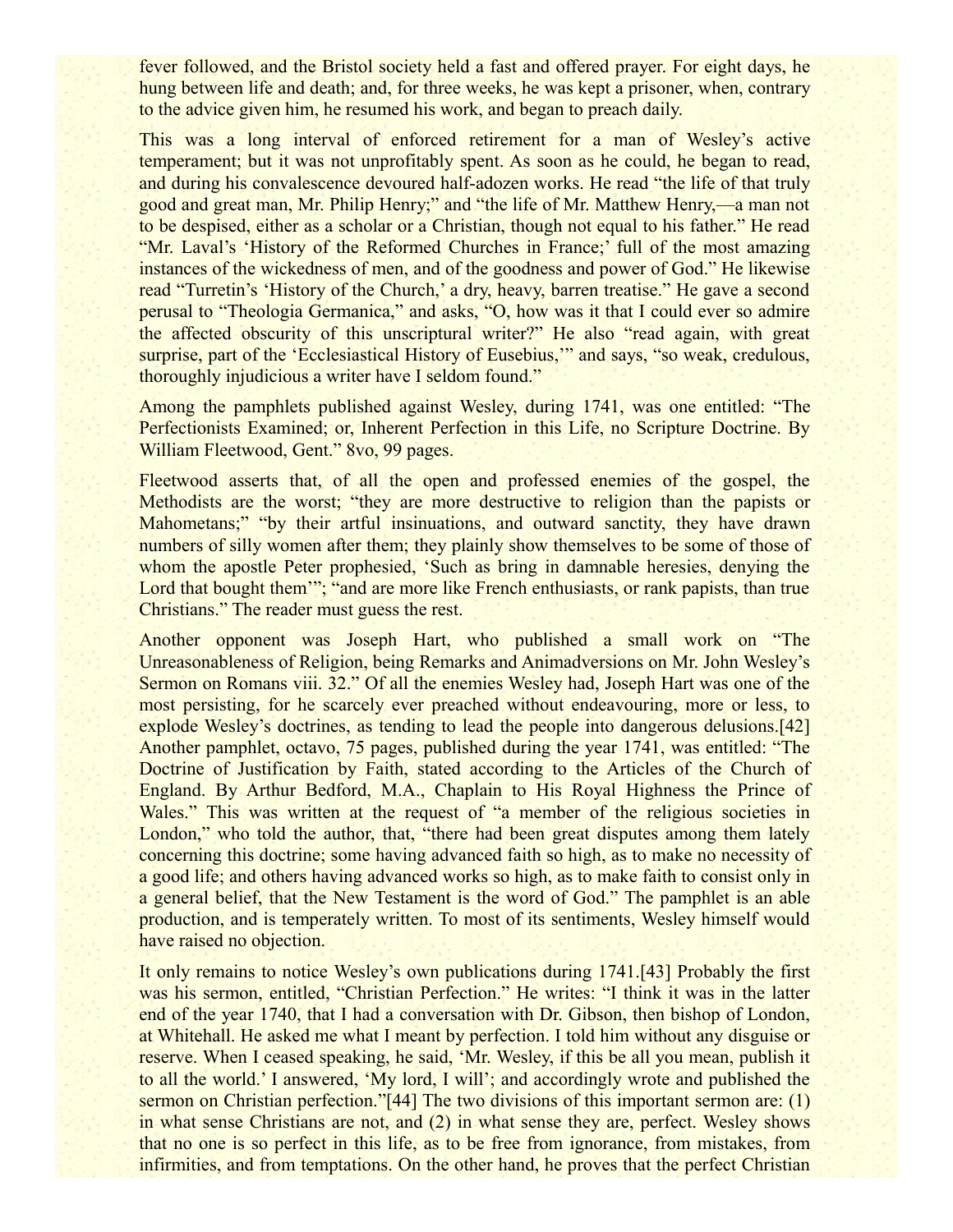fever followed, and the Bristol society held a fast and offered prayer. For eight days, he hung between life and death; and, for three weeks, he was kept a prisoner, when, contrary to the advice given him, he resumed his work, and began to preach daily.

This was a long interval of enforced retirement for a man of Wesley's active temperament; but it was not unprofitably spent. As soon as he could, he began to read, and during his convalescence devoured half-adozen works. He read "the life of that truly good and great man, Mr. Philip Henry;" and "the life of Mr. Matthew Henry,—a man not to be despised, either as a scholar or a Christian, though not equal to his father." He read "Mr. Laval's 'History of the Reformed Churches in France;' full of the most amazing instances of the wickedness of men, and of the goodness and power of God." He likewise read "Turretin's 'History of the Church,' a dry, heavy, barren treatise." He gave a second perusal to "Theologia Germanica," and asks, "O, how was it that I could ever so admire the affected obscurity of this unscriptural writer?" He also "read again, with great surprise, part of the 'Ecclesiastical History of Eusebius,'" and says, "so weak, credulous, thoroughly injudicious a writer have I seldom found."

Among the pamphlets published against Wesley, during 1741, was one entitled: "The Perfectionists Examined; or, Inherent Perfection in this Life, no Scripture Doctrine. By William Fleetwood, Gent." 8vo, 99 pages.

Fleetwood asserts that, of all the open and professed enemies of the gospel, the Methodists are the worst; "they are more destructive to religion than the papists or Mahometans;" "by their artful insinuations, and outward sanctity, they have drawn numbers of silly women after them; they plainly show themselves to be some of those of whom the apostle Peter prophesied, 'Such as bring in damnable heresies, denying the Lord that bought them'"; "and are more like French enthusiasts, or rank papists, than true Christians." The reader must guess the rest.

Another opponent was Joseph Hart, who published a small work on "The Unreasonableness of Religion, being Remarks and Animadversions on Mr. John Wesley's Sermon on Romans viii. 32." Of all the enemies Wesley had, Joseph Hart was one of the most persisting, for he scarcely ever preached without endeavouring, more or less, to explode Wesley's doctrines, as tending to lead the people into dangerous delusions.[42] Another pamphlet, octavo, 75 pages, published during the year 1741, was entitled: "The Doctrine of Justification by Faith, stated according to the Articles of the Church of England. By Arthur Bedford, M.A., Chaplain to His Royal Highness the Prince of Wales." This was written at the request of "a member of the religious societies in London," who told the author, that, "there had been great disputes among them lately concerning this doctrine; some having advanced faith so high, as to make no necessity of a good life; and others having advanced works so high, as to make faith to consist only in a general belief, that the New Testament is the word of God." The pamphlet is an able production, and is temperately written. To most of its sentiments, Wesley himself would have raised no objection.

It only remains to notice Wesley's own publications during 1741.[43] Probably the first was his sermon, entitled, "Christian Perfection." He writes: "I think it was in the latter end of the year 1740, that I had a conversation with Dr. Gibson, then bishop of London, at Whitehall. He asked me what I meant by perfection. I told him without any disguise or reserve. When I ceased speaking, he said, 'Mr. Wesley, if this be all you mean, publish it to all the world.' I answered, 'My lord, I will'; and accordingly wrote and published the sermon on Christian perfection."[44] The two divisions of this important sermon are: (1) in what sense Christians are not, and (2) in what sense they are, perfect. Wesley shows that no one is so perfect in this life, as to be free from ignorance, from mistakes, from infirmities, and from temptations. On the other hand, he proves that the perfect Christian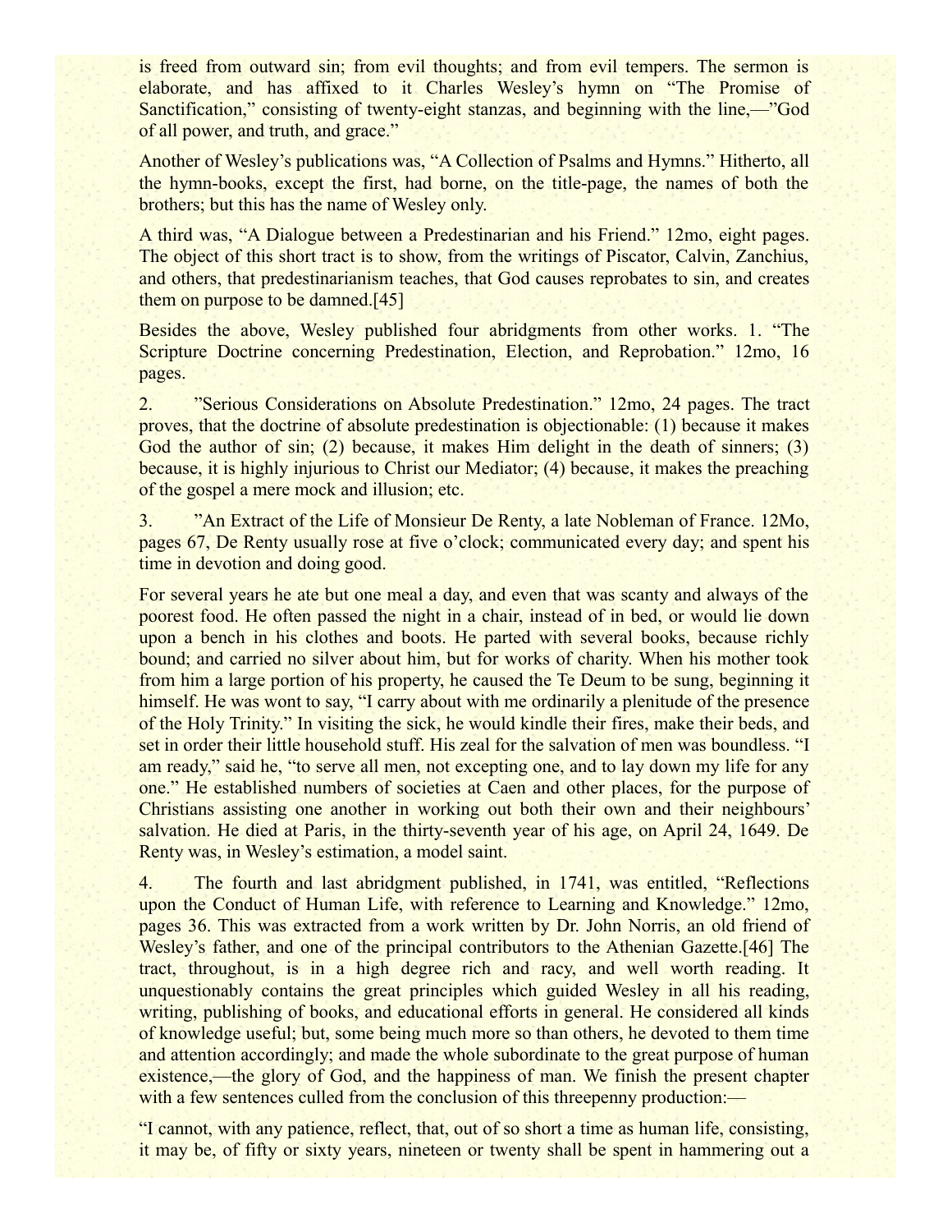is freed from outward sin; from evil thoughts; and from evil tempers. The sermon is elaborate, and has affixed to it Charles Wesley's hymn on "The Promise of Sanctification," consisting of twenty-eight stanzas, and beginning with the line,—"God of all power, and truth, and grace."

Another of Wesley's publications was, "A Collection of Psalms and Hymns." Hitherto, all the hymn-books, except the first, had borne, on the title-page, the names of both the brothers; but this has the name of Wesley only.

A third was, "A Dialogue between a Predestinarian and his Friend." 12mo, eight pages. The object of this short tract is to show, from the writings of Piscator, Calvin, Zanchius, and others, that predestinarianism teaches, that God causes reprobates to sin, and creates them on purpose to be damned.[45]

Besides the above, Wesley published four abridgments from other works. 1. "The Scripture Doctrine concerning Predestination, Election, and Reprobation." 12mo, 16 pages.

2. "Serious Considerations on Absolute Predestination." 12mo, 24 pages. The tract proves, that the doctrine of absolute predestination is objectionable: (1) because it makes God the author of sin; (2) because, it makes Him delight in the death of sinners; (3) because, it is highly injurious to Christ our Mediator; (4) because, it makes the preaching of the gospel a mere mock and illusion; etc.

3. "An Extract of the Life of Monsieur De Renty, a late Nobleman of France. 12Mo, pages 67, De Renty usually rose at five o'clock; communicated every day; and spent his time in devotion and doing good.

For several years he ate but one meal a day, and even that was scanty and always of the poorest food. He often passed the night in a chair, instead of in bed, or would lie down upon a bench in his clothes and boots. He parted with several books, because richly bound; and carried no silver about him, but for works of charity. When his mother took from him a large portion of his property, he caused the Te Deum to be sung, beginning it himself. He was wont to say, "I carry about with me ordinarily a plenitude of the presence of the Holy Trinity." In visiting the sick, he would kindle their fires, make their beds, and set in order their little household stuff. His zeal for the salvation of men was boundless. "I am ready," said he, "to serve all men, not excepting one, and to lay down my life for any one." He established numbers of societies at Caen and other places, for the purpose of Christians assisting one another in working out both their own and their neighbours' salvation. He died at Paris, in the thirty-seventh year of his age, on April 24, 1649. De Renty was, in Wesley's estimation, a model saint.

4. The fourth and last abridgment published, in 1741, was entitled, "Reflections upon the Conduct of Human Life, with reference to Learning and Knowledge." 12mo, pages 36. This was extracted from a work written by Dr. John Norris, an old friend of Wesley's father, and one of the principal contributors to the Athenian Gazette.[46] The tract, throughout, is in a high degree rich and racy, and well worth reading. It unquestionably contains the great principles which guided Wesley in all his reading, writing, publishing of books, and educational efforts in general. He considered all kinds of knowledge useful; but, some being much more so than others, he devoted to them time and attention accordingly; and made the whole subordinate to the great purpose of human existence,—the glory of God, and the happiness of man. We finish the present chapter with a few sentences culled from the conclusion of this threepenny production:—

"I cannot, with any patience, reflect, that, out of so short a time as human life, consisting, it may be, of fifty or sixty years, nineteen or twenty shall be spent in hammering out a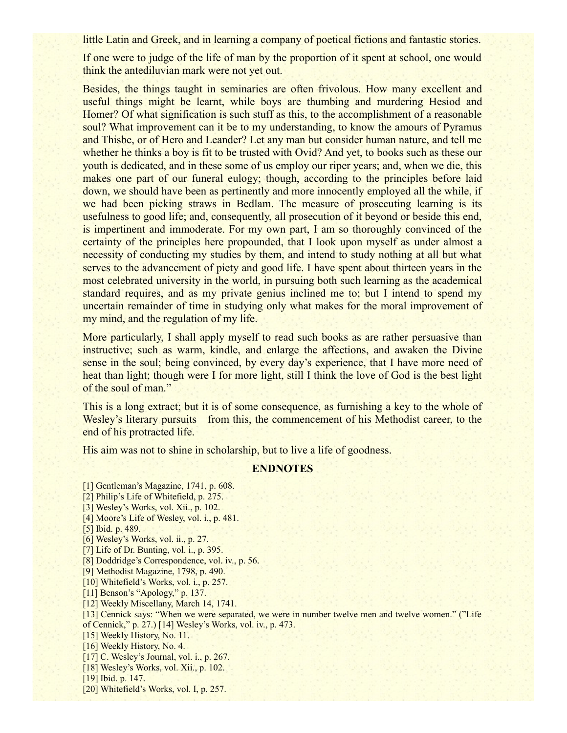little Latin and Greek, and in learning a company of poetical fictions and fantastic stories.

If one were to judge of the life of man by the proportion of it spent at school, one would think the antediluvian mark were not yet out.

Besides, the things taught in seminaries are often frivolous. How many excellent and useful things might be learnt, while boys are thumbing and murdering Hesiod and Homer? Of what signification is such stuff as this, to the accomplishment of a reasonable soul? What improvement can it be to my understanding, to know the amours of Pyramus and Thisbe, or of Hero and Leander? Let any man but consider human nature, and tell me whether he thinks a boy is fit to be trusted with Ovid? And yet, to books such as these our youth is dedicated, and in these some of us employ our riper years; and, when we die, this makes one part of our funeral eulogy; though, according to the principles before laid down, we should have been as pertinently and more innocently employed all the while, if we had been picking straws in Bedlam. The measure of prosecuting learning is its usefulness to good life; and, consequently, all prosecution of it beyond or beside this end, is impertinent and immoderate. For my own part, I am so thoroughly convinced of the certainty of the principles here propounded, that I look upon myself as under almost a necessity of conducting my studies by them, and intend to study nothing at all but what serves to the advancement of piety and good life. I have spent about thirteen years in the most celebrated university in the world, in pursuing both such learning as the academical standard requires, and as my private genius inclined me to; but I intend to spend my uncertain remainder of time in studying only what makes for the moral improvement of my mind, and the regulation of my life.

More particularly, I shall apply myself to read such books as are rather persuasive than instructive; such as warm, kindle, and enlarge the affections, and awaken the Divine sense in the soul; being convinced, by every day's experience, that I have more need of heat than light; though were I for more light, still I think the love of God is the best light of the soul of man."

This is a long extract; but it is of some consequence, as furnishing a key to the whole of Wesley's literary pursuits—from this, the commencement of his Methodist career, to the end of his protracted life.

His aim was not to shine in scholarship, but to live a life of goodness.

## ENDNOTES

[1] Gentleman's Magazine, 1741, p. 608.
[2] Philip's Life of Whitefield, p. 275.
[3] Wesley's Works, vol. Xii., p. 102.
[4] Moore's Life of Wesley, vol. i., p. 481.
[5] Ibid. p. 489.
[6] Wesley's Works, vol. ii., p. 27.
[7] Life of Dr. Bunting, vol. i., p. 395.
[8] Doddridge's Correspondence, vol. iv., p. 56.
[9] Methodist Magazine, 1798, p. 490.
[10] Whitefield's Works, vol. i., p. 257.
[11] Benson's "Apology," p. 137.
[12] Weekly Miscellany, March 14, 1741.
[13] Cennick says: "When we were separated, we were in number twelve men and twelve women." ("Life of Cennick," p. 27.) [14] Wesley's Works, vol. iv., p. 473.
[15] Weekly History, No. 11.
[16] Weekly History, No. 4.
[17] C. Wesley's Journal, vol. i., p. 267.
[18] Wesley's Works, vol. Xii., p. 102.
[19] Ibid. p. 147.
[20] Whitefield's Works, vol. I, p. 257.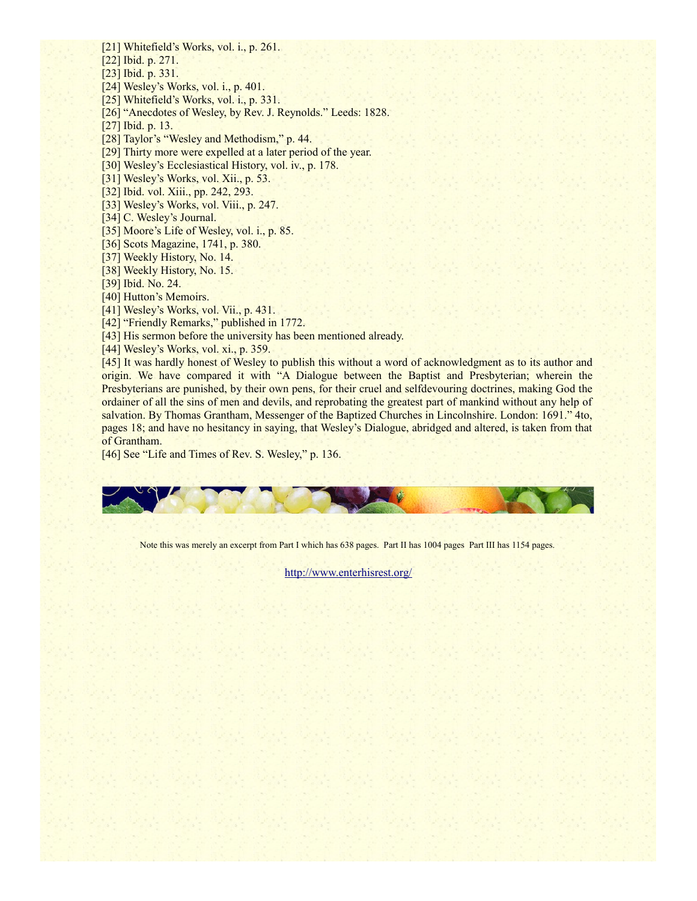[21] Whitefield's Works, vol. i., p. 261.
[22] Ibid. p. 271.
[23] Ibid. p. 331.
[24] Wesley's Works, vol. i., p. 401.
[25] Whitefield's Works, vol. i., p. 331.
[26] "Anecdotes of Wesley, by Rev. J. Reynolds." Leeds: 1828.
[27] Ibid. p. 13.
[28] Taylor's "Wesley and Methodism," p. 44.
[29] Thirty more were expelled at a later period of the year.
[30] Wesley's Ecclesiastical History, vol. iv., p. 178.
[31] Wesley's Works, vol. Xii., p. 53.
[32] Ibid. vol. Xiii., pp. 242, 293.
[33] Wesley's Works, vol. Viii., p. 247.
[34] C. Wesley's Journal.
[35] Moore's Life of Wesley, vol. i., p. 85.
[36] Scots Magazine, 1741, p. 380.
[37] Weekly History, No. 14.
[38] Weekly History, No. 15.
[39] Ibid. No. 24.
[40] Hutton's Memoirs.
[41] Wesley's Works, vol. Vii., p. 431.
[42] "Friendly Remarks," published in 1772.
[43] His sermon before the university has been mentioned already.
[44] Wesley's Works, vol. xi., p. 359.
[45] It was hardly honest of Wesley to publish this without a word of acknowledgment as to its author and origin. We have compared it with "A Dialogue between the Baptist and Presbyterian; wherein the Presbyterians are punished, by their own pens, for their cruel and selfdevouring doctrines, making God the ordainer of all the sins of men and devils, and reprobating the greatest part of mankind without any help of salvation. By Thomas Grantham, Messenger of the Baptized Churches in Lincolnshire. London: 1691." 4to, pages 18; and have no hesitancy in saying, that Wesley's Dialogue, abridged and altered, is taken from that of Grantham.
[46] See "Life and Times of Rev. S. Wesley," p. 136.

Note this was merely an excerpt from Part I which has 638 pages. Part II has 1004 pages Part III has 1154 pages.

http://www.enterhisrest.org/